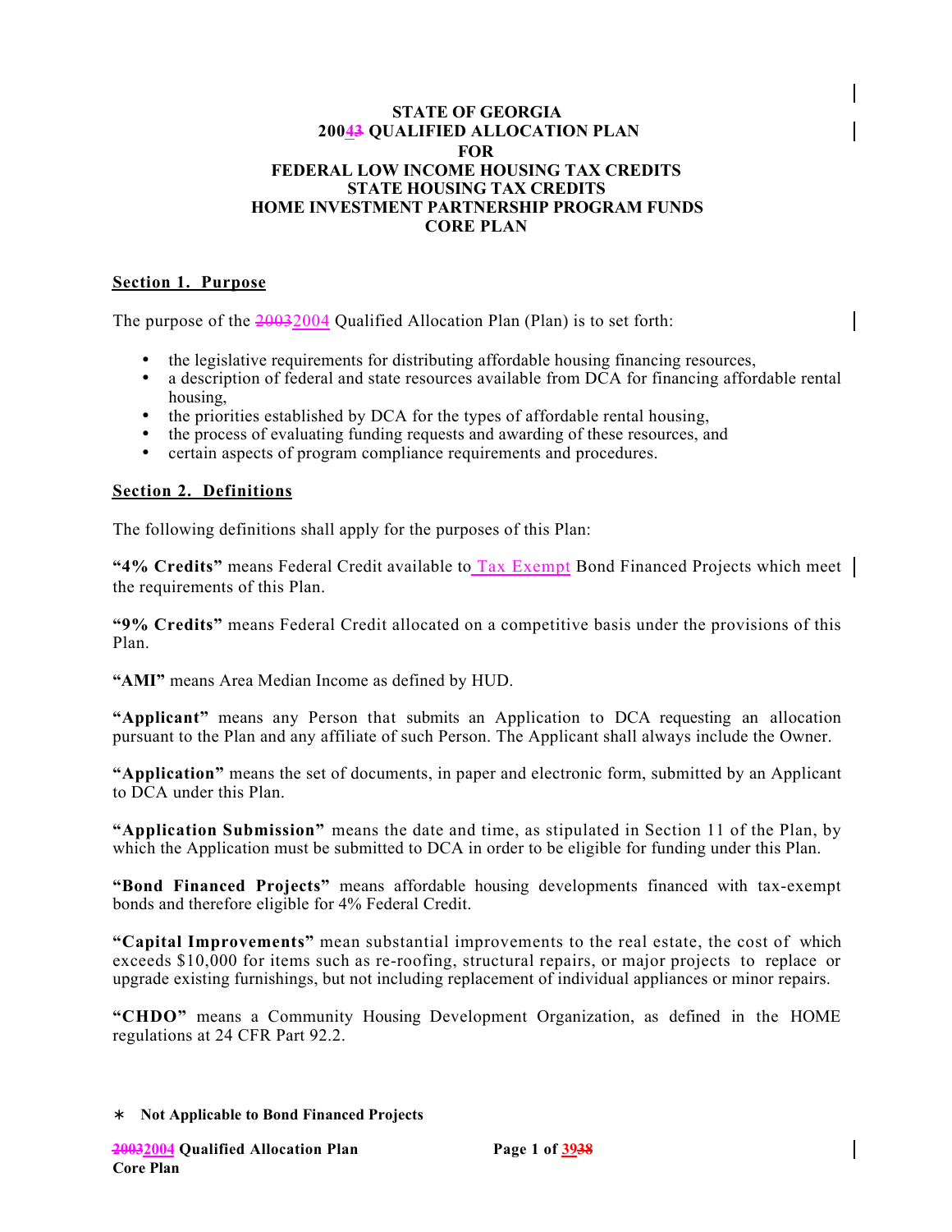# STATE OF GEORGIA
# 20043 QUALIFIED ALLOCATION PLAN
# FOR
# FEDERAL LOW INCOME HOUSING TAX CREDITS
# STATE HOUSING TAX CREDITS
# HOME INVESTMENT PARTNERSHIP PROGRAM FUNDS
# CORE PLAN

## Section 1. Purpose

The purpose of the 20032004 Qualified Allocation Plan (Plan) is to set forth:

- the legislative requirements for distributing affordable housing financing resources,
- a description of federal and state resources available from DCA for financing affordable rental housing,
- the priorities established by DCA for the types of affordable rental housing,
- the process of evaluating funding requests and awarding of these resources, and
- certain aspects of program compliance requirements and procedures.

## Section 2. Definitions

The following definitions shall apply for the purposes of this Plan:

**"4% Credits"** means Federal Credit available to Tax Exempt Bond Financed Projects which meet the requirements of this Plan.

**"9% Credits"** means Federal Credit allocated on a competitive basis under the provisions of this Plan.

**"AMI"** means Area Median Income as defined by HUD.

**"Applicant"** means any Person that submits an Application to DCA requesting an allocation pursuant to the Plan and any affiliate of such Person. The Applicant shall always include the Owner.

**"Application"** means the set of documents, in paper and electronic form, submitted by an Applicant to DCA under this Plan.

**"Application Submission"** means the date and time, as stipulated in Section 11 of the Plan, by which the Application must be submitted to DCA in order to be eligible for funding under this Plan.

**"Bond Financed Projects"** means affordable housing developments financed with tax-exempt bonds and therefore eligible for 4% Federal Credit.

**"Capital Improvements"** mean substantial improvements to the real estate, the cost of which exceeds $10,000 for items such as re-roofing, structural repairs, or major projects to replace or upgrade existing furnishings, but not including replacement of individual appliances or minor repairs.

**"CHDO"** means a Community Housing Development Organization, as defined in the HOME regulations at 24 CFR Part 92.2.

∗ **Not Applicable to Bond Financed Projects**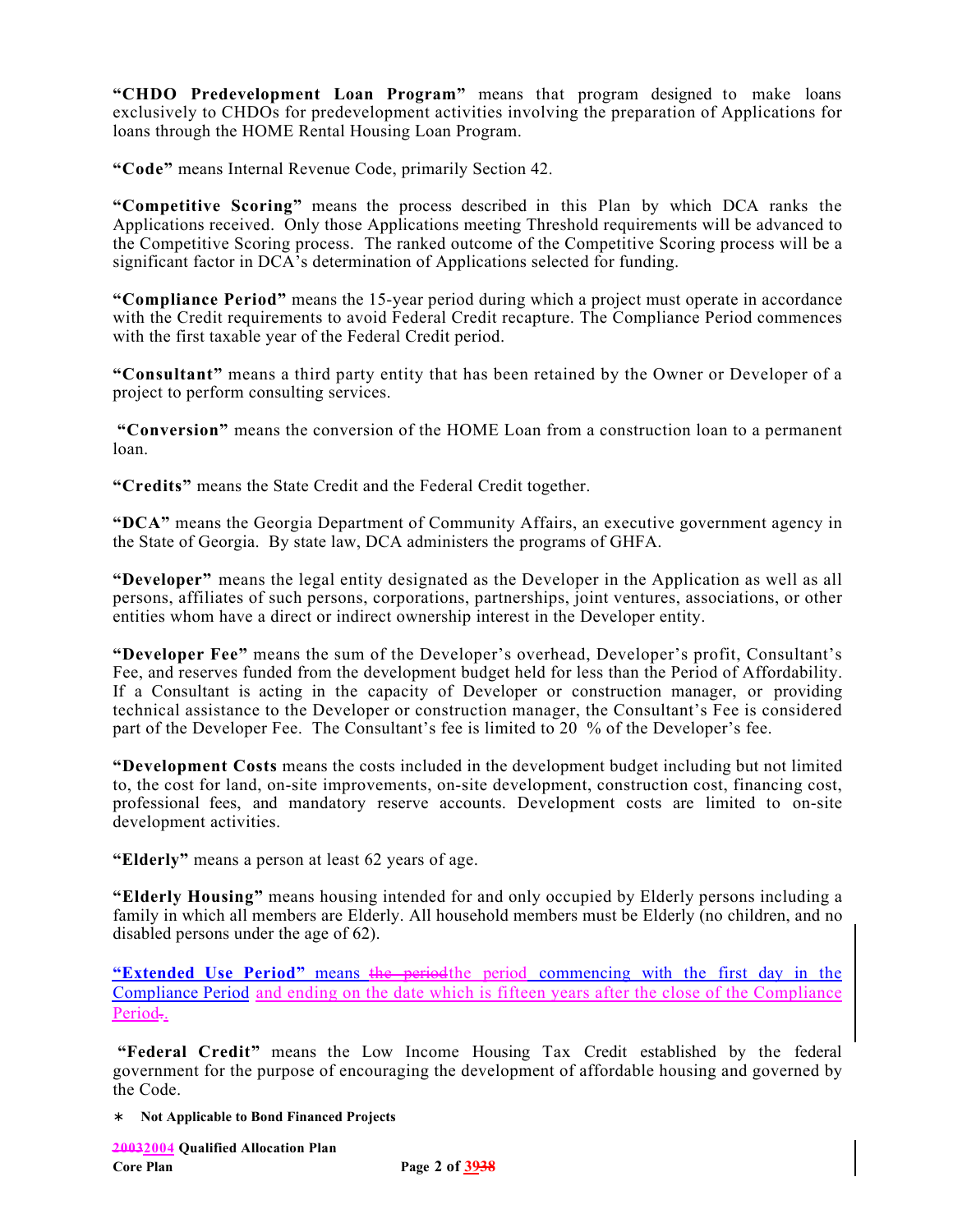**"CHDO Predevelopment Loan Program"** means that program designed to make loans exclusively to CHDOs for predevelopment activities involving the preparation of Applications for loans through the HOME Rental Housing Loan Program.

**"Code"** means Internal Revenue Code, primarily Section 42.

**"Competitive Scoring"** means the process described in this Plan by which DCA ranks the Applications received. Only those Applications meeting Threshold requirements will be advanced to the Competitive Scoring process. The ranked outcome of the Competitive Scoring process will be a significant factor in DCA's determination of Applications selected for funding.

**"Compliance Period"** means the 15-year period during which a project must operate in accordance with the Credit requirements to avoid Federal Credit recapture. The Compliance Period commences with the first taxable year of the Federal Credit period.

**"Consultant"** means a third party entity that has been retained by the Owner or Developer of a project to perform consulting services.

**"Conversion"** means the conversion of the HOME Loan from a construction loan to a permanent loan.

**"Credits"** means the State Credit and the Federal Credit together.

**"DCA"** means the Georgia Department of Community Affairs, an executive government agency in the State of Georgia. By state law, DCA administers the programs of GHFA.

**"Developer"** means the legal entity designated as the Developer in the Application as well as all persons, affiliates of such persons, corporations, partnerships, joint ventures, associations, or other entities whom have a direct or indirect ownership interest in the Developer entity.

**"Developer Fee"** means the sum of the Developer's overhead, Developer's profit, Consultant's Fee, and reserves funded from the development budget held for less than the Period of Affordability. If a Consultant is acting in the capacity of Developer or construction manager, or providing technical assistance to the Developer or construction manager, the Consultant's Fee is considered part of the Developer Fee. The Consultant's fee is limited to 20 % of the Developer's fee.

**"Development Costs** means the costs included in the development budget including but not limited to, the cost for land, on-site improvements, on-site development, construction cost, financing cost, professional fees, and mandatory reserve accounts. Development costs are limited to on-site development activities.

**"Elderly"** means a person at least 62 years of age.

**"Elderly Housing"** means housing intended for and only occupied by Elderly persons including a family in which all members are Elderly. All household members must be Elderly (no children, and no disabled persons under the age of 62).

**"Extended Use Period"** means ~~the period~~the period commencing with the first day in the Compliance Period and ending on the date which is fifteen years after the close of the Compliance Period~~.~~.

**"Federal Credit"** means the Low Income Housing Tax Credit established by the federal government for the purpose of encouraging the development of affordable housing and governed by the Code.

∗ **Not Applicable to Bond Financed Projects**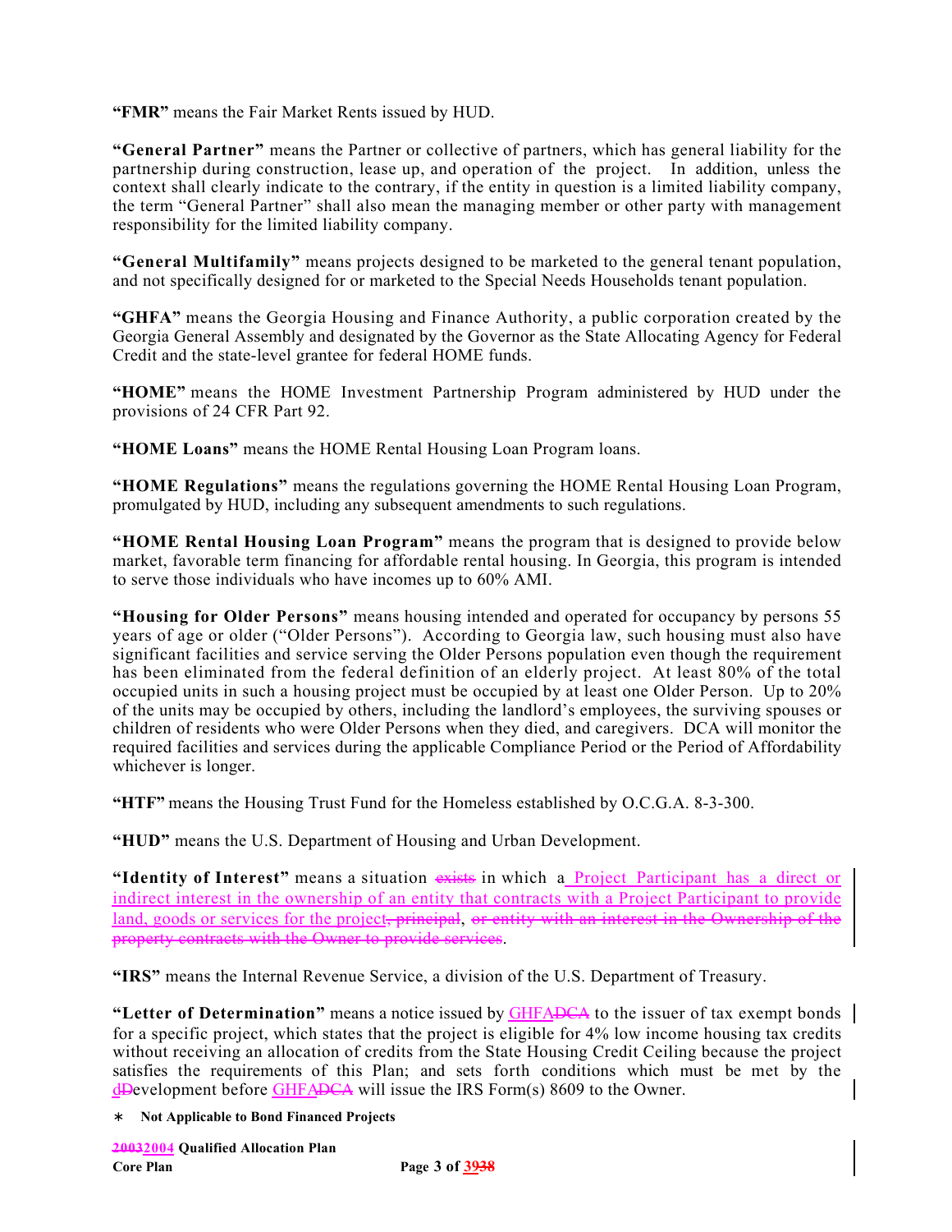**"FMR"** means the Fair Market Rents issued by HUD.

**"General Partner"** means the Partner or collective of partners, which has general liability for the partnership during construction, lease up, and operation of the project. In addition, unless the context shall clearly indicate to the contrary, if the entity in question is a limited liability company, the term "General Partner" shall also mean the managing member or other party with management responsibility for the limited liability company.

**"General Multifamily"** means projects designed to be marketed to the general tenant population, and not specifically designed for or marketed to the Special Needs Households tenant population.

**"GHFA"** means the Georgia Housing and Finance Authority, a public corporation created by the Georgia General Assembly and designated by the Governor as the State Allocating Agency for Federal Credit and the state-level grantee for federal HOME funds.

**"HOME"** means the HOME Investment Partnership Program administered by HUD under the provisions of 24 CFR Part 92.

**"HOME Loans"** means the HOME Rental Housing Loan Program loans.

**"HOME Regulations"** means the regulations governing the HOME Rental Housing Loan Program, promulgated by HUD, including any subsequent amendments to such regulations.

**"HOME Rental Housing Loan Program"** means the program that is designed to provide below market, favorable term financing for affordable rental housing. In Georgia, this program is intended to serve those individuals who have incomes up to 60% AMI.

**"Housing for Older Persons"** means housing intended and operated for occupancy by persons 55 years of age or older ("Older Persons"). According to Georgia law, such housing must also have significant facilities and service serving the Older Persons population even though the requirement has been eliminated from the federal definition of an elderly project. At least 80% of the total occupied units in such a housing project must be occupied by at least one Older Person. Up to 20% of the units may be occupied by others, including the landlord's employees, the surviving spouses or children of residents who were Older Persons when they died, and caregivers. DCA will monitor the required facilities and services during the applicable Compliance Period or the Period of Affordability whichever is longer.

**"HTF"** means the Housing Trust Fund for the Homeless established by O.C.G.A. 8-3-300.

**"HUD"** means the U.S. Department of Housing and Urban Development.

**"Identity of Interest"** means a situation ~~exists~~ in which a Project Participant has a direct or indirect interest in the ownership of an entity that contracts with a Project Participant to provide land, goods or services for the project~~, principal~~, ~~or entity with an interest in the Ownership of the property contracts with the Owner to provide services~~.

**"IRS"** means the Internal Revenue Service, a division of the U.S. Department of Treasury.

**"Letter of Determination"** means a notice issued by GHFA~~DCA~~ to the issuer of tax exempt bonds for a specific project, which states that the project is eligible for 4% low income housing tax credits without receiving an allocation of credits from the State Housing Credit Ceiling because the project satisfies the requirements of this Plan; and sets forth conditions which must be met by the d~~D~~evelopment before GHFA~~DCA~~ will issue the IRS Form(s) 8609 to the Owner.

∗ **Not Applicable to Bond Financed Projects**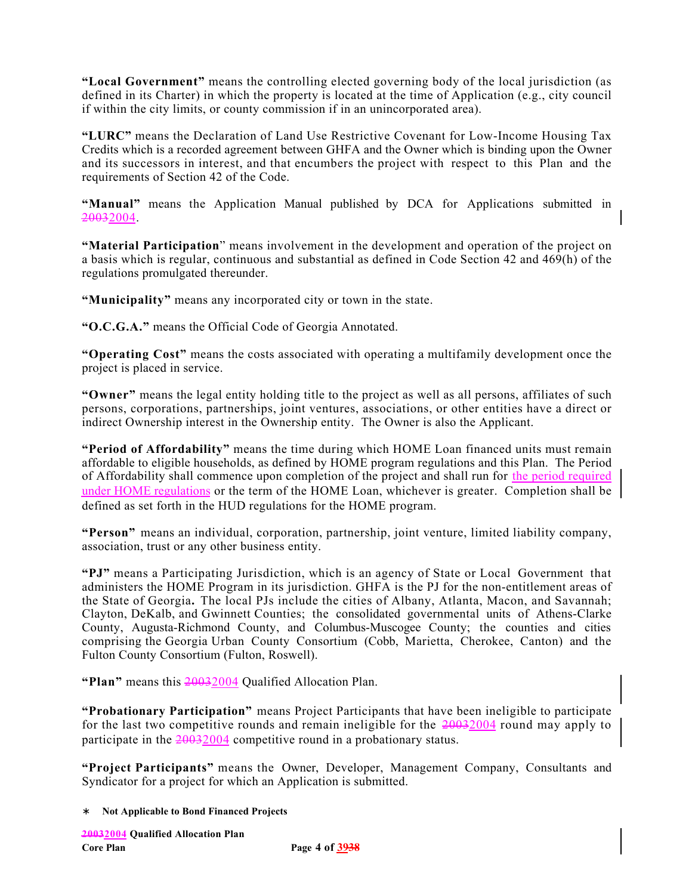**"Local Government"** means the controlling elected governing body of the local jurisdiction (as defined in its Charter) in which the property is located at the time of Application (e.g., city council if within the city limits, or county commission if in an unincorporated area).

**"LURC"** means the Declaration of Land Use Restrictive Covenant for Low-Income Housing Tax Credits which is a recorded agreement between GHFA and the Owner which is binding upon the Owner and its successors in interest, and that encumbers the project with respect to this Plan and the requirements of Section 42 of the Code.

**"Manual"** means the Application Manual published by DCA for Applications submitted in ~~2003~~2004.

**"Material Participation"** means involvement in the development and operation of the project on a basis which is regular, continuous and substantial as defined in Code Section 42 and 469(h) of the regulations promulgated thereunder.

**"Municipality"** means any incorporated city or town in the state.

**"O.C.G.A."** means the Official Code of Georgia Annotated.

**"Operating Cost"** means the costs associated with operating a multifamily development once the project is placed in service.

**"Owner"** means the legal entity holding title to the project as well as all persons, affiliates of such persons, corporations, partnerships, joint ventures, associations, or other entities have a direct or indirect Ownership interest in the Ownership entity. The Owner is also the Applicant.

**"Period of Affordability"** means the time during which HOME Loan financed units must remain affordable to eligible households, as defined by HOME program regulations and this Plan. The Period of Affordability shall commence upon completion of the project and shall run for the period required under HOME regulations or the term of the HOME Loan, whichever is greater. Completion shall be defined as set forth in the HUD regulations for the HOME program.

**"Person"** means an individual, corporation, partnership, joint venture, limited liability company, association, trust or any other business entity.

**"PJ"** means a Participating Jurisdiction, which is an agency of State or Local Government that administers the HOME Program in its jurisdiction. GHFA is the PJ for the non-entitlement areas of the State of Georgia**.** The local PJs include the cities of Albany, Atlanta, Macon, and Savannah; Clayton, DeKalb, and Gwinnett Counties; the consolidated governmental units of Athens-Clarke County, Augusta-Richmond County, and Columbus-Muscogee County; the counties and cities comprising the Georgia Urban County Consortium (Cobb, Marietta, Cherokee, Canton) and the Fulton County Consortium (Fulton, Roswell).

**"Plan"** means this ~~2003~~2004 Qualified Allocation Plan.

**"Probationary Participation"** means Project Participants that have been ineligible to participate for the last two competitive rounds and remain ineligible for the ~~2003~~2004 round may apply to participate in the ~~2003~~2004 competitive round in a probationary status.

**"Project Participants"** means the Owner, Developer, Management Company, Consultants and Syndicator for a project for which an Application is submitted.

∗ **Not Applicable to Bond Financed Projects**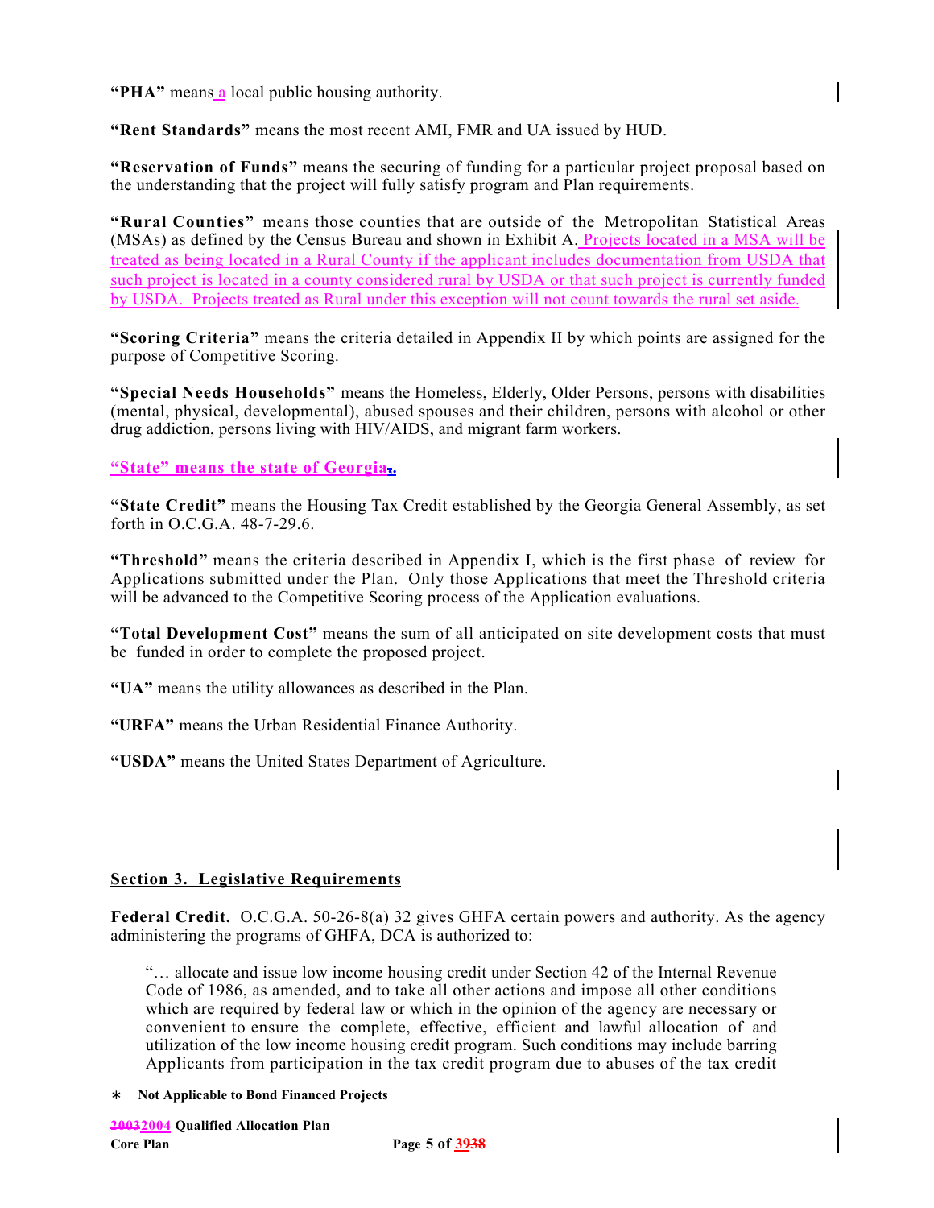**"PHA"** means a local public housing authority.

**"Rent Standards"** means the most recent AMI, FMR and UA issued by HUD.

**"Reservation of Funds"** means the securing of funding for a particular project proposal based on the understanding that the project will fully satisfy program and Plan requirements.

**"Rural Counties"** means those counties that are outside of the Metropolitan Statistical Areas (MSAs) as defined by the Census Bureau and shown in Exhibit A. Projects located in a MSA will be treated as being located in a Rural County if the applicant includes documentation from USDA that such project is located in a county considered rural by USDA or that such project is currently funded by USDA. Projects treated as Rural under this exception will not count towards the rural set aside.

**"Scoring Criteria"** means the criteria detailed in Appendix II by which points are assigned for the purpose of Competitive Scoring.

**"Special Needs Households"** means the Homeless, Elderly, Older Persons, persons with disabilities (mental, physical, developmental), abused spouses and their children, persons with alcohol or other drug addiction, persons living with HIV/AIDS, and migrant farm workers.

**"State" means the state of Georgia.**

**"State Credit"** means the Housing Tax Credit established by the Georgia General Assembly, as set forth in O.C.G.A. 48-7-29.6.

**"Threshold"** means the criteria described in Appendix I, which is the first phase of review for Applications submitted under the Plan. Only those Applications that meet the Threshold criteria will be advanced to the Competitive Scoring process of the Application evaluations.

**"Total Development Cost"** means the sum of all anticipated on site development costs that must be funded in order to complete the proposed project.

**"UA"** means the utility allowances as described in the Plan.

**"URFA"** means the Urban Residential Finance Authority.

**"USDA"** means the United States Department of Agriculture.

## Section 3. Legislative Requirements

**Federal Credit.** O.C.G.A. 50-26-8(a) 32 gives GHFA certain powers and authority. As the agency administering the programs of GHFA, DCA is authorized to:

> "… allocate and issue low income housing credit under Section 42 of the Internal Revenue Code of 1986, as amended, and to take all other actions and impose all other conditions which are required by federal law or which in the opinion of the agency are necessary or convenient to ensure the complete, effective, efficient and lawful allocation of and utilization of the low income housing credit program. Such conditions may include barring Applicants from participation in the tax credit program due to abuses of the tax credit

∗ **Not Applicable to Bond Financed Projects**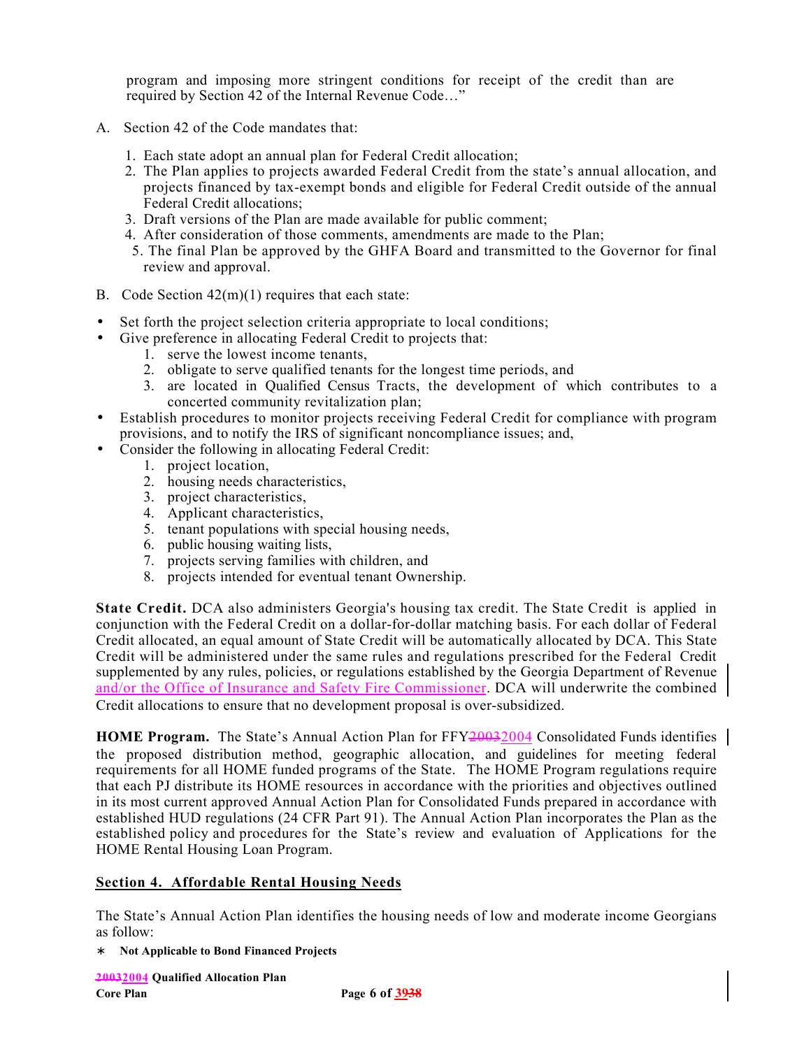program and imposing more stringent conditions for receipt of the credit than are required by Section 42 of the Internal Revenue Code…"

A. Section 42 of the Code mandates that:

1. Each state adopt an annual plan for Federal Credit allocation;
2. The Plan applies to projects awarded Federal Credit from the state's annual allocation, and projects financed by tax-exempt bonds and eligible for Federal Credit outside of the annual Federal Credit allocations;
3. Draft versions of the Plan are made available for public comment;
4. After consideration of those comments, amendments are made to the Plan;
5. The final Plan be approved by the GHFA Board and transmitted to the Governor for final review and approval.

B. Code Section 42(m)(1) requires that each state:

- Set forth the project selection criteria appropriate to local conditions;
- Give preference in allocating Federal Credit to projects that:
  1. serve the lowest income tenants,
  2. obligate to serve qualified tenants for the longest time periods, and
  3. are located in Qualified Census Tracts, the development of which contributes to a concerted community revitalization plan;
- Establish procedures to monitor projects receiving Federal Credit for compliance with program provisions, and to notify the IRS of significant noncompliance issues; and,
- Consider the following in allocating Federal Credit:
  1. project location,
  2. housing needs characteristics,
  3. project characteristics,
  4. Applicant characteristics,
  5. tenant populations with special housing needs,
  6. public housing waiting lists,
  7. projects serving families with children, and
  8. projects intended for eventual tenant Ownership.

**State Credit.** DCA also administers Georgia's housing tax credit. The State Credit is applied in conjunction with the Federal Credit on a dollar-for-dollar matching basis. For each dollar of Federal Credit allocated, an equal amount of State Credit will be automatically allocated by DCA. This State Credit will be administered under the same rules and regulations prescribed for the Federal Credit supplemented by any rules, policies, or regulations established by the Georgia Department of Revenue and/or the Office of Insurance and Safety Fire Commissioner. DCA will underwrite the combined Credit allocations to ensure that no development proposal is over-subsidized.

**HOME Program.** The State's Annual Action Plan for FFY ~~2003~~ 2004 Consolidated Funds identifies the proposed distribution method, geographic allocation, and guidelines for meeting federal requirements for all HOME funded programs of the State. The HOME Program regulations require that each PJ distribute its HOME resources in accordance with the priorities and objectives outlined in its most current approved Annual Action Plan for Consolidated Funds prepared in accordance with established HUD regulations (24 CFR Part 91). The Annual Action Plan incorporates the Plan as the established policy and procedures for the State's review and evaluation of Applications for the HOME Rental Housing Loan Program.

## Section 4. Affordable Rental Housing Needs

The State's Annual Action Plan identifies the housing needs of low and moderate income Georgians as follow:

∗ **Not Applicable to Bond Financed Projects**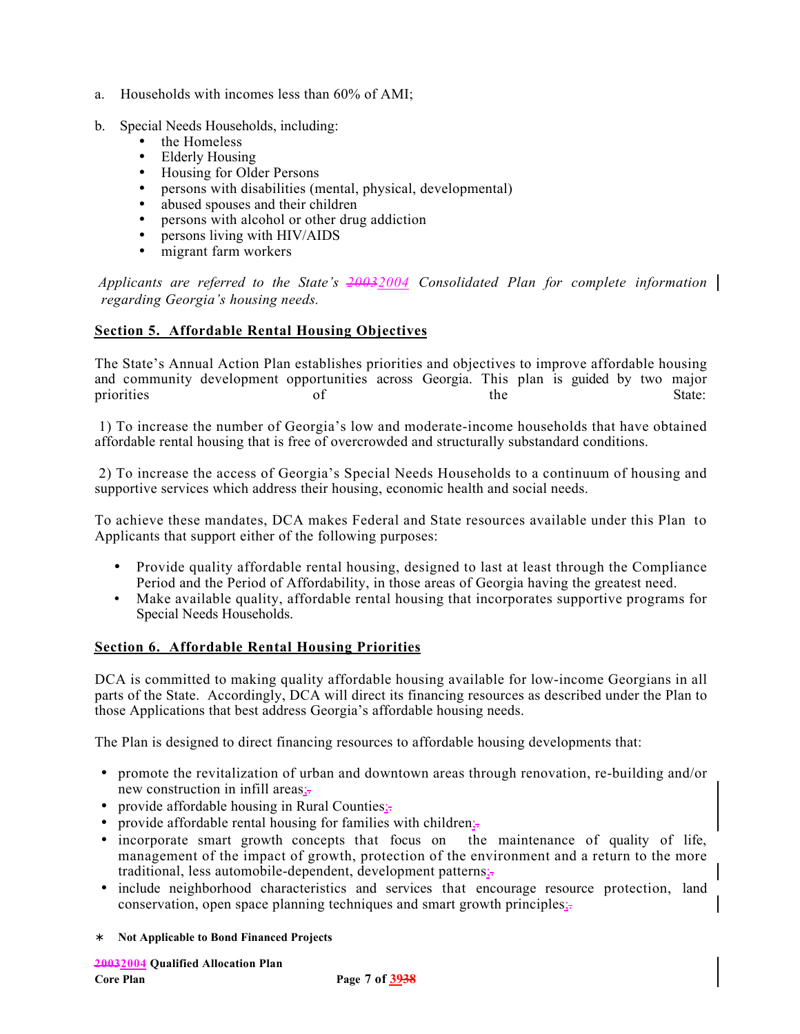a. Households with incomes less than 60% of AMI;

b. Special Needs Households, including:
   - the Homeless
   - Elderly Housing
   - Housing for Older Persons
   - persons with disabilities (mental, physical, developmental)
   - abused spouses and their children
   - persons with alcohol or other drug addiction
   - persons living with HIV/AIDS
   - migrant farm workers

*Applicants are referred to the State's ~~2003~~2004 Consolidated Plan for complete information regarding Georgia's housing needs.*

## Section 5. Affordable Rental Housing Objectives

The State's Annual Action Plan establishes priorities and objectives to improve affordable housing and community development opportunities across Georgia. This plan is guided by two major priorities of the State:

1) To increase the number of Georgia's low and moderate-income households that have obtained affordable rental housing that is free of overcrowded and structurally substandard conditions.

2) To increase the access of Georgia's Special Needs Households to a continuum of housing and supportive services which address their housing, economic health and social needs.

To achieve these mandates, DCA makes Federal and State resources available under this Plan to Applicants that support either of the following purposes:

- Provide quality affordable rental housing, designed to last at least through the Compliance Period and the Period of Affordability, in those areas of Georgia having the greatest need.
- Make available quality, affordable rental housing that incorporates supportive programs for Special Needs Households.

## Section 6. Affordable Rental Housing Priorities

DCA is committed to making quality affordable housing available for low-income Georgians in all parts of the State. Accordingly, DCA will direct its financing resources as described under the Plan to those Applications that best address Georgia's affordable housing needs.

The Plan is designed to direct financing resources to affordable housing developments that:

- promote the revitalization of urban and downtown areas through renovation, re-building and/or new construction in infill areas;
- provide affordable housing in Rural Counties;
- provide affordable rental housing for families with children;
- incorporate smart growth concepts that focus on the maintenance of quality of life, management of the impact of growth, protection of the environment and a return to the more traditional, less automobile-dependent, development patterns;
- include neighborhood characteristics and services that encourage resource protection, land conservation, open space planning techniques and smart growth principles;

∗ **Not Applicable to Bond Financed Projects**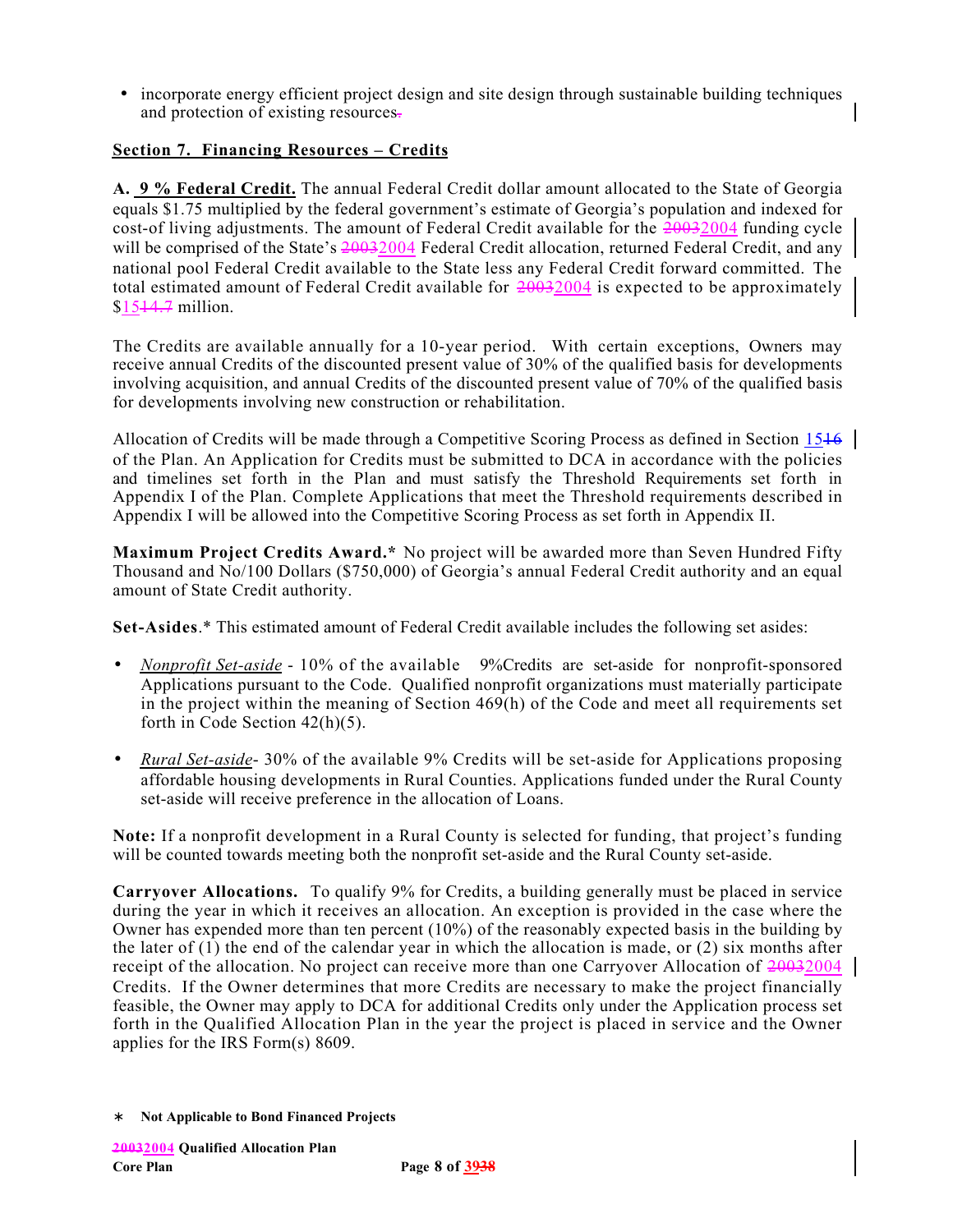- incorporate energy efficient project design and site design through sustainable building techniques and protection of existing resources.

## Section 7. Financing Resources – Credits

**A. 9 % Federal Credit.** The annual Federal Credit dollar amount allocated to the State of Georgia equals $1.75 multiplied by the federal government's estimate of Georgia's population and indexed for cost-of living adjustments. The amount of Federal Credit available for the ~~2003~~2004 funding cycle will be comprised of the State's ~~2003~~2004 Federal Credit allocation, returned Federal Credit, and any national pool Federal Credit available to the State less any Federal Credit forward committed. The total estimated amount of Federal Credit available for ~~2003~~2004 is expected to be approximately $15~~14.7~~ million.

The Credits are available annually for a 10-year period. With certain exceptions, Owners may receive annual Credits of the discounted present value of 30% of the qualified basis for developments involving acquisition, and annual Credits of the discounted present value of 70% of the qualified basis for developments involving new construction or rehabilitation.

Allocation of Credits will be made through a Competitive Scoring Process as defined in Section 15~~16~~ of the Plan. An Application for Credits must be submitted to DCA in accordance with the policies and timelines set forth in the Plan and must satisfy the Threshold Requirements set forth in Appendix I of the Plan. Complete Applications that meet the Threshold requirements described in Appendix I will be allowed into the Competitive Scoring Process as set forth in Appendix II.

**Maximum Project Credits Award.*** No project will be awarded more than Seven Hundred Fifty Thousand and No/100 Dollars ($750,000) of Georgia's annual Federal Credit authority and an equal amount of State Credit authority.

**Set-Asides**.* This estimated amount of Federal Credit available includes the following set asides:

- *Nonprofit Set-aside* - 10% of the available 9%Credits are set-aside for nonprofit-sponsored Applications pursuant to the Code. Qualified nonprofit organizations must materially participate in the project within the meaning of Section 469(h) of the Code and meet all requirements set forth in Code Section 42(h)(5).
- *Rural Set-aside*- 30% of the available 9% Credits will be set-aside for Applications proposing affordable housing developments in Rural Counties. Applications funded under the Rural County set-aside will receive preference in the allocation of Loans.

**Note:** If a nonprofit development in a Rural County is selected for funding, that project's funding will be counted towards meeting both the nonprofit set-aside and the Rural County set-aside.

**Carryover Allocations.** To qualify 9% for Credits, a building generally must be placed in service during the year in which it receives an allocation. An exception is provided in the case where the Owner has expended more than ten percent (10%) of the reasonably expected basis in the building by the later of (1) the end of the calendar year in which the allocation is made, or (2) six months after receipt of the allocation. No project can receive more than one Carryover Allocation of ~~2003~~2004 Credits. If the Owner determines that more Credits are necessary to make the project financially feasible, the Owner may apply to DCA for additional Credits only under the Application process set forth in the Qualified Allocation Plan in the year the project is placed in service and the Owner applies for the IRS Form(s) 8609.

\* **Not Applicable to Bond Financed Projects**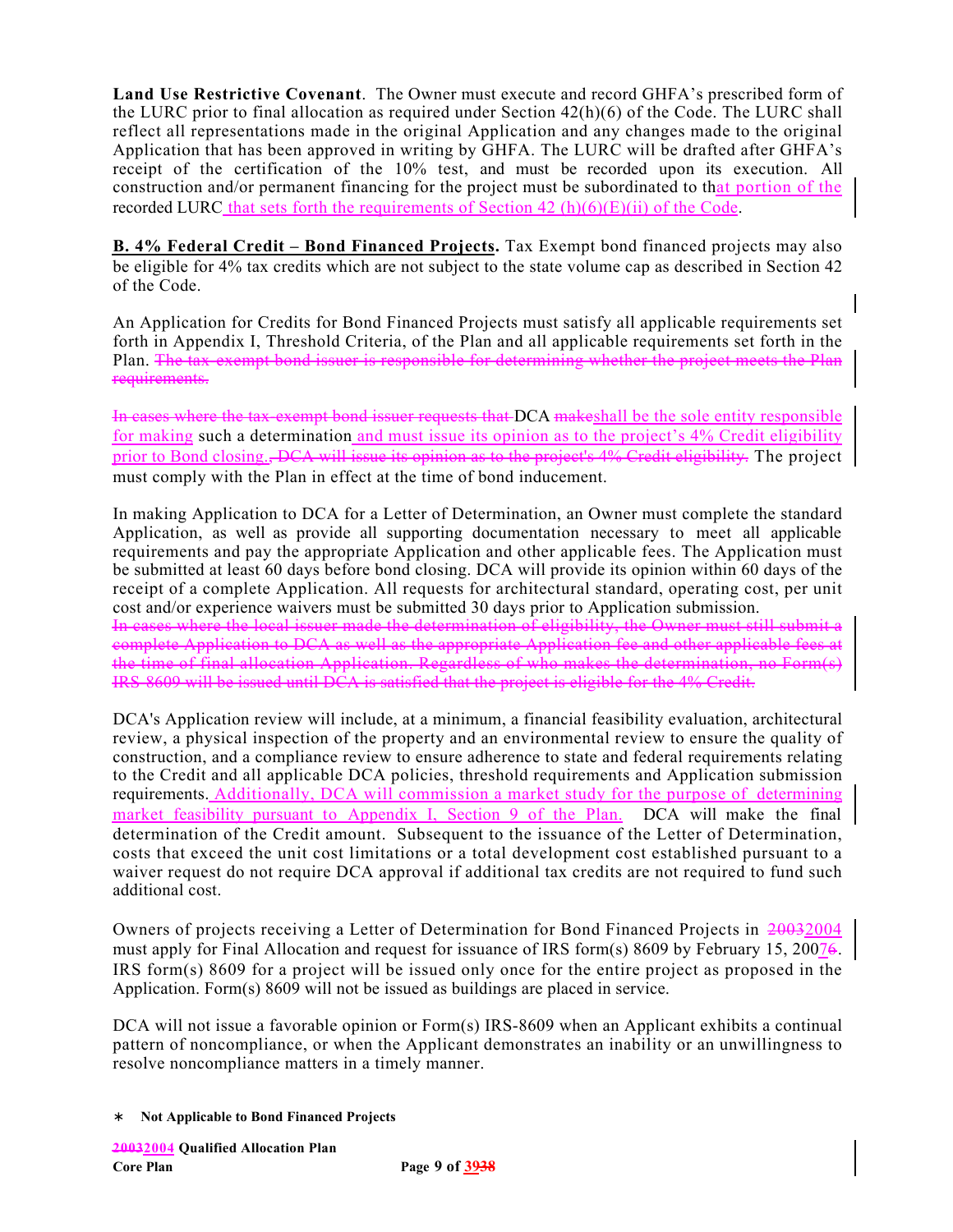**Land Use Restrictive Covenant**. The Owner must execute and record GHFA's prescribed form of the LURC prior to final allocation as required under Section 42(h)(6) of the Code. The LURC shall reflect all representations made in the original Application and any changes made to the original Application that has been approved in writing by GHFA. The LURC will be drafted after GHFA's receipt of the certification of the 10% test, and must be recorded upon its execution. All construction and/or permanent financing for the project must be subordinated to that portion of the recorded LURC that sets forth the requirements of Section 42 (h)(6)(E)(ii) of the Code.

**B. 4% Federal Credit – Bond Financed Projects.** Tax Exempt bond financed projects may also be eligible for 4% tax credits which are not subject to the state volume cap as described in Section 42 of the Code.

An Application for Credits for Bond Financed Projects must satisfy all applicable requirements set forth in Appendix I, Threshold Criteria, of the Plan and all applicable requirements set forth in the Plan. ~~The tax-exempt bond issuer is responsible for determining whether the project meets the Plan requirements.~~

~~In cases where the tax-exempt bond issuer requests that~~ DCA ~~make~~shall be the sole entity responsible for making such a determination and must issue its opinion as to the project's 4% Credit eligibility prior to Bond closing.~~, DCA will issue its opinion as to the project's 4% Credit eligibility.~~ The project must comply with the Plan in effect at the time of bond inducement.

In making Application to DCA for a Letter of Determination, an Owner must complete the standard Application, as well as provide all supporting documentation necessary to meet all applicable requirements and pay the appropriate Application and other applicable fees. The Application must be submitted at least 60 days before bond closing. DCA will provide its opinion within 60 days of the receipt of a complete Application. All requests for architectural standard, operating cost, per unit cost and/or experience waivers must be submitted 30 days prior to Application submission.
~~In cases where the local issuer made the determination of eligibility, the Owner must still submit a complete Application to DCA as well as the appropriate Application fee and other applicable fees at the time of final allocation Application. Regardless of who makes the determination, no Form(s) IRS-8609 will be issued until DCA is satisfied that the project is eligible for the 4% Credit.~~

DCA's Application review will include, at a minimum, a financial feasibility evaluation, architectural review, a physical inspection of the property and an environmental review to ensure the quality of construction, and a compliance review to ensure adherence to state and federal requirements relating to the Credit and all applicable DCA policies, threshold requirements and Application submission requirements. Additionally, DCA will commission a market study for the purpose of determining market feasibility pursuant to Appendix I, Section 9 of the Plan. DCA will make the final determination of the Credit amount. Subsequent to the issuance of the Letter of Determination, costs that exceed the unit cost limitations or a total development cost established pursuant to a waiver request do not require DCA approval if additional tax credits are not required to fund such additional cost.

Owners of projects receiving a Letter of Determination for Bond Financed Projects in ~~2003~~2004 must apply for Final Allocation and request for issuance of IRS form(s) 8609 by February 15, 2007~~6~~. IRS form(s) 8609 for a project will be issued only once for the entire project as proposed in the Application. Form(s) 8609 will not be issued as buildings are placed in service.

DCA will not issue a favorable opinion or Form(s) IRS-8609 when an Applicant exhibits a continual pattern of noncompliance, or when the Applicant demonstrates an inability or an unwillingness to resolve noncompliance matters in a timely manner.

∗ **Not Applicable to Bond Financed Projects**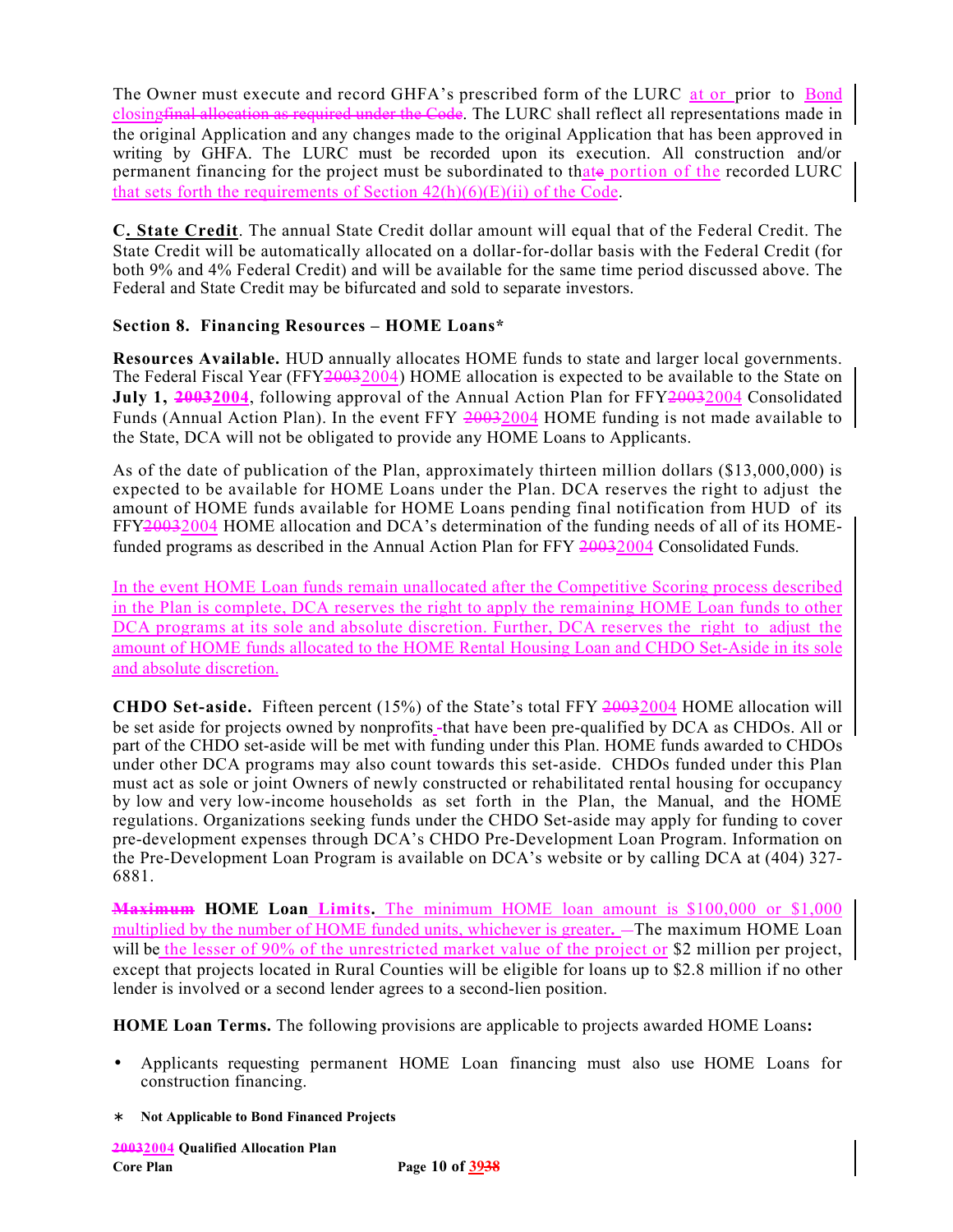The Owner must execute and record GHFA's prescribed form of the LURC at or prior to Bond closingfinal allocation as required under the Code. The LURC shall reflect all representations made in the original Application and any changes made to the original Application that has been approved in writing by GHFA. The LURC must be recorded upon its execution. All construction and/or permanent financing for the project must be subordinated to thate portion of the recorded LURC that sets forth the requirements of Section 42(h)(6)(E)(ii) of the Code.

**C. State Credit**. The annual State Credit dollar amount will equal that of the Federal Credit. The State Credit will be automatically allocated on a dollar-for-dollar basis with the Federal Credit (for both 9% and 4% Federal Credit) and will be available for the same time period discussed above. The Federal and State Credit may be bifurcated and sold to separate investors.

### Section 8. Financing Resources – HOME Loans*

**Resources Available.** HUD annually allocates HOME funds to state and larger local governments. The Federal Fiscal Year (FFY20032004) HOME allocation is expected to be available to the State on **July 1, 20032004**, following approval of the Annual Action Plan for FFY20032004 Consolidated Funds (Annual Action Plan). In the event FFY 20032004 HOME funding is not made available to the State, DCA will not be obligated to provide any HOME Loans to Applicants.

As of the date of publication of the Plan, approximately thirteen million dollars ($13,000,000) is expected to be available for HOME Loans under the Plan. DCA reserves the right to adjust the amount of HOME funds available for HOME Loans pending final notification from HUD of its FFY20032004 HOME allocation and DCA's determination of the funding needs of all of its HOME-funded programs as described in the Annual Action Plan for FFY 20032004 Consolidated Funds.

In the event HOME Loan funds remain unallocated after the Competitive Scoring process described in the Plan is complete, DCA reserves the right to apply the remaining HOME Loan funds to other DCA programs at its sole and absolute discretion. Further, DCA reserves the right to adjust the amount of HOME funds allocated to the HOME Rental Housing Loan and CHDO Set-Aside in its sole and absolute discretion.

**CHDO Set-aside.** Fifteen percent (15%) of the State's total FFY 20032004 HOME allocation will be set aside for projects owned by nonprofits that have been pre-qualified by DCA as CHDOs. All or part of the CHDO set-aside will be met with funding under this Plan. HOME funds awarded to CHDOs under other DCA programs may also count towards this set-aside. CHDOs funded under this Plan must act as sole or joint Owners of newly constructed or rehabilitated rental housing for occupancy by low and very low-income households as set forth in the Plan, the Manual, and the HOME regulations. Organizations seeking funds under the CHDO Set-aside may apply for funding to cover pre-development expenses through DCA's CHDO Pre-Development Loan Program. Information on the Pre-Development Loan Program is available on DCA's website or by calling DCA at (404) 327-6881.

**Maximum HOME Loan Limits.** The minimum HOME loan amount is $100,000 or $1,000 multiplied by the number of HOME funded units, whichever is greater. The maximum HOME Loan will be the lesser of 90% of the unrestricted market value of the project or $2 million per project, except that projects located in Rural Counties will be eligible for loans up to $2.8 million if no other lender is involved or a second lender agrees to a second-lien position.

**HOME Loan Terms.** The following provisions are applicable to projects awarded HOME Loans**:**

- Applicants requesting permanent HOME Loan financing must also use HOME Loans for construction financing.

\* **Not Applicable to Bond Financed Projects**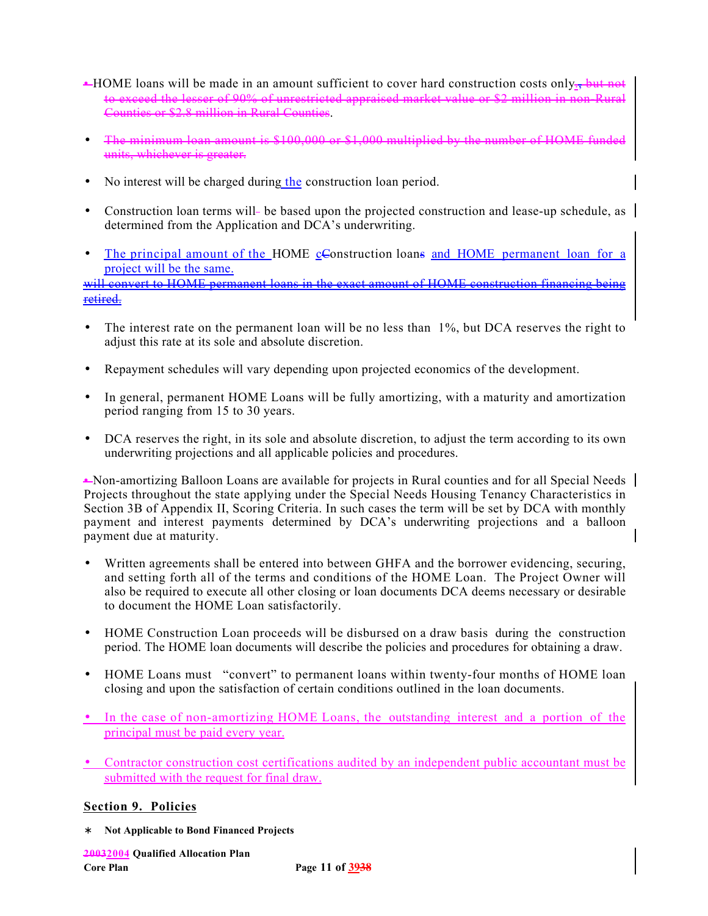- HOME loans will be made in an amount sufficient to cover hard construction costs only.~~, but not to exceed the lesser of 90% of unrestricted appraised market value or $2 million in non-Rural Counties or $2.8 million in Rural Counties~~.

- ~~The minimum loan amount is $100,000 or $1,000 multiplied by the number of HOME funded units, whichever is greater.~~

- No interest will be charged during the construction loan period.

- Construction loan terms will be based upon the projected construction and lease-up schedule, as determined from the Application and DCA's underwriting.

- The principal amount of the HOME c~~C~~onstruction loan~~s~~ and HOME permanent loan for a project will be the same.

~~will convert to HOME permanent loans in the exact amount of HOME construction financing being retired.~~

- The interest rate on the permanent loan will be no less than 1%, but DCA reserves the right to adjust this rate at its sole and absolute discretion.

- Repayment schedules will vary depending upon projected economics of the development.

- In general, permanent HOME Loans will be fully amortizing, with a maturity and amortization period ranging from 15 to 30 years.

- DCA reserves the right, in its sole and absolute discretion, to adjust the term according to its own underwriting projections and all applicable policies and procedures.

Non-amortizing Balloon Loans are available for projects in Rural counties and for all Special Needs Projects throughout the state applying under the Special Needs Housing Tenancy Characteristics in Section 3B of Appendix II, Scoring Criteria. In such cases the term will be set by DCA with monthly payment and interest payments determined by DCA's underwriting projections and a balloon payment due at maturity.

- Written agreements shall be entered into between GHFA and the borrower evidencing, securing, and setting forth all of the terms and conditions of the HOME Loan. The Project Owner will also be required to execute all other closing or loan documents DCA deems necessary or desirable to document the HOME Loan satisfactorily.

- HOME Construction Loan proceeds will be disbursed on a draw basis during the construction period. The HOME loan documents will describe the policies and procedures for obtaining a draw.

- HOME Loans must "convert" to permanent loans within twenty-four months of HOME loan closing and upon the satisfaction of certain conditions outlined in the loan documents.

- In the case of non-amortizing HOME Loans, the outstanding interest and a portion of the principal must be paid every year.

- Contractor construction cost certifications audited by an independent public accountant must be submitted with the request for final draw.

## Section 9. Policies

\* **Not Applicable to Bond Financed Projects**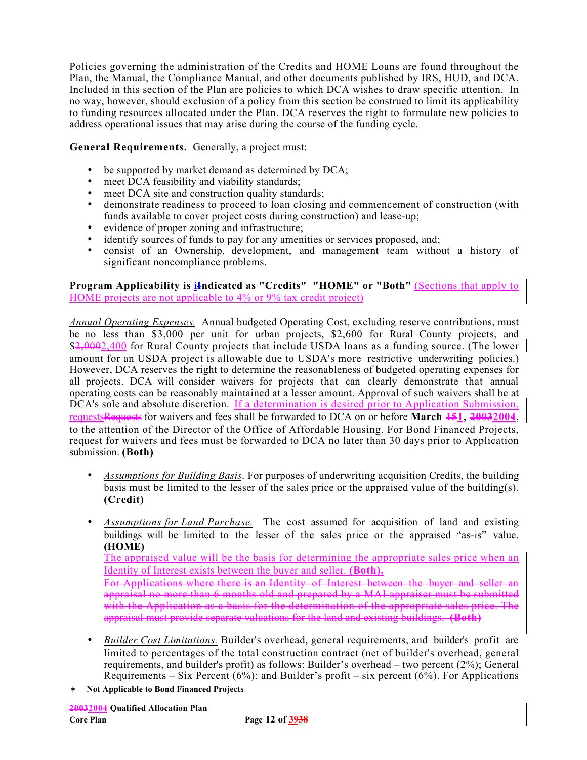Policies governing the administration of the Credits and HOME Loans are found throughout the Plan, the Manual, the Compliance Manual, and other documents published by IRS, HUD, and DCA. Included in this section of the Plan are policies to which DCA wishes to draw specific attention. In no way, however, should exclusion of a policy from this section be construed to limit its applicability to funding resources allocated under the Plan. DCA reserves the right to formulate new policies to address operational issues that may arise during the course of the funding cycle.

**General Requirements.** Generally, a project must:

- be supported by market demand as determined by DCA;
- meet DCA feasibility and viability standards;
- meet DCA site and construction quality standards;
- demonstrate readiness to proceed to loan closing and commencement of construction (with funds available to cover project costs during construction) and lease-up;
- evidence of proper zoning and infrastructure;
- identify sources of funds to pay for any amenities or services proposed, and;
- consist of an Ownership, development, and management team without a history of significant noncompliance problems.

**Program Applicability is ~~I~~indicated as "Credits" "HOME" or "Both"** (Sections that apply to HOME projects are not applicable to 4% or 9% tax credit project)

*Annual Operating Expenses.* Annual budgeted Operating Cost, excluding reserve contributions, must be no less than $3,000 per unit for urban projects, $2,600 for Rural County projects, and $~~2,000~~2,400 for Rural County projects that include USDA loans as a funding source. (The lower amount for an USDA project is allowable due to USDA's more restrictive underwriting policies.) However, DCA reserves the right to determine the reasonableness of budgeted operating expenses for all projects. DCA will consider waivers for projects that can clearly demonstrate that annual operating costs can be reasonably maintained at a lesser amount. Approval of such waivers shall be at DCA's sole and absolute discretion. If a determination is desired prior to Application Submission, requests~~Requests~~ for waivers and fees shall be forwarded to DCA on or before **March ~~15~~1, ~~2003~~2004**, to the attention of the Director of the Office of Affordable Housing. For Bond Financed Projects, request for waivers and fees must be forwarded to DCA no later than 30 days prior to Application submission. **(Both)**

- *Assumptions for Building Basis*. For purposes of underwriting acquisition Credits, the building basis must be limited to the lesser of the sales price or the appraised value of the building(s). **(Credit)**

- *Assumptions for Land Purchase.* The cost assumed for acquisition of land and existing buildings will be limited to the lesser of the sales price or the appraised "as-is" value. **(HOME)**
  The appraised value will be the basis for determining the appropriate sales price when an Identity of Interest exists between the buyer and seller. **(Both).**
  ~~For Applications where there is an Identity of Interest between the buyer and seller an appraisal no more than 6 months old and prepared by a MAI appraiser must be submitted with the Application as a basis for the determination of the appropriate sales price. The appraisal must provide separate valuations for the land and existing buildings. **(Both)**~~

- *Builder Cost Limitations.* Builder's overhead, general requirements, and builder's profit are limited to percentages of the total construction contract (net of builder's overhead, general requirements, and builder's profit) as follows: Builder's overhead – two percent (2%); General Requirements – Six Percent (6%); and Builder's profit – six percent (6%). For Applications

∗ **Not Applicable to Bond Financed Projects**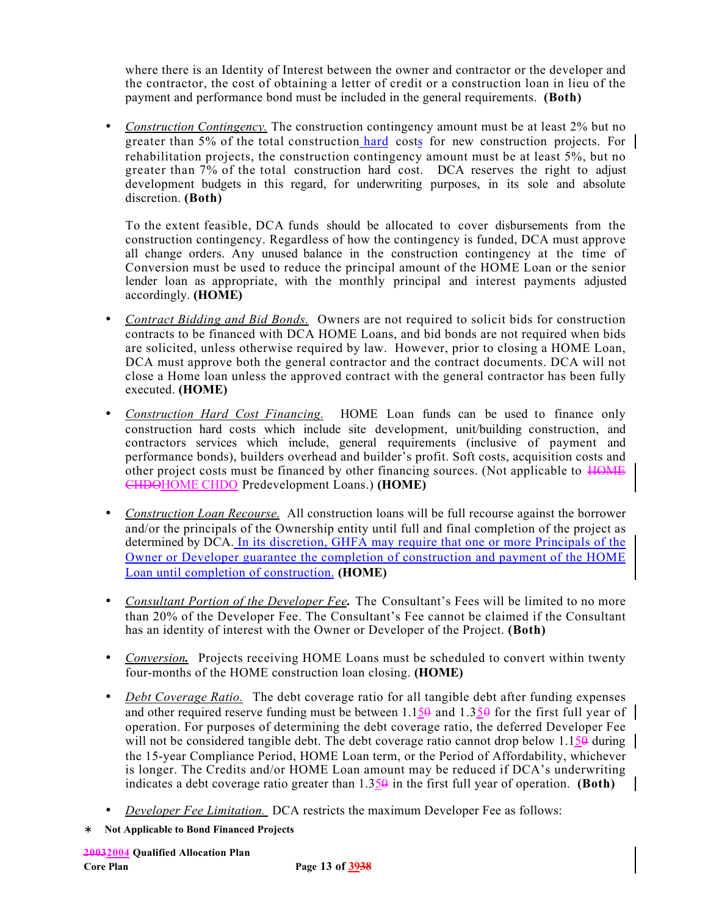where there is an Identity of Interest between the owner and contractor or the developer and the contractor, the cost of obtaining a letter of credit or a construction loan in lieu of the payment and performance bond must be included in the general requirements. **(Both)**

- *Construction Contingency.* The construction contingency amount must be at least 2% but no greater than 5% of the total construction hard costs for new construction projects. For rehabilitation projects, the construction contingency amount must be at least 5%, but no greater than 7% of the total construction hard cost. DCA reserves the right to adjust development budgets in this regard, for underwriting purposes, in its sole and absolute discretion. **(Both)**

  To the extent feasible, DCA funds should be allocated to cover disbursements from the construction contingency. Regardless of how the contingency is funded, DCA must approve all change orders. Any unused balance in the construction contingency at the time of Conversion must be used to reduce the principal amount of the HOME Loan or the senior lender loan as appropriate, with the monthly principal and interest payments adjusted accordingly. **(HOME)**

- *Contract Bidding and Bid Bonds.* Owners are not required to solicit bids for construction contracts to be financed with DCA HOME Loans, and bid bonds are not required when bids are solicited, unless otherwise required by law. However, prior to closing a HOME Loan, DCA must approve both the general contractor and the contract documents. DCA will not close a Home loan unless the approved contract with the general contractor has been fully executed. **(HOME)**

- *Construction Hard Cost Financing.* HOME Loan funds can be used to finance only construction hard costs which include site development, unit/building construction, and contractors services which include, general requirements (inclusive of payment and performance bonds), builders overhead and builder's profit. Soft costs, acquisition costs and other project costs must be financed by other financing sources. (Not applicable to ~~HOME CHDO~~HOME CHDO Predevelopment Loans.) **(HOME)**

- *Construction Loan Recourse.* All construction loans will be full recourse against the borrower and/or the principals of the Ownership entity until full and final completion of the project as determined by DCA. In its discretion, GHFA may require that one or more Principals of the Owner or Developer guarantee the completion of construction and payment of the HOME Loan until completion of construction. **(HOME)**

- *Consultant Portion of the Developer Fee.* The Consultant's Fees will be limited to no more than 20% of the Developer Fee. The Consultant's Fee cannot be claimed if the Consultant has an identity of interest with the Owner or Developer of the Project. **(Both)**

- *Conversion.* Projects receiving HOME Loans must be scheduled to convert within twenty four-months of the HOME construction loan closing. **(HOME)**

- *Debt Coverage Ratio.* The debt coverage ratio for all tangible debt after funding expenses and other required reserve funding must be between 1.15~~0~~ and 1.35~~0~~ for the first full year of operation. For purposes of determining the debt coverage ratio, the deferred Developer Fee will not be considered tangible debt. The debt coverage ratio cannot drop below 1.15~~0~~ during the 15-year Compliance Period, HOME Loan term, or the Period of Affordability, whichever is longer. The Credits and/or HOME Loan amount may be reduced if DCA's underwriting indicates a debt coverage ratio greater than 1.35~~0~~ in the first full year of operation. **(Both)**

- *Developer Fee Limitation.* DCA restricts the maximum Developer Fee as follows:

∗ **Not Applicable to Bond Financed Projects**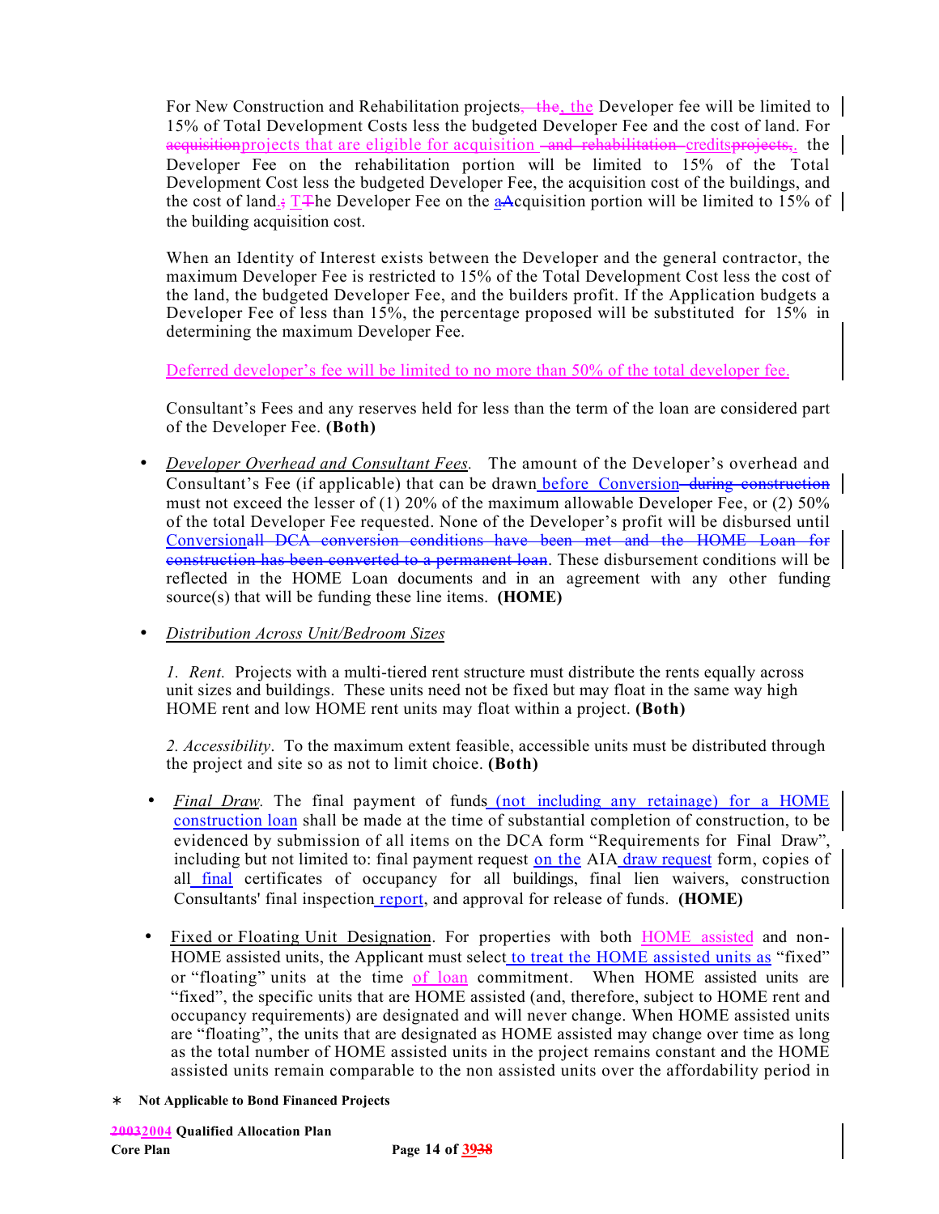For New Construction and Rehabilitation projects~~, the~~, the Developer fee will be limited to 15% of Total Development Costs less the budgeted Developer Fee and the cost of land. For ~~acquisition~~projects that are eligible for acquisition ~~and rehabilitation~~ credits~~projects,~~. the Developer Fee on the rehabilitation portion will be limited to 15% of the Total Development Cost less the budgeted Developer Fee, the acquisition cost of the buildings, and the cost of land.~~;~~ T~~T~~he Developer Fee on the a~~A~~cquisition portion will be limited to 15% of the building acquisition cost.

When an Identity of Interest exists between the Developer and the general contractor, the maximum Developer Fee is restricted to 15% of the Total Development Cost less the cost of the land, the budgeted Developer Fee, and the builders profit. If the Application budgets a Developer Fee of less than 15%, the percentage proposed will be substituted for 15% in determining the maximum Developer Fee.

Deferred developer's fee will be limited to no more than 50% of the total developer fee.

Consultant's Fees and any reserves held for less than the term of the loan are considered part of the Developer Fee. **(Both)**

- *Developer Overhead and Consultant Fees.* The amount of the Developer's overhead and Consultant's Fee (if applicable) that can be drawn before Conversion ~~during construction~~ must not exceed the lesser of (1) 20% of the maximum allowable Developer Fee, or (2) 50% of the total Developer Fee requested. None of the Developer's profit will be disbursed until Conversion~~all DCA conversion conditions have been met and the HOME Loan for construction has been converted to a permanent loan~~. These disbursement conditions will be reflected in the HOME Loan documents and in an agreement with any other funding source(s) that will be funding these line items. **(HOME)**

- *Distribution Across Unit/Bedroom Sizes*

  *1. Rent.* Projects with a multi-tiered rent structure must distribute the rents equally across unit sizes and buildings. These units need not be fixed but may float in the same way high HOME rent and low HOME rent units may float within a project. **(Both)**

  *2. Accessibility*. To the maximum extent feasible, accessible units must be distributed through the project and site so as not to limit choice. **(Both)**

- *Final Draw.* The final payment of funds (not including any retainage) for a HOME construction loan shall be made at the time of substantial completion of construction, to be evidenced by submission of all items on the DCA form "Requirements for Final Draw", including but not limited to: final payment request on the AIA draw request form, copies of all final certificates of occupancy for all buildings, final lien waivers, construction Consultants' final inspection report, and approval for release of funds. **(HOME)**

- Fixed or Floating Unit Designation. For properties with both HOME assisted and non-HOME assisted units, the Applicant must select to treat the HOME assisted units as "fixed" or "floating" units at the time of loan commitment. When HOME assisted units are "fixed", the specific units that are HOME assisted (and, therefore, subject to HOME rent and occupancy requirements) are designated and will never change. When HOME assisted units are "floating", the units that are designated as HOME assisted may change over time as long as the total number of HOME assisted units in the project remains constant and the HOME assisted units remain comparable to the non assisted units over the affordability period in

\* **Not Applicable to Bond Financed Projects**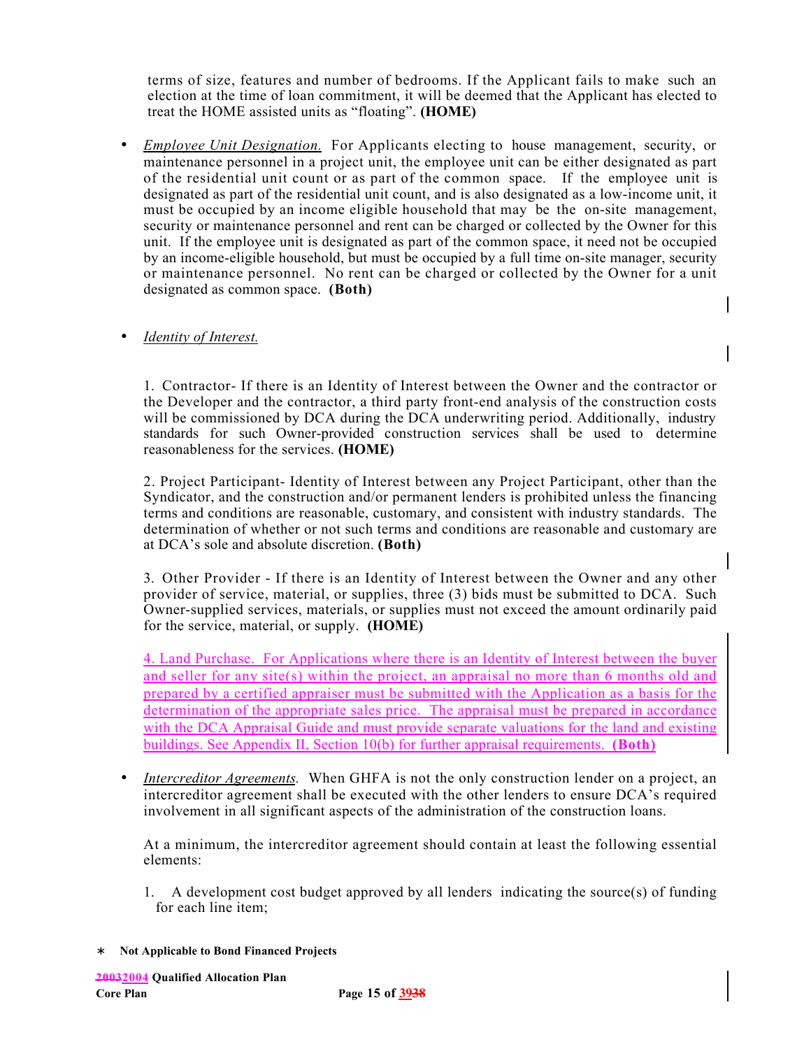terms of size, features and number of bedrooms. If the Applicant fails to make such an election at the time of loan commitment, it will be deemed that the Applicant has elected to treat the HOME assisted units as "floating". **(HOME)**

- *Employee Unit Designation.* For Applicants electing to house management, security, or maintenance personnel in a project unit, the employee unit can be either designated as part of the residential unit count or as part of the common space. If the employee unit is designated as part of the residential unit count, and is also designated as a low-income unit, it must be occupied by an income eligible household that may be the on-site management, security or maintenance personnel and rent can be charged or collected by the Owner for this unit. If the employee unit is designated as part of the common space, it need not be occupied by an income-eligible household, but must be occupied by a full time on-site manager, security or maintenance personnel. No rent can be charged or collected by the Owner for a unit designated as common space. **(Both)**

- *Identity of Interest.*

  1. Contractor- If there is an Identity of Interest between the Owner and the contractor or the Developer and the contractor, a third party front-end analysis of the construction costs will be commissioned by DCA during the DCA underwriting period. Additionally, industry standards for such Owner-provided construction services shall be used to determine reasonableness for the services. **(HOME)**

  2. Project Participant- Identity of Interest between any Project Participant, other than the Syndicator, and the construction and/or permanent lenders is prohibited unless the financing terms and conditions are reasonable, customary, and consistent with industry standards. The determination of whether or not such terms and conditions are reasonable and customary are at DCA's sole and absolute discretion. **(Both)**

  3. Other Provider - If there is an Identity of Interest between the Owner and any other provider of service, material, or supplies, three (3) bids must be submitted to DCA. Such Owner-supplied services, materials, or supplies must not exceed the amount ordinarily paid for the service, material, or supply. **(HOME)**

  4. Land Purchase. For Applications where there is an Identity of Interest between the buyer and seller for any site(s) within the project, an appraisal no more than 6 months old and prepared by a certified appraiser must be submitted with the Application as a basis for the determination of the appropriate sales price. The appraisal must be prepared in accordance with the DCA Appraisal Guide and must provide separate valuations for the land and existing buildings. See Appendix II, Section 10(b) for further appraisal requirements. **(Both)**

- *Intercreditor Agreements.* When GHFA is not the only construction lender on a project, an intercreditor agreement shall be executed with the other lenders to ensure DCA's required involvement in all significant aspects of the administration of the construction loans.

  At a minimum, the intercreditor agreement should contain at least the following essential elements:

  1. A development cost budget approved by all lenders indicating the source(s) of funding for each line item;

∗ **Not Applicable to Bond Financed Projects**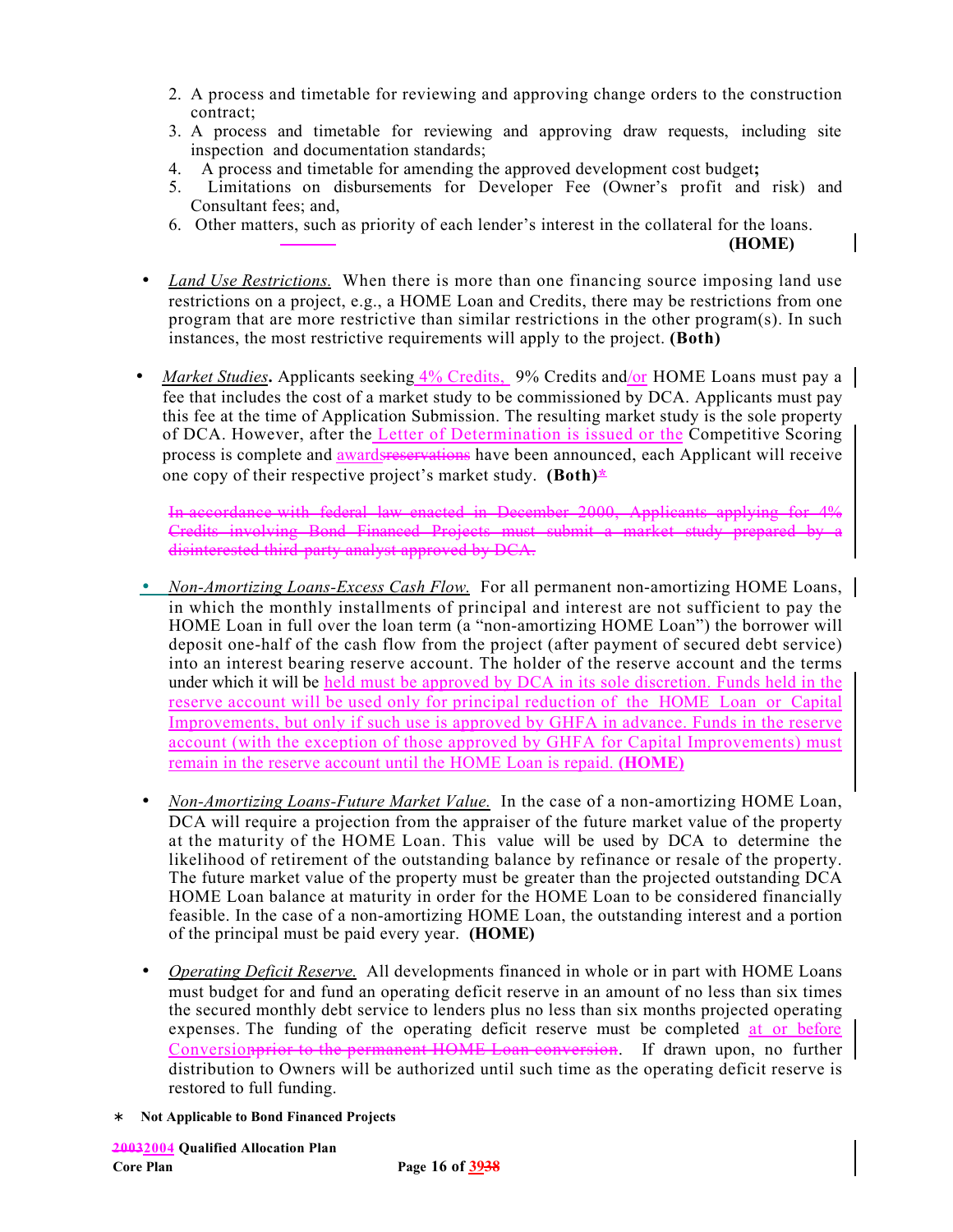2. A process and timetable for reviewing and approving change orders to the construction contract;
3. A process and timetable for reviewing and approving draw requests, including site inspection and documentation standards;
4. A process and timetable for amending the approved development cost budget**;**
5. Limitations on disbursements for Developer Fee (Owner's profit and risk) and Consultant fees; and,
6. Other matters, such as priority of each lender's interest in the collateral for the loans.

**(HOME)**

- *Land Use Restrictions.* When there is more than one financing source imposing land use restrictions on a project, e.g., a HOME Loan and Credits, there may be restrictions from one program that are more restrictive than similar restrictions in the other program(s). In such instances, the most restrictive requirements will apply to the project. **(Both)**

- *Market Studies***.** Applicants seeking 4% Credits, 9% Credits and/or HOME Loans must pay a fee that includes the cost of a market study to be commissioned by DCA. Applicants must pay this fee at the time of Application Submission. The resulting market study is the sole property of DCA. However, after the Letter of Determination is issued or the Competitive Scoring process is complete and awards~~reservations~~ have been announced, each Applicant will receive one copy of their respective project's market study. **(Both)***

  ~~In accordance with federal law enacted in December 2000, Applicants applying for 4% Credits involving Bond Financed Projects must submit a market study prepared by a disinterested third-party analyst approved by DCA.~~

- *Non-Amortizing Loans-Excess Cash Flow.* For all permanent non-amortizing HOME Loans, in which the monthly installments of principal and interest are not sufficient to pay the HOME Loan in full over the loan term (a "non-amortizing HOME Loan") the borrower will deposit one-half of the cash flow from the project (after payment of secured debt service) into an interest bearing reserve account. The holder of the reserve account and the terms under which it will be held must be approved by DCA in its sole discretion. Funds held in the reserve account will be used only for principal reduction of the HOME Loan or Capital Improvements, but only if such use is approved by GHFA in advance. Funds in the reserve account (with the exception of those approved by GHFA for Capital Improvements) must remain in the reserve account until the HOME Loan is repaid. **(HOME)**

- *Non-Amortizing Loans-Future Market Value.* In the case of a non-amortizing HOME Loan, DCA will require a projection from the appraiser of the future market value of the property at the maturity of the HOME Loan. This value will be used by DCA to determine the likelihood of retirement of the outstanding balance by refinance or resale of the property. The future market value of the property must be greater than the projected outstanding DCA HOME Loan balance at maturity in order for the HOME Loan to be considered financially feasible. In the case of a non-amortizing HOME Loan, the outstanding interest and a portion of the principal must be paid every year. **(HOME)**

- *Operating Deficit Reserve.* All developments financed in whole or in part with HOME Loans must budget for and fund an operating deficit reserve in an amount of no less than six times the secured monthly debt service to lenders plus no less than six months projected operating expenses. The funding of the operating deficit reserve must be completed at or before Conversion~~prior to the permanent HOME Loan conversion~~. If drawn upon, no further distribution to Owners will be authorized until such time as the operating deficit reserve is restored to full funding.

∗ **Not Applicable to Bond Financed Projects**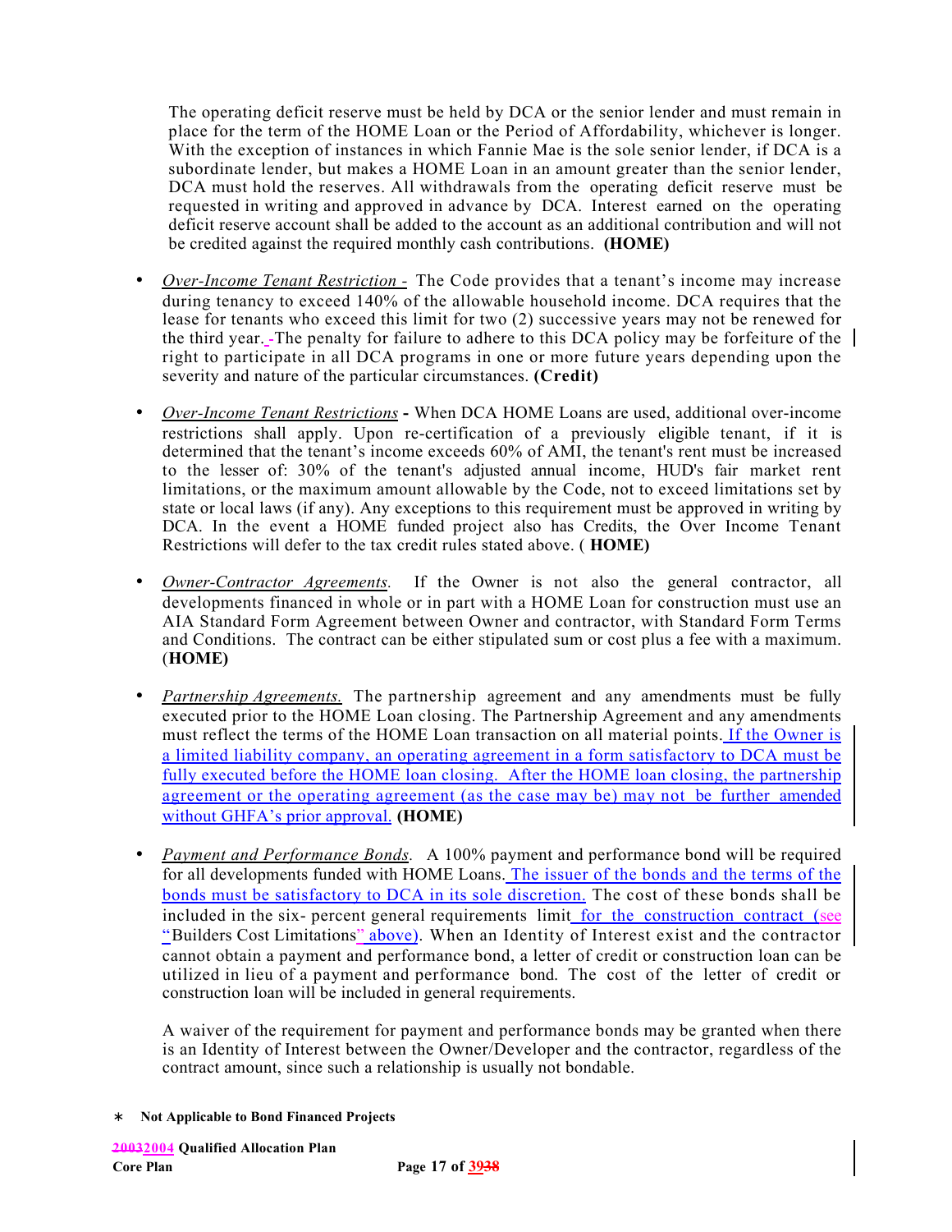The operating deficit reserve must be held by DCA or the senior lender and must remain in place for the term of the HOME Loan or the Period of Affordability, whichever is longer. With the exception of instances in which Fannie Mae is the sole senior lender, if DCA is a subordinate lender, but makes a HOME Loan in an amount greater than the senior lender, DCA must hold the reserves. All withdrawals from the operating deficit reserve must be requested in writing and approved in advance by DCA. Interest earned on the operating deficit reserve account shall be added to the account as an additional contribution and will not be credited against the required monthly cash contributions. **(HOME)**

- *Over-Income Tenant Restriction -* The Code provides that a tenant's income may increase during tenancy to exceed 140% of the allowable household income. DCA requires that the lease for tenants who exceed this limit for two (2) successive years may not be renewed for the third year. -The penalty for failure to adhere to this DCA policy may be forfeiture of the right to participate in all DCA programs in one or more future years depending upon the severity and nature of the particular circumstances. **(Credit)**

- *Over-Income Tenant Restrictions* **-** When DCA HOME Loans are used, additional over-income restrictions shall apply. Upon re-certification of a previously eligible tenant, if it is determined that the tenant's income exceeds 60% of AMI, the tenant's rent must be increased to the lesser of: 30% of the tenant's adjusted annual income, HUD's fair market rent limitations, or the maximum amount allowable by the Code, not to exceed limitations set by state or local laws (if any). Any exceptions to this requirement must be approved in writing by DCA. In the event a HOME funded project also has Credits, the Over Income Tenant Restrictions will defer to the tax credit rules stated above. ( **HOME)**

- *Owner-Contractor Agreements.* If the Owner is not also the general contractor, all developments financed in whole or in part with a HOME Loan for construction must use an AIA Standard Form Agreement between Owner and contractor, with Standard Form Terms and Conditions. The contract can be either stipulated sum or cost plus a fee with a maximum. (**HOME)**

- *Partnership Agreements.* The partnership agreement and any amendments must be fully executed prior to the HOME Loan closing. The Partnership Agreement and any amendments must reflect the terms of the HOME Loan transaction on all material points. If the Owner is a limited liability company, an operating agreement in a form satisfactory to DCA must be fully executed before the HOME loan closing. After the HOME loan closing, the partnership agreement or the operating agreement (as the case may be) may not be further amended without GHFA's prior approval. **(HOME)**

- *Payment and Performance Bonds.* A 100% payment and performance bond will be required for all developments funded with HOME Loans. The issuer of the bonds and the terms of the bonds must be satisfactory to DCA in its sole discretion. The cost of these bonds shall be included in the six- percent general requirements limit for the construction contract (see "Builders Cost Limitations" above). When an Identity of Interest exist and the contractor cannot obtain a payment and performance bond, a letter of credit or construction loan can be utilized in lieu of a payment and performance bond. The cost of the letter of credit or construction loan will be included in general requirements.

  A waiver of the requirement for payment and performance bonds may be granted when there is an Identity of Interest between the Owner/Developer and the contractor, regardless of the contract amount, since such a relationship is usually not bondable.

∗ **Not Applicable to Bond Financed Projects**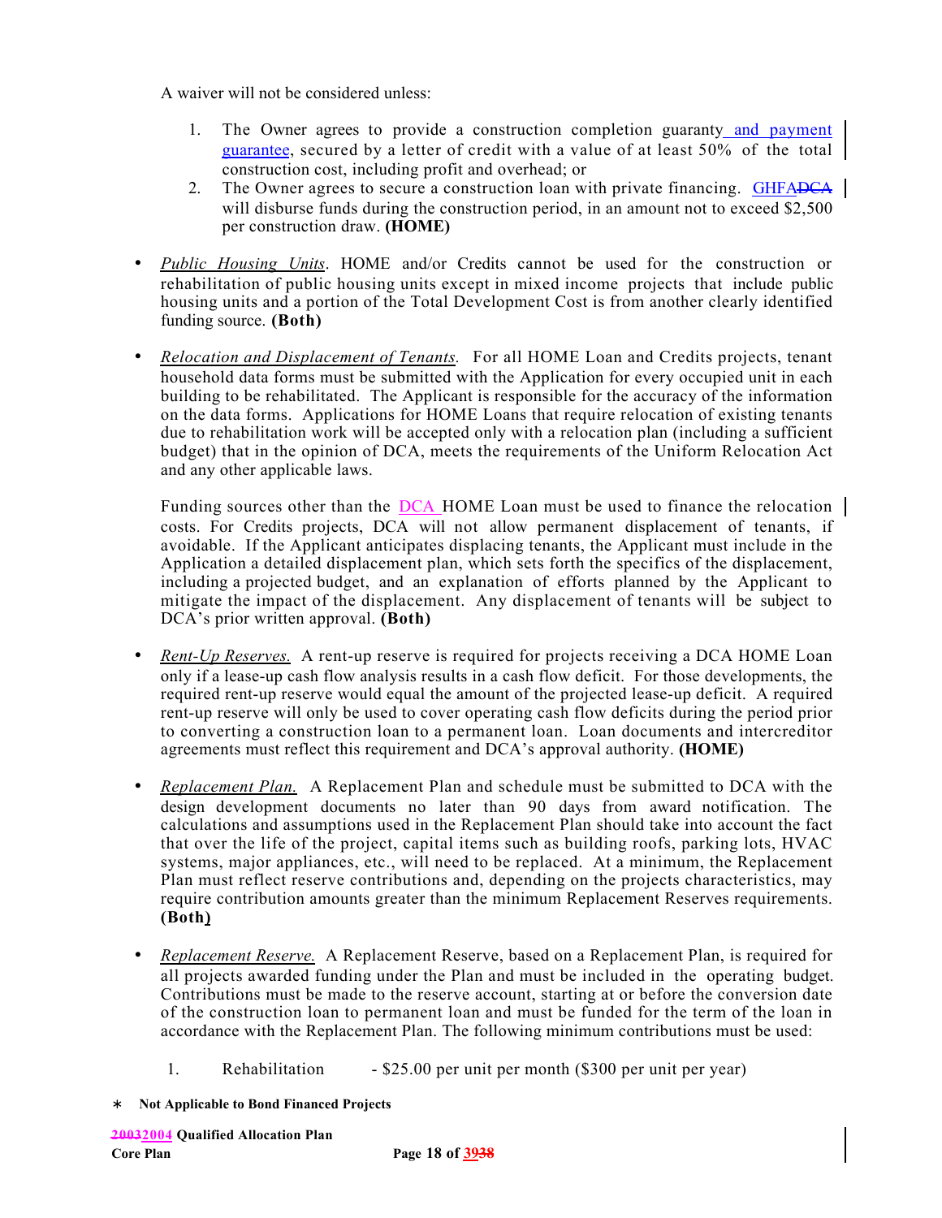A waiver will not be considered unless:

1. The Owner agrees to provide a construction completion guaranty and payment guarantee, secured by a letter of credit with a value of at least 50% of the total construction cost, including profit and overhead; or
2. The Owner agrees to secure a construction loan with private financing. GHFADCA will disburse funds during the construction period, in an amount not to exceed $2,500 per construction draw. **(HOME)**

- *Public Housing Units*. HOME and/or Credits cannot be used for the construction or rehabilitation of public housing units except in mixed income projects that include public housing units and a portion of the Total Development Cost is from another clearly identified funding source. **(Both)**

- *Relocation and Displacement of Tenants.* For all HOME Loan and Credits projects, tenant household data forms must be submitted with the Application for every occupied unit in each building to be rehabilitated. The Applicant is responsible for the accuracy of the information on the data forms. Applications for HOME Loans that require relocation of existing tenants due to rehabilitation work will be accepted only with a relocation plan (including a sufficient budget) that in the opinion of DCA, meets the requirements of the Uniform Relocation Act and any other applicable laws.

  Funding sources other than the DCA HOME Loan must be used to finance the relocation costs. For Credits projects, DCA will not allow permanent displacement of tenants, if avoidable. If the Applicant anticipates displacing tenants, the Applicant must include in the Application a detailed displacement plan, which sets forth the specifics of the displacement, including a projected budget, and an explanation of efforts planned by the Applicant to mitigate the impact of the displacement. Any displacement of tenants will be subject to DCA's prior written approval. **(Both)**

- *Rent-Up Reserves.* A rent-up reserve is required for projects receiving a DCA HOME Loan only if a lease-up cash flow analysis results in a cash flow deficit. For those developments, the required rent-up reserve would equal the amount of the projected lease-up deficit. A required rent-up reserve will only be used to cover operating cash flow deficits during the period prior to converting a construction loan to a permanent loan. Loan documents and intercreditor agreements must reflect this requirement and DCA's approval authority. **(HOME)**

- *Replacement Plan.* A Replacement Plan and schedule must be submitted to DCA with the design development documents no later than 90 days from award notification. The calculations and assumptions used in the Replacement Plan should take into account the fact that over the life of the project, capital items such as building roofs, parking lots, HVAC systems, major appliances, etc., will need to be replaced. At a minimum, the Replacement Plan must reflect reserve contributions and, depending on the projects characteristics, may require contribution amounts greater than the minimum Replacement Reserves requirements. **(Both)**

- *Replacement Reserve.* A Replacement Reserve, based on a Replacement Plan, is required for all projects awarded funding under the Plan and must be included in the operating budget. Contributions must be made to the reserve account, starting at or before the conversion date of the construction loan to permanent loan and must be funded for the term of the loan in accordance with the Replacement Plan. The following minimum contributions must be used:

  1. Rehabilitation - $25.00 per unit per month ($300 per unit per year)

∗ **Not Applicable to Bond Financed Projects**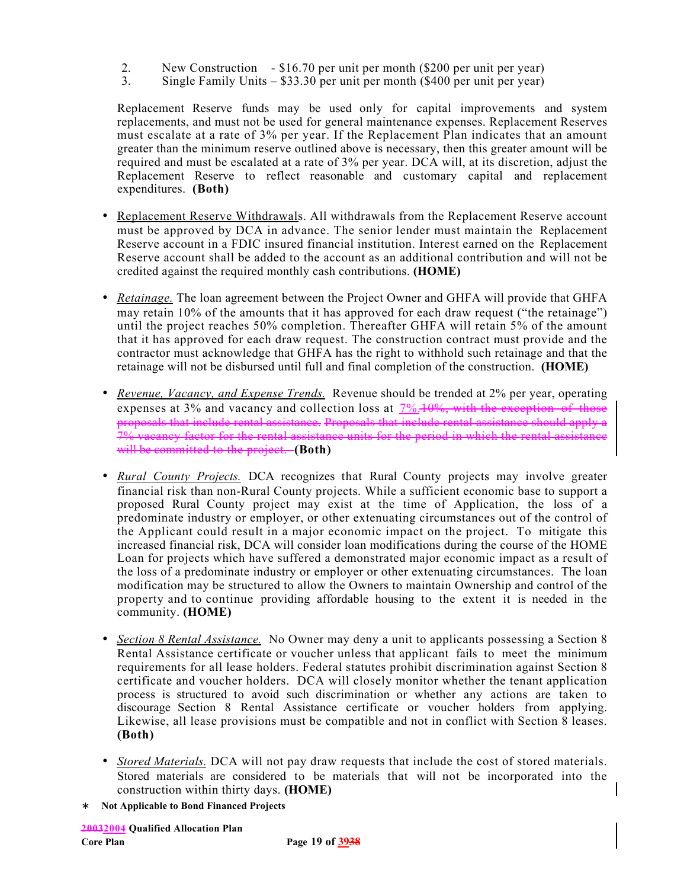2. New Construction - $16.70 per unit per month ($200 per unit per year)
3. Single Family Units – $33.30 per unit per month ($400 per unit per year)

Replacement Reserve funds may be used only for capital improvements and system replacements, and must not be used for general maintenance expenses. Replacement Reserves must escalate at a rate of 3% per year. If the Replacement Plan indicates that an amount greater than the minimum reserve outlined above is necessary, then this greater amount will be required and must be escalated at a rate of 3% per year. DCA will, at its discretion, adjust the Replacement Reserve to reflect reasonable and customary capital and replacement expenditures. **(Both)**

- Replacement Reserve Withdrawals. All withdrawals from the Replacement Reserve account must be approved by DCA in advance. The senior lender must maintain the Replacement Reserve account in a FDIC insured financial institution. Interest earned on the Replacement Reserve account shall be added to the account as an additional contribution and will not be credited against the required monthly cash contributions. **(HOME)**

- *Retainage.* The loan agreement between the Project Owner and GHFA will provide that GHFA may retain 10% of the amounts that it has approved for each draw request ("the retainage") until the project reaches 50% completion. Thereafter GHFA will retain 5% of the amount that it has approved for each draw request. The construction contract must provide and the contractor must acknowledge that GHFA has the right to withhold such retainage and that the retainage will not be disbursed until full and final completion of the construction. **(HOME)**

- *Revenue, Vacancy, and Expense Trends.* Revenue should be trended at 2% per year, operating expenses at 3% and vacancy and collection loss at 7%.~~10%, with the exception of those proposals that include rental assistance. Proposals that include rental assistance should apply a 7% vacancy factor for the rental assistance units for the period in which the rental assistance will be committed to the project.~~ **(Both)**

- *Rural County Projects.* DCA recognizes that Rural County projects may involve greater financial risk than non-Rural County projects. While a sufficient economic base to support a proposed Rural County project may exist at the time of Application, the loss of a predominate industry or employer, or other extenuating circumstances out of the control of the Applicant could result in a major economic impact on the project. To mitigate this increased financial risk, DCA will consider loan modifications during the course of the HOME Loan for projects which have suffered a demonstrated major economic impact as a result of the loss of a predominate industry or employer or other extenuating circumstances. The loan modification may be structured to allow the Owners to maintain Ownership and control of the property and to continue providing affordable housing to the extent it is needed in the community. **(HOME)**

- *Section 8 Rental Assistance.* No Owner may deny a unit to applicants possessing a Section 8 Rental Assistance certificate or voucher unless that applicant fails to meet the minimum requirements for all lease holders. Federal statutes prohibit discrimination against Section 8 certificate and voucher holders. DCA will closely monitor whether the tenant application process is structured to avoid such discrimination or whether any actions are taken to discourage Section 8 Rental Assistance certificate or voucher holders from applying. Likewise, all lease provisions must be compatible and not in conflict with Section 8 leases. **(Both)**

- *Stored Materials.* DCA will not pay draw requests that include the cost of stored materials. Stored materials are considered to be materials that will not be incorporated into the construction within thirty days. **(HOME)**

\* **Not Applicable to Bond Financed Projects**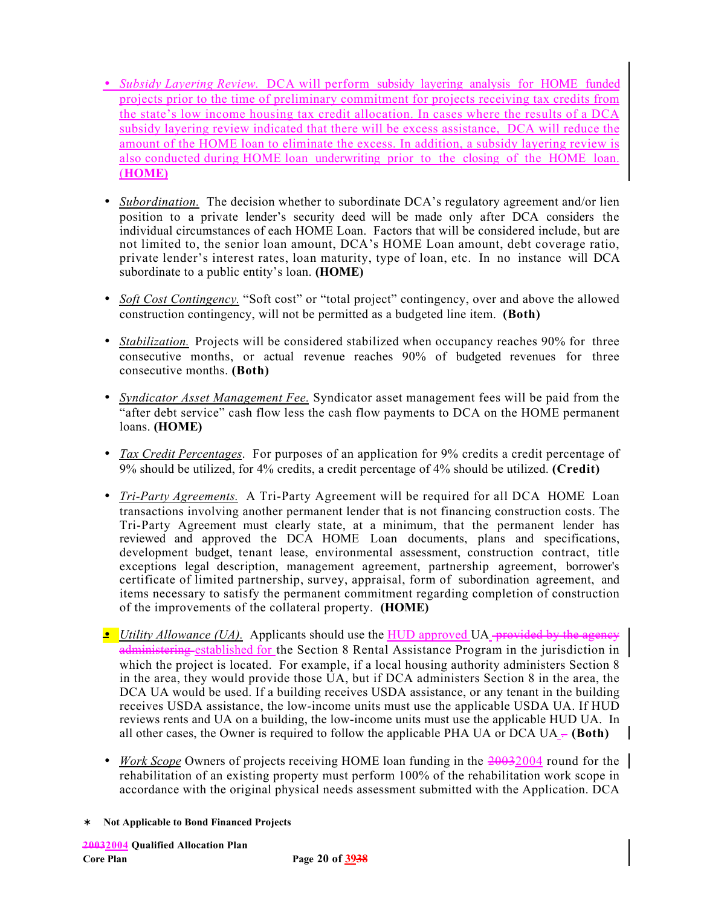- *Subsidy Layering Review.* DCA will perform subsidy layering analysis for HOME funded projects prior to the time of preliminary commitment for projects receiving tax credits from the state's low income housing tax credit allocation. In cases where the results of a DCA subsidy layering review indicated that there will be excess assistance, DCA will reduce the amount of the HOME loan to eliminate the excess. In addition, a subsidy layering review is also conducted during HOME loan underwriting prior to the closing of the HOME loan. **(HOME)**

- *Subordination.* The decision whether to subordinate DCA's regulatory agreement and/or lien position to a private lender's security deed will be made only after DCA considers the individual circumstances of each HOME Loan. Factors that will be considered include, but are not limited to, the senior loan amount, DCA's HOME Loan amount, debt coverage ratio, private lender's interest rates, loan maturity, type of loan, etc. In no instance will DCA subordinate to a public entity's loan. **(HOME)**

- *Soft Cost Contingency.* "Soft cost" or "total project" contingency, over and above the allowed construction contingency, will not be permitted as a budgeted line item. **(Both)**

- *Stabilization.* Projects will be considered stabilized when occupancy reaches 90% for three consecutive months, or actual revenue reaches 90% of budgeted revenues for three consecutive months. **(Both)**

- *Syndicator Asset Management Fee.* Syndicator asset management fees will be paid from the "after debt service" cash flow less the cash flow payments to DCA on the HOME permanent loans. **(HOME)**

- *Tax Credit Percentages.* For purposes of an application for 9% credits a credit percentage of 9% should be utilized, for 4% credits, a credit percentage of 4% should be utilized. **(Credit)**

- *Tri-Party Agreements.* A Tri-Party Agreement will be required for all DCA HOME Loan transactions involving another permanent lender that is not financing construction costs. The Tri-Party Agreement must clearly state, at a minimum, that the permanent lender has reviewed and approved the DCA HOME Loan documents, plans and specifications, development budget, tenant lease, environmental assessment, construction contract, title exceptions legal description, management agreement, partnership agreement, borrower's certificate of limited partnership, survey, appraisal, form of subordination agreement, and items necessary to satisfy the permanent commitment regarding completion of construction of the improvements of the collateral property. **(HOME)**

- *Utility Allowance (UA).* Applicants should use the HUD approved UA ~~provided by the agency administering~~ established for the Section 8 Rental Assistance Program in the jurisdiction in which the project is located. For example, if a local housing authority administers Section 8 in the area, they would provide those UA, but if DCA administers Section 8 in the area, the DCA UA would be used. If a building receives USDA assistance, or any tenant in the building receives USDA assistance, the low-income units must use the applicable USDA UA. If HUD reviews rents and UA on a building, the low-income units must use the applicable HUD UA. In all other cases, the Owner is required to follow the applicable PHA UA or DCA UA. **(Both)**

- *Work Scope* Owners of projects receiving HOME loan funding in the ~~2003~~2004 round for the rehabilitation of an existing property must perform 100% of the rehabilitation work scope in accordance with the original physical needs assessment submitted with the Application. DCA

∗ **Not Applicable to Bond Financed Projects**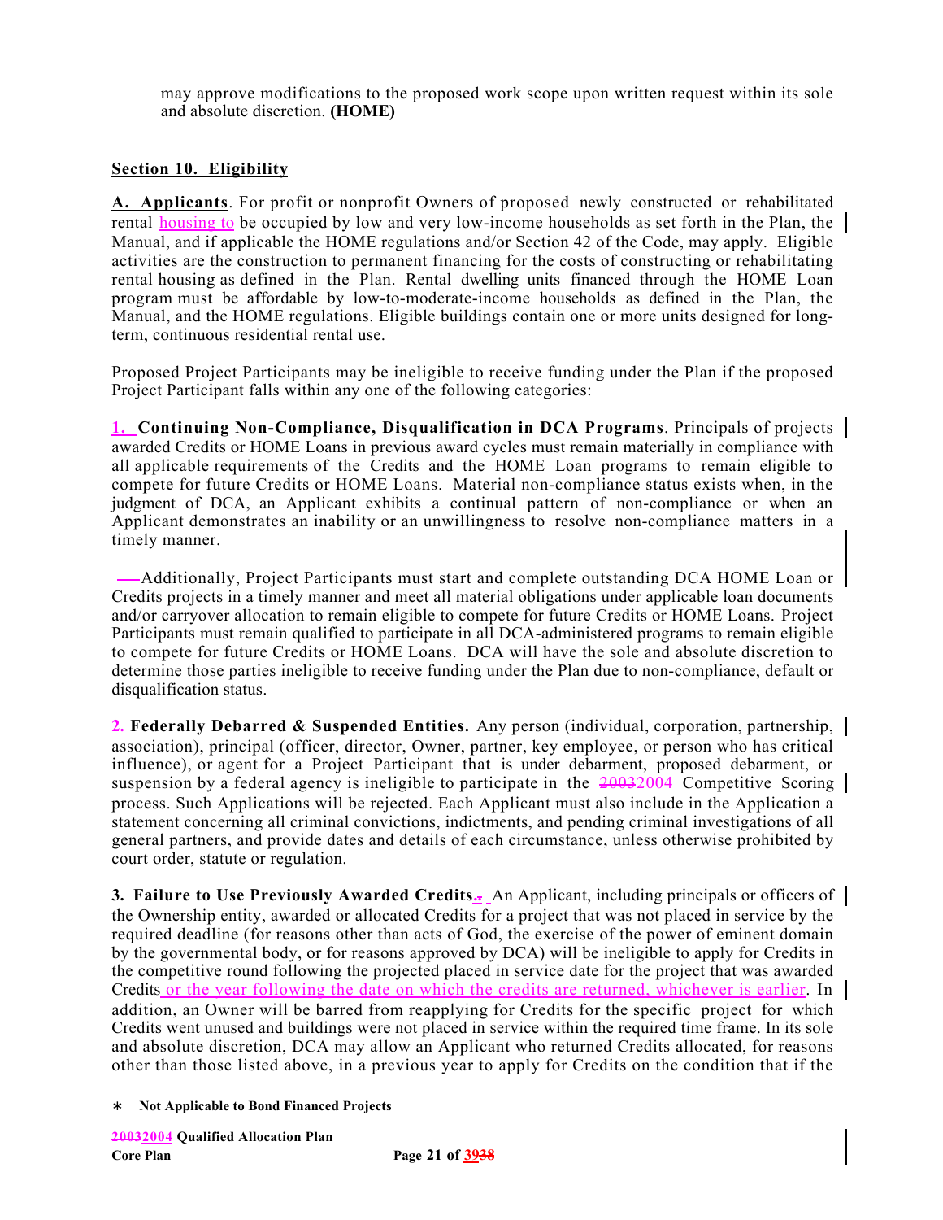may approve modifications to the proposed work scope upon written request within its sole and absolute discretion. **(HOME)**

**Section 10. Eligibility**

**A. Applicants**. For profit or nonprofit Owners of proposed newly constructed or rehabilitated rental housing to be occupied by low and very low-income households as set forth in the Plan, the Manual, and if applicable the HOME regulations and/or Section 42 of the Code, may apply. Eligible activities are the construction to permanent financing for the costs of constructing or rehabilitating rental housing as defined in the Plan. Rental dwelling units financed through the HOME Loan program must be affordable by low-to-moderate-income households as defined in the Plan, the Manual, and the HOME regulations. Eligible buildings contain one or more units designed for long-term, continuous residential rental use.

Proposed Project Participants may be ineligible to receive funding under the Plan if the proposed Project Participant falls within any one of the following categories:

**1. Continuing Non-Compliance, Disqualification in DCA Programs**. Principals of projects awarded Credits or HOME Loans in previous award cycles must remain materially in compliance with all applicable requirements of the Credits and the HOME Loan programs to remain eligible to compete for future Credits or HOME Loans. Material non-compliance status exists when, in the judgment of DCA, an Applicant exhibits a continual pattern of non-compliance or when an Applicant demonstrates an inability or an unwillingness to resolve non-compliance matters in a timely manner.

Additionally, Project Participants must start and complete outstanding DCA HOME Loan or Credits projects in a timely manner and meet all material obligations under applicable loan documents and/or carryover allocation to remain eligible to compete for future Credits or HOME Loans. Project Participants must remain qualified to participate in all DCA-administered programs to remain eligible to compete for future Credits or HOME Loans. DCA will have the sole and absolute discretion to determine those parties ineligible to receive funding under the Plan due to non-compliance, default or disqualification status.

**2. Federally Debarred & Suspended Entities.** Any person (individual, corporation, partnership, association), principal (officer, director, Owner, partner, key employee, or person who has critical influence), or agent for a Project Participant that is under debarment, proposed debarment, or suspension by a federal agency is ineligible to participate in the 2004 Competitive Scoring process. Such Applications will be rejected. Each Applicant must also include in the Application a statement concerning all criminal convictions, indictments, and pending criminal investigations of all general partners, and provide dates and details of each circumstance, unless otherwise prohibited by court order, statute or regulation.

**3. Failure to Use Previously Awarded Credits.** An Applicant, including principals or officers of the Ownership entity, awarded or allocated Credits for a project that was not placed in service by the required deadline (for reasons other than acts of God, the exercise of the power of eminent domain by the governmental body, or for reasons approved by DCA) will be ineligible to apply for Credits in the competitive round following the projected placed in service date for the project that was awarded Credits or the year following the date on which the credits are returned, whichever is earlier. In addition, an Owner will be barred from reapplying for Credits for the specific project for which Credits went unused and buildings were not placed in service within the required time frame. In its sole and absolute discretion, DCA may allow an Applicant who returned Credits allocated, for reasons other than those listed above, in a previous year to apply for Credits on the condition that if the

∗ **Not Applicable to Bond Financed Projects**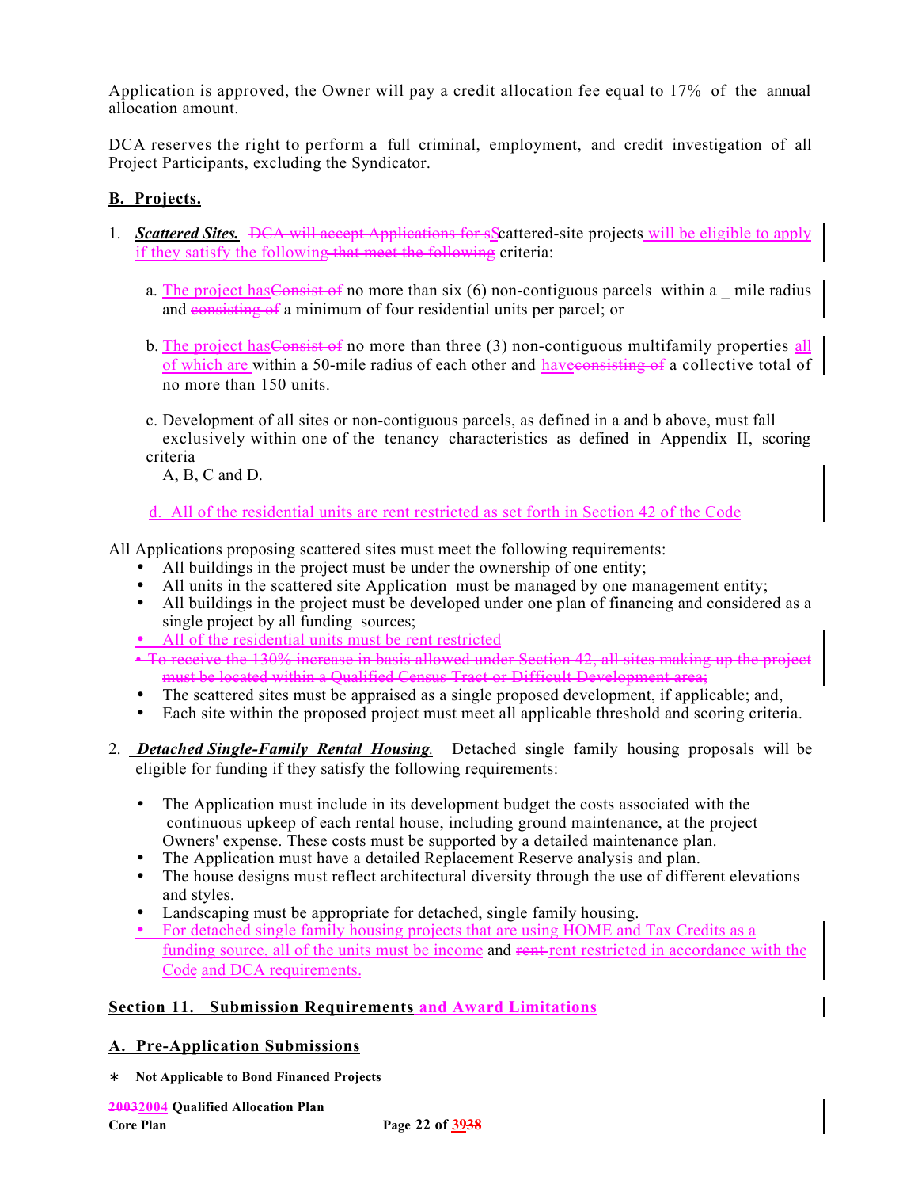Application is approved, the Owner will pay a credit allocation fee equal to 17% of the annual allocation amount.

DCA reserves the right to perform a full criminal, employment, and credit investigation of all Project Participants, excluding the Syndicator.

## B. Projects.

1. ***Scattered Sites.*** ~~DCA will accept Applications for s~~Scattered-site projects will be eligible to apply if they satisfy the following ~~that meet the following~~ criteria:

   a. The project has~~Consist of~~ no more than six (6) non-contiguous parcels within a _ mile radius and ~~consisting of~~ a minimum of four residential units per parcel; or

   b. The project has~~Consist of~~ no more than three (3) non-contiguous multifamily properties all of which are within a 50-mile radius of each other and have~~consisting of~~ a collective total of no more than 150 units.

   c. Development of all sites or non-contiguous parcels, as defined in a and b above, must fall exclusively within one of the tenancy characteristics as defined in Appendix II, scoring criteria A, B, C and D.

   d. All of the residential units are rent restricted as set forth in Section 42 of the Code

All Applications proposing scattered sites must meet the following requirements:

- All buildings in the project must be under the ownership of one entity;
- All units in the scattered site Application must be managed by one management entity;
- All buildings in the project must be developed under one plan of financing and considered as a single project by all funding sources;
- All of the residential units must be rent restricted
- ~~To receive the 130% increase in basis allowed under Section 42, all sites making up the project must be located within a Qualified Census Tract or Difficult Development area;~~
- The scattered sites must be appraised as a single proposed development, if applicable; and,
- Each site within the proposed project must meet all applicable threshold and scoring criteria.

2. ***Detached Single-Family Rental Housing.*** Detached single family housing proposals will be eligible for funding if they satisfy the following requirements:

- The Application must include in its development budget the costs associated with the continuous upkeep of each rental house, including ground maintenance, at the project Owners' expense. These costs must be supported by a detailed maintenance plan.
- The Application must have a detailed Replacement Reserve analysis and plan.
- The house designs must reflect architectural diversity through the use of different elevations and styles.
- Landscaping must be appropriate for detached, single family housing.
- For detached single family housing projects that are using HOME and Tax Credits as a funding source, all of the units must be income and ~~rent~~ rent restricted in accordance with the Code and DCA requirements.

## Section 11. Submission Requirements and Award Limitations

### A. Pre-Application Submissions

∗ **Not Applicable to Bond Financed Projects**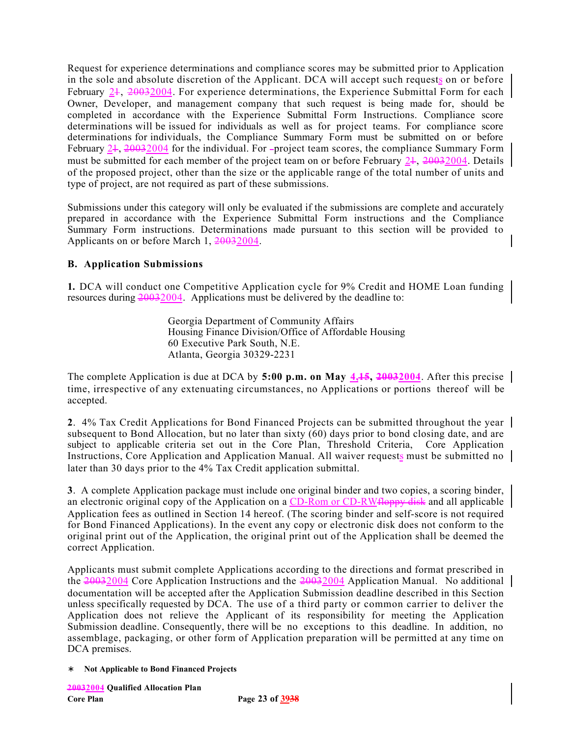Request for experience determinations and compliance scores may be submitted prior to Application in the sole and absolute discretion of the Applicant. DCA will accept such requests on or before February 2~~1~~, ~~2003~~2004. For experience determinations, the Experience Submittal Form for each Owner, Developer, and management company that such request is being made for, should be completed in accordance with the Experience Submittal Form Instructions. Compliance score determinations will be issued for individuals as well as for project teams. For compliance score determinations for individuals, the Compliance Summary Form must be submitted on or before February 2~~1~~, ~~2003~~2004 for the individual. For ~~-~~project team scores, the compliance Summary Form must be submitted for each member of the project team on or before February 2~~1~~, ~~2003~~2004. Details of the proposed project, other than the size or the applicable range of the total number of units and type of project, are not required as part of these submissions.

Submissions under this category will only be evaluated if the submissions are complete and accurately prepared in accordance with the Experience Submittal Form instructions and the Compliance Summary Form instructions. Determinations made pursuant to this section will be provided to Applicants on or before March 1, ~~2003~~2004.

### B. Application Submissions

**1.** DCA will conduct one Competitive Application cycle for 9% Credit and HOME Loan funding resources during ~~2003~~2004. Applications must be delivered by the deadline to:

> Georgia Department of Community Affairs
> Housing Finance Division/Office of Affordable Housing
> 60 Executive Park South, N.E.
> Atlanta, Georgia 30329-2231

The complete Application is due at DCA by **5:00 p.m. on May 4,~~15~~, ~~2003~~2004**. After this precise time, irrespective of any extenuating circumstances, no Applications or portions thereof will be accepted.

**2**. 4% Tax Credit Applications for Bond Financed Projects can be submitted throughout the year subsequent to Bond Allocation, but no later than sixty (60) days prior to bond closing date, and are subject to applicable criteria set out in the Core Plan, Threshold Criteria, Core Application Instructions, Core Application and Application Manual. All waiver requests must be submitted no later than 30 days prior to the 4% Tax Credit application submittal.

**3**. A complete Application package must include one original binder and two copies, a scoring binder, an electronic original copy of the Application on a CD-Rom or CD-RW~~floppy disk~~ and all applicable Application fees as outlined in Section 14 hereof. (The scoring binder and self-score is not required for Bond Financed Applications). In the event any copy or electronic disk does not conform to the original print out of the Application, the original print out of the Application shall be deemed the correct Application.

Applicants must submit complete Applications according to the directions and format prescribed in the ~~2003~~2004 Core Application Instructions and the ~~2003~~2004 Application Manual. No additional documentation will be accepted after the Application Submission deadline described in this Section unless specifically requested by DCA. The use of a third party or common carrier to deliver the Application does not relieve the Applicant of its responsibility for meeting the Application Submission deadline. Consequently, there will be no exceptions to this deadline. In addition, no assemblage, packaging, or other form of Application preparation will be permitted at any time on DCA premises.

∗ **Not Applicable to Bond Financed Projects**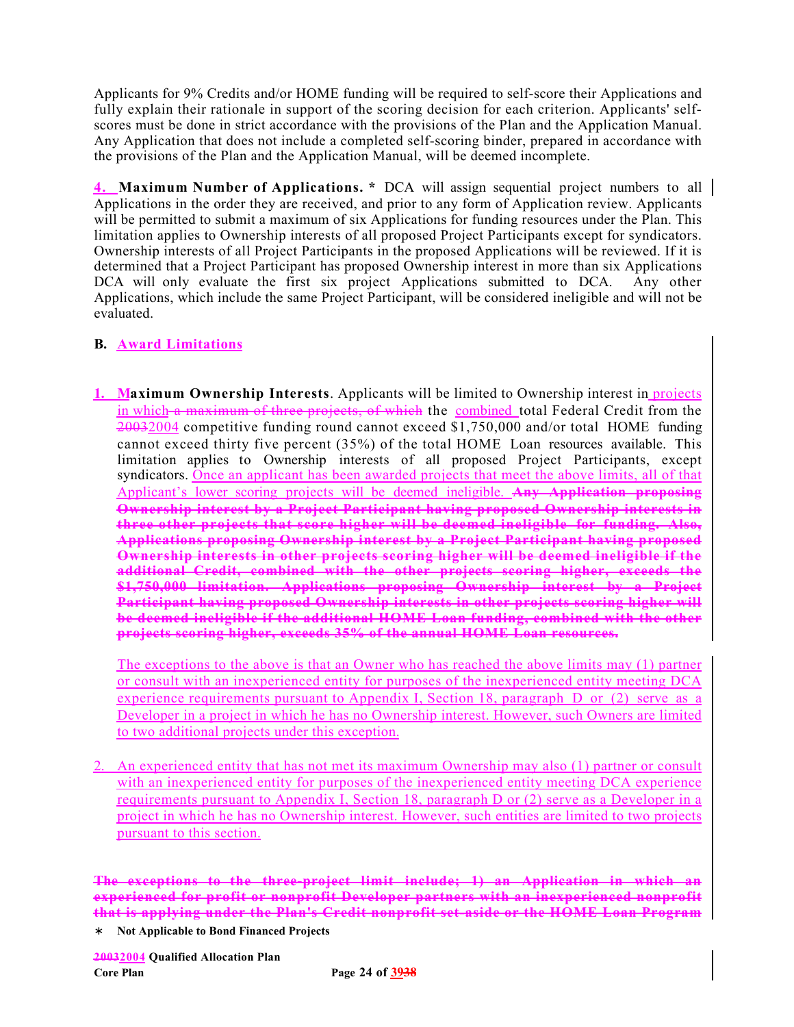Applicants for 9% Credits and/or HOME funding will be required to self-score their Applications and fully explain their rationale in support of the scoring decision for each criterion. Applicants' self-scores must be done in strict accordance with the provisions of the Plan and the Application Manual. Any Application that does not include a completed self-scoring binder, prepared in accordance with the provisions of the Plan and the Application Manual, will be deemed incomplete.

4. **Maximum Number of Applications. *** DCA will assign sequential project numbers to all Applications in the order they are received, and prior to any form of Application review. Applicants will be permitted to submit a maximum of six Applications for funding resources under the Plan. This limitation applies to Ownership interests of all proposed Project Participants except for syndicators. Ownership interests of all Project Participants in the proposed Applications will be reviewed. If it is determined that a Project Participant has proposed Ownership interest in more than six Applications DCA will only evaluate the first six project Applications submitted to DCA. Any other Applications, which include the same Project Participant, will be considered ineligible and will not be evaluated.

**B. Award Limitations**

1. **Maximum Ownership Interests**. Applicants will be limited to Ownership interest in projects in which ~~a maximum of three projects, of which~~ the combined total Federal Credit from the ~~2003~~2004 competitive funding round cannot exceed $1,750,000 and/or total HOME funding cannot exceed thirty five percent (35%) of the total HOME Loan resources available. This limitation applies to Ownership interests of all proposed Project Participants, except syndicators. Once an applicant has been awarded projects that meet the above limits, all of that Applicant's lower scoring projects will be deemed ineligible. ~~**Any Application proposing Ownership interest by a Project Participant having proposed Ownership interests in three other projects that score higher will be deemed ineligible for funding. Also, Applications proposing Ownership interest by a Project Participant having proposed Ownership interests in other projects scoring higher will be deemed ineligible if the additional Credit, combined with the other projects scoring higher, exceeds the $1,750,000 limitation. Applications proposing Ownership interest by a Project Participant having proposed Ownership interests in other projects scoring higher will be deemed ineligible if the additional HOME Loan funding, combined with the other projects scoring higher, exceeds 35% of the annual HOME Loan resources.**~~

   The exceptions to the above is that an Owner who has reached the above limits may (1) partner or consult with an inexperienced entity for purposes of the inexperienced entity meeting DCA experience requirements pursuant to Appendix I, Section 18, paragraph D or (2) serve as a Developer in a project in which he has no Ownership interest. However, such Owners are limited to two additional projects under this exception.

2. An experienced entity that has not met its maximum Ownership may also (1) partner or consult with an inexperienced entity for purposes of the inexperienced entity meeting DCA experience requirements pursuant to Appendix I, Section 18, paragraph D or (2) serve as a Developer in a project in which he has no Ownership interest. However, such entities are limited to two projects pursuant to this section.

~~**The exceptions to the three-project limit include; 1) an Application in which an experienced for profit or nonprofit Developer partners with an inexperienced nonprofit that is applying under the Plan's Credit nonprofit set-aside or the HOME Loan Program**~~

\* **Not Applicable to Bond Financed Projects**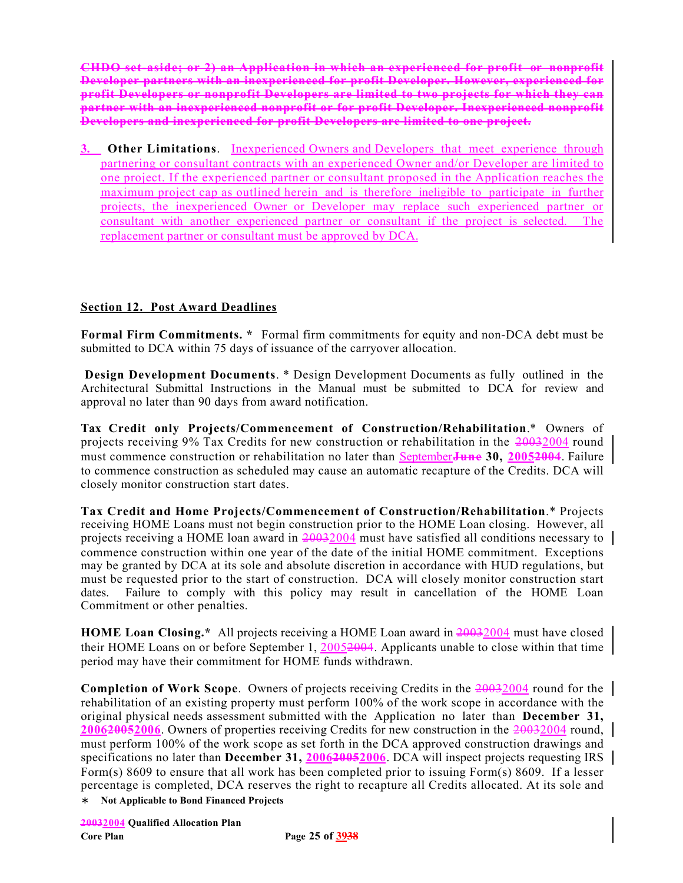~~CHDO set-aside; or 2) an Application in which an experienced for profit or nonprofit Developer partners with an inexperienced for profit Developer. However, experienced for profit Developers or nonprofit Developers are limited to two projects for which they can partner with an inexperienced nonprofit or for profit Developer. Inexperienced nonprofit Developers and inexperienced for profit Developers are limited to one project.~~

3. **Other Limitations**. Inexperienced Owners and Developers that meet experience through partnering or consultant contracts with an experienced Owner and/or Developer are limited to one project. If the experienced partner or consultant proposed in the Application reaches the maximum project cap as outlined herein and is therefore ineligible to participate in further projects, the inexperienced Owner or Developer may replace such experienced partner or consultant with another experienced partner or consultant if the project is selected. The replacement partner or consultant must be approved by DCA.

## Section 12. Post Award Deadlines

**Formal Firm Commitments. *** Formal firm commitments for equity and non-DCA debt must be submitted to DCA within 75 days of issuance of the carryover allocation.

**Design Development Documents**. * Design Development Documents as fully outlined in the Architectural Submittal Instructions in the Manual must be submitted to DCA for review and approval no later than 90 days from award notification.

**Tax Credit only Projects/Commencement of Construction/Rehabilitation**.* Owners of projects receiving 9% Tax Credits for new construction or rehabilitation in the ~~2003~~2004 round must commence construction or rehabilitation no later than September~~**June**~~ **30, 2005~~2004~~**. Failure to commence construction as scheduled may cause an automatic recapture of the Credits. DCA will closely monitor construction start dates.

**Tax Credit and Home Projects/Commencement of Construction/Rehabilitation**.* Projects receiving HOME Loans must not begin construction prior to the HOME Loan closing. However, all projects receiving a HOME loan award in ~~2003~~2004 must have satisfied all conditions necessary to commence construction within one year of the date of the initial HOME commitment. Exceptions may be granted by DCA at its sole and absolute discretion in accordance with HUD regulations, but must be requested prior to the start of construction. DCA will closely monitor construction start dates. Failure to comply with this policy may result in cancellation of the HOME Loan Commitment or other penalties.

**HOME Loan Closing.*** All projects receiving a HOME Loan award in ~~2003~~2004 must have closed their HOME Loans on or before September 1, 2005~~2004~~. Applicants unable to close within that time period may have their commitment for HOME funds withdrawn.

**Completion of Work Scope**. Owners of projects receiving Credits in the ~~2003~~2004 round for the rehabilitation of an existing property must perform 100% of the work scope in accordance with the original physical needs assessment submitted with the Application no later than **December 31, 2006~~2005~~2006**. Owners of properties receiving Credits for new construction in the ~~2003~~2004 round, must perform 100% of the work scope as set forth in the DCA approved construction drawings and specifications no later than **December 31, 2006~~2005~~2006**. DCA will inspect projects requesting IRS Form(s) 8609 to ensure that all work has been completed prior to issuing Form(s) 8609. If a lesser percentage is completed, DCA reserves the right to recapture all Credits allocated. At its sole and

∗ **Not Applicable to Bond Financed Projects**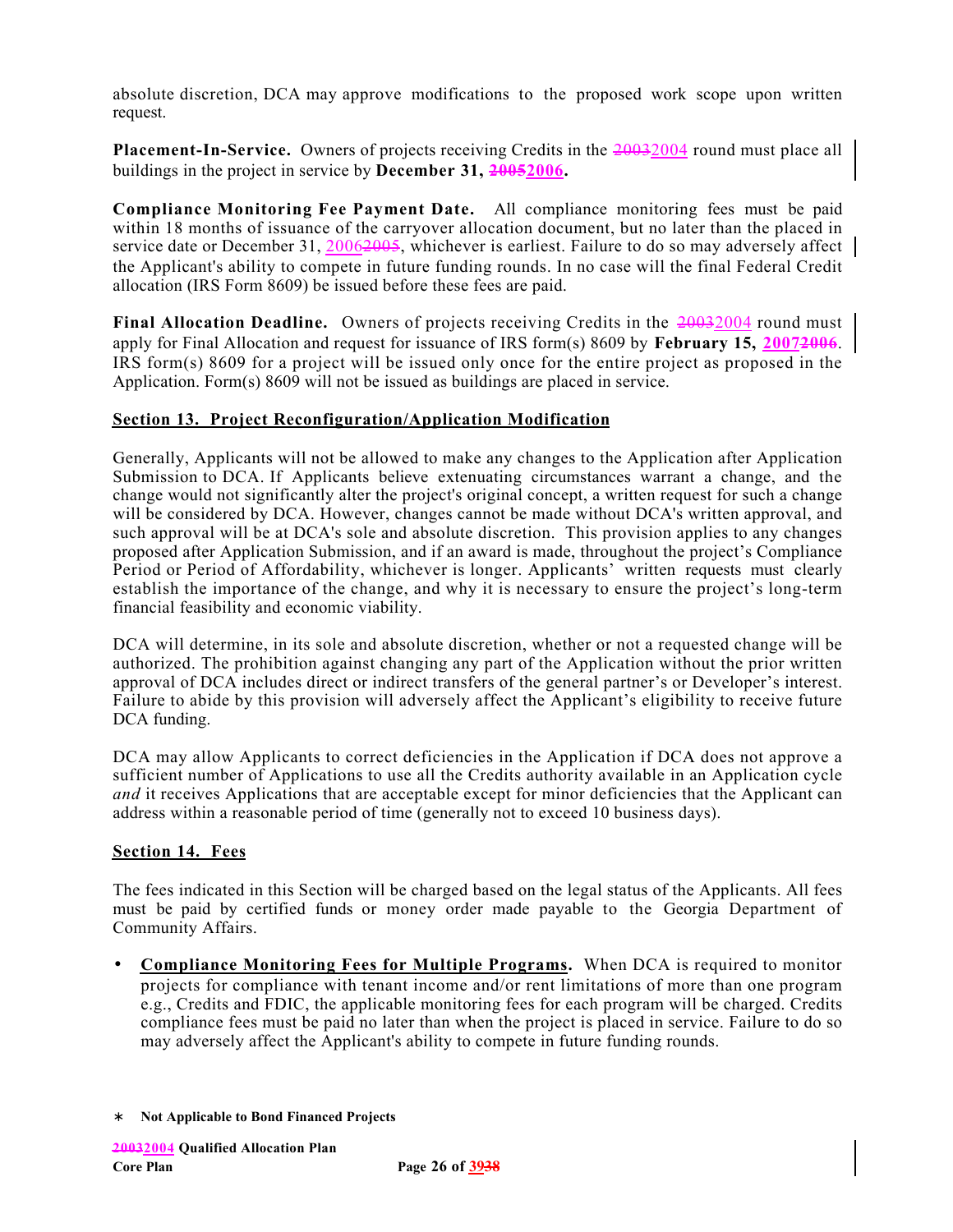absolute discretion, DCA may approve modifications to the proposed work scope upon written request.

**Placement-In-Service.** Owners of projects receiving Credits in the ~~2003~~2004 round must place all buildings in the project in service by **December 31, ~~2005~~2006.**

**Compliance Monitoring Fee Payment Date.** All compliance monitoring fees must be paid within 18 months of issuance of the carryover allocation document, but no later than the placed in service date or December 31, 2006~~2005~~, whichever is earliest. Failure to do so may adversely affect the Applicant's ability to compete in future funding rounds. In no case will the final Federal Credit allocation (IRS Form 8609) be issued before these fees are paid.

**Final Allocation Deadline.** Owners of projects receiving Credits in the ~~2003~~2004 round must apply for Final Allocation and request for issuance of IRS form(s) 8609 by **February 15, 2007~~2006~~**. IRS form(s) 8609 for a project will be issued only once for the entire project as proposed in the Application. Form(s) 8609 will not be issued as buildings are placed in service.

## Section 13. Project Reconfiguration/Application Modification

Generally, Applicants will not be allowed to make any changes to the Application after Application Submission to DCA. If Applicants believe extenuating circumstances warrant a change, and the change would not significantly alter the project's original concept, a written request for such a change will be considered by DCA. However, changes cannot be made without DCA's written approval, and such approval will be at DCA's sole and absolute discretion. This provision applies to any changes proposed after Application Submission, and if an award is made, throughout the project's Compliance Period or Period of Affordability, whichever is longer. Applicants' written requests must clearly establish the importance of the change, and why it is necessary to ensure the project's long-term financial feasibility and economic viability.

DCA will determine, in its sole and absolute discretion, whether or not a requested change will be authorized. The prohibition against changing any part of the Application without the prior written approval of DCA includes direct or indirect transfers of the general partner's or Developer's interest. Failure to abide by this provision will adversely affect the Applicant's eligibility to receive future DCA funding.

DCA may allow Applicants to correct deficiencies in the Application if DCA does not approve a sufficient number of Applications to use all the Credits authority available in an Application cycle *and* it receives Applications that are acceptable except for minor deficiencies that the Applicant can address within a reasonable period of time (generally not to exceed 10 business days).

## Section 14. Fees

The fees indicated in this Section will be charged based on the legal status of the Applicants. All fees must be paid by certified funds or money order made payable to the Georgia Department of Community Affairs.

- **Compliance Monitoring Fees for Multiple Programs.** When DCA is required to monitor projects for compliance with tenant income and/or rent limitations of more than one program e.g., Credits and FDIC, the applicable monitoring fees for each program will be charged. Credits compliance fees must be paid no later than when the project is placed in service. Failure to do so may adversely affect the Applicant's ability to compete in future funding rounds.

∗ **Not Applicable to Bond Financed Projects**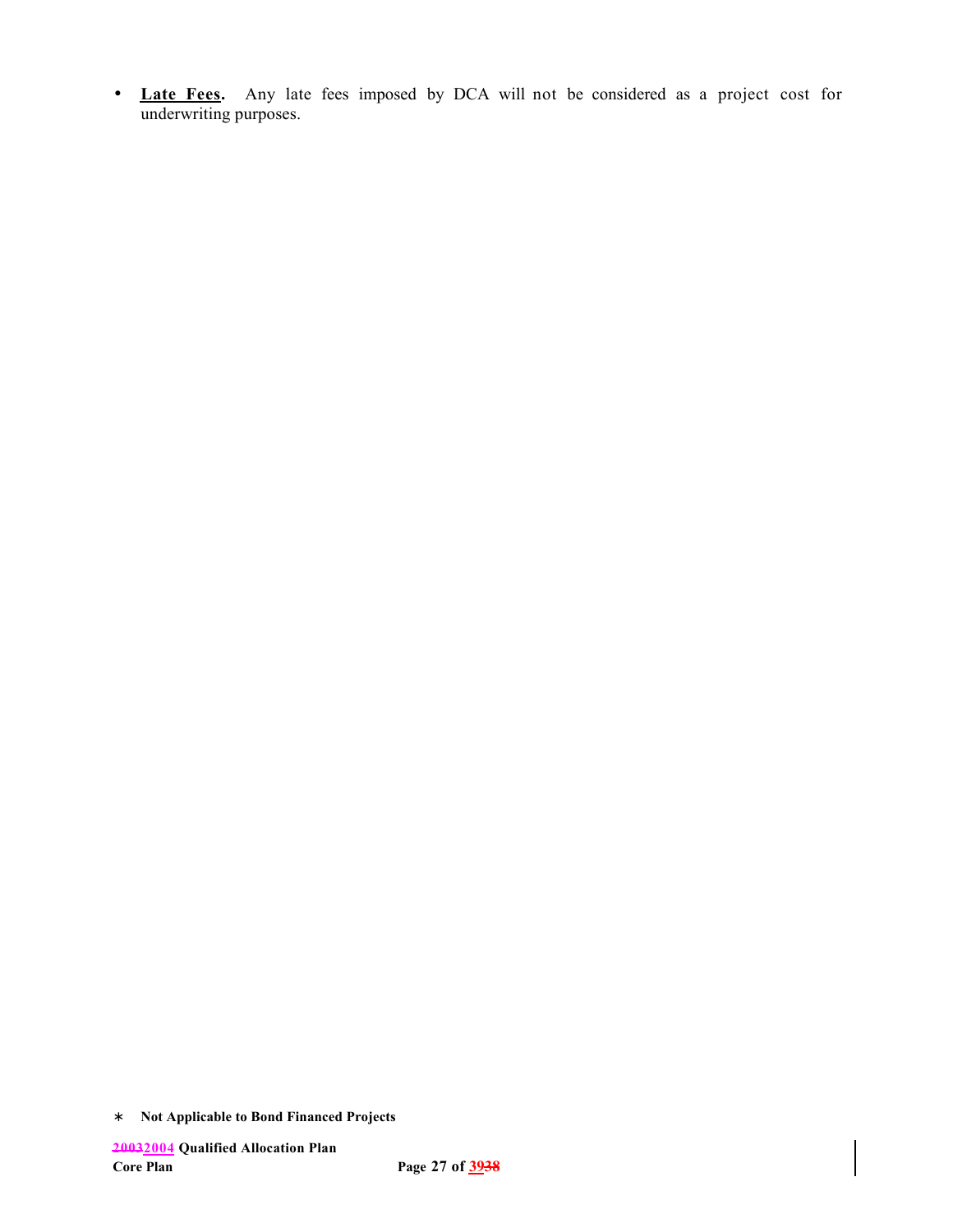- **Late Fees.** Any late fees imposed by DCA will not be considered as a project cost for underwriting purposes.

* **Not Applicable to Bond Financed Projects**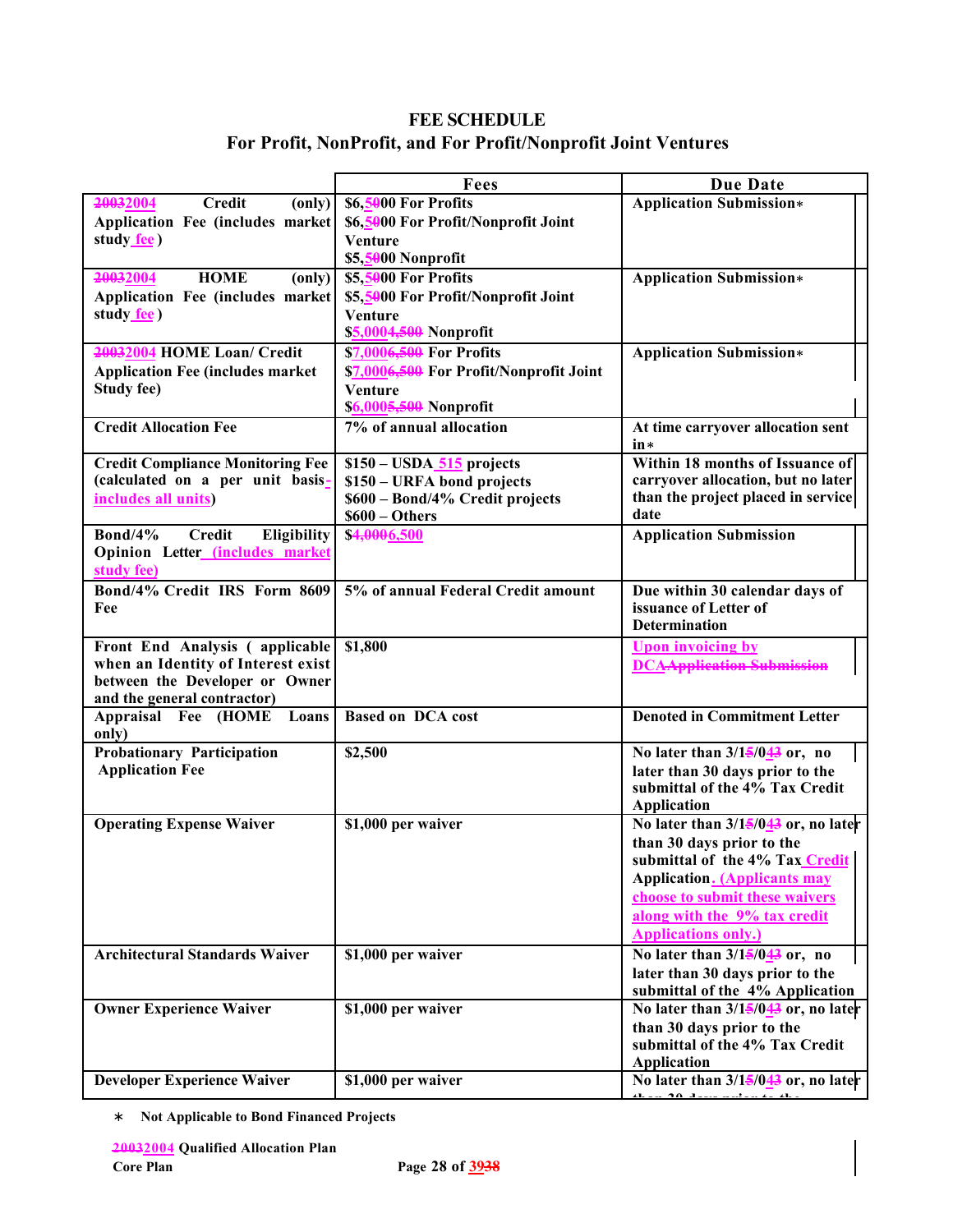# FEE SCHEDULE
## For Profit, NonProfit, and For Profit/Nonprofit Joint Ventures

| | Fees | Due Date |
|---|---|---|
| 20032004 Credit (only) Application Fee (includes market study fee ) | $6,5000 For Profits<br>$6,5000 For Profit/Nonprofit Joint Venture<br>$5,5000 Nonprofit | Application Submission* |
| 20032004 HOME (only) Application Fee (includes market study fee ) | $5,5000 For Profits<br>$5,5000 For Profit/Nonprofit Joint Venture<br>$5,0004,500 Nonprofit | Application Submission* |
| 20032004 HOME Loan/ Credit Application Fee (includes market Study fee) | $7,0006,500 For Profits<br>$7,0006,500 For Profit/Nonprofit Joint Venture<br>$6,0005,500 Nonprofit | Application Submission* |
| Credit Allocation Fee | 7% of annual allocation | At time carryover allocation sent in* |
| Credit Compliance Monitoring Fee (calculated on a per unit basis-includes all units) | $150 – USDA 515 projects<br>$150 – URFA bond projects<br>$600 – Bond/4% Credit projects<br>$600 – Others | Within 18 months of Issuance of carryover allocation, but no later than the project placed in service date |
| Bond/4% Credit Eligibility Opinion Letter (includes market study fee) | $4,0006,500 | Application Submission |
| Bond/4% Credit IRS Form 8609 Fee | 5% of annual Federal Credit amount | Due within 30 calendar days of issuance of Letter of Determination |
| Front End Analysis ( applicable when an Identity of Interest exist between the Developer or Owner and the general contractor) | $1,800 | Upon invoicing by DCAApplication Submission |
| Appraisal Fee (HOME Loans only) | Based on DCA cost | Denoted in Commitment Letter |
| Probationary Participation Application Fee | $2,500 | No later than 3/15/043 or, no later than 30 days prior to the submittal of the 4% Tax Credit Application |
| Operating Expense Waiver | $1,000 per waiver | No later than 3/15/043 or, no later than 30 days prior to the submittal of the 4% Tax Credit Application. (Applicants may choose to submit these waivers along with the 9% tax credit Applications only.) |
| Architectural Standards Waiver | $1,000 per waiver | No later than 3/15/043 or, no later than 30 days prior to the submittal of the 4% Application |
| Owner Experience Waiver | $1,000 per waiver | No later than 3/15/043 or, no later than 30 days prior to the submittal of the 4% Tax Credit Application |
| Developer Experience Waiver | $1,000 per waiver | No later than 3/15/043 or, no later than 30 days prior to the |

* Not Applicable to Bond Financed Projects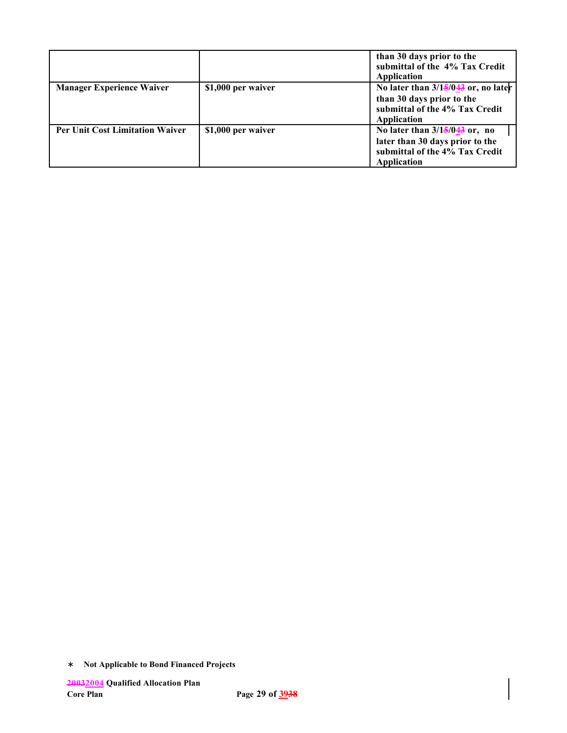| | | than 30 days prior to the submittal of the 4% Tax Credit Application |
|---|---|---|
| **Manager Experience Waiver** | **$1,000 per waiver** | **No later than 3/15/043 or, no later than 30 days prior to the submittal of the 4% Tax Credit Application** |
| **Per Unit Cost Limitation Waiver** | **$1,000 per waiver** | **No later than 3/15/043 or, no later than 30 days prior to the submittal of the 4% Tax Credit Application** |

∗ **Not Applicable to Bond Financed Projects**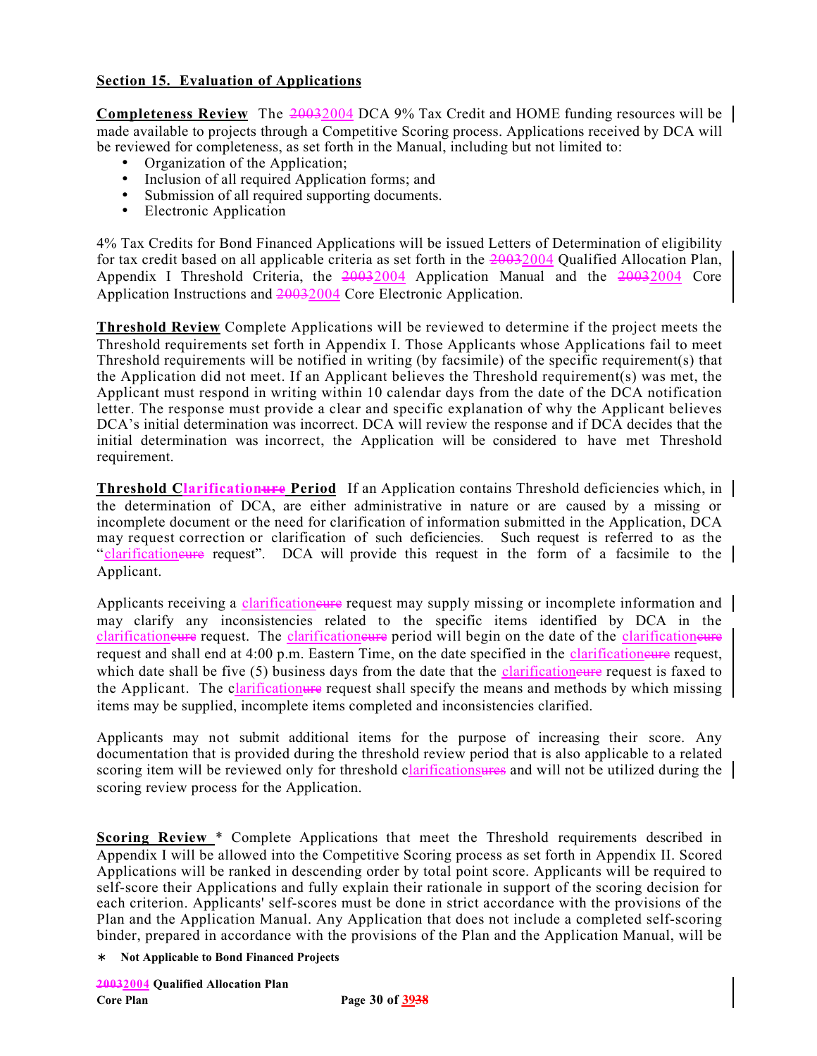## Section 15. Evaluation of Applications

**Completeness Review** The 20032004 DCA 9% Tax Credit and HOME funding resources will be made available to projects through a Competitive Scoring process. Applications received by DCA will be reviewed for completeness, as set forth in the Manual, including but not limited to:

- Organization of the Application;
- Inclusion of all required Application forms; and
- Submission of all required supporting documents.
- Electronic Application

4% Tax Credits for Bond Financed Applications will be issued Letters of Determination of eligibility for tax credit based on all applicable criteria as set forth in the 20032004 Qualified Allocation Plan, Appendix I Threshold Criteria, the 20032004 Application Manual and the 20032004 Core Application Instructions and 20032004 Core Electronic Application.

**Threshold Review** Complete Applications will be reviewed to determine if the project meets the Threshold requirements set forth in Appendix I. Those Applicants whose Applications fail to meet Threshold requirements will be notified in writing (by facsimile) of the specific requirement(s) that the Application did not meet. If an Applicant believes the Threshold requirement(s) was met, the Applicant must respond in writing within 10 calendar days from the date of the DCA notification letter. The response must provide a clear and specific explanation of why the Applicant believes DCA's initial determination was incorrect. DCA will review the response and if DCA decides that the initial determination was incorrect, the Application will be considered to have met Threshold requirement.

**Threshold Clarificationure Period** If an Application contains Threshold deficiencies which, in the determination of DCA, are either administrative in nature or are caused by a missing or incomplete document or the need for clarification of information submitted in the Application, DCA may request correction or clarification of such deficiencies. Such request is referred to as the "clarificationcure request". DCA will provide this request in the form of a facsimile to the Applicant.

Applicants receiving a clarificationcure request may supply missing or incomplete information and may clarify any inconsistencies related to the specific items identified by DCA in the clarificationcure request. The clarificationcure period will begin on the date of the clarificationcure request and shall end at 4:00 p.m. Eastern Time, on the date specified in the clarificationcure request, which date shall be five (5) business days from the date that the clarificationcure request is faxed to the Applicant. The clarificationure request shall specify the means and methods by which missing items may be supplied, incomplete items completed and inconsistencies clarified.

Applicants may not submit additional items for the purpose of increasing their score. Any documentation that is provided during the threshold review period that is also applicable to a related scoring item will be reviewed only for threshold clarificationsures and will not be utilized during the scoring review process for the Application.

**Scoring Review** * Complete Applications that meet the Threshold requirements described in Appendix I will be allowed into the Competitive Scoring process as set forth in Appendix II. Scored Applications will be ranked in descending order by total point score. Applicants will be required to self-score their Applications and fully explain their rationale in support of the scoring decision for each criterion. Applicants' self-scores must be done in strict accordance with the provisions of the Plan and the Application Manual. Any Application that does not include a completed self-scoring binder, prepared in accordance with the provisions of the Plan and the Application Manual, will be

\* **Not Applicable to Bond Financed Projects**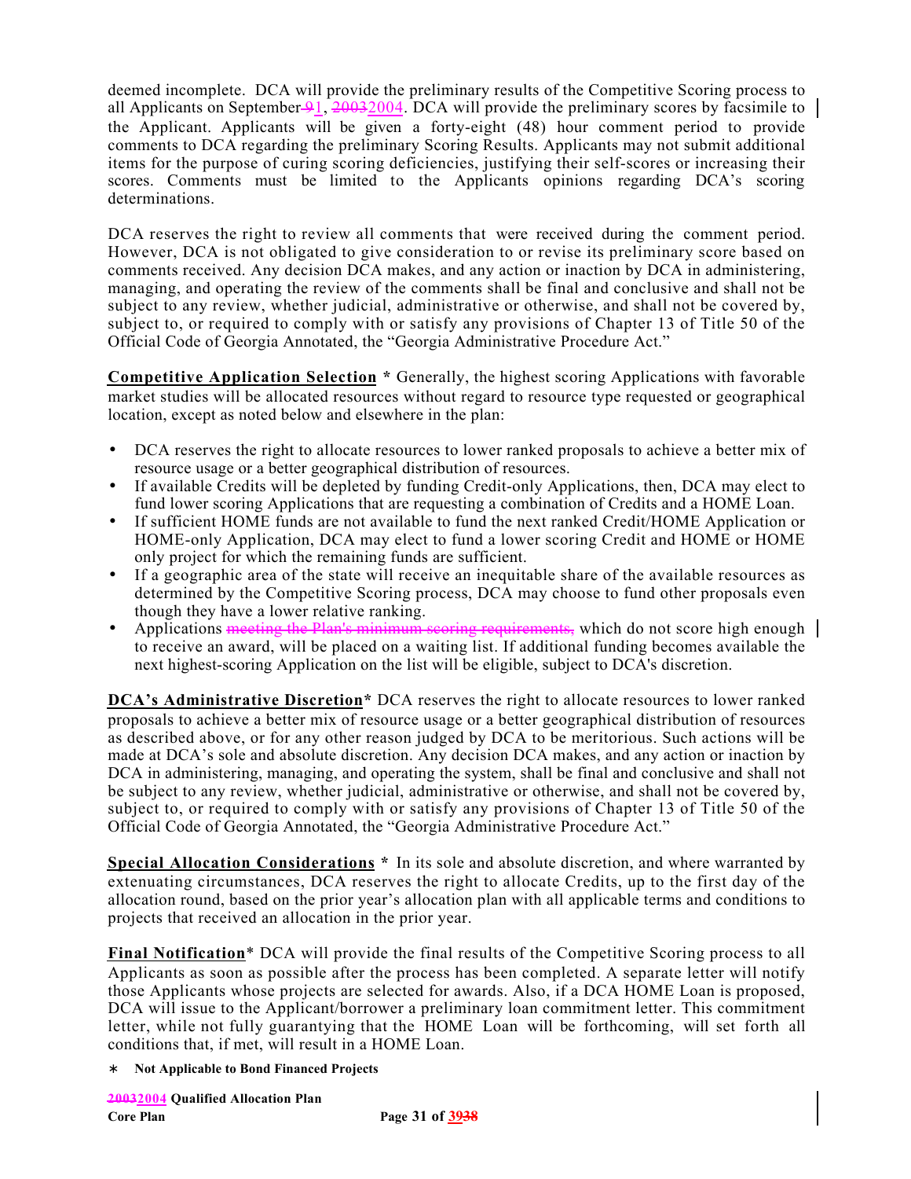deemed incomplete. DCA will provide the preliminary results of the Competitive Scoring process to all Applicants on September ~~9~~1, ~~2003~~2004. DCA will provide the preliminary scores by facsimile to the Applicant. Applicants will be given a forty-eight (48) hour comment period to provide comments to DCA regarding the preliminary Scoring Results. Applicants may not submit additional items for the purpose of curing scoring deficiencies, justifying their self-scores or increasing their scores. Comments must be limited to the Applicants opinions regarding DCA's scoring determinations.

DCA reserves the right to review all comments that were received during the comment period. However, DCA is not obligated to give consideration to or revise its preliminary score based on comments received. Any decision DCA makes, and any action or inaction by DCA in administering, managing, and operating the review of the comments shall be final and conclusive and shall not be subject to any review, whether judicial, administrative or otherwise, and shall not be covered by, subject to, or required to comply with or satisfy any provisions of Chapter 13 of Title 50 of the Official Code of Georgia Annotated, the "Georgia Administrative Procedure Act."

**Competitive Application Selection** * Generally, the highest scoring Applications with favorable market studies will be allocated resources without regard to resource type requested or geographical location, except as noted below and elsewhere in the plan:

- DCA reserves the right to allocate resources to lower ranked proposals to achieve a better mix of resource usage or a better geographical distribution of resources.
- If available Credits will be depleted by funding Credit-only Applications, then, DCA may elect to fund lower scoring Applications that are requesting a combination of Credits and a HOME Loan.
- If sufficient HOME funds are not available to fund the next ranked Credit/HOME Application or HOME-only Application, DCA may elect to fund a lower scoring Credit and HOME or HOME only project for which the remaining funds are sufficient.
- If a geographic area of the state will receive an inequitable share of the available resources as determined by the Competitive Scoring process, DCA may choose to fund other proposals even though they have a lower relative ranking.
- Applications ~~meeting the Plan's minimum scoring requirements,~~ which do not score high enough to receive an award, will be placed on a waiting list. If additional funding becomes available the next highest-scoring Application on the list will be eligible, subject to DCA's discretion.

**DCA's Administrative Discretion*** DCA reserves the right to allocate resources to lower ranked proposals to achieve a better mix of resource usage or a better geographical distribution of resources as described above, or for any other reason judged by DCA to be meritorious. Such actions will be made at DCA's sole and absolute discretion. Any decision DCA makes, and any action or inaction by DCA in administering, managing, and operating the system, shall be final and conclusive and shall not be subject to any review, whether judicial, administrative or otherwise, and shall not be covered by, subject to, or required to comply with or satisfy any provisions of Chapter 13 of Title 50 of the Official Code of Georgia Annotated, the "Georgia Administrative Procedure Act."

**Special Allocation Considerations** * In its sole and absolute discretion, and where warranted by extenuating circumstances, DCA reserves the right to allocate Credits, up to the first day of the allocation round, based on the prior year's allocation plan with all applicable terms and conditions to projects that received an allocation in the prior year.

**Final Notification*** DCA will provide the final results of the Competitive Scoring process to all Applicants as soon as possible after the process has been completed. A separate letter will notify those Applicants whose projects are selected for awards. Also, if a DCA HOME Loan is proposed, DCA will issue to the Applicant/borrower a preliminary loan commitment letter. This commitment letter, while not fully guarantying that the HOME Loan will be forthcoming, will set forth all conditions that, if met, will result in a HOME Loan.

\* **Not Applicable to Bond Financed Projects**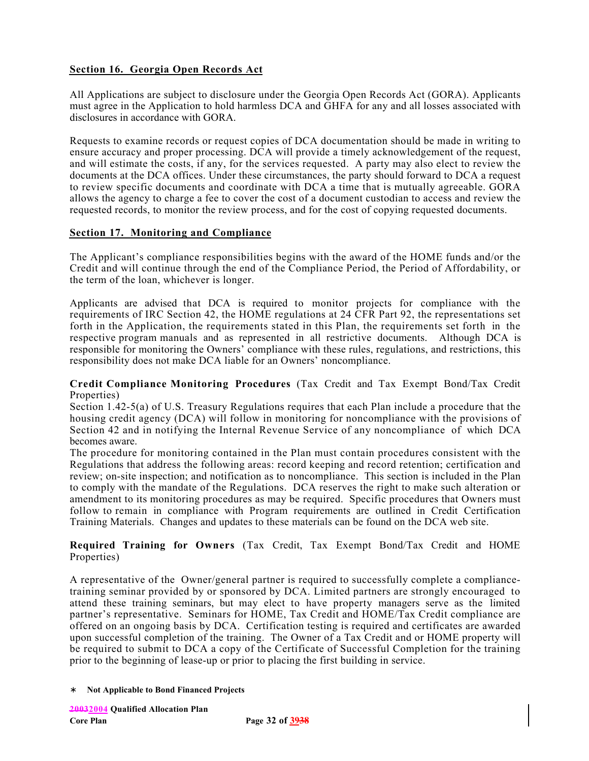## Section 16. Georgia Open Records Act

All Applications are subject to disclosure under the Georgia Open Records Act (GORA). Applicants must agree in the Application to hold harmless DCA and GHFA for any and all losses associated with disclosures in accordance with GORA.

Requests to examine records or request copies of DCA documentation should be made in writing to ensure accuracy and proper processing. DCA will provide a timely acknowledgement of the request, and will estimate the costs, if any, for the services requested. A party may also elect to review the documents at the DCA offices. Under these circumstances, the party should forward to DCA a request to review specific documents and coordinate with DCA a time that is mutually agreeable. GORA allows the agency to charge a fee to cover the cost of a document custodian to access and review the requested records, to monitor the review process, and for the cost of copying requested documents.

## Section 17. Monitoring and Compliance

The Applicant's compliance responsibilities begins with the award of the HOME funds and/or the Credit and will continue through the end of the Compliance Period, the Period of Affordability, or the term of the loan, whichever is longer.

Applicants are advised that DCA is required to monitor projects for compliance with the requirements of IRC Section 42, the HOME regulations at 24 CFR Part 92, the representations set forth in the Application, the requirements stated in this Plan, the requirements set forth in the respective program manuals and as represented in all restrictive documents. Although DCA is responsible for monitoring the Owners' compliance with these rules, regulations, and restrictions, this responsibility does not make DCA liable for an Owners' noncompliance.

**Credit Compliance Monitoring Procedures** (Tax Credit and Tax Exempt Bond/Tax Credit Properties)

Section 1.42-5(a) of U.S. Treasury Regulations requires that each Plan include a procedure that the housing credit agency (DCA) will follow in monitoring for noncompliance with the provisions of Section 42 and in notifying the Internal Revenue Service of any noncompliance of which DCA becomes aware.

The procedure for monitoring contained in the Plan must contain procedures consistent with the Regulations that address the following areas: record keeping and record retention; certification and review; on-site inspection; and notification as to noncompliance. This section is included in the Plan to comply with the mandate of the Regulations. DCA reserves the right to make such alteration or amendment to its monitoring procedures as may be required. Specific procedures that Owners must follow to remain in compliance with Program requirements are outlined in Credit Certification Training Materials. Changes and updates to these materials can be found on the DCA web site.

**Required Training for Owners** (Tax Credit, Tax Exempt Bond/Tax Credit and HOME Properties)

A representative of the Owner/general partner is required to successfully complete a compliance-training seminar provided by or sponsored by DCA. Limited partners are strongly encouraged to attend these training seminars, but may elect to have property managers serve as the limited partner's representative. Seminars for HOME, Tax Credit and HOME/Tax Credit compliance are offered on an ongoing basis by DCA. Certification testing is required and certificates are awarded upon successful completion of the training. The Owner of a Tax Credit and or HOME property will be required to submit to DCA a copy of the Certificate of Successful Completion for the training prior to the beginning of lease-up or prior to placing the first building in service.

∗ **Not Applicable to Bond Financed Projects**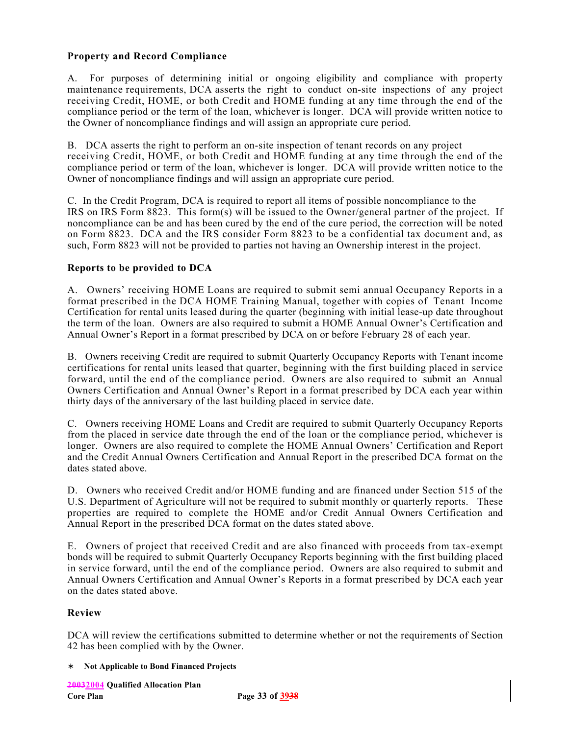**Property and Record Compliance**

A. For purposes of determining initial or ongoing eligibility and compliance with property maintenance requirements, DCA asserts the right to conduct on-site inspections of any project receiving Credit, HOME, or both Credit and HOME funding at any time through the end of the compliance period or the term of the loan, whichever is longer. DCA will provide written notice to the Owner of noncompliance findings and will assign an appropriate cure period.

B. DCA asserts the right to perform an on-site inspection of tenant records on any project receiving Credit, HOME, or both Credit and HOME funding at any time through the end of the compliance period or term of the loan, whichever is longer. DCA will provide written notice to the Owner of noncompliance findings and will assign an appropriate cure period.

C. In the Credit Program, DCA is required to report all items of possible noncompliance to the IRS on IRS Form 8823. This form(s) will be issued to the Owner/general partner of the project. If noncompliance can be and has been cured by the end of the cure period, the correction will be noted on Form 8823. DCA and the IRS consider Form 8823 to be a confidential tax document and, as such, Form 8823 will not be provided to parties not having an Ownership interest in the project.

**Reports to be provided to DCA**

A. Owners' receiving HOME Loans are required to submit semi annual Occupancy Reports in a format prescribed in the DCA HOME Training Manual, together with copies of Tenant Income Certification for rental units leased during the quarter (beginning with initial lease-up date throughout the term of the loan. Owners are also required to submit a HOME Annual Owner's Certification and Annual Owner's Report in a format prescribed by DCA on or before February 28 of each year.

B. Owners receiving Credit are required to submit Quarterly Occupancy Reports with Tenant income certifications for rental units leased that quarter, beginning with the first building placed in service forward, until the end of the compliance period. Owners are also required to submit an Annual Owners Certification and Annual Owner's Report in a format prescribed by DCA each year within thirty days of the anniversary of the last building placed in service date.

C. Owners receiving HOME Loans and Credit are required to submit Quarterly Occupancy Reports from the placed in service date through the end of the loan or the compliance period, whichever is longer. Owners are also required to complete the HOME Annual Owners' Certification and Report and the Credit Annual Owners Certification and Annual Report in the prescribed DCA format on the dates stated above.

D. Owners who received Credit and/or HOME funding and are financed under Section 515 of the U.S. Department of Agriculture will not be required to submit monthly or quarterly reports. These properties are required to complete the HOME and/or Credit Annual Owners Certification and Annual Report in the prescribed DCA format on the dates stated above.

E. Owners of project that received Credit and are also financed with proceeds from tax-exempt bonds will be required to submit Quarterly Occupancy Reports beginning with the first building placed in service forward, until the end of the compliance period. Owners are also required to submit and Annual Owners Certification and Annual Owner's Reports in a format prescribed by DCA each year on the dates stated above.

**Review**

DCA will review the certifications submitted to determine whether or not the requirements of Section 42 has been complied with by the Owner.

∗ **Not Applicable to Bond Financed Projects**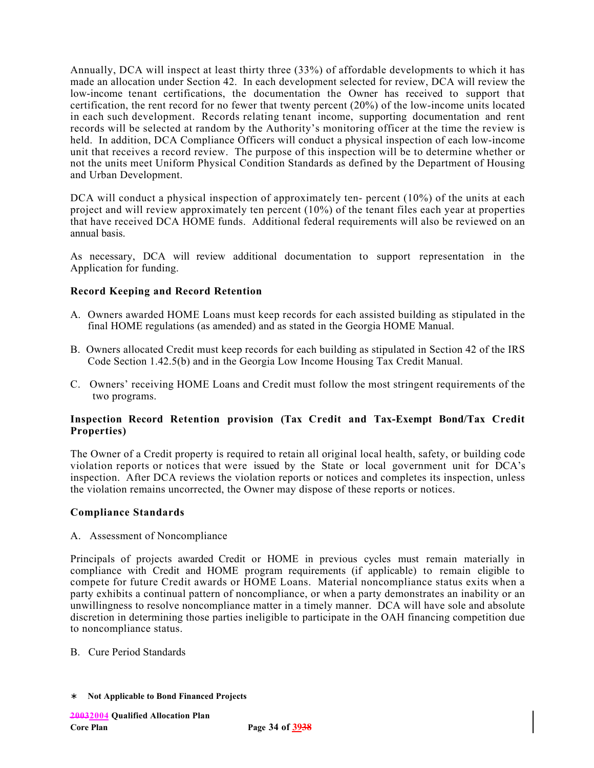Annually, DCA will inspect at least thirty three (33%) of affordable developments to which it has made an allocation under Section 42. In each development selected for review, DCA will review the low-income tenant certifications, the documentation the Owner has received to support that certification, the rent record for no fewer that twenty percent (20%) of the low-income units located in each such development. Records relating tenant income, supporting documentation and rent records will be selected at random by the Authority's monitoring officer at the time the review is held. In addition, DCA Compliance Officers will conduct a physical inspection of each low-income unit that receives a record review. The purpose of this inspection will be to determine whether or not the units meet Uniform Physical Condition Standards as defined by the Department of Housing and Urban Development.

DCA will conduct a physical inspection of approximately ten- percent (10%) of the units at each project and will review approximately ten percent (10%) of the tenant files each year at properties that have received DCA HOME funds. Additional federal requirements will also be reviewed on an annual basis.

As necessary, DCA will review additional documentation to support representation in the Application for funding.

### Record Keeping and Record Retention

A. Owners awarded HOME Loans must keep records for each assisted building as stipulated in the final HOME regulations (as amended) and as stated in the Georgia HOME Manual.

B. Owners allocated Credit must keep records for each building as stipulated in Section 42 of the IRS Code Section 1.42.5(b) and in the Georgia Low Income Housing Tax Credit Manual.

C. Owners' receiving HOME Loans and Credit must follow the most stringent requirements of the two programs.

### Inspection Record Retention provision (Tax Credit and Tax-Exempt Bond/Tax Credit Properties)

The Owner of a Credit property is required to retain all original local health, safety, or building code violation reports or notices that were issued by the State or local government unit for DCA's inspection. After DCA reviews the violation reports or notices and completes its inspection, unless the violation remains uncorrected, the Owner may dispose of these reports or notices.

### Compliance Standards

A. Assessment of Noncompliance

Principals of projects awarded Credit or HOME in previous cycles must remain materially in compliance with Credit and HOME program requirements (if applicable) to remain eligible to compete for future Credit awards or HOME Loans. Material noncompliance status exits when a party exhibits a continual pattern of noncompliance, or when a party demonstrates an inability or an unwillingness to resolve noncompliance matter in a timely manner. DCA will have sole and absolute discretion in determining those parties ineligible to participate in the OAH financing competition due to noncompliance status.

B. Cure Period Standards

∗ **Not Applicable to Bond Financed Projects**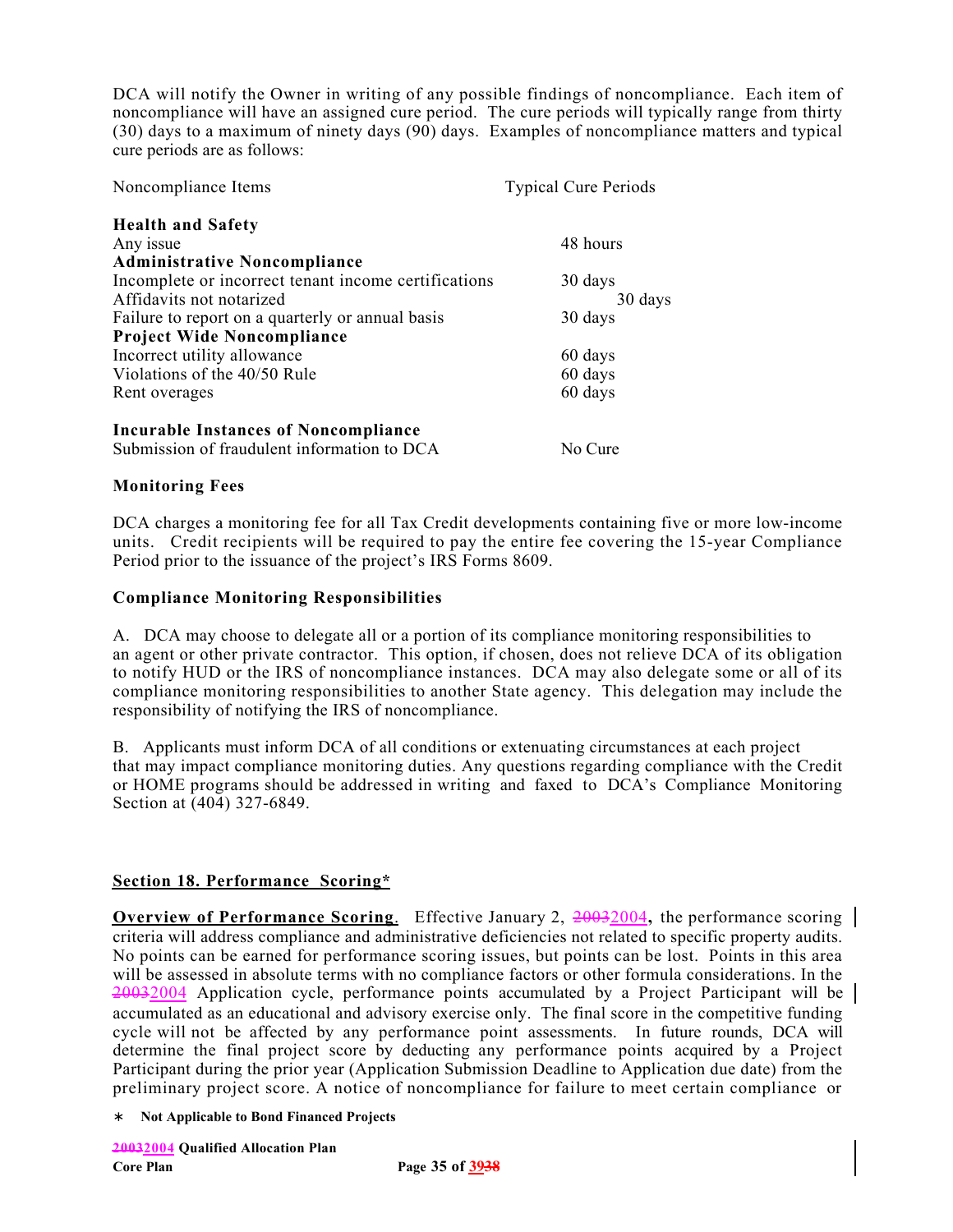DCA will notify the Owner in writing of any possible findings of noncompliance. Each item of noncompliance will have an assigned cure period. The cure periods will typically range from thirty (30) days to a maximum of ninety days (90) days. Examples of noncompliance matters and typical cure periods are as follows:

| Noncompliance Items | Typical Cure Periods |
|---|---|
| **Health and Safety** | |
| Any issue | 48 hours |
| **Administrative Noncompliance** | |
| Incomplete or incorrect tenant income certifications | 30 days |
| Affidavits not notarized | 30 days |
| Failure to report on a quarterly or annual basis | 30 days |
| **Project Wide Noncompliance** | |
| Incorrect utility allowance | 60 days |
| Violations of the 40/50 Rule | 60 days |
| Rent overages | 60 days |
| **Incurable Instances of Noncompliance** | |
| Submission of fraudulent information to DCA | No Cure |

**Monitoring Fees**

DCA charges a monitoring fee for all Tax Credit developments containing five or more low-income units. Credit recipients will be required to pay the entire fee covering the 15-year Compliance Period prior to the issuance of the project's IRS Forms 8609.

**Compliance Monitoring Responsibilities**

A. DCA may choose to delegate all or a portion of its compliance monitoring responsibilities to an agent or other private contractor. This option, if chosen, does not relieve DCA of its obligation to notify HUD or the IRS of noncompliance instances. DCA may also delegate some or all of its compliance monitoring responsibilities to another State agency. This delegation may include the responsibility of notifying the IRS of noncompliance.

B. Applicants must inform DCA of all conditions or extenuating circumstances at each project that may impact compliance monitoring duties. Any questions regarding compliance with the Credit or HOME programs should be addressed in writing and faxed to DCA's Compliance Monitoring Section at (404) 327-6849.

## Section 18. Performance Scoring*

**Overview of Performance Scoring**. Effective January 2, ~~2003~~2004, the performance scoring criteria will address compliance and administrative deficiencies not related to specific property audits. No points can be earned for performance scoring issues, but points can be lost. Points in this area will be assessed in absolute terms with no compliance factors or other formula considerations. In the ~~2003~~2004 Application cycle, performance points accumulated by a Project Participant will be accumulated as an educational and advisory exercise only. The final score in the competitive funding cycle will not be affected by any performance point assessments. In future rounds, DCA will determine the final project score by deducting any performance points acquired by a Project Participant during the prior year (Application Submission Deadline to Application due date) from the preliminary project score. A notice of noncompliance for failure to meet certain compliance or

* **Not Applicable to Bond Financed Projects**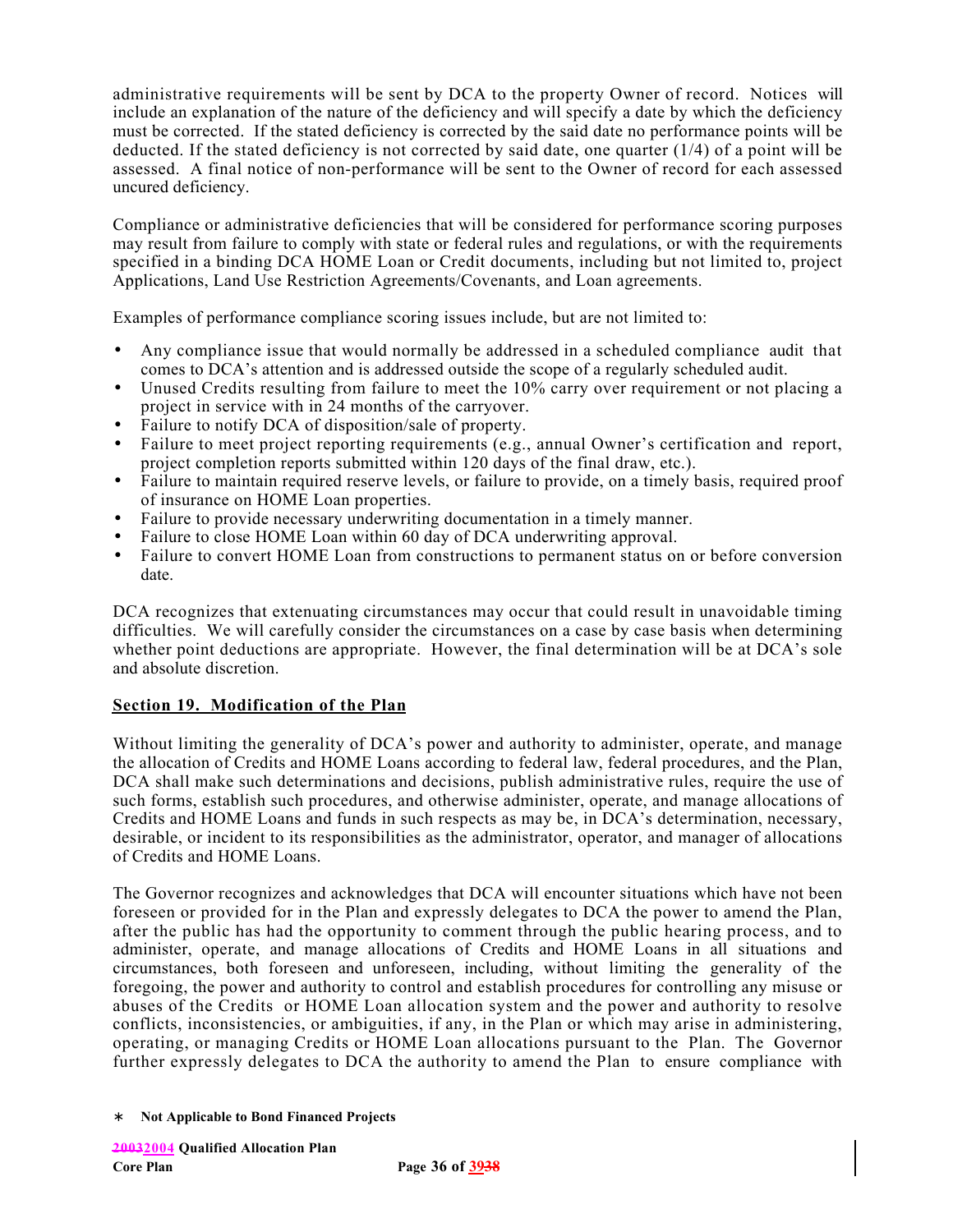administrative requirements will be sent by DCA to the property Owner of record. Notices will include an explanation of the nature of the deficiency and will specify a date by which the deficiency must be corrected. If the stated deficiency is corrected by the said date no performance points will be deducted. If the stated deficiency is not corrected by said date, one quarter (1/4) of a point will be assessed. A final notice of non-performance will be sent to the Owner of record for each assessed uncured deficiency.

Compliance or administrative deficiencies that will be considered for performance scoring purposes may result from failure to comply with state or federal rules and regulations, or with the requirements specified in a binding DCA HOME Loan or Credit documents, including but not limited to, project Applications, Land Use Restriction Agreements/Covenants, and Loan agreements.

Examples of performance compliance scoring issues include, but are not limited to:

- Any compliance issue that would normally be addressed in a scheduled compliance audit that comes to DCA's attention and is addressed outside the scope of a regularly scheduled audit.
- Unused Credits resulting from failure to meet the 10% carry over requirement or not placing a project in service with in 24 months of the carryover.
- Failure to notify DCA of disposition/sale of property.
- Failure to meet project reporting requirements (e.g., annual Owner's certification and report, project completion reports submitted within 120 days of the final draw, etc.).
- Failure to maintain required reserve levels, or failure to provide, on a timely basis, required proof of insurance on HOME Loan properties.
- Failure to provide necessary underwriting documentation in a timely manner.
- Failure to close HOME Loan within 60 day of DCA underwriting approval.
- Failure to convert HOME Loan from constructions to permanent status on or before conversion date.

DCA recognizes that extenuating circumstances may occur that could result in unavoidable timing difficulties. We will carefully consider the circumstances on a case by case basis when determining whether point deductions are appropriate. However, the final determination will be at DCA's sole and absolute discretion.

## Section 19. Modification of the Plan

Without limiting the generality of DCA's power and authority to administer, operate, and manage the allocation of Credits and HOME Loans according to federal law, federal procedures, and the Plan, DCA shall make such determinations and decisions, publish administrative rules, require the use of such forms, establish such procedures, and otherwise administer, operate, and manage allocations of Credits and HOME Loans and funds in such respects as may be, in DCA's determination, necessary, desirable, or incident to its responsibilities as the administrator, operator, and manager of allocations of Credits and HOME Loans.

The Governor recognizes and acknowledges that DCA will encounter situations which have not been foreseen or provided for in the Plan and expressly delegates to DCA the power to amend the Plan, after the public has had the opportunity to comment through the public hearing process, and to administer, operate, and manage allocations of Credits and HOME Loans in all situations and circumstances, both foreseen and unforeseen, including, without limiting the generality of the foregoing, the power and authority to control and establish procedures for controlling any misuse or abuses of the Credits or HOME Loan allocation system and the power and authority to resolve conflicts, inconsistencies, or ambiguities, if any, in the Plan or which may arise in administering, operating, or managing Credits or HOME Loan allocations pursuant to the Plan. The Governor further expressly delegates to DCA the authority to amend the Plan to ensure compliance with

∗ **Not Applicable to Bond Financed Projects**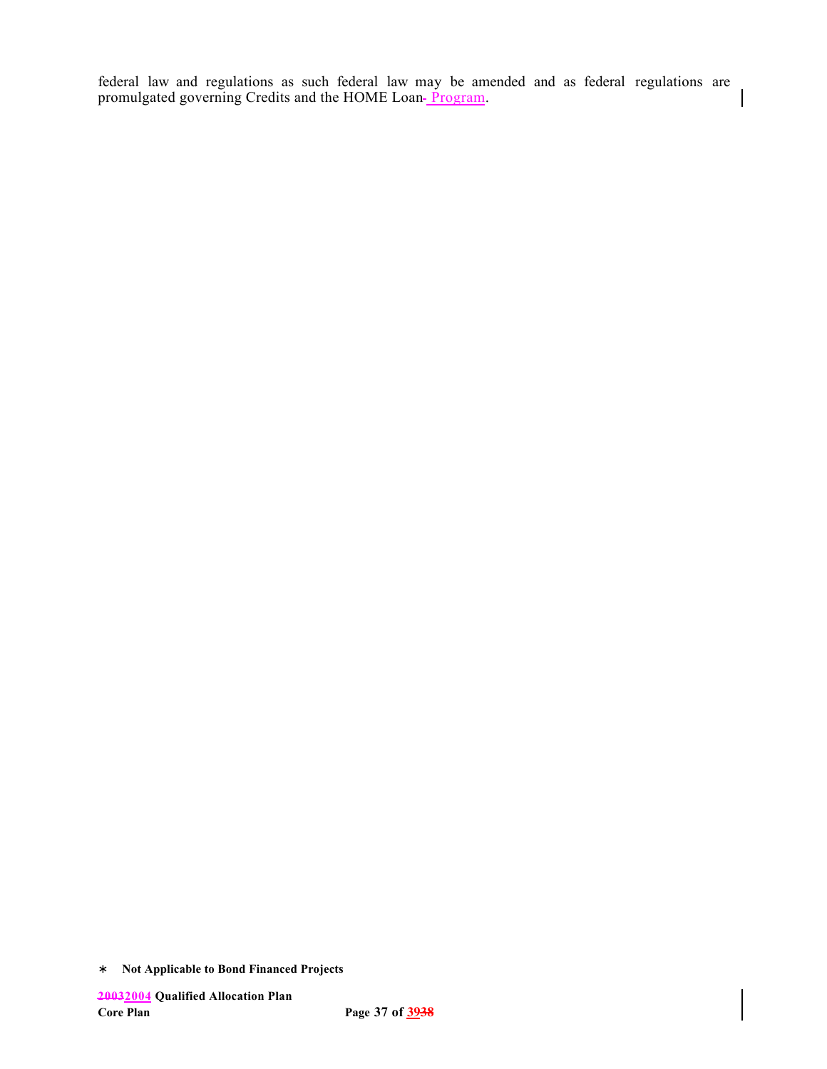federal law and regulations as such federal law may be amended and as federal regulations are promulgated governing Credits and the HOME Loan- Program.

∗ **Not Applicable to Bond Financed Projects**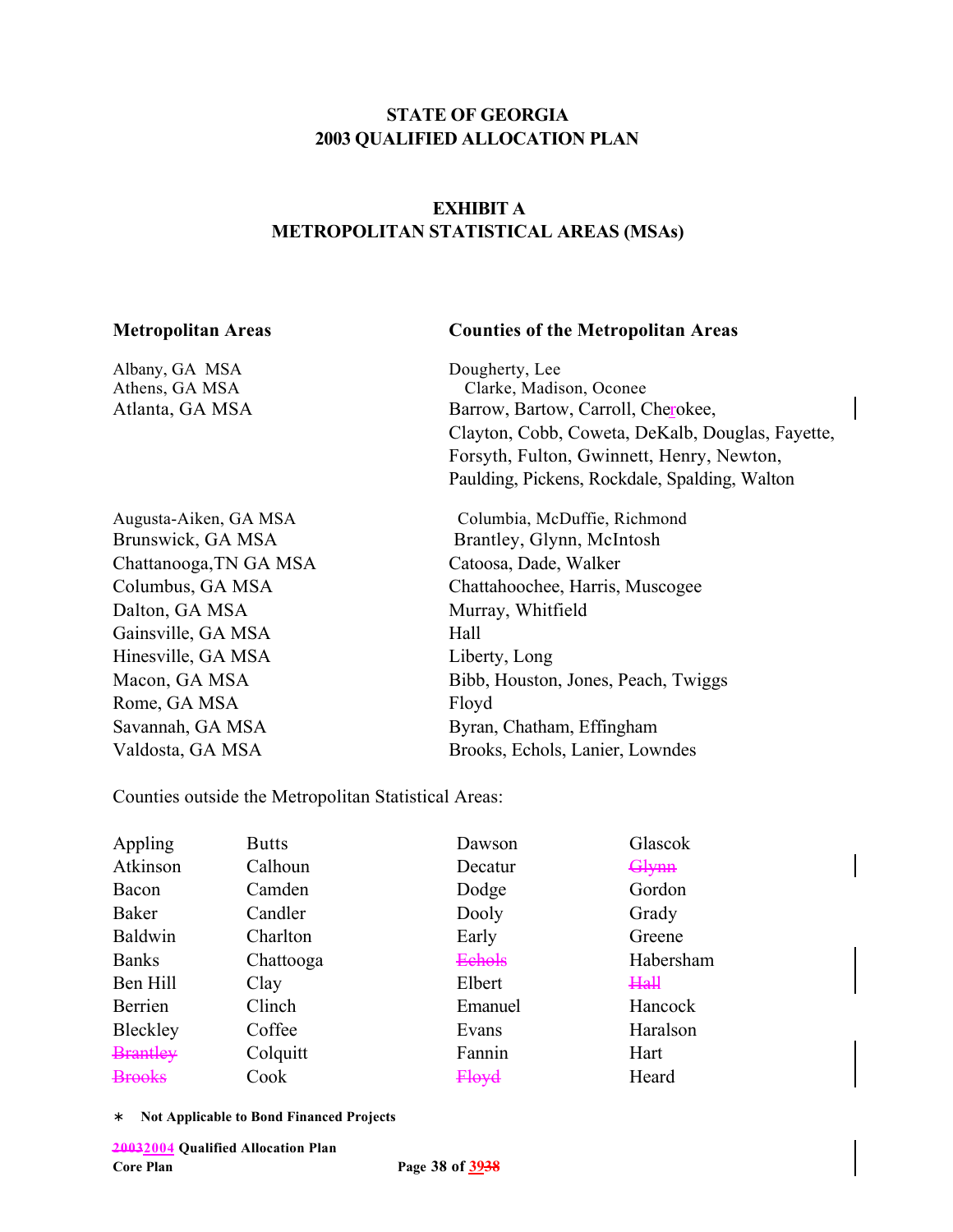**STATE OF GEORGIA**
**2003 QUALIFIED ALLOCATION PLAN**

**EXHIBIT A**
**METROPOLITAN STATISTICAL AREAS (MSAs)**

| **Metropolitan Areas** | **Counties of the Metropolitan Areas** |
|---|---|
| Albany, GA MSA | Dougherty, Lee |
| Athens, GA MSA | Clarke, Madison, Oconee |
| Atlanta, GA MSA | Barrow, Bartow, Carroll, Cherokee, Clayton, Cobb, Coweta, DeKalb, Douglas, Fayette, Forsyth, Fulton, Gwinnett, Henry, Newton, Paulding, Pickens, Rockdale, Spalding, Walton |
| Augusta-Aiken, GA MSA | Columbia, McDuffie, Richmond |
| Brunswick, GA MSA | Brantley, Glynn, McIntosh |
| Chattanooga,TN GA MSA | Catoosa, Dade, Walker |
| Columbus, GA MSA | Chattahoochee, Harris, Muscogee |
| Dalton, GA MSA | Murray, Whitfield |
| Gainsville, GA MSA | Hall |
| Hinesville, GA MSA | Liberty, Long |
| Macon, GA MSA | Bibb, Houston, Jones, Peach, Twiggs |
| Rome, GA MSA | Floyd |
| Savannah, GA MSA | Byran, Chatham, Effingham |
| Valdosta, GA MSA | Brooks, Echols, Lanier, Lowndes |

Counties outside the Metropolitan Statistical Areas:

| | | | |
|---|---|---|---|
| Appling | Butts | Dawson | Glascok |
| Atkinson | Calhoun | Decatur | ~~Glynn~~ |
| Bacon | Camden | Dodge | Gordon |
| Baker | Candler | Dooly | Grady |
| Baldwin | Charlton | Early | Greene |
| Banks | Chattooga | ~~Echols~~ | Habersham |
| Ben Hill | Clay | Elbert | ~~Hall~~ |
| Berrien | Clinch | Emanuel | Hancock |
| Bleckley | Coffee | Evans | Haralson |
| ~~Brantley~~ | Colquitt | Fannin | Hart |
| ~~Brooks~~ | Cook | ~~Floyd~~ | Heard |

∗ **Not Applicable to Bond Financed Projects**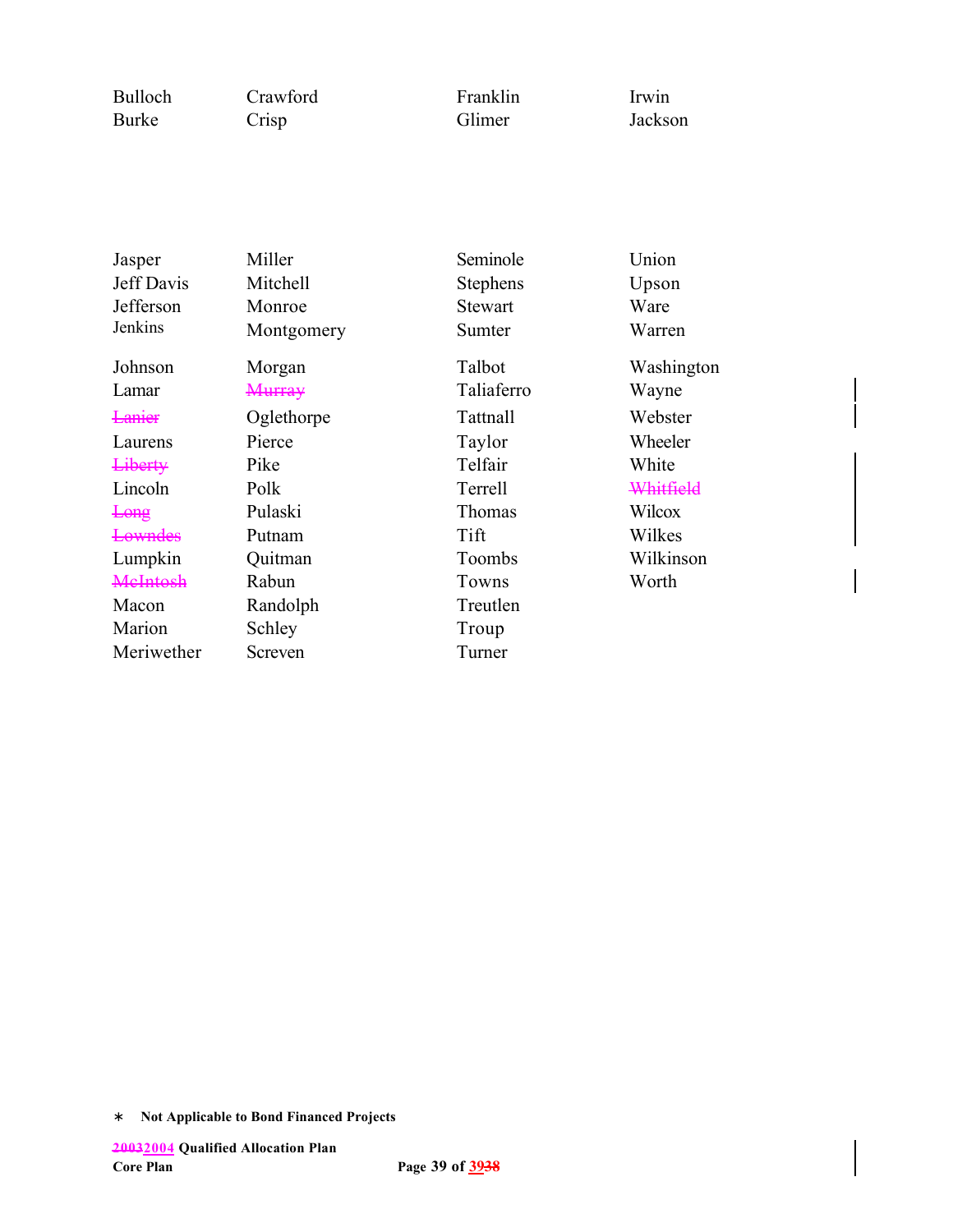Bulloch
Burke
Crawford
Crisp
Franklin
Glimer
Irwin
Jackson

Jasper
Jeff Davis
Jefferson
Jenkins
Johnson
Lamar
~~Lanier~~
Laurens
~~Liberty~~
Lincoln
~~Long~~
~~Lowndes~~
Lumpkin
~~McIntosh~~
Macon
Marion
Meriwether
Miller
Mitchell
Monroe
Montgomery
Morgan
~~Murray~~
Oglethorpe
Pierce
Pike
Polk
Pulaski
Putnam
Quitman
Rabun
Randolph
Schley
Screven
Seminole
Stephens
Stewart
Sumter
Talbot
Taliaferro
Tattnall
Taylor
Telfair
Terrell
Thomas
Tift
Toombs
Towns
Treutlen
Troup
Turner
Union
Upson
Ware
Warren
Washington
Wayne
Webster
Wheeler
White
~~Whitfield~~
Wilcox
Wilkes
Wilkinson
Worth

∗ **Not Applicable to Bond Financed Projects**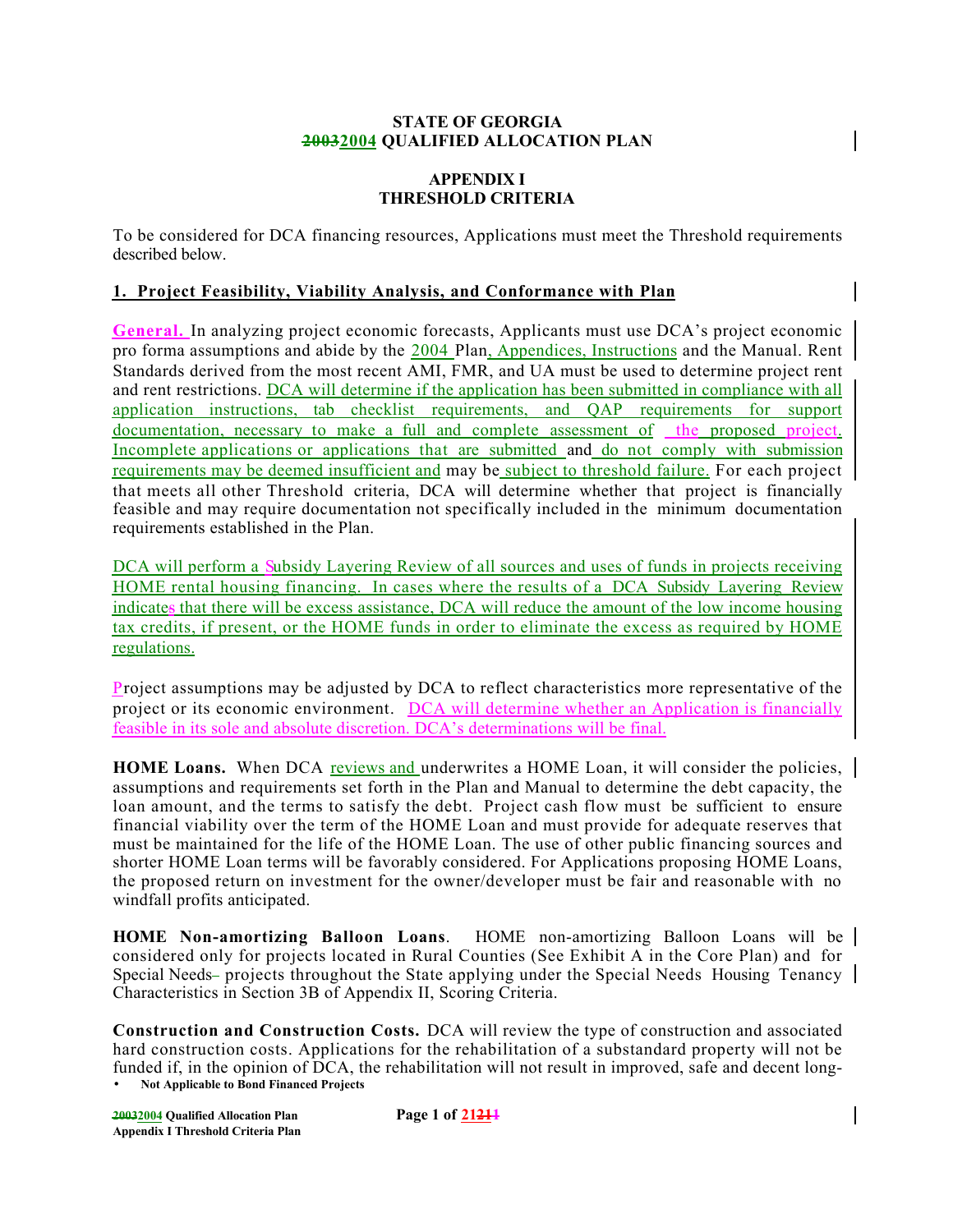**STATE OF GEORGIA**
**~~2003~~2004 QUALIFIED ALLOCATION PLAN**

**APPENDIX I**
**THRESHOLD CRITERIA**

To be considered for DCA financing resources, Applications must meet the Threshold requirements described below.

## 1. Project Feasibility, Viability Analysis, and Conformance with Plan

**General.** In analyzing project economic forecasts, Applicants must use DCA's project economic pro forma assumptions and abide by the 2004 Plan, Appendices, Instructions and the Manual. Rent Standards derived from the most recent AMI, FMR, and UA must be used to determine project rent and rent restrictions. DCA will determine if the application has been submitted in compliance with all application instructions, tab checklist requirements, and QAP requirements for support documentation, necessary to make a full and complete assessment of the proposed project. Incomplete applications or applications that are submitted and do not comply with submission requirements may be deemed insufficient and may be subject to threshold failure. For each project that meets all other Threshold criteria, DCA will determine whether that project is financially feasible and may require documentation not specifically included in the minimum documentation requirements established in the Plan.

DCA will perform a Subsidy Layering Review of all sources and uses of funds in projects receiving HOME rental housing financing. In cases where the results of a DCA Subsidy Layering Review indicates that there will be excess assistance, DCA will reduce the amount of the low income housing tax credits, if present, or the HOME funds in order to eliminate the excess as required by HOME regulations.

Project assumptions may be adjusted by DCA to reflect characteristics more representative of the project or its economic environment. DCA will determine whether an Application is financially feasible in its sole and absolute discretion. DCA's determinations will be final.

**HOME Loans.** When DCA reviews and underwrites a HOME Loan, it will consider the policies, assumptions and requirements set forth in the Plan and Manual to determine the debt capacity, the loan amount, and the terms to satisfy the debt. Project cash flow must be sufficient to ensure financial viability over the term of the HOME Loan and must provide for adequate reserves that must be maintained for the life of the HOME Loan. The use of other public financing sources and shorter HOME Loan terms will be favorably considered. For Applications proposing HOME Loans, the proposed return on investment for the owner/developer must be fair and reasonable with no windfall profits anticipated.

**HOME Non-amortizing Balloon Loans**. HOME non-amortizing Balloon Loans will be considered only for projects located in Rural Counties (See Exhibit A in the Core Plan) and for Special Needs projects throughout the State applying under the Special Needs Housing Tenancy Characteristics in Section 3B of Appendix II, Scoring Criteria.

**Construction and Construction Costs.** DCA will review the type of construction and associated hard construction costs. Applications for the rehabilitation of a substandard property will not be funded if, in the opinion of DCA, the rehabilitation will not result in improved, safe and decent long-

- **Not Applicable to Bond Financed Projects**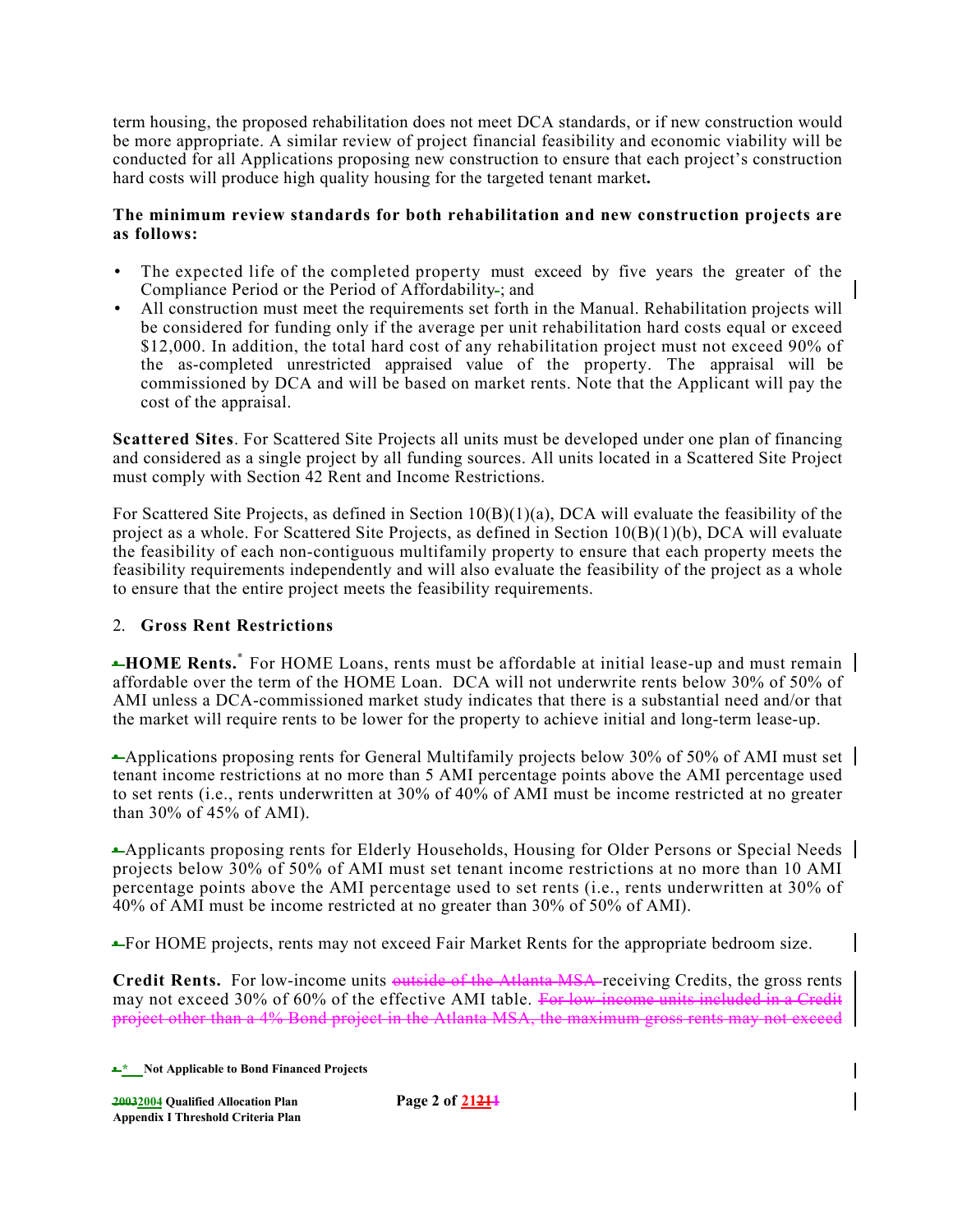term housing, the proposed rehabilitation does not meet DCA standards, or if new construction would be more appropriate. A similar review of project financial feasibility and economic viability will be conducted for all Applications proposing new construction to ensure that each project's construction hard costs will produce high quality housing for the targeted tenant market**.**

**The minimum review standards for both rehabilitation and new construction projects are as follows:**

- The expected life of the completed property must exceed by five years the greater of the Compliance Period or the Period of Affordability; and
- All construction must meet the requirements set forth in the Manual. Rehabilitation projects will be considered for funding only if the average per unit rehabilitation hard costs equal or exceed $12,000. In addition, the total hard cost of any rehabilitation project must not exceed 90% of the as-completed unrestricted appraised value of the property. The appraisal will be commissioned by DCA and will be based on market rents. Note that the Applicant will pay the cost of the appraisal.

**Scattered Sites**. For Scattered Site Projects all units must be developed under one plan of financing and considered as a single project by all funding sources. All units located in a Scattered Site Project must comply with Section 42 Rent and Income Restrictions.

For Scattered Site Projects, as defined in Section 10(B)(1)(a), DCA will evaluate the feasibility of the project as a whole. For Scattered Site Projects, as defined in Section 10(B)(1)(b), DCA will evaluate the feasibility of each non-contiguous multifamily property to ensure that each property meets the feasibility requirements independently and will also evaluate the feasibility of the project as a whole to ensure that the entire project meets the feasibility requirements.

2. **Gross Rent Restrictions**

**HOME Rents.*** For HOME Loans, rents must be affordable at initial lease-up and must remain affordable over the term of the HOME Loan. DCA will not underwrite rents below 30% of 50% of AMI unless a DCA-commissioned market study indicates that there is a substantial need and/or that the market will require rents to be lower for the property to achieve initial and long-term lease-up.

Applications proposing rents for General Multifamily projects below 30% of 50% of AMI must set tenant income restrictions at no more than 5 AMI percentage points above the AMI percentage used to set rents (i.e., rents underwritten at 30% of 40% of AMI must be income restricted at no greater than 30% of 45% of AMI).

Applicants proposing rents for Elderly Households, Housing for Older Persons or Special Needs projects below 30% of 50% of AMI must set tenant income restrictions at no more than 10 AMI percentage points above the AMI percentage used to set rents (i.e., rents underwritten at 30% of 40% of AMI must be income restricted at no greater than 30% of 50% of AMI).

For HOME projects, rents may not exceed Fair Market Rents for the appropriate bedroom size.

**Credit Rents.** For low-income units ~~outside of the Atlanta MSA~~ receiving Credits, the gross rents may not exceed 30% of 60% of the effective AMI table. ~~For low-income units included in a Credit project other than a 4% Bond project in the Atlanta MSA, the maximum gross rents may not exceed~~

\* Not Applicable to Bond Financed Projects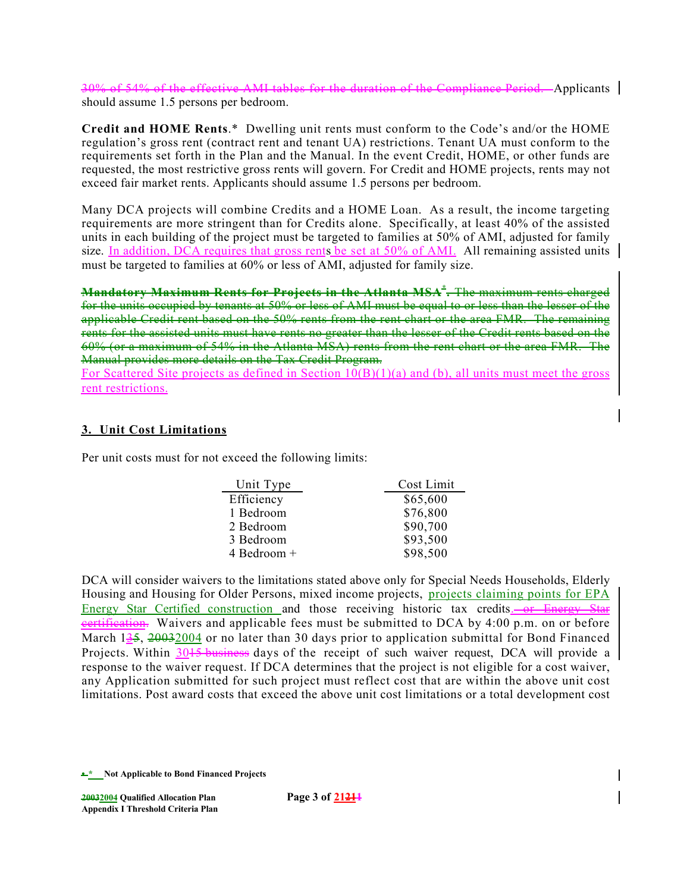~~30% of 54% of the effective AMI tables for the duration of the Compliance Period.~~ Applicants should assume 1.5 persons per bedroom.

**Credit and HOME Rents**.* Dwelling unit rents must conform to the Code's and/or the HOME regulation's gross rent (contract rent and tenant UA) restrictions. Tenant UA must conform to the requirements set forth in the Plan and the Manual. In the event Credit, HOME, or other funds are requested, the most restrictive gross rents will govern. For Credit and HOME projects, rents may not exceed fair market rents. Applicants should assume 1.5 persons per bedroom.

Many DCA projects will combine Credits and a HOME Loan. As a result, the income targeting requirements are more stringent than for Credits alone. Specifically, at least 40% of the assisted units in each building of the project must be targeted to families at 50% of AMI, adjusted for family size. In addition, DCA requires that gross rents be set at 50% of AMI. All remaining assisted units must be targeted to families at 60% or less of AMI, adjusted for family size.

~~**Mandatory Maximum Rents for Projects in the Atlanta MSA*.** The maximum rents charged for the units occupied by tenants at 50% or less of AMI must be equal to or less than the lesser of the applicable Credit rent based on the 50% rents from the rent chart or the area FMR. The remaining rents for the assisted units must have rents no greater than the lesser of the Credit rents based on the 60% (or a maximum of 54% in the Atlanta MSA) rents from the rent chart or the area FMR. The Manual provides more details on the Tax Credit Program.~~

For Scattered Site projects as defined in Section 10(B)(1)(a) and (b), all units must meet the gross rent restrictions.

## 3. Unit Cost Limitations

Per unit costs must for not exceed the following limits:

| Unit Type | Cost Limit |
|---|---|
| Efficiency | $65,600 |
| 1 Bedroom | $76,800 |
| 2 Bedroom | $90,700 |
| 3 Bedroom | $93,500 |
| 4 Bedroom + | $98,500 |

DCA will consider waivers to the limitations stated above only for Special Needs Households, Elderly Housing and Housing for Older Persons, mixed income projects, projects claiming points for EPA Energy Star Certified construction and those receiving historic tax credits.~~ or Energy Star certification.~~ Waivers and applicable fees must be submitted to DCA by 4:00 p.m. on or before March 13~~5~~, ~~2003~~2004 or no later than 30 days prior to application submittal for Bond Financed Projects. Within 30~~15 business~~ days of the receipt of such waiver request, DCA will provide a response to the waiver request. If DCA determines that the project is not eligible for a cost waiver, any Application submitted for such project must reflect cost that are within the above unit cost limitations. Post award costs that exceed the above unit cost limitations or a total development cost

\* Not Applicable to Bond Financed Projects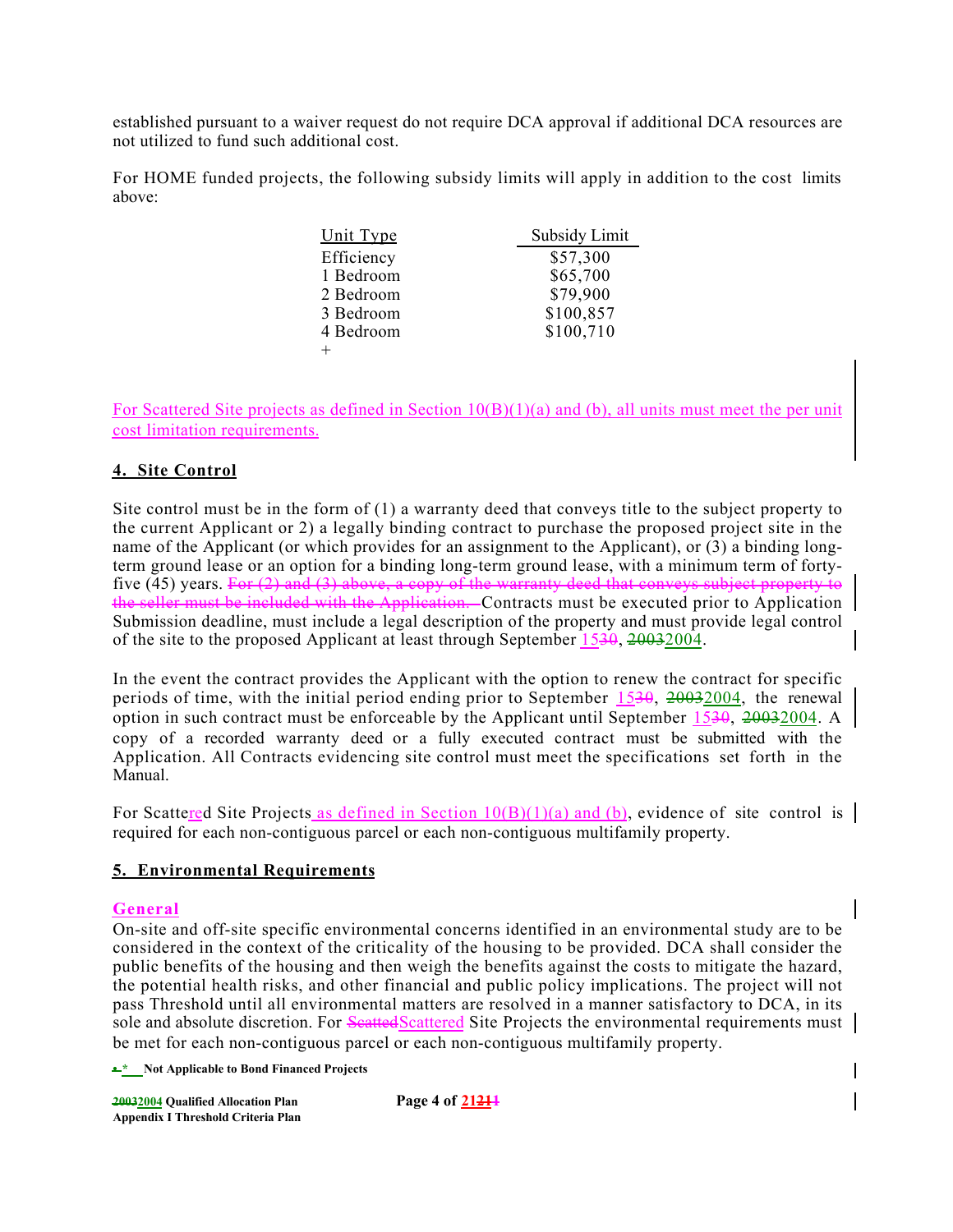established pursuant to a waiver request do not require DCA approval if additional DCA resources are not utilized to fund such additional cost.

For HOME funded projects, the following subsidy limits will apply in addition to the cost limits above:

| Unit Type | Subsidy Limit |
|---|---|
| Efficiency | $57,300 |
| 1 Bedroom | $65,700 |
| 2 Bedroom | $79,900 |
| 3 Bedroom | $100,857 |
| 4 Bedroom | $100,710 |
| + | |

For Scattered Site projects as defined in Section 10(B)(1)(a) and (b), all units must meet the per unit cost limitation requirements.

**4. Site Control**

Site control must be in the form of (1) a warranty deed that conveys title to the subject property to the current Applicant or 2) a legally binding contract to purchase the proposed project site in the name of the Applicant (or which provides for an assignment to the Applicant), or (3) a binding long-term ground lease or an option for a binding long-term ground lease, with a minimum term of forty-five (45) years. ~~For (2) and (3) above, a copy of the warranty deed that conveys subject property to the seller must be included with the Application.~~ Contracts must be executed prior to Application Submission deadline, must include a legal description of the property and must provide legal control of the site to the proposed Applicant at least through September 15~~30~~, ~~2003~~2004.

In the event the contract provides the Applicant with the option to renew the contract for specific periods of time, with the initial period ending prior to September 15~~30~~, ~~2003~~2004, the renewal option in such contract must be enforceable by the Applicant until September 15~~30~~, ~~2003~~2004. A copy of a recorded warranty deed or a fully executed contract must be submitted with the Application. All Contracts evidencing site control must meet the specifications set forth in the Manual.

For Scattered Site Projects as defined in Section 10(B)(1)(a) and (b), evidence of site control is required for each non-contiguous parcel or each non-contiguous multifamily property.

**5. Environmental Requirements**

**General**

On-site and off-site specific environmental concerns identified in an environmental study are to be considered in the context of the criticality of the housing to be provided. DCA shall consider the public benefits of the housing and then weigh the benefits against the costs to mitigate the hazard, the potential health risks, and other financial and public policy implications. The project will not pass Threshold until all environmental matters are resolved in a manner satisfactory to DCA, in its sole and absolute discretion. For ~~Scatted~~Scattered Site Projects the environmental requirements must be met for each non-contiguous parcel or each non-contiguous multifamily property.

\* Not Applicable to Bond Financed Projects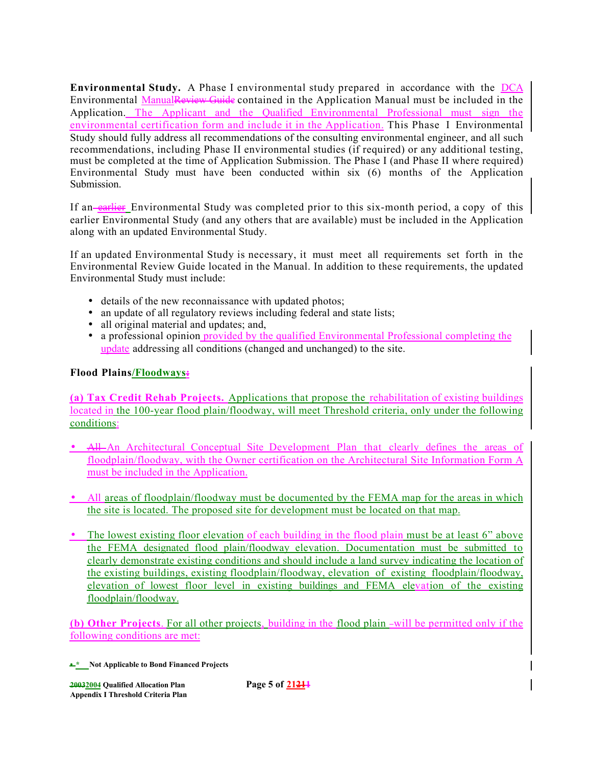**Environmental Study.** A Phase I environmental study prepared in accordance with the DCA Environmental Manual contained in the Application Manual must be included in the Application. The Applicant and the Qualified Environmental Professional must sign the environmental certification form and include it in the Application. This Phase I Environmental Study should fully address all recommendations of the consulting environmental engineer, and all such recommendations, including Phase II environmental studies (if required) or any additional testing, must be completed at the time of Application Submission. The Phase I (and Phase II where required) Environmental Study must have been conducted within six (6) months of the Application Submission.

If an Environmental Study was completed prior to this six-month period, a copy of this earlier Environmental Study (and any others that are available) must be included in the Application along with an updated Environmental Study.

If an updated Environmental Study is necessary, it must meet all requirements set forth in the Environmental Review Guide located in the Manual. In addition to these requirements, the updated Environmental Study must include:

- details of the new reconnaissance with updated photos;
- an update of all regulatory reviews including federal and state lists;
- all original material and updates; and,
- a professional opinion provided by the qualified Environmental Professional completing the update addressing all conditions (changed and unchanged) to the site.

**Flood Plains/Floodways**

**(a) Tax Credit Rehab Projects.** Applications that propose the rehabilitation of existing buildings located in the 100-year flood plain/floodway, will meet Threshold criteria, only under the following conditions:

- An Architectural Conceptual Site Development Plan that clearly defines the areas of floodplain/floodway, with the Owner certification on the Architectural Site Information Form A must be included in the Application.

- All areas of floodplain/floodway must be documented by the FEMA map for the areas in which the site is located. The proposed site for development must be located on that map.

- The lowest existing floor elevation of each building in the flood plain must be at least 6" above the FEMA designated flood plain/floodway elevation. Documentation must be submitted to clearly demonstrate existing conditions and should include a land survey indicating the location of the existing buildings, existing floodplain/floodway, elevation of existing floodplain/floodway, elevation of lowest floor level in existing buildings and FEMA elevation of the existing floodplain/floodway.

**(b) Other Projects**. For all other projects, building in the flood plain will be permitted only if the following conditions are met:

\* Not Applicable to Bond Financed Projects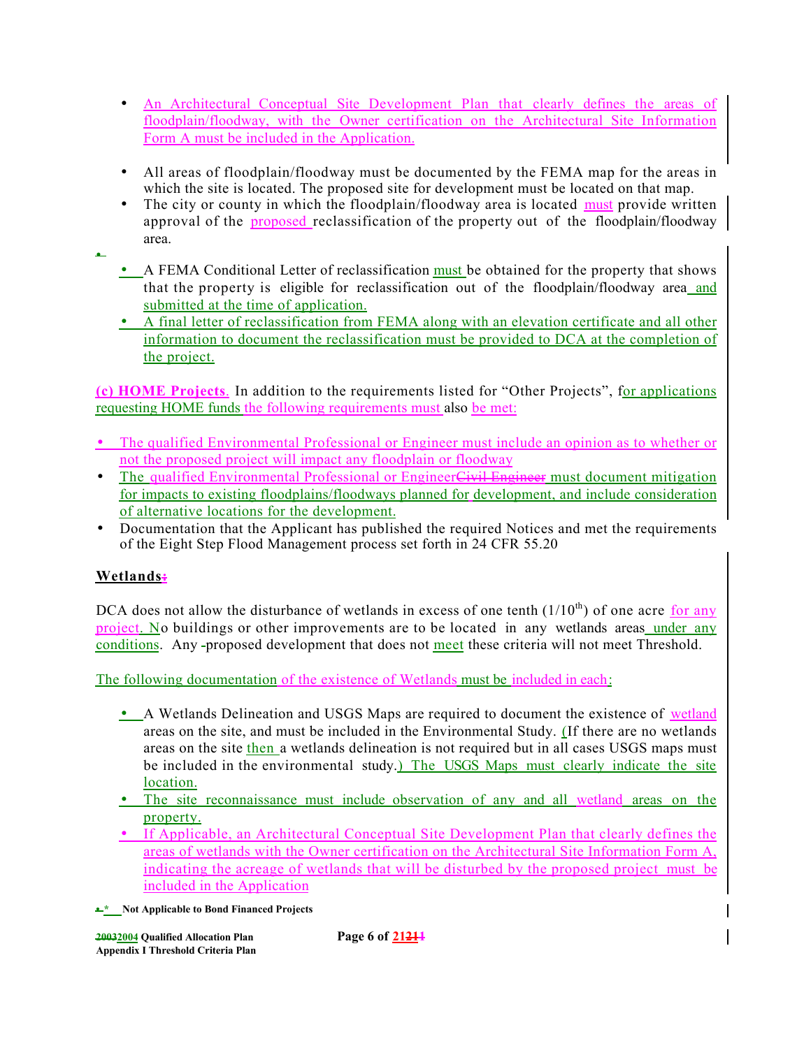- An Architectural Conceptual Site Development Plan that clearly defines the areas of floodplain/floodway, with the Owner certification on the Architectural Site Information Form A must be included in the Application.

- All areas of floodplain/floodway must be documented by the FEMA map for the areas in which the site is located. The proposed site for development must be located on that map.
- The city or county in which the floodplain/floodway area is located must provide written approval of the proposed reclassification of the property out of the floodplain/floodway area.

- A FEMA Conditional Letter of reclassification must be obtained for the property that shows that the property is eligible for reclassification out of the floodplain/floodway area and submitted at the time of application.
- A final letter of reclassification from FEMA along with an elevation certificate and all other information to document the reclassification must be provided to DCA at the completion of the project.

**(c) HOME Projects**. In addition to the requirements listed for "Other Projects", for applications requesting HOME funds the following requirements must also be met:

- The qualified Environmental Professional or Engineer must include an opinion as to whether or not the proposed project will impact any floodplain or floodway
- The qualified Environmental Professional or Engineer~~Civil Engineer~~ must document mitigation for impacts to existing floodplains/floodways planned for development, and include consideration of alternative locations for the development.
- Documentation that the Applicant has published the required Notices and met the requirements of the Eight Step Flood Management process set forth in 24 CFR 55.20

**Wetlands**

DCA does not allow the disturbance of wetlands in excess of one tenth ($1/10^{th}$) of one acre for any project. No buildings or other improvements are to be located in any wetlands areas under any conditions. Any proposed development that does not meet these criteria will not meet Threshold.

The following documentation of the existence of Wetlands must be included in each:

- A Wetlands Delineation and USGS Maps are required to document the existence of wetland areas on the site, and must be included in the Environmental Study. (If there are no wetlands areas on the site then a wetlands delineation is not required but in all cases USGS maps must be included in the environmental study.) The USGS Maps must clearly indicate the site location.
- The site reconnaissance must include observation of any and all wetland areas on the property.
- If Applicable, an Architectural Conceptual Site Development Plan that clearly defines the areas of wetlands with the Owner certification on the Architectural Site Information Form A, indicating the acreage of wetlands that will be disturbed by the proposed project must be included in the Application

**\* Not Applicable to Bond Financed Projects**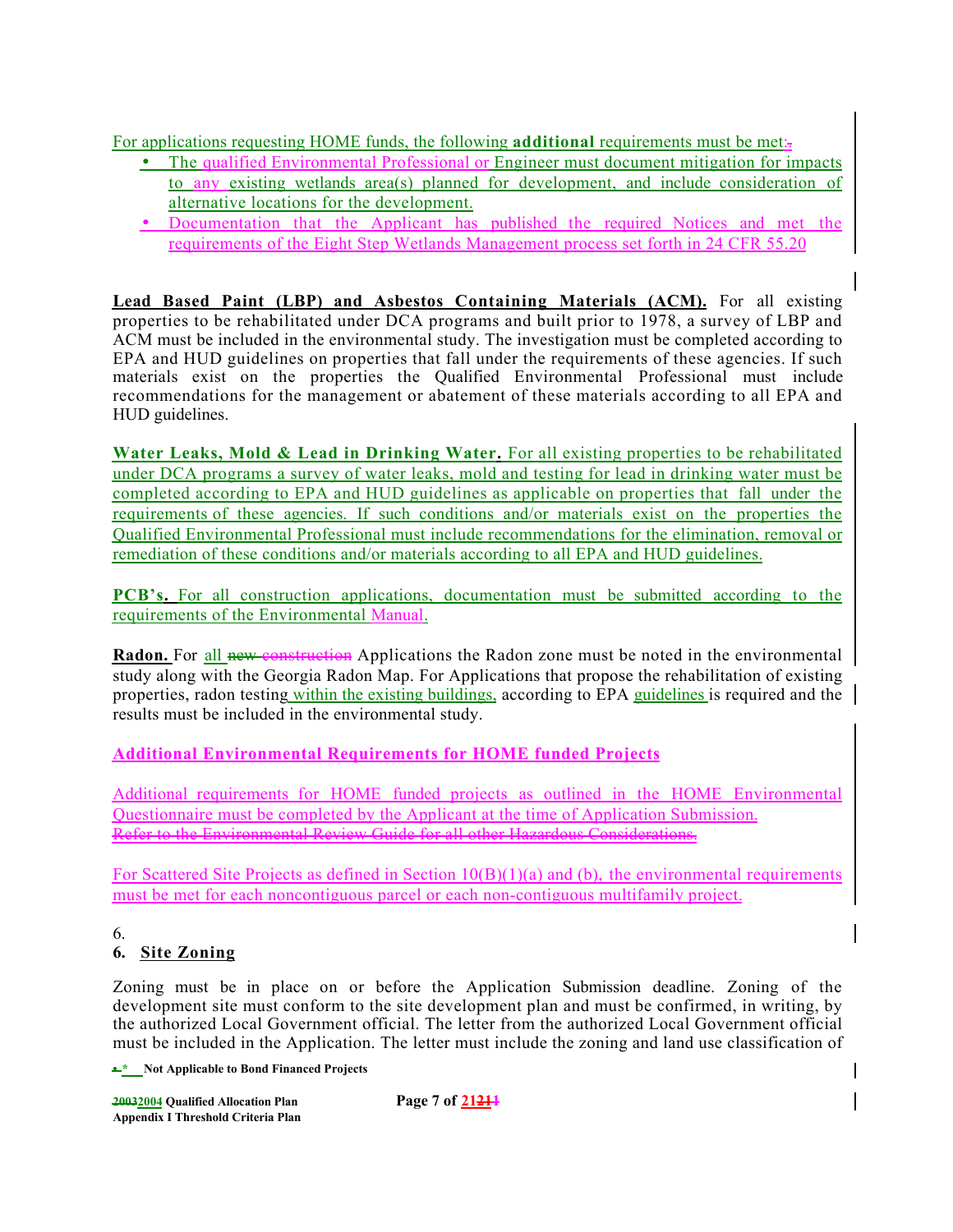For applications requesting HOME funds, the following **additional** requirements must be met:

- The qualified Environmental Professional or Engineer must document mitigation for impacts to any existing wetlands area(s) planned for development, and include consideration of alternative locations for the development.
- Documentation that the Applicant has published the required Notices and met the requirements of the Eight Step Wetlands Management process set forth in 24 CFR 55.20

**Lead Based Paint (LBP) and Asbestos Containing Materials (ACM).** For all existing properties to be rehabilitated under DCA programs and built prior to 1978, a survey of LBP and ACM must be included in the environmental study. The investigation must be completed according to EPA and HUD guidelines on properties that fall under the requirements of these agencies. If such materials exist on the properties the Qualified Environmental Professional must include recommendations for the management or abatement of these materials according to all EPA and HUD guidelines.

**Water Leaks, Mold & Lead in Drinking Water.** For all existing properties to be rehabilitated under DCA programs a survey of water leaks, mold and testing for lead in drinking water must be completed according to EPA and HUD guidelines as applicable on properties that fall under the requirements of these agencies. If such conditions and/or materials exist on the properties the Qualified Environmental Professional must include recommendations for the elimination, removal or remediation of these conditions and/or materials according to all EPA and HUD guidelines.

**PCB's.** For all construction applications, documentation must be submitted according to the requirements of the Environmental Manual.

**Radon.** For all ~~new construction~~ Applications the Radon zone must be noted in the environmental study along with the Georgia Radon Map. For Applications that propose the rehabilitation of existing properties, radon testing within the existing buildings, according to EPA guidelines is required and the results must be included in the environmental study.

**Additional Environmental Requirements for HOME funded Projects**

Additional requirements for HOME funded projects as outlined in the HOME Environmental Questionnaire must be completed by the Applicant at the time of Application Submission.
~~Refer to the Environmental Review Guide for all other Hazardous Considerations.~~

For Scattered Site Projects as defined in Section 10(B)(1)(a) and (b), the environmental requirements must be met for each noncontiguous parcel or each non-contiguous multifamily project.

6.

## 6. Site Zoning

Zoning must be in place on or before the Application Submission deadline. Zoning of the development site must conform to the site development plan and must be confirmed, in writing, by the authorized Local Government official. The letter from the authorized Local Government official must be included in the Application. The letter must include the zoning and land use classification of

* Not Applicable to Bond Financed Projects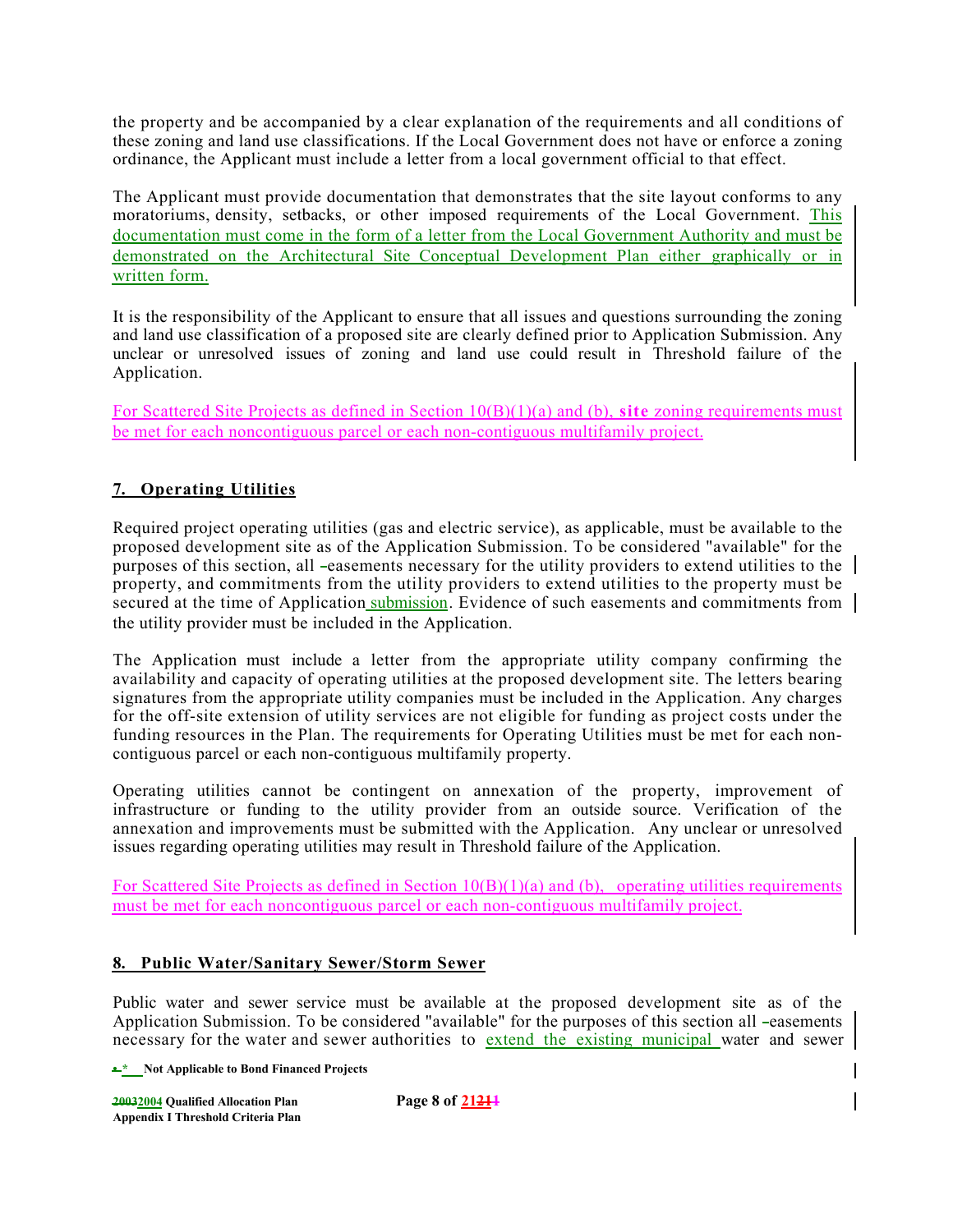the property and be accompanied by a clear explanation of the requirements and all conditions of these zoning and land use classifications. If the Local Government does not have or enforce a zoning ordinance, the Applicant must include a letter from a local government official to that effect.

The Applicant must provide documentation that demonstrates that the site layout conforms to any moratoriums, density, setbacks, or other imposed requirements of the Local Government. This documentation must come in the form of a letter from the Local Government Authority and must be demonstrated on the Architectural Site Conceptual Development Plan either graphically or in written form.

It is the responsibility of the Applicant to ensure that all issues and questions surrounding the zoning and land use classification of a proposed site are clearly defined prior to Application Submission. Any unclear or unresolved issues of zoning and land use could result in Threshold failure of the Application.

For Scattered Site Projects as defined in Section 10(B)(1)(a) and (b), **site** zoning requirements must be met for each noncontiguous parcel or each non-contiguous multifamily project.

## 7. Operating Utilities

Required project operating utilities (gas and electric service), as applicable, must be available to the proposed development site as of the Application Submission. To be considered "available" for the purposes of this section, all easements necessary for the utility providers to extend utilities to the property, and commitments from the utility providers to extend utilities to the property must be secured at the time of Application submission. Evidence of such easements and commitments from the utility provider must be included in the Application.

The Application must include a letter from the appropriate utility company confirming the availability and capacity of operating utilities at the proposed development site. The letters bearing signatures from the appropriate utility companies must be included in the Application. Any charges for the off-site extension of utility services are not eligible for funding as project costs under the funding resources in the Plan. The requirements for Operating Utilities must be met for each non-contiguous parcel or each non-contiguous multifamily property.

Operating utilities cannot be contingent on annexation of the property, improvement of infrastructure or funding to the utility provider from an outside source. Verification of the annexation and improvements must be submitted with the Application. Any unclear or unresolved issues regarding operating utilities may result in Threshold failure of the Application.

For Scattered Site Projects as defined in Section 10(B)(1)(a) and (b), operating utilities requirements must be met for each noncontiguous parcel or each non-contiguous multifamily project.

## 8. Public Water/Sanitary Sewer/Storm Sewer

Public water and sewer service must be available at the proposed development site as of the Application Submission. To be considered "available" for the purposes of this section all easements necessary for the water and sewer authorities to extend the existing municipal water and sewer

\* Not Applicable to Bond Financed Projects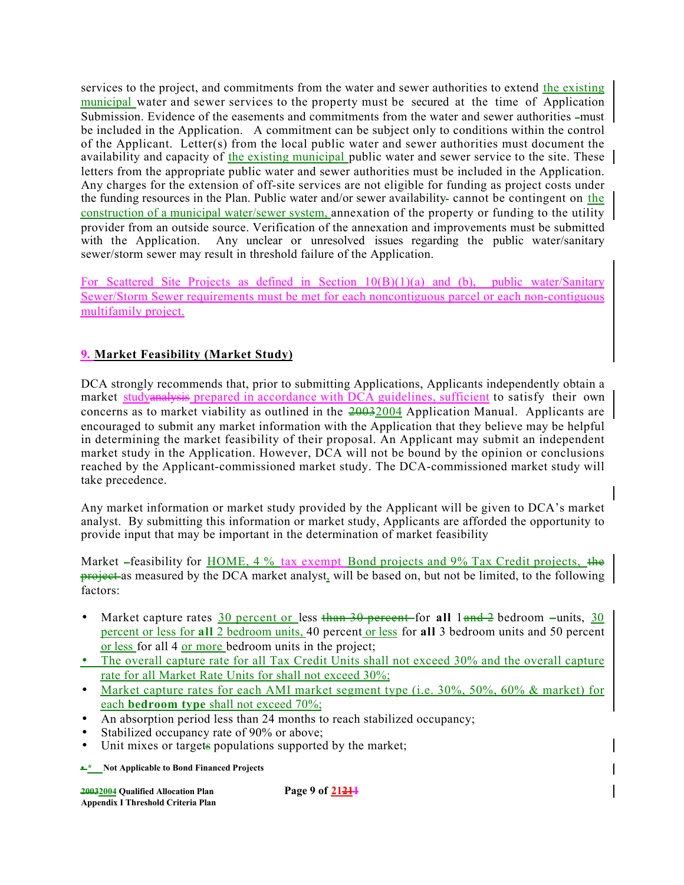services to the project, and commitments from the water and sewer authorities to extend the existing municipal water and sewer services to the property must be secured at the time of Application Submission. Evidence of the easements and commitments from the water and sewer authorities must be included in the Application. A commitment can be subject only to conditions within the control of the Applicant. Letter(s) from the local public water and sewer authorities must document the availability and capacity of the existing municipal public water and sewer service to the site. These letters from the appropriate public water and sewer authorities must be included in the Application. Any charges for the extension of off-site services are not eligible for funding as project costs under the funding resources in the Plan. Public water and/or sewer availability cannot be contingent on the construction of a municipal water/sewer system, annexation of the property or funding to the utility provider from an outside source. Verification of the annexation and improvements must be submitted with the Application. Any unclear or unresolved issues regarding the public water/sanitary sewer/storm sewer may result in threshold failure of the Application.

For Scattered Site Projects as defined in Section 10(B)(1)(a) and (b), public water/Sanitary Sewer/Storm Sewer requirements must be met for each noncontiguous parcel or each non-contiguous multifamily project.

## 9. Market Feasibility (Market Study)

DCA strongly recommends that, prior to submitting Applications, Applicants independently obtain a market study~~analysis~~ prepared in accordance with DCA guidelines, sufficient to satisfy their own concerns as to market viability as outlined in the ~~2003~~2004 Application Manual. Applicants are encouraged to submit any market information with the Application that they believe may be helpful in determining the market feasibility of their proposal. An Applicant may submit an independent market study in the Application. However, DCA will not be bound by the opinion or conclusions reached by the Applicant-commissioned market study. The DCA-commissioned market study will take precedence.

Any market information or market study provided by the Applicant will be given to DCA's market analyst. By submitting this information or market study, Applicants are afforded the opportunity to provide input that may be important in the determination of market feasibility

Market feasibility for HOME, 4 % tax exempt Bond projects and 9% Tax Credit projects, ~~the project~~ as measured by the DCA market analyst, will be based on, but not be limited, to the following factors:

- Market capture rates 30 percent or less ~~than 30 percent~~ for **all** 1~~and 2~~ bedroom units, 30 percent or less for **all** 2 bedroom units, 40 percent or less for **all** 3 bedroom units and 50 percent or less for all 4 or more bedroom units in the project;
- The overall capture rate for all Tax Credit Units shall not exceed 30% and the overall capture rate for all Market Rate Units for shall not exceed 30%;
- Market capture rates for each AMI market segment type (i.e. 30%, 50%, 60% & market) for each **bedroom type** shall not exceed 70%;
- An absorption period less than 24 months to reach stabilized occupancy;
- Stabilized occupancy rate of 90% or above;
- Unit mixes or target~~s~~ populations supported by the market;

**\* Not Applicable to Bond Financed Projects**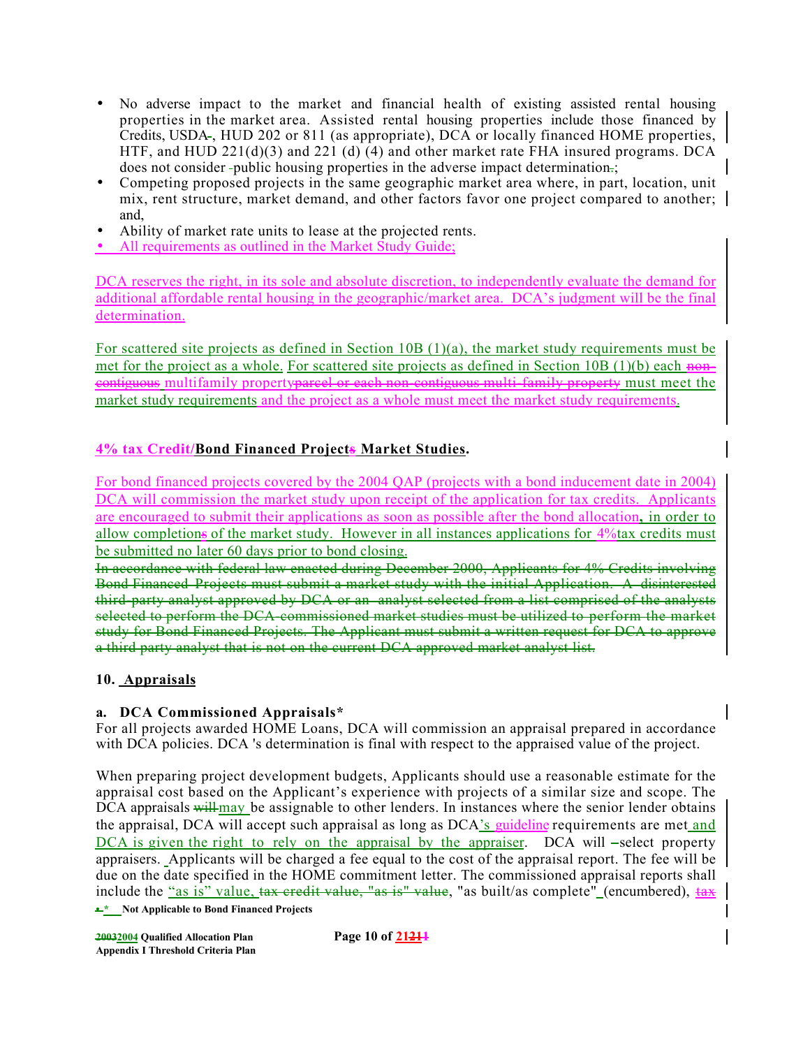- No adverse impact to the market and financial health of existing assisted rental housing properties in the market area. Assisted rental housing properties include those financed by Credits, USDA~~-~~, HUD 202 or 811 (as appropriate), DCA or locally financed HOME properties, HTF, and HUD 221(d)(3) and 221 (d) (4) and other market rate FHA insured programs. DCA does not consider public housing properties in the adverse impact determination~~.~~;
- Competing proposed projects in the same geographic market area where, in part, location, unit mix, rent structure, market demand, and other factors favor one project compared to another; and,
- Ability of market rate units to lease at the projected rents.
- All requirements as outlined in the Market Study Guide;

DCA reserves the right, in its sole and absolute discretion, to independently evaluate the demand for additional affordable rental housing in the geographic/market area. DCA's judgment will be the final determination.

For scattered site projects as defined in Section 10B (1)(a), the market study requirements must be met for the project as a whole. For scattered site projects as defined in Section 10B (1)(b) each ~~non-contiguous~~ multifamily property~~parcel or each non-contiguous multi-family property~~ must meet the market study requirements and the project as a whole must meet the market study requirements.

**4% tax Credit/Bond Financed Project~~s~~ Market Studies.**

For bond financed projects covered by the 2004 QAP (projects with a bond inducement date in 2004) DCA will commission the market study upon receipt of the application for tax credits. Applicants are encouraged to submit their applications as soon as possible after the bond allocation**,** in order to allow completion~~s~~ of the market study. However in all instances applications for 4%tax credits must be submitted no later 60 days prior to bond closing.
~~In accordance with federal law enacted during December 2000, Applicants for 4% Credits involving Bond Financed Projects must submit a market study with the initial Application. A disinterested third-party analyst approved by DCA or an analyst selected from a list comprised of the analysts selected to perform the DCA-commissioned market studies must be utilized to perform the market study for Bond Financed Projects. The Applicant must submit a written request for DCA to approve a third party analyst that is not on the current DCA approved market analyst list.~~

## 10. Appraisals

### a. DCA Commissioned Appraisals*

For all projects awarded HOME Loans, DCA will commission an appraisal prepared in accordance with DCA policies. DCA 's determination is final with respect to the appraised value of the project.

When preparing project development budgets, Applicants should use a reasonable estimate for the appraisal cost based on the Applicant's experience with projects of a similar size and scope. The DCA appraisals ~~will~~may be assignable to other lenders. In instances where the senior lender obtains the appraisal, DCA will accept such appraisal as long as DCA's guideline requirements are met and DCA is given the right to rely on the appraisal by the appraiser. DCA will –select property appraisers. Applicants will be charged a fee equal to the cost of the appraisal report. The fee will be due on the date specified in the HOME commitment letter. The commissioned appraisal reports shall include the "as is" value, ~~tax credit value, "as is" value~~, "as built/as complete" (encumbered), ~~tax~~

~~•~~ * Not Applicable to Bond Financed Projects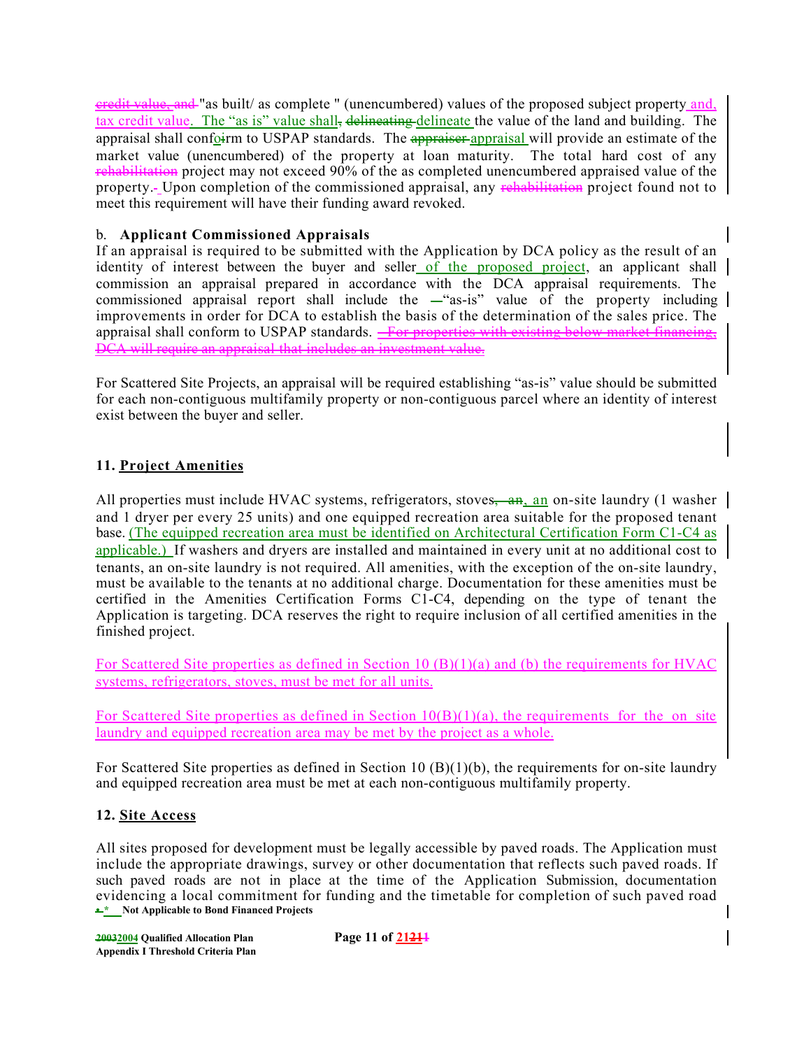credit value, and "as built/ as complete " (unencumbered) values of the proposed subject property and, tax credit value. The "as is" value shall, delineating delineate the value of the land and building. The appraisal shall confoirm to USPAP standards. The appraiser appraisal will provide an estimate of the market value (unencumbered) of the property at loan maturity. The total hard cost of any rehabilitation project may not exceed 90% of the as completed unencumbered appraised value of the property. Upon completion of the commissioned appraisal, any rehabilitation project found not to meet this requirement will have their funding award revoked.

b. **Applicant Commissioned Appraisals**

If an appraisal is required to be submitted with the Application by DCA policy as the result of an identity of interest between the buyer and seller of the proposed project, an applicant shall commission an appraisal prepared in accordance with the DCA appraisal requirements. The commissioned appraisal report shall include the "as-is" value of the property including improvements in order for DCA to establish the basis of the determination of the sales price. The appraisal shall conform to USPAP standards. For properties with existing below market financing, DCA will require an appraisal that includes an investment value.

For Scattered Site Projects, an appraisal will be required establishing "as-is" value should be submitted for each non-contiguous multifamily property or non-contiguous parcel where an identity of interest exist between the buyer and seller.

### 11. Project Amenities

All properties must include HVAC systems, refrigerators, stoves, an, an on-site laundry (1 washer and 1 dryer per every 25 units) and one equipped recreation area suitable for the proposed tenant base. (The equipped recreation area must be identified on Architectural Certification Form C1-C4 as applicable.) If washers and dryers are installed and maintained in every unit at no additional cost to tenants, an on-site laundry is not required. All amenities, with the exception of the on-site laundry, must be available to the tenants at no additional charge. Documentation for these amenities must be certified in the Amenities Certification Forms C1-C4, depending on the type of tenant the Application is targeting. DCA reserves the right to require inclusion of all certified amenities in the finished project.

For Scattered Site properties as defined in Section 10 (B)(1)(a) and (b) the requirements for HVAC systems, refrigerators, stoves, must be met for all units.

For Scattered Site properties as defined in Section 10(B)(1)(a), the requirements for the on site laundry and equipped recreation area may be met by the project as a whole.

For Scattered Site properties as defined in Section 10 (B)(1)(b), the requirements for on-site laundry and equipped recreation area must be met at each non-contiguous multifamily property.

### 12. Site Access

All sites proposed for development must be legally accessible by paved roads. The Application must include the appropriate drawings, survey or other documentation that reflects such paved roads. If such paved roads are not in place at the time of the Application Submission, documentation evidencing a local commitment for funding and the timetable for completion of such paved road

\* **Not Applicable to Bond Financed Projects**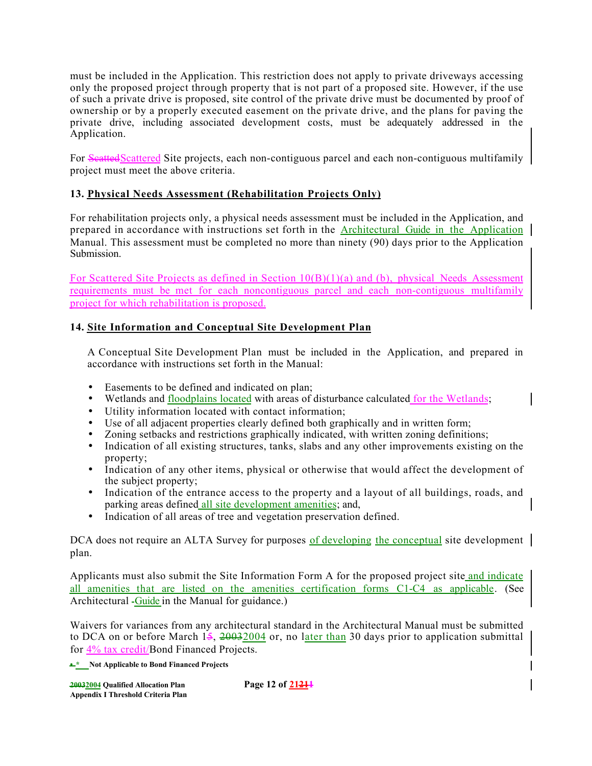must be included in the Application. This restriction does not apply to private driveways accessing only the proposed project through property that is not part of a proposed site. However, if the use of such a private drive is proposed, site control of the private drive must be documented by proof of ownership or by a properly executed easement on the private drive, and the plans for paving the private drive, including associated development costs, must be adequately addressed in the Application.

For ~~Scatted~~Scattered Site projects, each non-contiguous parcel and each non-contiguous multifamily project must meet the above criteria.

### 13. Physical Needs Assessment (Rehabilitation Projects Only)

For rehabilitation projects only, a physical needs assessment must be included in the Application, and prepared in accordance with instructions set forth in the Architectural Guide in the Application Manual. This assessment must be completed no more than ninety (90) days prior to the Application Submission.

For Scattered Site Projects as defined in Section 10(B)(1)(a) and (b), physical Needs Assessment requirements must be met for each noncontiguous parcel and each non-contiguous multifamily project for which rehabilitation is proposed.

### 14. Site Information and Conceptual Site Development Plan

A Conceptual Site Development Plan must be included in the Application, and prepared in accordance with instructions set forth in the Manual:

- Easements to be defined and indicated on plan;
- Wetlands and floodplains located with areas of disturbance calculated for the Wetlands;
- Utility information located with contact information;
- Use of all adjacent properties clearly defined both graphically and in written form;
- Zoning setbacks and restrictions graphically indicated, with written zoning definitions;
- Indication of all existing structures, tanks, slabs and any other improvements existing on the property;
- Indication of any other items, physical or otherwise that would affect the development of the subject property;
- Indication of the entrance access to the property and a layout of all buildings, roads, and parking areas defined all site development amenities; and,
- Indication of all areas of tree and vegetation preservation defined.

DCA does not require an ALTA Survey for purposes of developing the conceptual site development plan.

Applicants must also submit the Site Information Form A for the proposed project site and indicate all amenities that are listed on the amenities certification forms C1-C4 as applicable. (See Architectural ~~-~~Guide in the Manual for guidance.)

Waivers for variances from any architectural standard in the Architectural Manual must be submitted to DCA on or before March 1~~5~~, ~~2003~~2004 or, no later than 30 days prior to application submittal for 4% tax credit/Bond Financed Projects.

~~•~~ * Not Applicable to Bond Financed Projects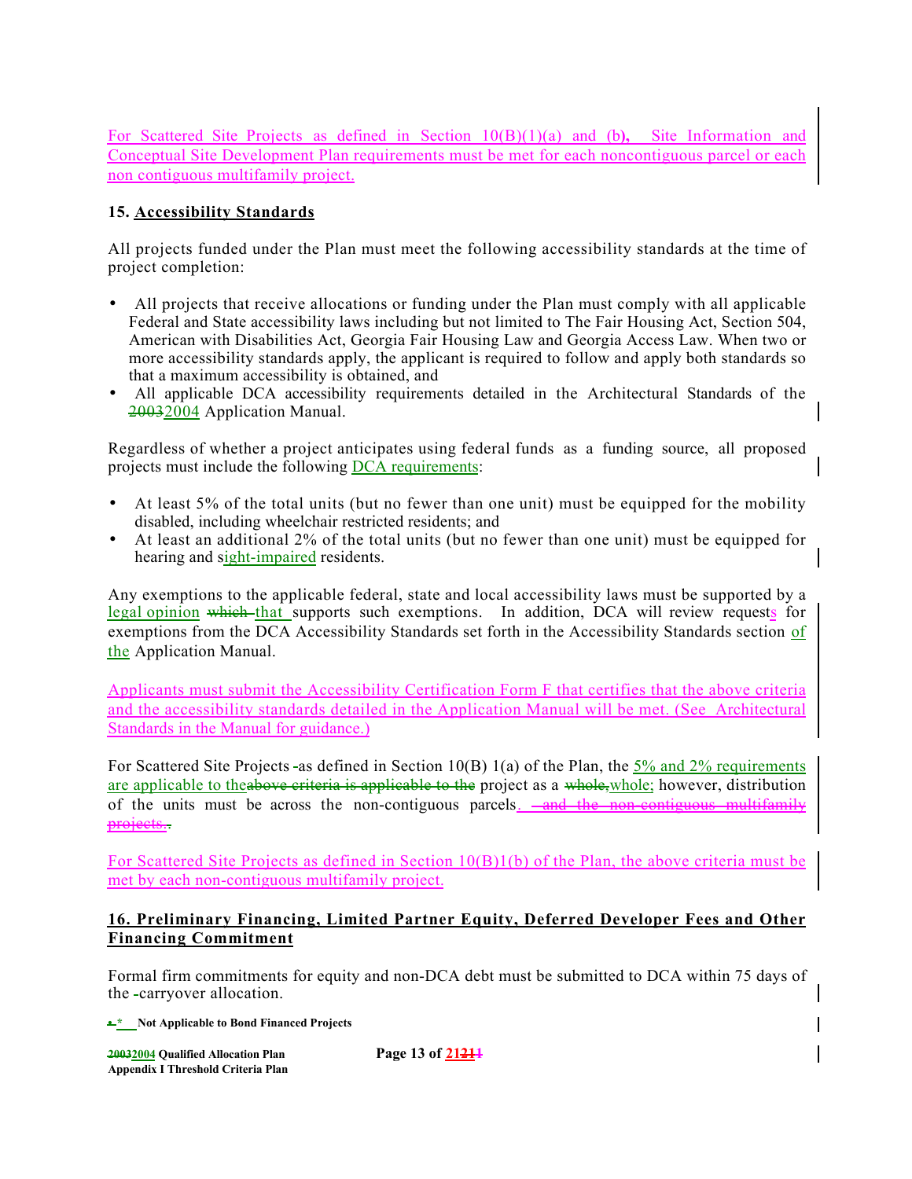For Scattered Site Projects as defined in Section 10(B)(1)(a) and (b), Site Information and Conceptual Site Development Plan requirements must be met for each noncontiguous parcel or each non contiguous multifamily project.

**15. Accessibility Standards**

All projects funded under the Plan must meet the following accessibility standards at the time of project completion:

- All projects that receive allocations or funding under the Plan must comply with all applicable Federal and State accessibility laws including but not limited to The Fair Housing Act, Section 504, American with Disabilities Act, Georgia Fair Housing Law and Georgia Access Law. When two or more accessibility standards apply, the applicant is required to follow and apply both standards so that a maximum accessibility is obtained, and
- All applicable DCA accessibility requirements detailed in the Architectural Standards of the ~~2003~~2004 Application Manual.

Regardless of whether a project anticipates using federal funds as a funding source, all proposed projects must include the following DCA requirements:

- At least 5% of the total units (but no fewer than one unit) must be equipped for the mobility disabled, including wheelchair restricted residents; and
- At least an additional 2% of the total units (but no fewer than one unit) must be equipped for hearing and sight-impaired residents.

Any exemptions to the applicable federal, state and local accessibility laws must be supported by a legal opinion ~~which~~ that supports such exemptions. In addition, DCA will review requests for exemptions from the DCA Accessibility Standards set forth in the Accessibility Standards section of the Application Manual.

Applicants must submit the Accessibility Certification Form F that certifies that the above criteria and the accessibility standards detailed in the Application Manual will be met. (See Architectural Standards in the Manual for guidance.)

For Scattered Site Projects as defined in Section 10(B) 1(a) of the Plan, the 5% and 2% requirements are applicable to the~~above criteria is applicable to the~~ project as a ~~whole,~~whole; however, distribution of the units must be across the non-contiguous parcels. ~~and the non-contiguous multifamily projects.~~.

For Scattered Site Projects as defined in Section 10(B)1(b) of the Plan, the above criteria must be met by each non-contiguous multifamily project.

**16. Preliminary Financing, Limited Partner Equity, Deferred Developer Fees and Other Financing Commitment**

Formal firm commitments for equity and non-DCA debt must be submitted to DCA within 75 days of the carryover allocation.

\* Not Applicable to Bond Financed Projects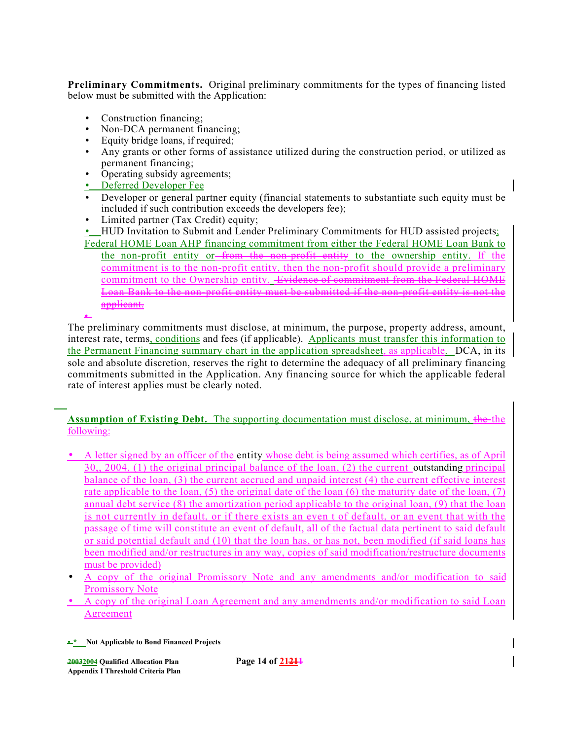**Preliminary Commitments.** Original preliminary commitments for the types of financing listed below must be submitted with the Application:

- Construction financing;
- Non-DCA permanent financing;
- Equity bridge loans, if required;
- Any grants or other forms of assistance utilized during the construction period, or utilized as permanent financing;
- Operating subsidy agreements;
- Deferred Developer Fee
- Developer or general partner equity (financial statements to substantiate such equity must be included if such contribution exceeds the developers fee);
- Limited partner (Tax Credit) equity;
- HUD Invitation to Submit and Lender Preliminary Commitments for HUD assisted projects; Federal HOME Loan AHP financing commitment from either the Federal HOME Loan Bank to the non-profit entity or ~~from the non-profit entity~~ to the ownership entity. If the commitment is to the non-profit entity, then the non-profit should provide a preliminary commitment to the Ownership entity. ~~Evidence of commitment from the Federal HOME Loan Bank to the non-profit entity must be submitted if the non-profit entity is not the applicant.~~

The preliminary commitments must disclose, at minimum, the purpose, property address, amount, interest rate, terms, conditions and fees (if applicable). Applicants must transfer this information to the Permanent Financing summary chart in the application spreadsheet, as applicable. DCA, in its sole and absolute discretion, reserves the right to determine the adequacy of all preliminary financing commitments submitted in the Application. Any financing source for which the applicable federal rate of interest applies must be clearly noted.

**Assumption of Existing Debt.** The supporting documentation must disclose, at minimum, ~~the~~ the following:

- A letter signed by an officer of the entity whose debt is being assumed which certifies, as of April 30,, 2004, (1) the original principal balance of the loan, (2) the current outstanding principal balance of the loan, (3) the current accrued and unpaid interest (4) the current effective interest rate applicable to the loan, (5) the original date of the loan (6) the maturity date of the loan, (7) annual debt service (8) the amortization period applicable to the original loan, (9) that the loan is not currently in default, or if there exists an even t of default, or an event that with the passage of time will constitute an event of default, all of the factual data pertinent to said default or said potential default and (10) that the loan has, or has not, been modified (if said loans has been modified and/or restructures in any way, copies of said modification/restructure documents must be provided)
- A copy of the original Promissory Note and any amendments and/or modification to said Promissory Note
- A copy of the original Loan Agreement and any amendments and/or modification to said Loan Agreement

\* Not Applicable to Bond Financed Projects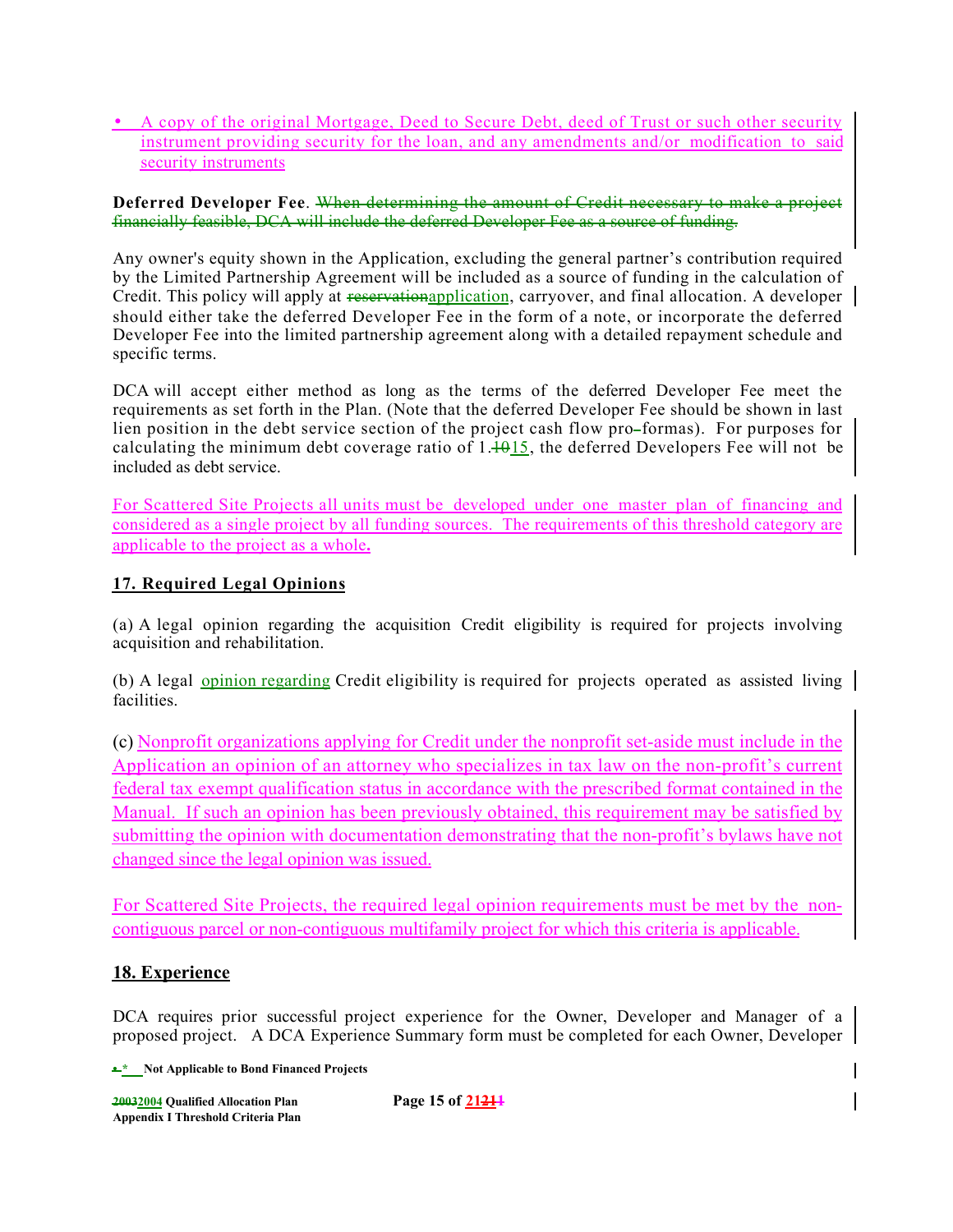- A copy of the original Mortgage, Deed to Secure Debt, deed of Trust or such other security instrument providing security for the loan, and any amendments and/or modification to said security instruments

**Deferred Developer Fee**. ~~When determining the amount of Credit necessary to make a project financially feasible, DCA will include the deferred Developer Fee as a source of funding.~~

Any owner's equity shown in the Application, excluding the general partner's contribution required by the Limited Partnership Agreement will be included as a source of funding in the calculation of Credit. This policy will apply at ~~reservation~~application, carryover, and final allocation. A developer should either take the deferred Developer Fee in the form of a note, or incorporate the deferred Developer Fee into the limited partnership agreement along with a detailed repayment schedule and specific terms.

DCA will accept either method as long as the terms of the deferred Developer Fee meet the requirements as set forth in the Plan. (Note that the deferred Developer Fee should be shown in last lien position in the debt service section of the project cash flow pro-formas). For purposes for calculating the minimum debt coverage ratio of 1.~~10~~15, the deferred Developers Fee will not be included as debt service.

For Scattered Site Projects all units must be developed under one master plan of financing and considered as a single project by all funding sources. The requirements of this threshold category are applicable to the project as a whole.

## 17. Required Legal Opinions

(a) A legal opinion regarding the acquisition Credit eligibility is required for projects involving acquisition and rehabilitation.

(b) A legal opinion regarding Credit eligibility is required for projects operated as assisted living facilities.

(c) Nonprofit organizations applying for Credit under the nonprofit set-aside must include in the Application an opinion of an attorney who specializes in tax law on the non-profit's current federal tax exempt qualification status in accordance with the prescribed format contained in the Manual. If such an opinion has been previously obtained, this requirement may be satisfied by submitting the opinion with documentation demonstrating that the non-profit's bylaws have not changed since the legal opinion was issued.

For Scattered Site Projects, the required legal opinion requirements must be met by the non-contiguous parcel or non-contiguous multifamily project for which this criteria is applicable.

## 18. Experience

DCA requires prior successful project experience for the Owner, Developer and Manager of a proposed project. A DCA Experience Summary form must be completed for each Owner, Developer

\* Not Applicable to Bond Financed Projects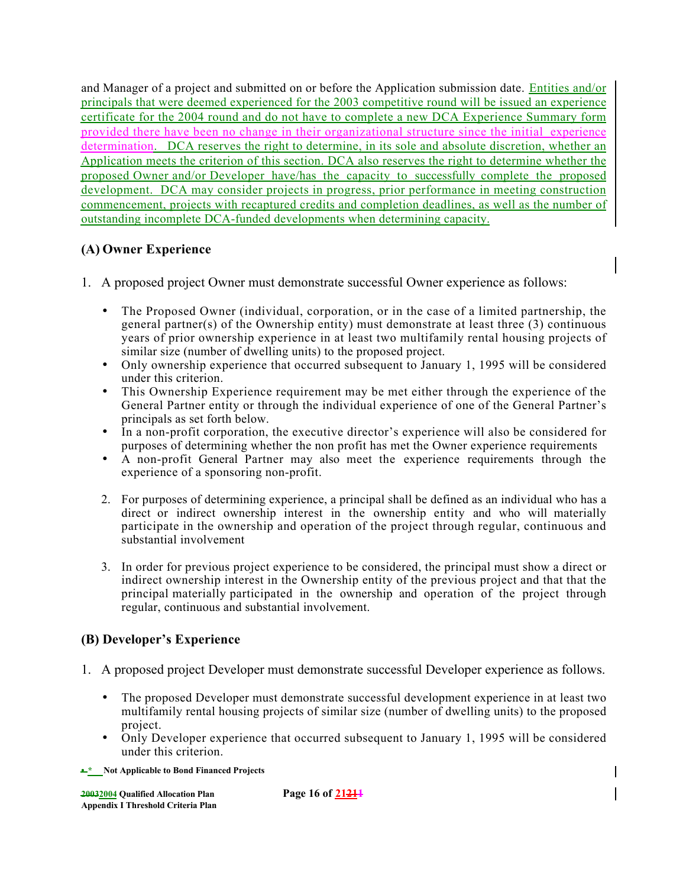and Manager of a project and submitted on or before the Application submission date. Entities and/or principals that were deemed experienced for the 2003 competitive round will be issued an experience certificate for the 2004 round and do not have to complete a new DCA Experience Summary form provided there have been no change in their organizational structure since the initial experience determination. DCA reserves the right to determine, in its sole and absolute discretion, whether an Application meets the criterion of this section. DCA also reserves the right to determine whether the proposed Owner and/or Developer have/has the capacity to successfully complete the proposed development. DCA may consider projects in progress, prior performance in meeting construction commencement, projects with recaptured credits and completion deadlines, as well as the number of outstanding incomplete DCA-funded developments when determining capacity.

## (A) Owner Experience

1. A proposed project Owner must demonstrate successful Owner experience as follows:

   - The Proposed Owner (individual, corporation, or in the case of a limited partnership, the general partner(s) of the Ownership entity) must demonstrate at least three (3) continuous years of prior ownership experience in at least two multifamily rental housing projects of similar size (number of dwelling units) to the proposed project.
   - Only ownership experience that occurred subsequent to January 1, 1995 will be considered under this criterion.
   - This Ownership Experience requirement may be met either through the experience of the General Partner entity or through the individual experience of one of the General Partner's principals as set forth below.
   - In a non-profit corporation, the executive director's experience will also be considered for purposes of determining whether the non profit has met the Owner experience requirements
   - A non-profit General Partner may also meet the experience requirements through the experience of a sponsoring non-profit.

2. For purposes of determining experience, a principal shall be defined as an individual who has a direct or indirect ownership interest in the ownership entity and who will materially participate in the ownership and operation of the project through regular, continuous and substantial involvement

3. In order for previous project experience to be considered, the principal must show a direct or indirect ownership interest in the Ownership entity of the previous project and that that the principal materially participated in the ownership and operation of the project through regular, continuous and substantial involvement.

## (B) Developer's Experience

1. A proposed project Developer must demonstrate successful Developer experience as follows.

   - The proposed Developer must demonstrate successful development experience in at least two multifamily rental housing projects of similar size (number of dwelling units) to the proposed project.
   - Only Developer experience that occurred subsequent to January 1, 1995 will be considered under this criterion.

* Not Applicable to Bond Financed Projects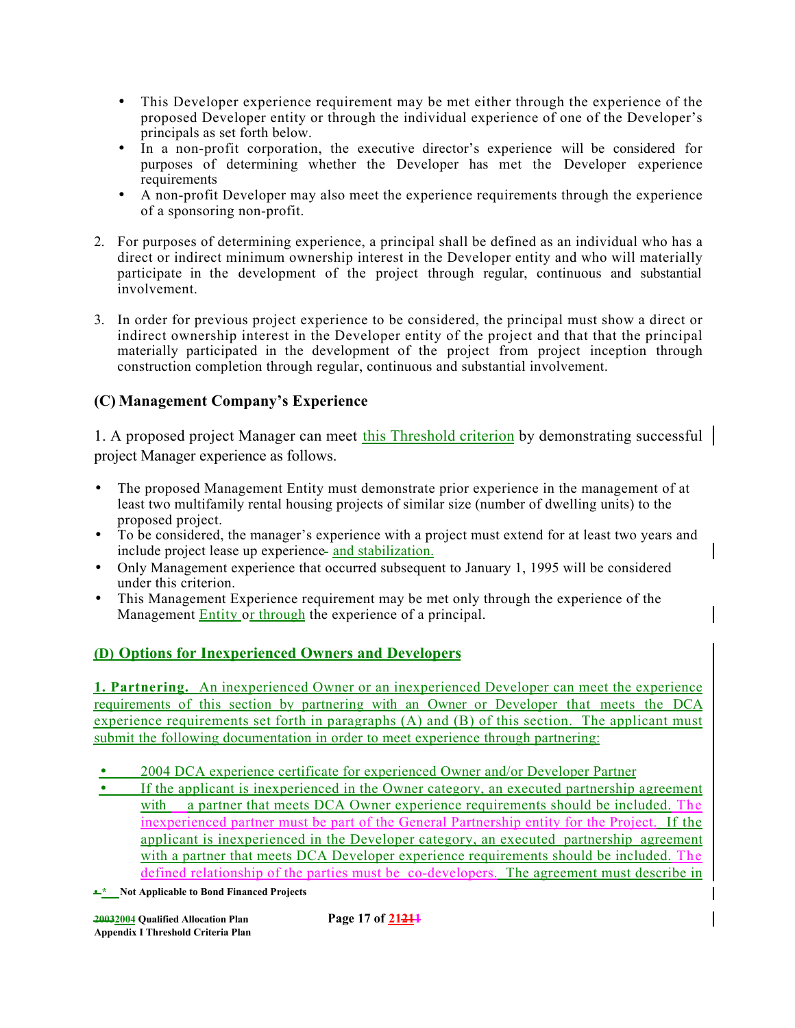- This Developer experience requirement may be met either through the experience of the proposed Developer entity or through the individual experience of one of the Developer's principals as set forth below.
- In a non-profit corporation, the executive director's experience will be considered for purposes of determining whether the Developer has met the Developer experience requirements
- A non-profit Developer may also meet the experience requirements through the experience of a sponsoring non-profit.

2. For purposes of determining experience, a principal shall be defined as an individual who has a direct or indirect minimum ownership interest in the Developer entity and who will materially participate in the development of the project through regular, continuous and substantial involvement.

3. In order for previous project experience to be considered, the principal must show a direct or indirect ownership interest in the Developer entity of the project and that that the principal materially participated in the development of the project from project inception through construction completion through regular, continuous and substantial involvement.

### (C) Management Company's Experience

1. A proposed project Manager can meet this Threshold criterion by demonstrating successful project Manager experience as follows.

- The proposed Management Entity must demonstrate prior experience in the management of at least two multifamily rental housing projects of similar size (number of dwelling units) to the proposed project.
- To be considered, the manager's experience with a project must extend for at least two years and include project lease up experience and stabilization.
- Only Management experience that occurred subsequent to January 1, 1995 will be considered under this criterion.
- This Management Experience requirement may be met only through the experience of the Management Entity or through the experience of a principal.

### (D) Options for Inexperienced Owners and Developers

**1. Partnering.** An inexperienced Owner or an inexperienced Developer can meet the experience requirements of this section by partnering with an Owner or Developer that meets the DCA experience requirements set forth in paragraphs (A) and (B) of this section. The applicant must submit the following documentation in order to meet experience through partnering:

- 2004 DCA experience certificate for experienced Owner and/or Developer Partner
- If the applicant is inexperienced in the Owner category, an executed partnership agreement with a partner that meets DCA Owner experience requirements should be included. The inexperienced partner must be part of the General Partnership entity for the Project. If the applicant is inexperienced in the Developer category, an executed partnership agreement with a partner that meets DCA Developer experience requirements should be included. The defined relationship of the parties must be co-developers. The agreement must describe in

\* Not Applicable to Bond Financed Projects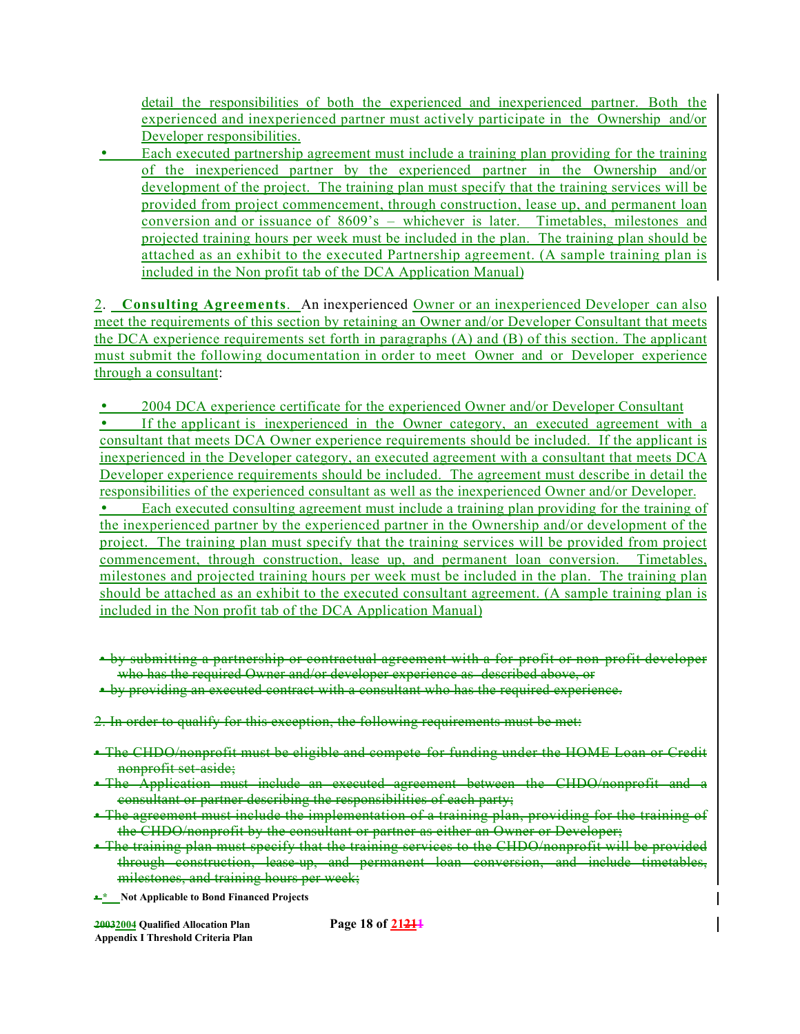detail the responsibilities of both the experienced and inexperienced partner. Both the experienced and inexperienced partner must actively participate in the Ownership and/or Developer responsibilities.

- Each executed partnership agreement must include a training plan providing for the training of the inexperienced partner by the experienced partner in the Ownership and/or development of the project. The training plan must specify that the training services will be provided from project commencement, through construction, lease up, and permanent loan conversion and or issuance of 8609's – whichever is later. Timetables, milestones and projected training hours per week must be included in the plan. The training plan should be attached as an exhibit to the executed Partnership agreement. (A sample training plan is included in the Non profit tab of the DCA Application Manual)

2. **Consulting Agreements**. An inexperienced Owner or an inexperienced Developer can also meet the requirements of this section by retaining an Owner and/or Developer Consultant that meets the DCA experience requirements set forth in paragraphs (A) and (B) of this section. The applicant must submit the following documentation in order to meet Owner and or Developer experience through a consultant:

- 2004 DCA experience certificate for the experienced Owner and/or Developer Consultant
- If the applicant is inexperienced in the Owner category, an executed agreement with a consultant that meets DCA Owner experience requirements should be included. If the applicant is inexperienced in the Developer category, an executed agreement with a consultant that meets DCA Developer experience requirements should be included. The agreement must describe in detail the responsibilities of the experienced consultant as well as the inexperienced Owner and/or Developer.
- Each executed consulting agreement must include a training plan providing for the training of the inexperienced partner by the experienced partner in the Ownership and/or development of the project. The training plan must specify that the training services will be provided from project commencement, through construction, lease up, and permanent loan conversion. Timetables, milestones and projected training hours per week must be included in the plan. The training plan should be attached as an exhibit to the executed consultant agreement. (A sample training plan is included in the Non profit tab of the DCA Application Manual)

- ~~by submitting a partnership or contractual agreement with a for-profit or non-profit developer who has the required Owner and/or developer experience as described above, or~~
- ~~by providing an executed contract with a consultant who has the required experience.~~

~~2. In order to qualify for this exception, the following requirements must be met:~~

- ~~The CHDO/nonprofit must be eligible and compete for funding under the HOME Loan or Credit nonprofit set-aside;~~
- ~~The Application must include an executed agreement between the CHDO/nonprofit and a consultant or partner describing the responsibilities of each party;~~
- ~~The agreement must include the implementation of a training plan, providing for the training of the CHDO/nonprofit by the consultant or partner as either an Owner or Developer;~~
- ~~The training plan must specify that the training services to the CHDO/nonprofit will be provided through construction, lease-up, and permanent loan conversion, and include timetables, milestones, and training hours per week;~~

**\* Not Applicable to Bond Financed Projects**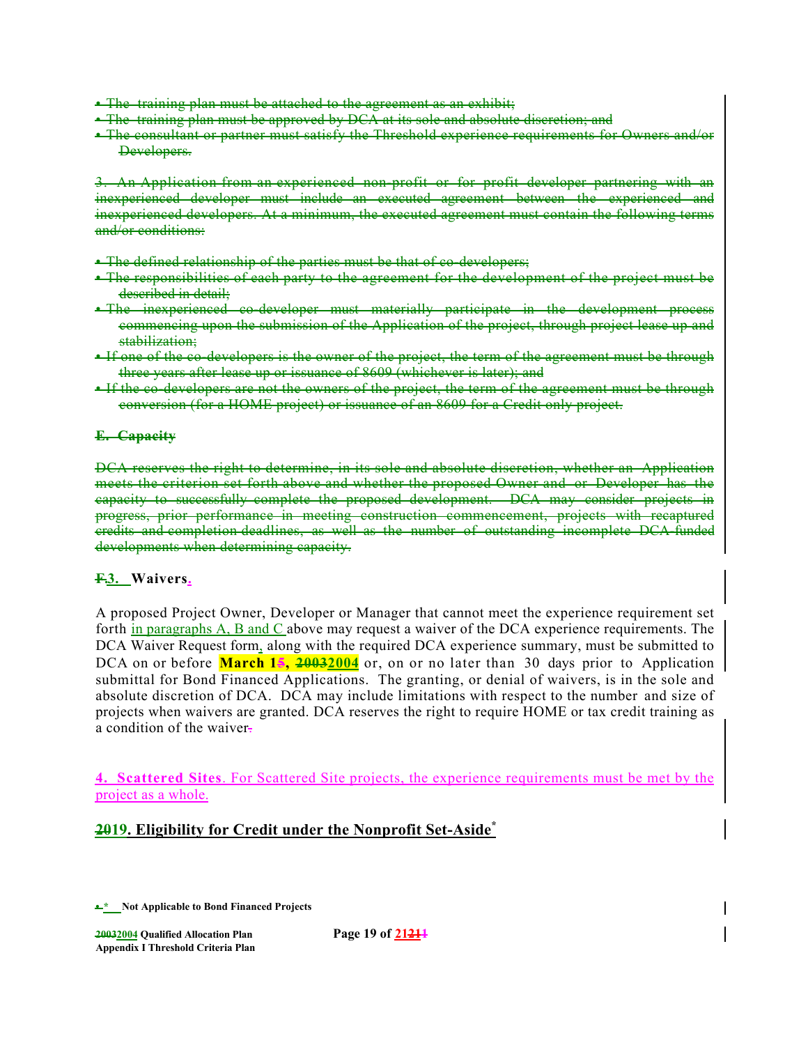- ~~The training plan must be attached to the agreement as an exhibit;~~
- ~~The training plan must be approved by DCA at its sole and absolute discretion; and~~
- ~~The consultant or partner must satisfy the Threshold experience requirements for Owners and/or Developers.~~

~~3. An Application from an experienced non-profit or for profit developer partnering with an inexperienced developer must include an executed agreement between the experienced and inexperienced developers. At a minimum, the executed agreement must contain the following terms and/or conditions:~~

- ~~The defined relationship of the parties must be that of co-developers;~~
- ~~The responsibilities of each party to the agreement for the development of the project must be described in detail;~~
- ~~The inexperienced co-developer must materially participate in the development process commencing upon the submission of the Application of the project, through project lease up and stabilization;~~
- ~~If one of the co-developers is the owner of the project, the term of the agreement must be through three years after lease up or issuance of 8609 (whichever is later); and~~
- ~~If the co-developers are not the owners of the project, the term of the agreement must be through conversion (for a HOME project) or issuance of an 8609 for a Credit only project.~~

~~**E. Capacity**~~

~~DCA reserves the right to determine, in its sole and absolute discretion, whether an Application meets the criterion set forth above and whether the proposed Owner and or Developer has the capacity to successfully complete the proposed development. DCA may consider projects in progress, prior performance in meeting construction commencement, projects with recaptured credits and completion deadlines, as well as the number of outstanding incomplete DCA funded developments when determining capacity.~~

### ~~F.~~3. Waivers.

A proposed Project Owner, Developer or Manager that cannot meet the experience requirement set forth in paragraphs A, B and C above may request a waiver of the DCA experience requirements. The DCA Waiver Request form, along with the required DCA experience summary, must be submitted to DCA on or before **March 1~~5~~, ~~2003~~2004** or, on or no later than 30 days prior to Application submittal for Bond Financed Applications. The granting, or denial of waivers, is in the sole and absolute discretion of DCA. DCA may include limitations with respect to the number and size of projects when waivers are granted. DCA reserves the right to require HOME or tax credit training as a condition of the waiver~~.~~

**4. Scattered Sites**. For Scattered Site projects, the experience requirements must be met by the project as a whole.

## ~~20~~19. Eligibility for Credit under the Nonprofit Set-Aside*

\* Not Applicable to Bond Financed Projects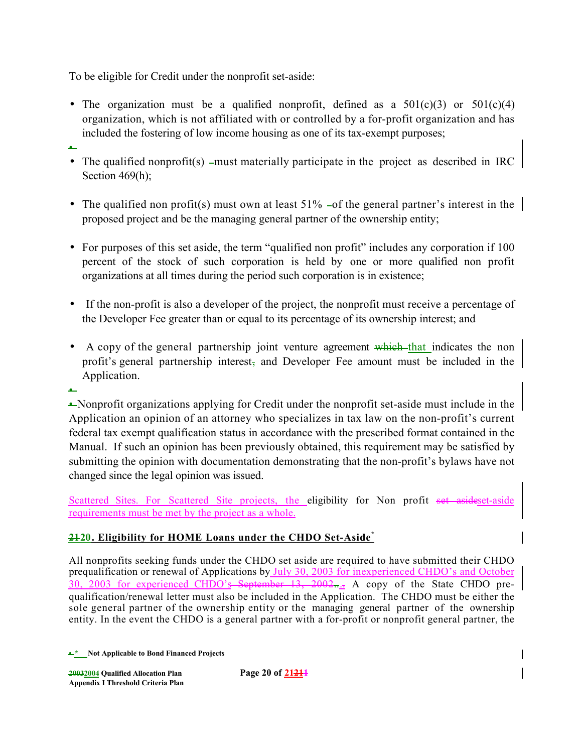To be eligible for Credit under the nonprofit set-aside:

- The organization must be a qualified nonprofit, defined as a 501(c)(3) or 501(c)(4) organization, which is not affiliated with or controlled by a for-profit organization and has included the fostering of low income housing as one of its tax-exempt purposes;
- The qualified nonprofit(s) must materially participate in the project as described in IRC Section 469(h);
- The qualified non profit(s) must own at least 51% of the general partner's interest in the proposed project and be the managing general partner of the ownership entity;
- For purposes of this set aside, the term "qualified non profit" includes any corporation if 100 percent of the stock of such corporation is held by one or more qualified non profit organizations at all times during the period such corporation is in existence;
- If the non-profit is also a developer of the project, the nonprofit must receive a percentage of the Developer Fee greater than or equal to its percentage of its ownership interest; and
- A copy of the general partnership joint venture agreement ~~which~~ that indicates the non profit's general partnership interest~~,~~ and Developer Fee amount must be included in the Application.

Nonprofit organizations applying for Credit under the nonprofit set-aside must include in the Application an opinion of an attorney who specializes in tax law on the non-profit's current federal tax exempt qualification status in accordance with the prescribed format contained in the Manual. If such an opinion has been previously obtained, this requirement may be satisfied by submitting the opinion with documentation demonstrating that the non-profit's bylaws have not changed since the legal opinion was issued.

Scattered Sites. For Scattered Site projects, the eligibility for Non profit ~~set aside~~set-aside requirements must be met by the project as a whole.

### ~~21~~20. Eligibility for HOME Loans under the CHDO Set-Aside*

All nonprofits seeking funds under the CHDO set aside are required to have submitted their CHDO prequalification or renewal of Applications by July 30, 2003 for inexperienced CHDO's and October 30, 2003 for experienced CHDO's ~~September 13, 2002~~. A copy of the State CHDO pre-qualification/renewal letter must also be included in the Application. The CHDO must be either the sole general partner of the ownership entity or the managing general partner of the ownership entity. In the event the CHDO is a general partner with a for-profit or nonprofit general partner, the

\* Not Applicable to Bond Financed Projects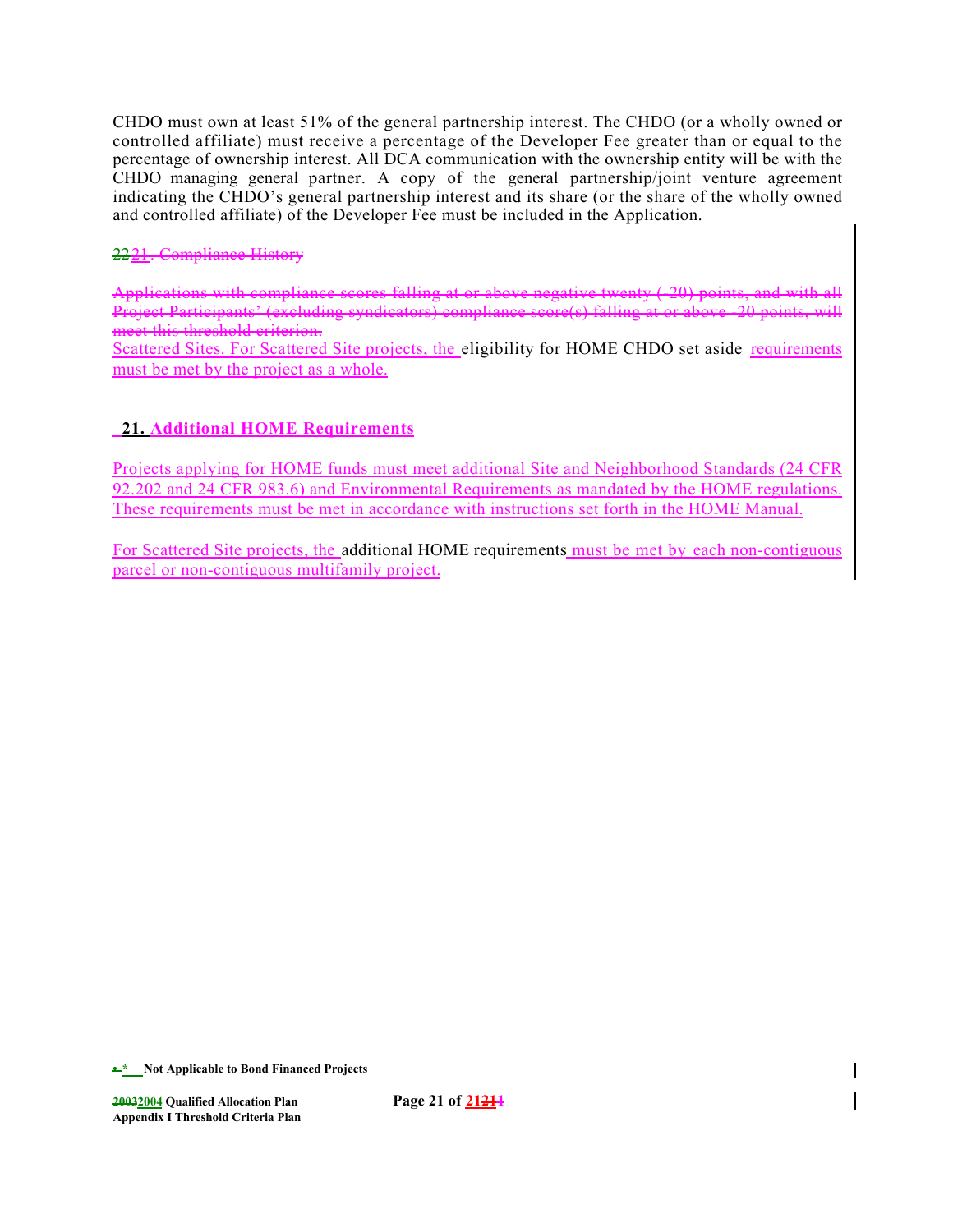CHDO must own at least 51% of the general partnership interest. The CHDO (or a wholly owned or controlled affiliate) must receive a percentage of the Developer Fee greater than or equal to the percentage of ownership interest. All DCA communication with the ownership entity will be with the CHDO managing general partner. A copy of the general partnership/joint venture agreement indicating the CHDO's general partnership interest and its share (or the share of the wholly owned and controlled affiliate) of the Developer Fee must be included in the Application.

~~22~~21. ~~Compliance History~~

~~Applications with compliance scores falling at or above negative twenty (-20) points, and with all Project Participants' (excluding syndicators) compliance score(s) falling at or above -20 points, will meet this threshold criterion.~~

Scattered Sites. For Scattered Site projects, the eligibility for HOME CHDO set aside requirements must be met by the project as a whole.

## 21. Additional HOME Requirements

Projects applying for HOME funds must meet additional Site and Neighborhood Standards (24 CFR 92.202 and 24 CFR 983.6) and Environmental Requirements as mandated by the HOME regulations. These requirements must be met in accordance with instructions set forth in the HOME Manual.

For Scattered Site projects, the additional HOME requirements must be met by each non-contiguous parcel or non-contiguous multifamily project.

\* Not Applicable to Bond Financed Projects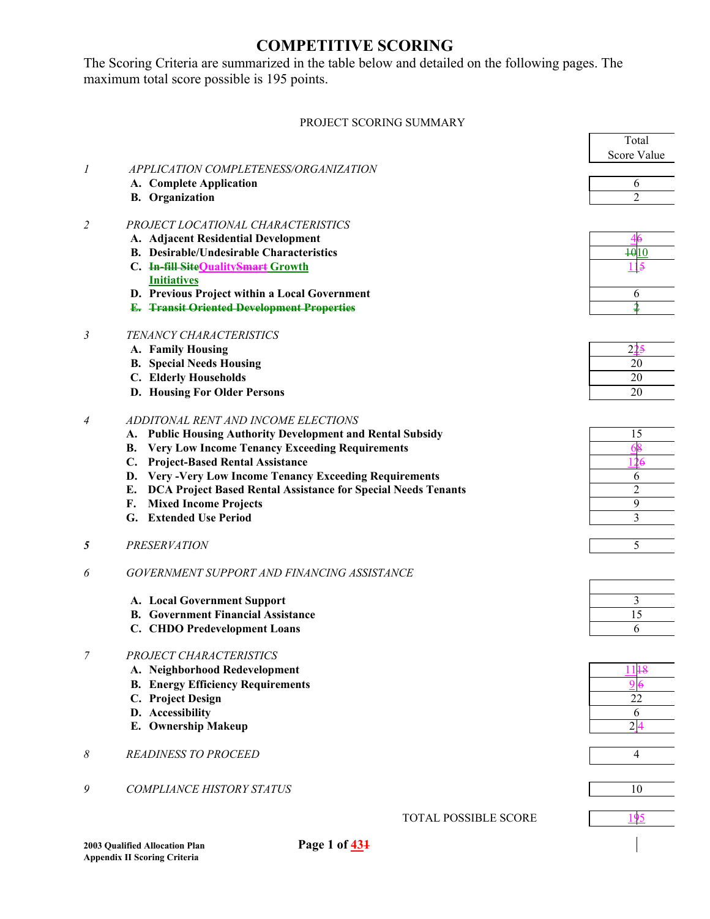# COMPETITIVE SCORING

The Scoring Criteria are summarized in the table below and detailed on the following pages. The maximum total score possible is 195 points.

PROJECT SCORING SUMMARY

| | | Total Score Value |
|---|---|---|
| *1* | *APPLICATION COMPLETENESS/ORGANIZATION* | |
| | **A. Complete Application** | 6 |
| | **B. Organization** | 2 |
| *2* | *PROJECT LOCATIONAL CHARACTERISTICS* | |
| | **A. Adjacent Residential Development** | 46 |
| | **B. Desirable/Undesirable Characteristics** | 1010 |
| | **C. In-fill SiteQualitySmart Growth Initiatives** | 115 |
| | **D. Previous Project within a Local Government** | 6 |
| | **E. Transit Oriented Development Properties** | 2 |
| *3* | *TENANCY CHARACTERISTICS* | |
| | **A. Family Housing** | 225 |
| | **B. Special Needs Housing** | 20 |
| | **C. Elderly Households** | 20 |
| | **D. Housing For Older Persons** | 20 |
| *4* | *ADDITONAL RENT AND INCOME ELECTIONS* | |
| | **A. Public Housing Authority Development and Rental Subsidy** | 15 |
| | **B. Very Low Income Tenancy Exceeding Requirements** | 68 |
| | **C. Project-Based Rental Assistance** | 126 |
| | **D. Very -Very Low Income Tenancy Exceeding Requirements** | 6 |
| | **E. DCA Project Based Rental Assistance for Special Needs Tenants** | 2 |
| | **F. Mixed Income Projects** | 9 |
| | **G. Extended Use Period** | 3 |
| ***5*** | *PRESERVATION* | 5 |
| *6* | *GOVERNMENT SUPPORT AND FINANCING ASSISTANCE* | |
| | **A. Local Government Support** | 3 |
| | **B. Government Financial Assistance** | 15 |
| | **C. CHDO Predevelopment Loans** | 6 |
| *7* | *PROJECT CHARACTERISTICS* | |
| | **A. Neighborhood Redevelopment** | 1118 |
| | **B. Energy Efficiency Requirements** | 96 |
| | **C. Project Design** | 22 |
| | **D. Accessibility** | 6 |
| | **E. Ownership Makeup** | 24 |
| *8* | *READINESS TO PROCEED* | 4 |
| *9* | *COMPLIANCE HISTORY STATUS* | 10 |
| | TOTAL POSSIBLE SCORE | 195 |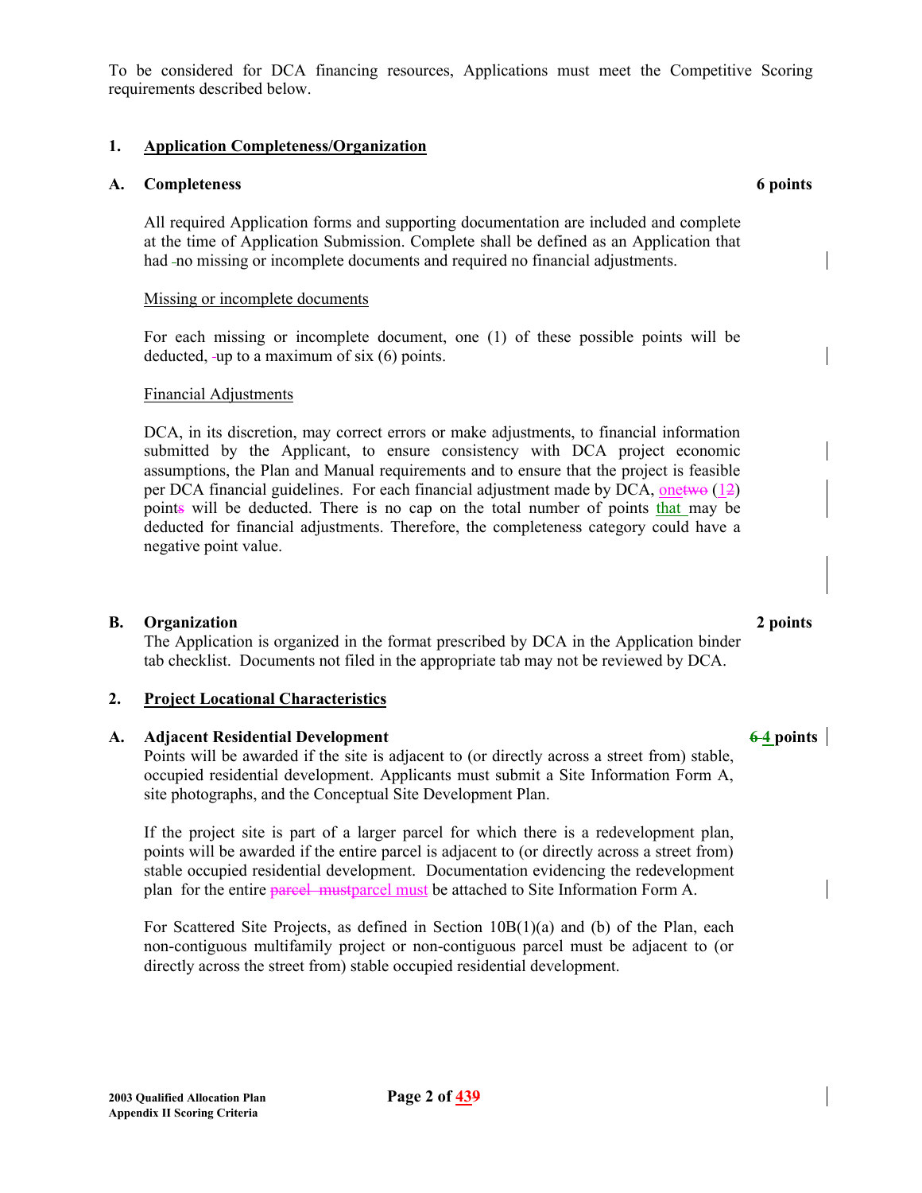To be considered for DCA financing resources, Applications must meet the Competitive Scoring requirements described below.

## 1. Application Completeness/Organization

### A. Completeness — 6 points

All required Application forms and supporting documentation are included and complete at the time of Application Submission. Complete shall be defined as an Application that had no missing or incomplete documents and required no financial adjustments.

Missing or incomplete documents

For each missing or incomplete document, one (1) of these possible points will be deducted, up to a maximum of six (6) points.

Financial Adjustments

DCA, in its discretion, may correct errors or make adjustments, to financial information submitted by the Applicant, to ensure consistency with DCA project economic assumptions, the Plan and Manual requirements and to ensure that the project is feasible per DCA financial guidelines. For each financial adjustment made by DCA, ~~two~~ one (~~2~~1) point~~s~~ will be deducted. There is no cap on the total number of points that may be deducted for financial adjustments. Therefore, the completeness category could have a negative point value.

### B. Organization — 2 points

The Application is organized in the format prescribed by DCA in the Application binder tab checklist. Documents not filed in the appropriate tab may not be reviewed by DCA.

## 2. Project Locational Characteristics

### A. Adjacent Residential Development — ~~6~~ 4 points

Points will be awarded if the site is adjacent to (or directly across a street from) stable, occupied residential development. Applicants must submit a Site Information Form A, site photographs, and the Conceptual Site Development Plan.

If the project site is part of a larger parcel for which there is a redevelopment plan, points will be awarded if the entire parcel is adjacent to (or directly across a street from) stable occupied residential development. Documentation evidencing the redevelopment plan for the entire parcel must be attached to Site Information Form A.

For Scattered Site Projects, as defined in Section 10B(1)(a) and (b) of the Plan, each non-contiguous multifamily project or non-contiguous parcel must be adjacent to (or directly across the street from) stable occupied residential development.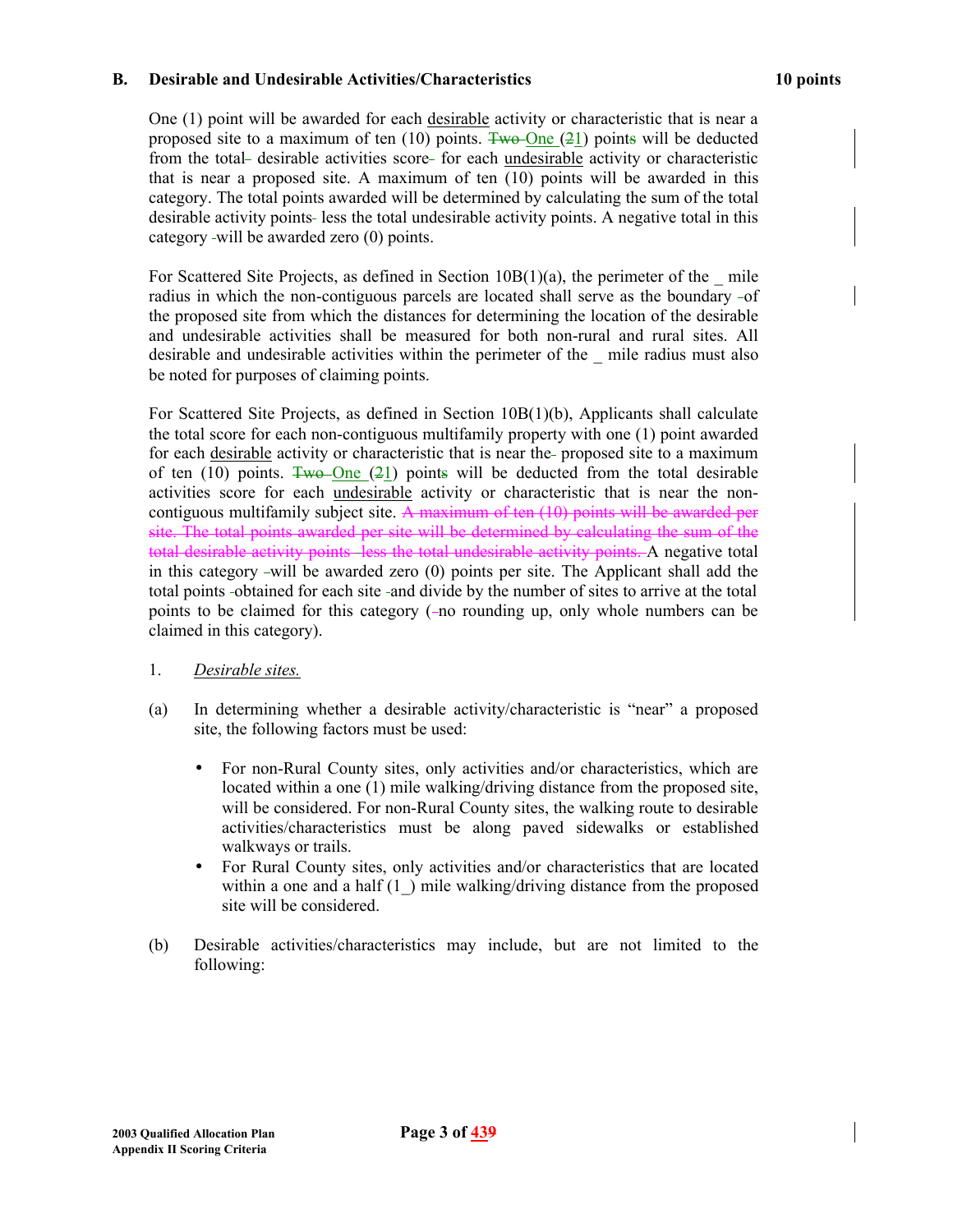**B. Desirable and Undesirable Activities/Characteristics** **10 points**

One (1) point will be awarded for each <u>desirable</u> activity or characteristic that is near a proposed site to a maximum of ten (10) points. ~~Two~~ One (~~2~~1) point~~s~~ will be deducted from the total desirable activities score for each <u>undesirable</u> activity or characteristic that is near a proposed site. A maximum of ten (10) points will be awarded in this category. The total points awarded will be determined by calculating the sum of the total desirable activity points less the total undesirable activity points. A negative total in this category will be awarded zero (0) points.

For Scattered Site Projects, as defined in Section 10B(1)(a), the perimeter of the _ mile radius in which the non-contiguous parcels are located shall serve as the boundary of the proposed site from which the distances for determining the location of the desirable and undesirable activities shall be measured for both non-rural and rural sites. All desirable and undesirable activities within the perimeter of the _ mile radius must also be noted for purposes of claiming points.

For Scattered Site Projects, as defined in Section 10B(1)(b), Applicants shall calculate the total score for each non-contiguous multifamily property with one (1) point awarded for each <u>desirable</u> activity or characteristic that is near the proposed site to a maximum of ten (10) points. ~~Two~~ One (~~2~~1) point~~s~~ will be deducted from the total desirable activities score for each <u>undesirable</u> activity or characteristic that is near the non-contiguous multifamily subject site. ~~A maximum of ten (10) points will be awarded per site. The total points awarded per site will be determined by calculating the sum of the total desirable activity points less the total undesirable activity points.~~ A negative total in this category will be awarded zero (0) points per site. The Applicant shall add the total points obtained for each site and divide by the number of sites to arrive at the total points to be claimed for this category (no rounding up, only whole numbers can be claimed in this category).

1. *Desirable sites.*

(a) In determining whether a desirable activity/characteristic is "near" a proposed site, the following factors must be used:

- For non-Rural County sites, only activities and/or characteristics, which are located within a one (1) mile walking/driving distance from the proposed site, will be considered. For non-Rural County sites, the walking route to desirable activities/characteristics must be along paved sidewalks or established walkways or trails.
- For Rural County sites, only activities and/or characteristics that are located within a one and a half (1_) mile walking/driving distance from the proposed site will be considered.

(b) Desirable activities/characteristics may include, but are not limited to the following: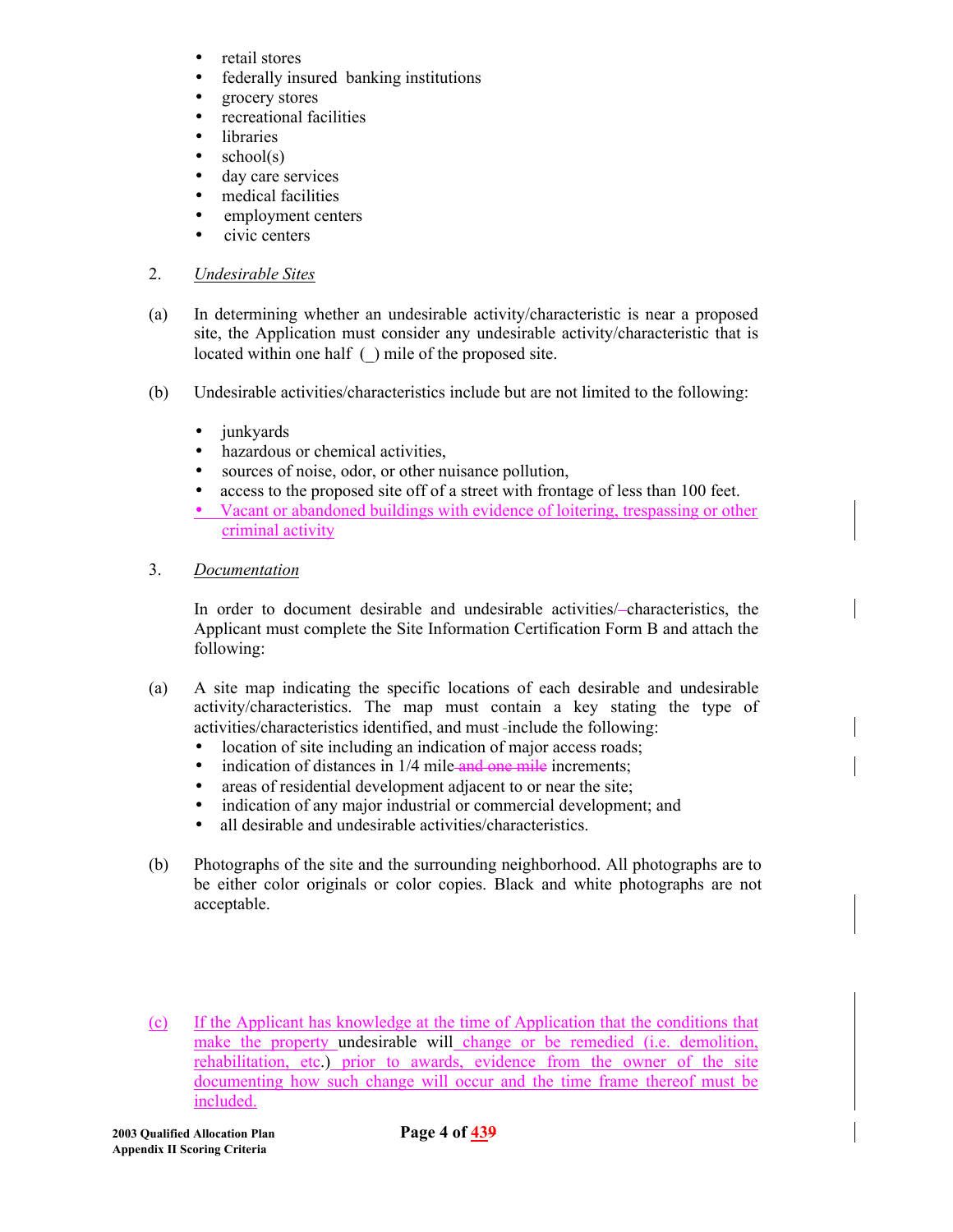- retail stores
- federally insured banking institutions
- grocery stores
- recreational facilities
- libraries
- school(s)
- day care services
- medical facilities
- employment centers
- civic centers

2. *Undesirable Sites*

(a) In determining whether an undesirable activity/characteristic is near a proposed site, the Application must consider any undesirable activity/characteristic that is located within one half (_) mile of the proposed site.

(b) Undesirable activities/characteristics include but are not limited to the following:

- junkyards
- hazardous or chemical activities,
- sources of noise, odor, or other nuisance pollution,
- access to the proposed site off of a street with frontage of less than 100 feet.
- Vacant or abandoned buildings with evidence of loitering, trespassing or other criminal activity

3. *Documentation*

In order to document desirable and undesirable activities/–characteristics, the Applicant must complete the Site Information Certification Form B and attach the following:

(a) A site map indicating the specific locations of each desirable and undesirable activity/characteristics. The map must contain a key stating the type of activities/characteristics identified, and must include the following:
- location of site including an indication of major access roads;
- indication of distances in 1/4 mile ~~and one mile~~ increments;
- areas of residential development adjacent to or near the site;
- indication of any major industrial or commercial development; and
- all desirable and undesirable activities/characteristics.

(b) Photographs of the site and the surrounding neighborhood. All photographs are to be either color originals or color copies. Black and white photographs are not acceptable.

(c) If the Applicant has knowledge at the time of Application that the conditions that make the property undesirable will change or be remedied (i.e. demolition, rehabilitation, etc.) prior to awards, evidence from the owner of the site documenting how such change will occur and the time frame thereof must be included.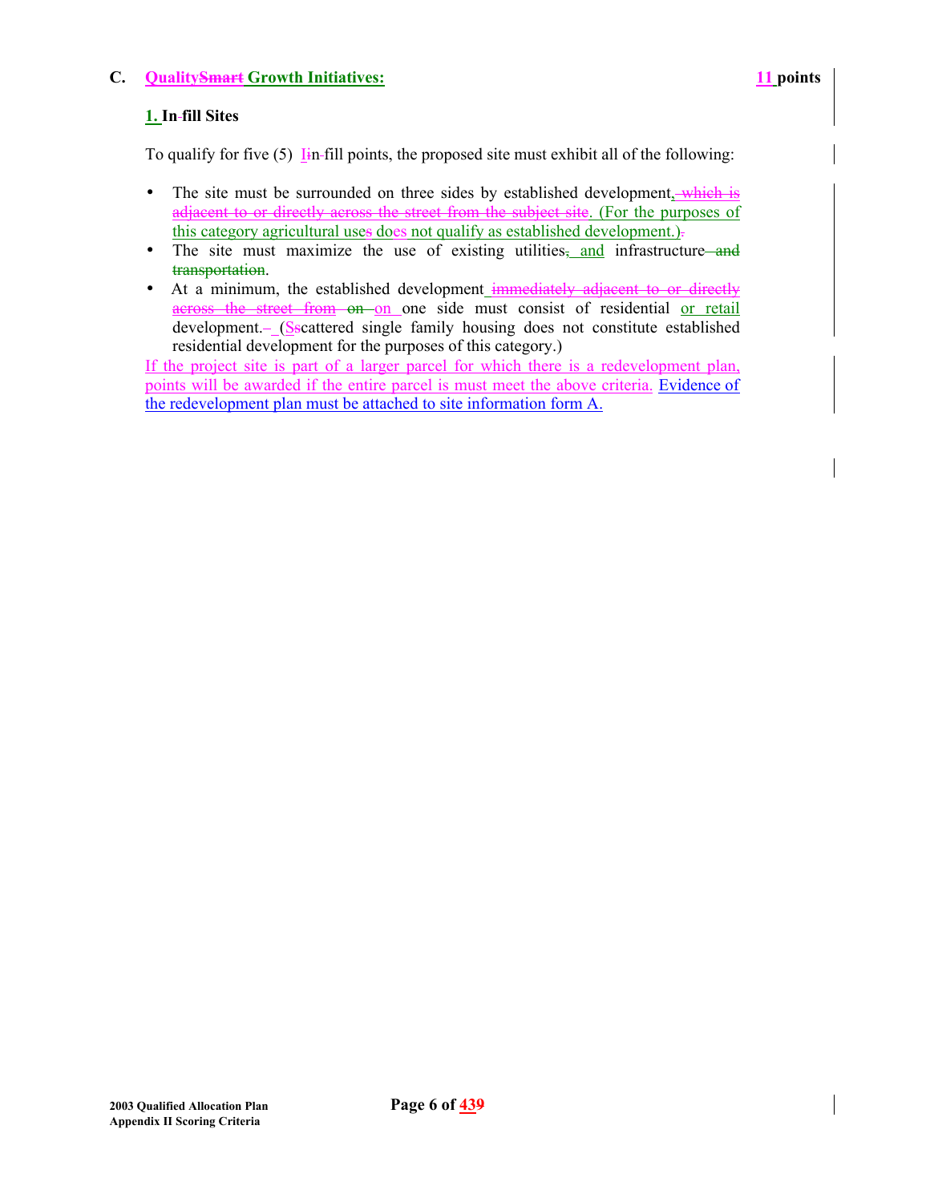## C. Quality~~Smart~~ Growth Initiatives: 11 points

### 1. In~~-~~fill Sites

To qualify for five (5) I~~i~~n-fill points, the proposed site must exhibit all of the following:

- The site must be surrounded on three sides by established development~~, which is adjacent to or directly across the street from the subject site~~. (For the purposes of this category agricultural use~~s~~ does not qualify as established development.)~~.~~
- The site must maximize the use of existing utilities~~,~~ and infrastructure ~~and transportation~~.
- At a minimum, the established development ~~immediately adjacent to or directly across the street from on~~ on one side must consist of residential or retail development. (S~~s~~cattered single family housing does not constitute established residential development for the purposes of this category.)

If the project site is part of a larger parcel for which there is a redevelopment plan, points will be awarded if the entire parcel is must meet the above criteria. Evidence of the redevelopment plan must be attached to site information form A.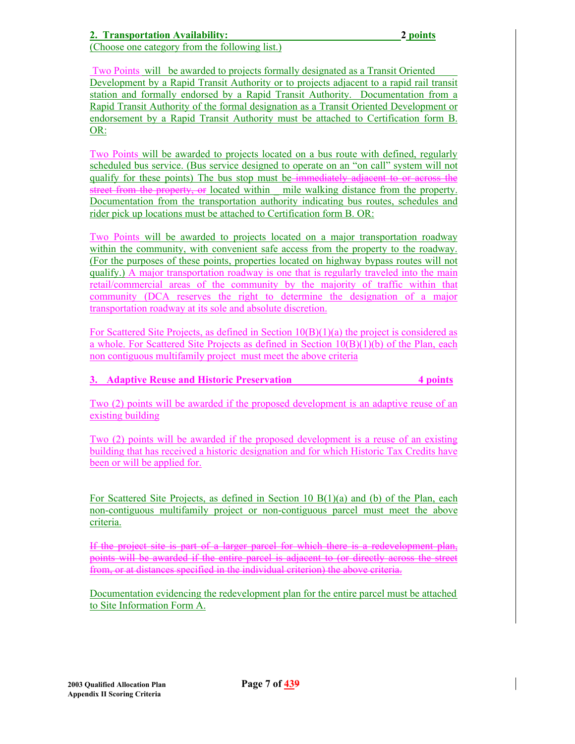**2. Transportation Availability: 2 points**

(Choose one category from the following list.)

Two Points will be awarded to projects formally designated as a Transit Oriented Development by a Rapid Transit Authority or to projects adjacent to a rapid rail transit station and formally endorsed by a Rapid Transit Authority. Documentation from a Rapid Transit Authority of the formal designation as a Transit Oriented Development or endorsement by a Rapid Transit Authority must be attached to Certification form B. OR:

Two Points will be awarded to projects located on a bus route with defined, regularly scheduled bus service. (Bus service designed to operate on an "on call" system will not qualify for these points) The bus stop must be ~~immediately adjacent to or across the street from the property, or~~ located within mile walking distance from the property. Documentation from the transportation authority indicating bus routes, schedules and rider pick up locations must be attached to Certification form B. OR:

Two Points will be awarded to projects located on a major transportation roadway within the community, with convenient safe access from the property to the roadway. (For the purposes of these points, properties located on highway bypass routes will not qualify.) A major transportation roadway is one that is regularly traveled into the main retail/commercial areas of the community by the majority of traffic within that community (DCA reserves the right to determine the designation of a major transportation roadway at its sole and absolute discretion.

For Scattered Site Projects, as defined in Section 10(B)(1)(a) the project is considered as a whole. For Scattered Site Projects as defined in Section 10(B)(1)(b) of the Plan, each non contiguous multifamily project must meet the above criteria

**3. Adaptive Reuse and Historic Preservation 4 points**

Two (2) points will be awarded if the proposed development is an adaptive reuse of an existing building

Two (2) points will be awarded if the proposed development is a reuse of an existing building that has received a historic designation and for which Historic Tax Credits have been or will be applied for.

For Scattered Site Projects, as defined in Section 10 B(1)(a) and (b) of the Plan, each non-contiguous multifamily project or non-contiguous parcel must meet the above criteria.

~~If the project site is part of a larger parcel for which there is a redevelopment plan, points will be awarded if the entire parcel is adjacent to (or directly across the street from, or at distances specified in the individual criterion) the above criteria.~~

Documentation evidencing the redevelopment plan for the entire parcel must be attached to Site Information Form A.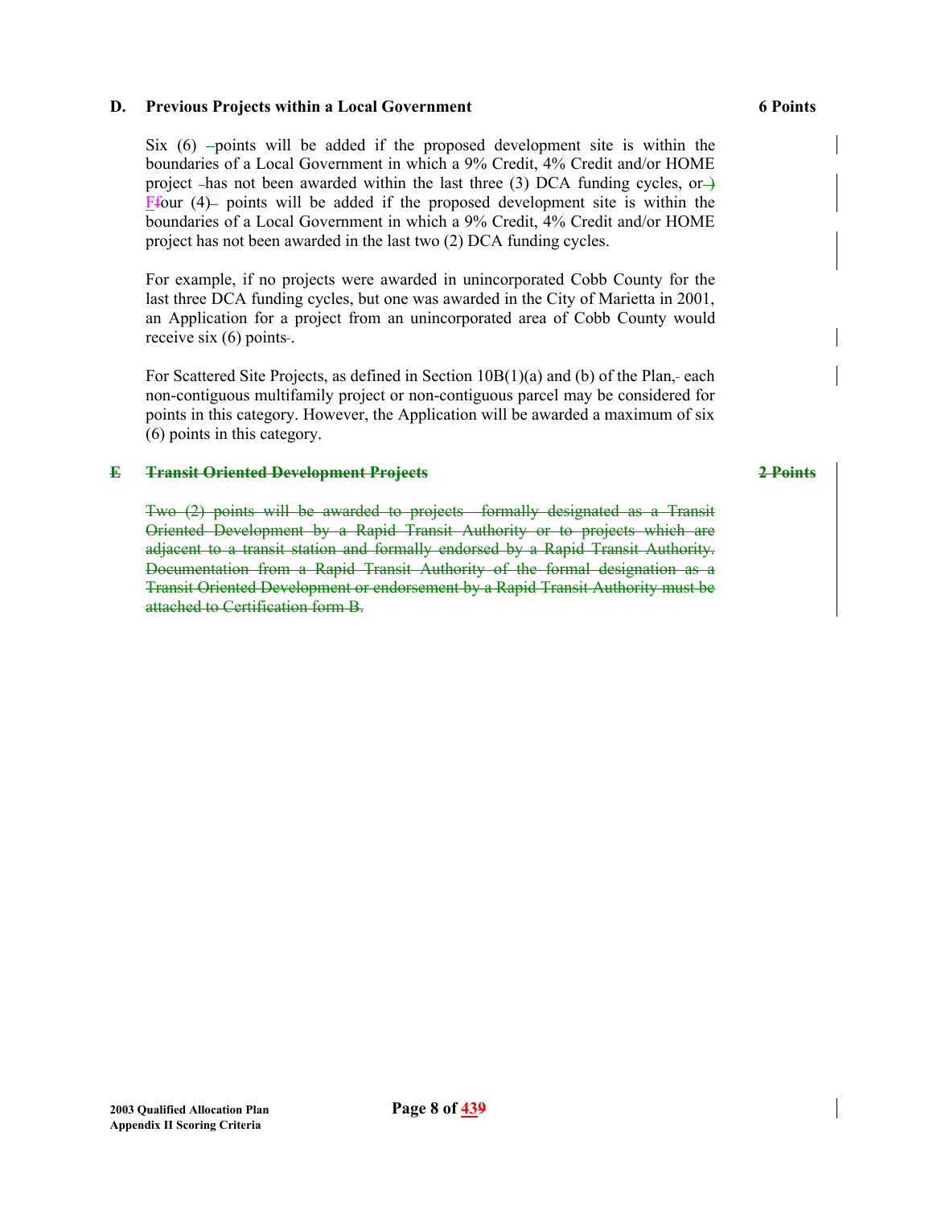## D. Previous Projects within a Local Government **6 Points**

Six (6) points will be added if the proposed development site is within the boundaries of a Local Government in which a 9% Credit, 4% Credit and/or HOME project has not been awarded within the last three (3) DCA funding cycles, or Four (4) points will be added if the proposed development site is within the boundaries of a Local Government in which a 9% Credit, 4% Credit and/or HOME project has not been awarded in the last two (2) DCA funding cycles.

For example, if no projects were awarded in unincorporated Cobb County for the last three DCA funding cycles, but one was awarded in the City of Marietta in 2001, an Application for a project from an unincorporated area of Cobb County would receive six (6) points.

For Scattered Site Projects, as defined in Section 10B(1)(a) and (b) of the Plan, each non-contiguous multifamily project or non-contiguous parcel may be considered for points in this category. However, the Application will be awarded a maximum of six (6) points in this category.

## ~~E Transit Oriented Development Projects~~ ~~2 Points~~

~~Two (2) points will be awarded to projects formally designated as a Transit Oriented Development by a Rapid Transit Authority or to projects which are adjacent to a transit station and formally endorsed by a Rapid Transit Authority. Documentation from a Rapid Transit Authority of the formal designation as a Transit Oriented Development or endorsement by a Rapid Transit Authority must be attached to Certification form B.~~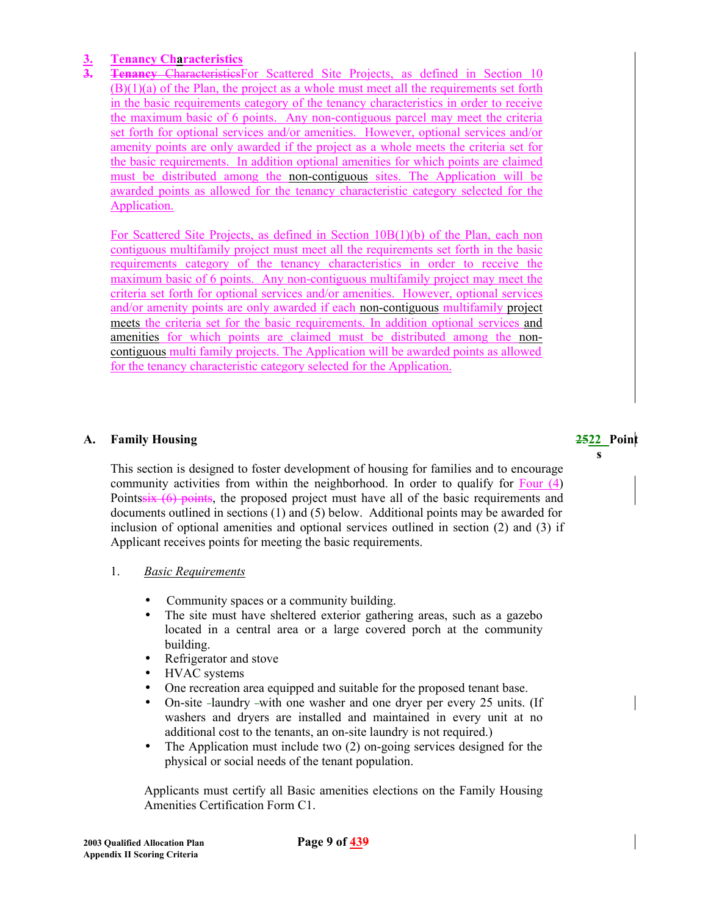## 3. Tenancy Characteristics

~~3. Tenancy Characteristics~~For Scattered Site Projects, as defined in Section 10 (B)(1)(a) of the Plan, the project as a whole must meet all the requirements set forth in the basic requirements category of the tenancy characteristics in order to receive the maximum basic of 6 points. Any non-contiguous parcel may meet the criteria set forth for optional services and/or amenities. However, optional services and/or amenity points are only awarded if the project as a whole meets the criteria set for the basic requirements. In addition optional amenities for which points are claimed must be distributed among the non-contiguous sites. The Application will be awarded points as allowed for the tenancy characteristic category selected for the Application.

For Scattered Site Projects, as defined in Section 10B(1)(b) of the Plan, each non contiguous multifamily project must meet all the requirements set forth in the basic requirements category of the tenancy characteristics in order to receive the maximum basic of 6 points. Any non-contiguous multifamily project may meet the criteria set forth for optional services and/or amenities. However, optional services and/or amenity points are only awarded if each non-contiguous multifamily project meets the criteria set for the basic requirements. In addition optional services and amenities for which points are claimed must be distributed among the non-contiguous multi family projects. The Application will be awarded points as allowed for the tenancy characteristic category selected for the Application.

### A. Family Housing — ~~25~~22 Points

This section is designed to foster development of housing for families and to encourage community activities from within the neighborhood. In order to qualify for Four (4) Points~~six (6) points~~, the proposed project must have all of the basic requirements and documents outlined in sections (1) and (5) below. Additional points may be awarded for inclusion of optional amenities and optional services outlined in section (2) and (3) if Applicant receives points for meeting the basic requirements.

1. *Basic Requirements*

- Community spaces or a community building.
- The site must have sheltered exterior gathering areas, such as a gazebo located in a central area or a large covered porch at the community building.
- Refrigerator and stove
- HVAC systems
- One recreation area equipped and suitable for the proposed tenant base.
- On-site laundry with one washer and one dryer per every 25 units. (If washers and dryers are installed and maintained in every unit at no additional cost to the tenants, an on-site laundry is not required.)
- The Application must include two (2) on-going services designed for the physical or social needs of the tenant population.

Applicants must certify all Basic amenities elections on the Family Housing Amenities Certification Form C1.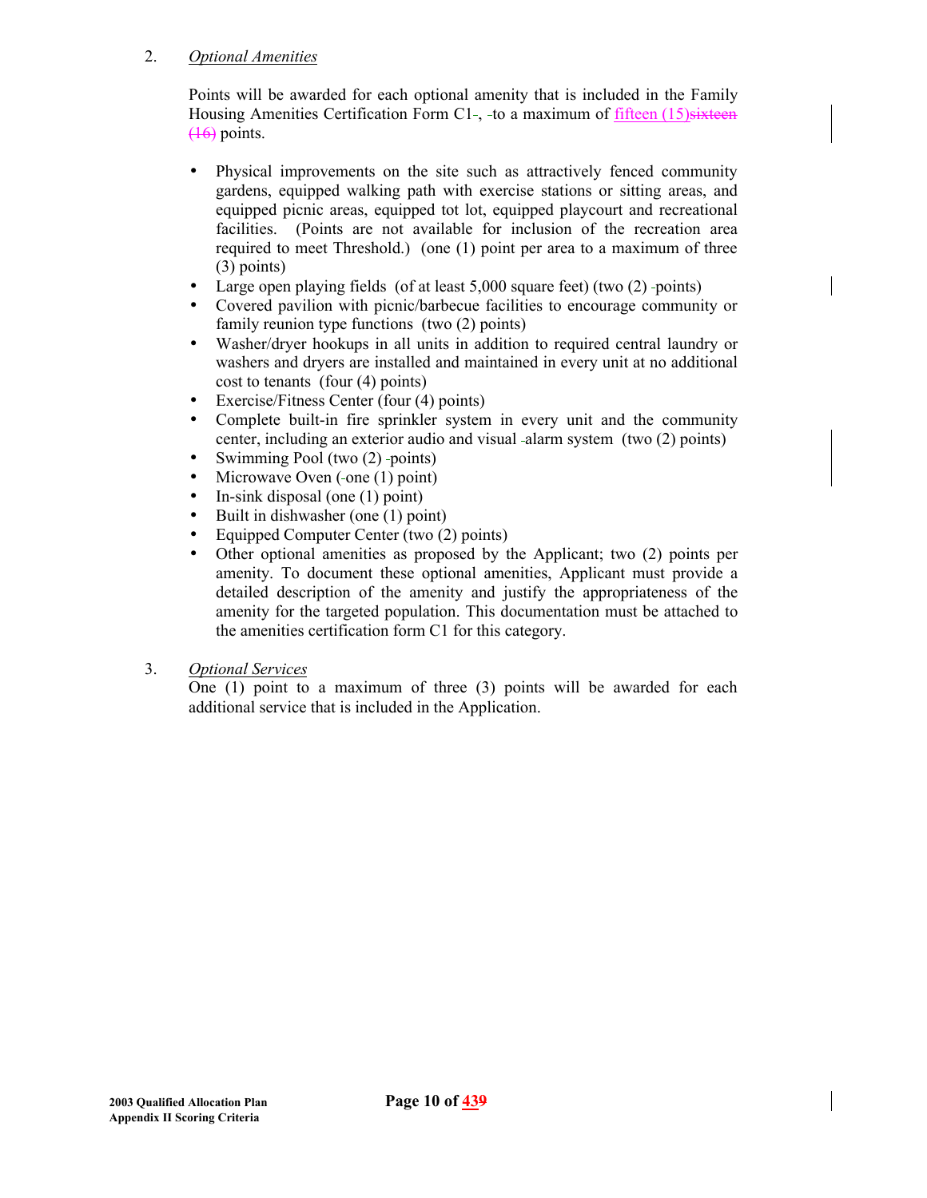2. *Optional Amenities*

Points will be awarded for each optional amenity that is included in the Family Housing Amenities Certification Form C1, to a maximum of fifteen (15)~~sixteen (16)~~ points.

- Physical improvements on the site such as attractively fenced community gardens, equipped walking path with exercise stations or sitting areas, and equipped picnic areas, equipped tot lot, equipped playcourt and recreational facilities. (Points are not available for inclusion of the recreation area required to meet Threshold.) (one (1) point per area to a maximum of three (3) points)
- Large open playing fields (of at least 5,000 square feet) (two (2) points)
- Covered pavilion with picnic/barbecue facilities to encourage community or family reunion type functions (two (2) points)
- Washer/dryer hookups in all units in addition to required central laundry or washers and dryers are installed and maintained in every unit at no additional cost to tenants (four (4) points)
- Exercise/Fitness Center (four (4) points)
- Complete built-in fire sprinkler system in every unit and the community center, including an exterior audio and visual alarm system (two (2) points)
- Swimming Pool (two (2) points)
- Microwave Oven (one (1) point)
- In-sink disposal (one (1) point)
- Built in dishwasher (one (1) point)
- Equipped Computer Center (two (2) points)
- Other optional amenities as proposed by the Applicant; two (2) points per amenity. To document these optional amenities, Applicant must provide a detailed description of the amenity and justify the appropriateness of the amenity for the targeted population. This documentation must be attached to the amenities certification form C1 for this category.

3. *Optional Services*

One (1) point to a maximum of three (3) points will be awarded for each additional service that is included in the Application.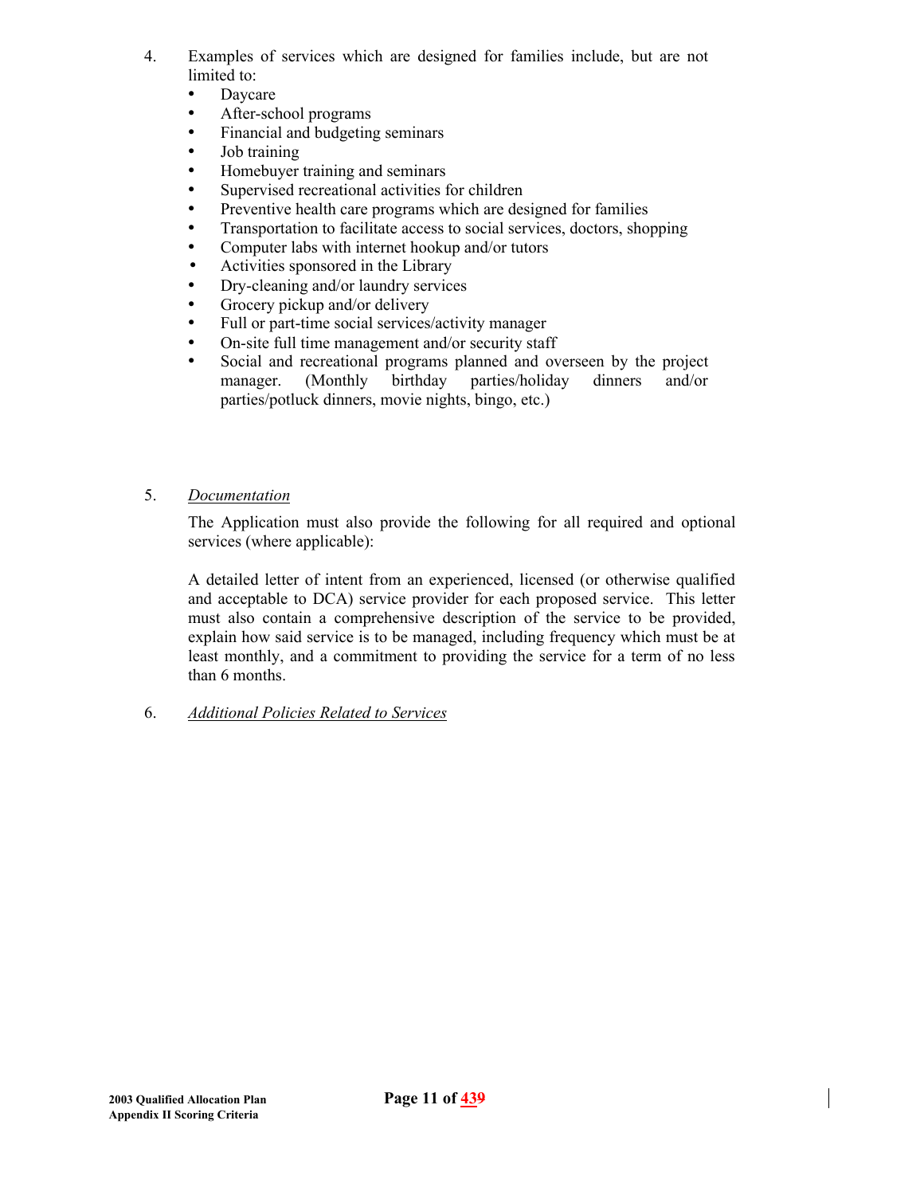4. Examples of services which are designed for families include, but are not limited to:
   - Daycare
   - After-school programs
   - Financial and budgeting seminars
   - Job training
   - Homebuyer training and seminars
   - Supervised recreational activities for children
   - Preventive health care programs which are designed for families
   - Transportation to facilitate access to social services, doctors, shopping
   - Computer labs with internet hookup and/or tutors
   - Activities sponsored in the Library
   - Dry-cleaning and/or laundry services
   - Grocery pickup and/or delivery
   - Full or part-time social services/activity manager
   - On-site full time management and/or security staff
   - Social and recreational programs planned and overseen by the project manager. (Monthly birthday parties/holiday dinners and/or parties/potluck dinners, movie nights, bingo, etc.)

5. *Documentation*

   The Application must also provide the following for all required and optional services (where applicable):

   A detailed letter of intent from an experienced, licensed (or otherwise qualified and acceptable to DCA) service provider for each proposed service. This letter must also contain a comprehensive description of the service to be provided, explain how said service is to be managed, including frequency which must be at least monthly, and a commitment to providing the service for a term of no less than 6 months.

6. *Additional Policies Related to Services*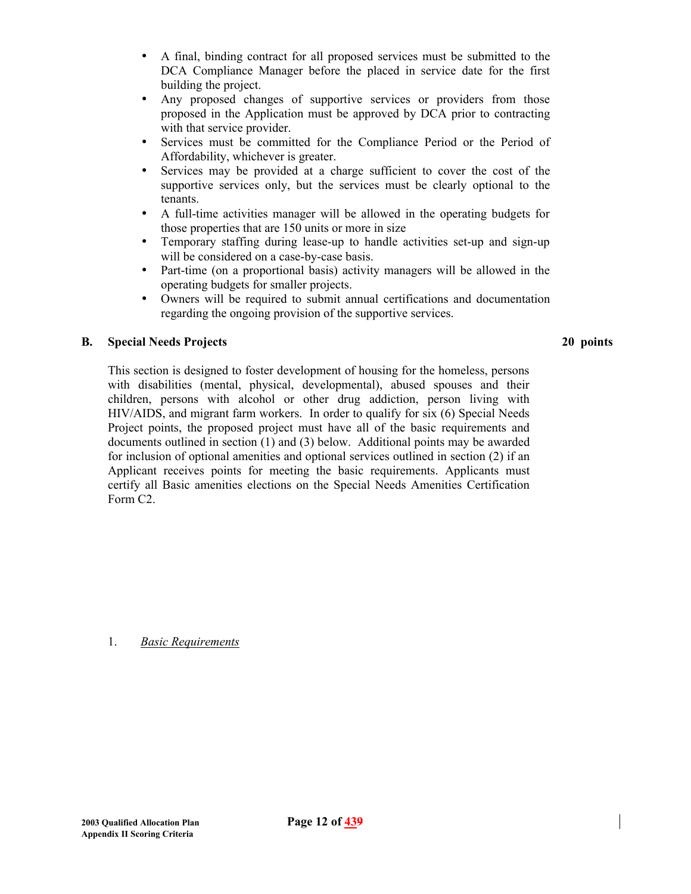- A final, binding contract for all proposed services must be submitted to the DCA Compliance Manager before the placed in service date for the first building the project.
- Any proposed changes of supportive services or providers from those proposed in the Application must be approved by DCA prior to contracting with that service provider.
- Services must be committed for the Compliance Period or the Period of Affordability, whichever is greater.
- Services may be provided at a charge sufficient to cover the cost of the supportive services only, but the services must be clearly optional to the tenants.
- A full-time activities manager will be allowed in the operating budgets for those properties that are 150 units or more in size
- Temporary staffing during lease-up to handle activities set-up and sign-up will be considered on a case-by-case basis.
- Part-time (on a proportional basis) activity managers will be allowed in the operating budgets for smaller projects.
- Owners will be required to submit annual certifications and documentation regarding the ongoing provision of the supportive services.

**B. Special Needs Projects** **20 points**

This section is designed to foster development of housing for the homeless, persons with disabilities (mental, physical, developmental), abused spouses and their children, persons with alcohol or other drug addiction, person living with HIV/AIDS, and migrant farm workers. In order to qualify for six (6) Special Needs Project points, the proposed project must have all of the basic requirements and documents outlined in section (1) and (3) below. Additional points may be awarded for inclusion of optional amenities and optional services outlined in section (2) if an Applicant receives points for meeting the basic requirements. Applicants must certify all Basic amenities elections on the Special Needs Amenities Certification Form C2.

1. *Basic Requirements*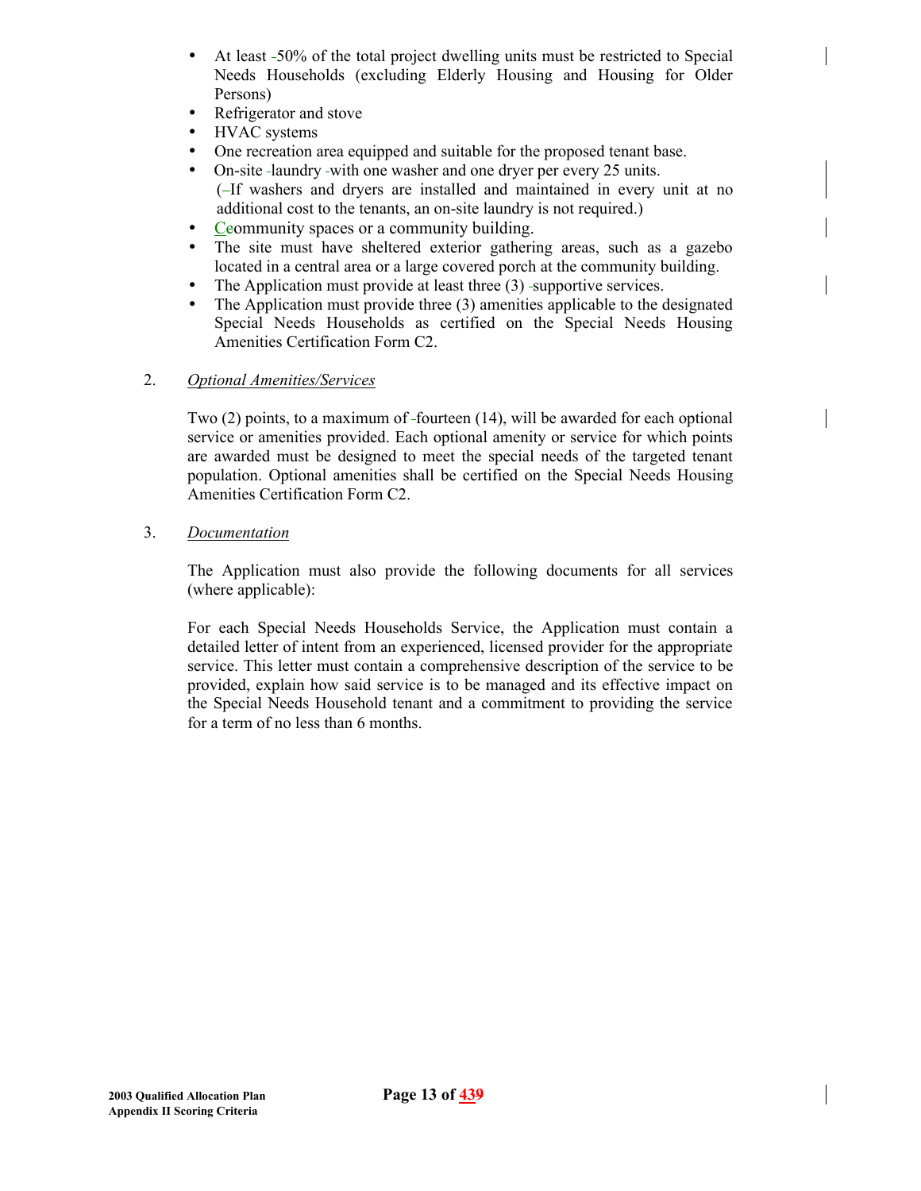- At least 50% of the total project dwelling units must be restricted to Special Needs Households (excluding Elderly Housing and Housing for Older Persons)
- Refrigerator and stove
- HVAC systems
- One recreation area equipped and suitable for the proposed tenant base.
- On-site laundry with one washer and one dryer per every 25 units. (If washers and dryers are installed and maintained in every unit at no additional cost to the tenants, an on-site laundry is not required.)
- Community spaces or a community building.
- The site must have sheltered exterior gathering areas, such as a gazebo located in a central area or a large covered porch at the community building.
- The Application must provide at least three (3) supportive services.
- The Application must provide three (3) amenities applicable to the designated Special Needs Households as certified on the Special Needs Housing Amenities Certification Form C2.

2. *Optional Amenities/Services*

   Two (2) points, to a maximum of fourteen (14), will be awarded for each optional service or amenities provided. Each optional amenity or service for which points are awarded must be designed to meet the special needs of the targeted tenant population. Optional amenities shall be certified on the Special Needs Housing Amenities Certification Form C2.

3. *Documentation*

   The Application must also provide the following documents for all services (where applicable):

   For each Special Needs Households Service, the Application must contain a detailed letter of intent from an experienced, licensed provider for the appropriate service. This letter must contain a comprehensive description of the service to be provided, explain how said service is to be managed and its effective impact on the Special Needs Household tenant and a commitment to providing the service for a term of no less than 6 months.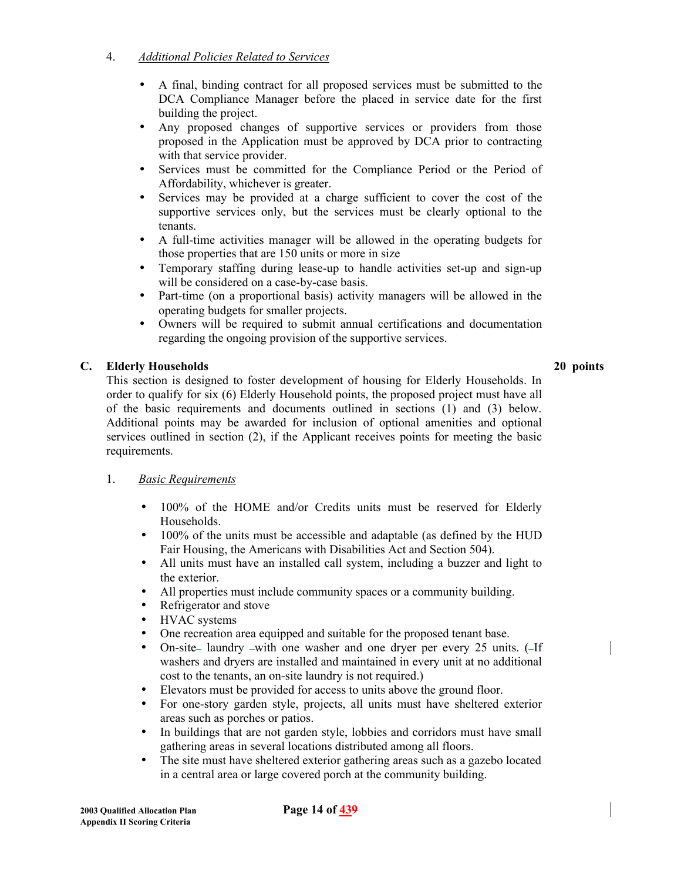4. *Additional Policies Related to Services*

- A final, binding contract for all proposed services must be submitted to the DCA Compliance Manager before the placed in service date for the first building the project.
- Any proposed changes of supportive services or providers from those proposed in the Application must be approved by DCA prior to contracting with that service provider.
- Services must be committed for the Compliance Period or the Period of Affordability, whichever is greater.
- Services may be provided at a charge sufficient to cover the cost of the supportive services only, but the services must be clearly optional to the tenants.
- A full-time activities manager will be allowed in the operating budgets for those properties that are 150 units or more in size
- Temporary staffing during lease-up to handle activities set-up and sign-up will be considered on a case-by-case basis.
- Part-time (on a proportional basis) activity managers will be allowed in the operating budgets for smaller projects.
- Owners will be required to submit annual certifications and documentation regarding the ongoing provision of the supportive services.

## C. Elderly Households — 20 points

This section is designed to foster development of housing for Elderly Households. In order to qualify for six (6) Elderly Household points, the proposed project must have all of the basic requirements and documents outlined in sections (1) and (3) below. Additional points may be awarded for inclusion of optional amenities and optional services outlined in section (2), if the Applicant receives points for meeting the basic requirements.

1. *Basic Requirements*

- 100% of the HOME and/or Credits units must be reserved for Elderly Households.
- 100% of the units must be accessible and adaptable (as defined by the HUD Fair Housing, the Americans with Disabilities Act and Section 504).
- All units must have an installed call system, including a buzzer and light to the exterior.
- All properties must include community spaces or a community building.
- Refrigerator and stove
- HVAC systems
- One recreation area equipped and suitable for the proposed tenant base.
- On-site laundry with one washer and one dryer per every 25 units. (If washers and dryers are installed and maintained in every unit at no additional cost to the tenants, an on-site laundry is not required.)
- Elevators must be provided for access to units above the ground floor.
- For one-story garden style, projects, all units must have sheltered exterior areas such as porches or patios.
- In buildings that are not garden style, lobbies and corridors must have small gathering areas in several locations distributed among all floors.
- The site must have sheltered exterior gathering areas such as a gazebo located in a central area or large covered porch at the community building.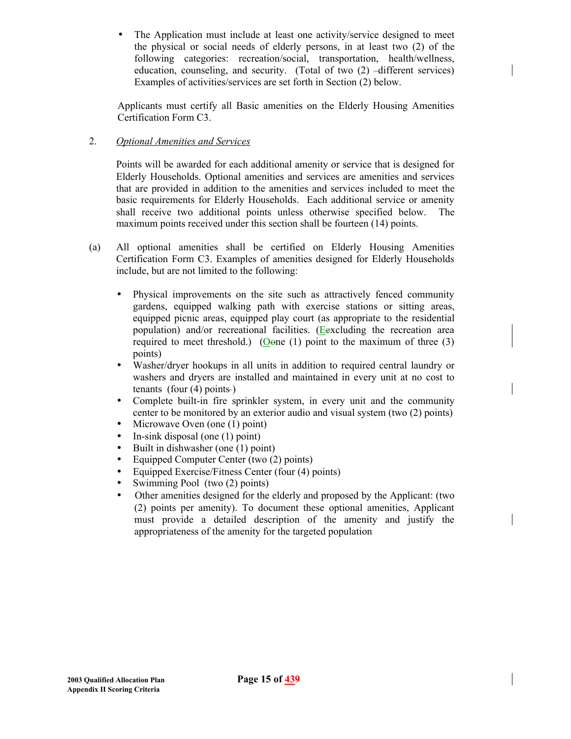- The Application must include at least one activity/service designed to meet the physical or social needs of elderly persons, in at least two (2) of the following categories: recreation/social, transportation, health/wellness, education, counseling, and security. (Total of two (2) different services) Examples of activities/services are set forth in Section (2) below.

Applicants must certify all Basic amenities on the Elderly Housing Amenities Certification Form C3.

2. *Optional Amenities and Services*

Points will be awarded for each additional amenity or service that is designed for Elderly Households. Optional amenities and services are amenities and services that are provided in addition to the amenities and services included to meet the basic requirements for Elderly Households. Each additional service or amenity shall receive two additional points unless otherwise specified below. The maximum points received under this section shall be fourteen (14) points.

(a) All optional amenities shall be certified on Elderly Housing Amenities Certification Form C3. Examples of amenities designed for Elderly Households include, but are not limited to the following:

- Physical improvements on the site such as attractively fenced community gardens, equipped walking path with exercise stations or sitting areas, equipped picnic areas, equipped play court (as appropriate to the residential population) and/or recreational facilities. (Excluding the recreation area required to meet threshold.) (One (1) point to the maximum of three (3) points)
- Washer/dryer hookups in all units in addition to required central laundry or washers and dryers are installed and maintained in every unit at no cost to tenants (four (4) points)
- Complete built-in fire sprinkler system, in every unit and the community center to be monitored by an exterior audio and visual system (two (2) points)
- Microwave Oven (one (1) point)
- In-sink disposal (one (1) point)
- Built in dishwasher (one (1) point)
- Equipped Computer Center (two (2) points)
- Equipped Exercise/Fitness Center (four (4) points)
- Swimming Pool (two (2) points)
- Other amenities designed for the elderly and proposed by the Applicant: (two (2) points per amenity). To document these optional amenities, Applicant must provide a detailed description of the amenity and justify the appropriateness of the amenity for the targeted population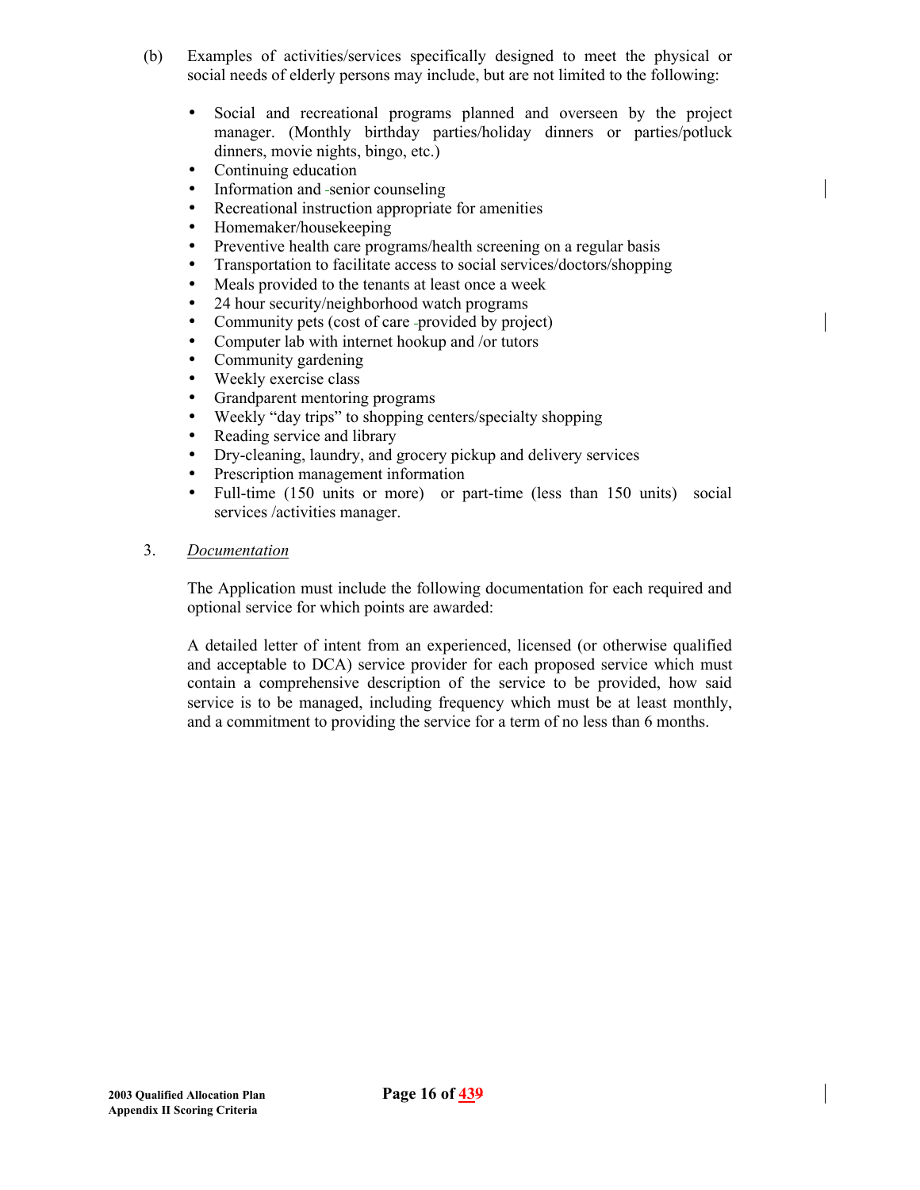(b) Examples of activities/services specifically designed to meet the physical or social needs of elderly persons may include, but are not limited to the following:

- Social and recreational programs planned and overseen by the project manager. (Monthly birthday parties/holiday dinners or parties/potluck dinners, movie nights, bingo, etc.)
- Continuing education
- Information and senior counseling
- Recreational instruction appropriate for amenities
- Homemaker/housekeeping
- Preventive health care programs/health screening on a regular basis
- Transportation to facilitate access to social services/doctors/shopping
- Meals provided to the tenants at least once a week
- 24 hour security/neighborhood watch programs
- Community pets (cost of care provided by project)
- Computer lab with internet hookup and /or tutors
- Community gardening
- Weekly exercise class
- Grandparent mentoring programs
- Weekly "day trips" to shopping centers/specialty shopping
- Reading service and library
- Dry-cleaning, laundry, and grocery pickup and delivery services
- Prescription management information
- Full-time (150 units or more) or part-time (less than 150 units) social services /activities manager.

3. *Documentation*

The Application must include the following documentation for each required and optional service for which points are awarded:

A detailed letter of intent from an experienced, licensed (or otherwise qualified and acceptable to DCA) service provider for each proposed service which must contain a comprehensive description of the service to be provided, how said service is to be managed, including frequency which must be at least monthly, and a commitment to providing the service for a term of no less than 6 months.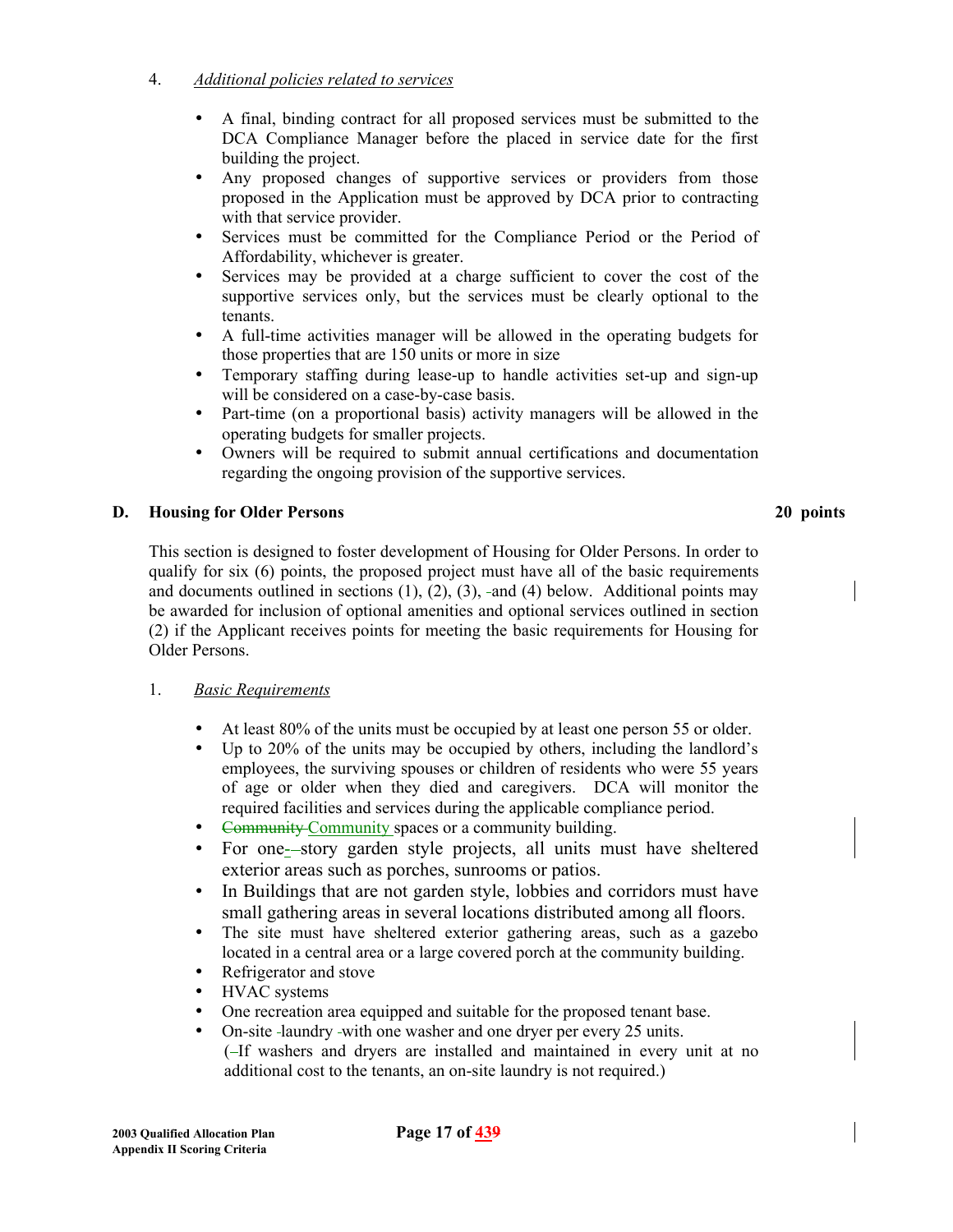4. *Additional policies related to services*

- A final, binding contract for all proposed services must be submitted to the DCA Compliance Manager before the placed in service date for the first building the project.
- Any proposed changes of supportive services or providers from those proposed in the Application must be approved by DCA prior to contracting with that service provider.
- Services must be committed for the Compliance Period or the Period of Affordability, whichever is greater.
- Services may be provided at a charge sufficient to cover the cost of the supportive services only, but the services must be clearly optional to the tenants.
- A full-time activities manager will be allowed in the operating budgets for those properties that are 150 units or more in size
- Temporary staffing during lease-up to handle activities set-up and sign-up will be considered on a case-by-case basis.
- Part-time (on a proportional basis) activity managers will be allowed in the operating budgets for smaller projects.
- Owners will be required to submit annual certifications and documentation regarding the ongoing provision of the supportive services.

**D. Housing for Older Persons** **20 points**

This section is designed to foster development of Housing for Older Persons. In order to qualify for six (6) points, the proposed project must have all of the basic requirements and documents outlined in sections (1), (2), (3), and (4) below. Additional points may be awarded for inclusion of optional amenities and optional services outlined in section (2) if the Applicant receives points for meeting the basic requirements for Housing for Older Persons.

1. *Basic Requirements*

- At least 80% of the units must be occupied by at least one person 55 or older.
- Up to 20% of the units may be occupied by others, including the landlord's employees, the surviving spouses or children of residents who were 55 years of age or older when they died and caregivers. DCA will monitor the required facilities and services during the applicable compliance period.
- ~~Community~~ Community spaces or a community building.
- For one-story garden style projects, all units must have sheltered exterior areas such as porches, sunrooms or patios.
- In Buildings that are not garden style, lobbies and corridors must have small gathering areas in several locations distributed among all floors.
- The site must have sheltered exterior gathering areas, such as a gazebo located in a central area or a large covered porch at the community building.
- Refrigerator and stove
- HVAC systems
- One recreation area equipped and suitable for the proposed tenant base.
- On-site laundry with one washer and one dryer per every 25 units. (If washers and dryers are installed and maintained in every unit at no additional cost to the tenants, an on-site laundry is not required.)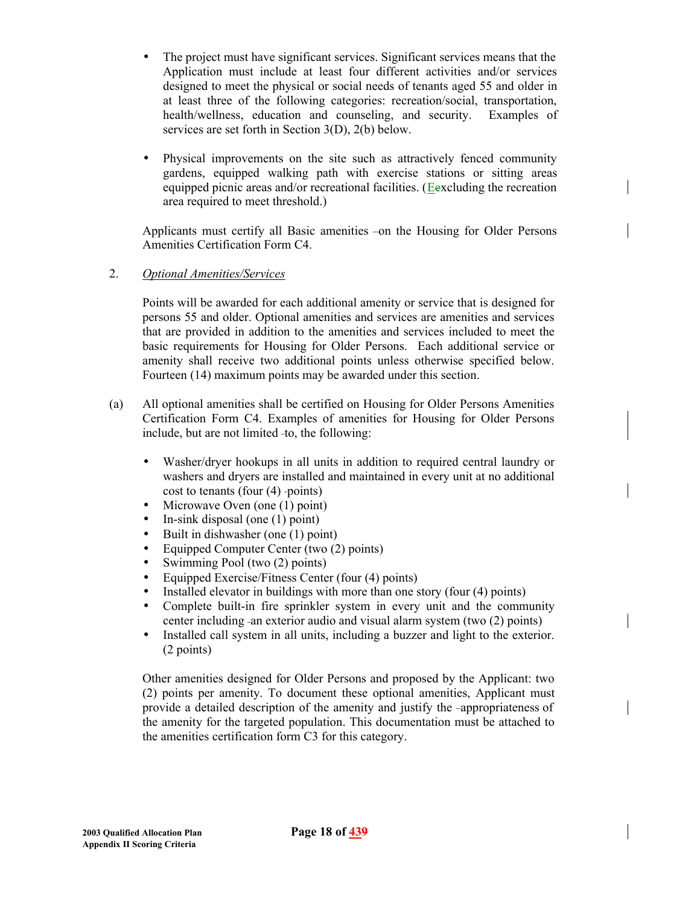- The project must have significant services. Significant services means that the Application must include at least four different activities and/or services designed to meet the physical or social needs of tenants aged 55 and older in at least three of the following categories: recreation/social, transportation, health/wellness, education and counseling, and security. Examples of services are set forth in Section 3(D), 2(b) below.

- Physical improvements on the site such as attractively fenced community gardens, equipped walking path with exercise stations or sitting areas equipped picnic areas and/or recreational facilities. (Excluding the recreation area required to meet threshold.)

Applicants must certify all Basic amenities on the Housing for Older Persons Amenities Certification Form C4.

2. *Optional Amenities/Services*

Points will be awarded for each additional amenity or service that is designed for persons 55 and older. Optional amenities and services are amenities and services that are provided in addition to the amenities and services included to meet the basic requirements for Housing for Older Persons. Each additional service or amenity shall receive two additional points unless otherwise specified below. Fourteen (14) maximum points may be awarded under this section.

(a) All optional amenities shall be certified on Housing for Older Persons Amenities Certification Form C4. Examples of amenities for Housing for Older Persons include, but are not limited to, the following:

- Washer/dryer hookups in all units in addition to required central laundry or washers and dryers are installed and maintained in every unit at no additional cost to tenants (four (4) points)
- Microwave Oven (one (1) point)
- In-sink disposal (one (1) point)
- Built in dishwasher (one (1) point)
- Equipped Computer Center (two (2) points)
- Swimming Pool (two (2) points)
- Equipped Exercise/Fitness Center (four (4) points)
- Installed elevator in buildings with more than one story (four (4) points)
- Complete built-in fire sprinkler system in every unit and the community center including an exterior audio and visual alarm system (two (2) points)
- Installed call system in all units, including a buzzer and light to the exterior. (2 points)

Other amenities designed for Older Persons and proposed by the Applicant: two (2) points per amenity. To document these optional amenities, Applicant must provide a detailed description of the amenity and justify the appropriateness of the amenity for the targeted population. This documentation must be attached to the amenities certification form C3 for this category.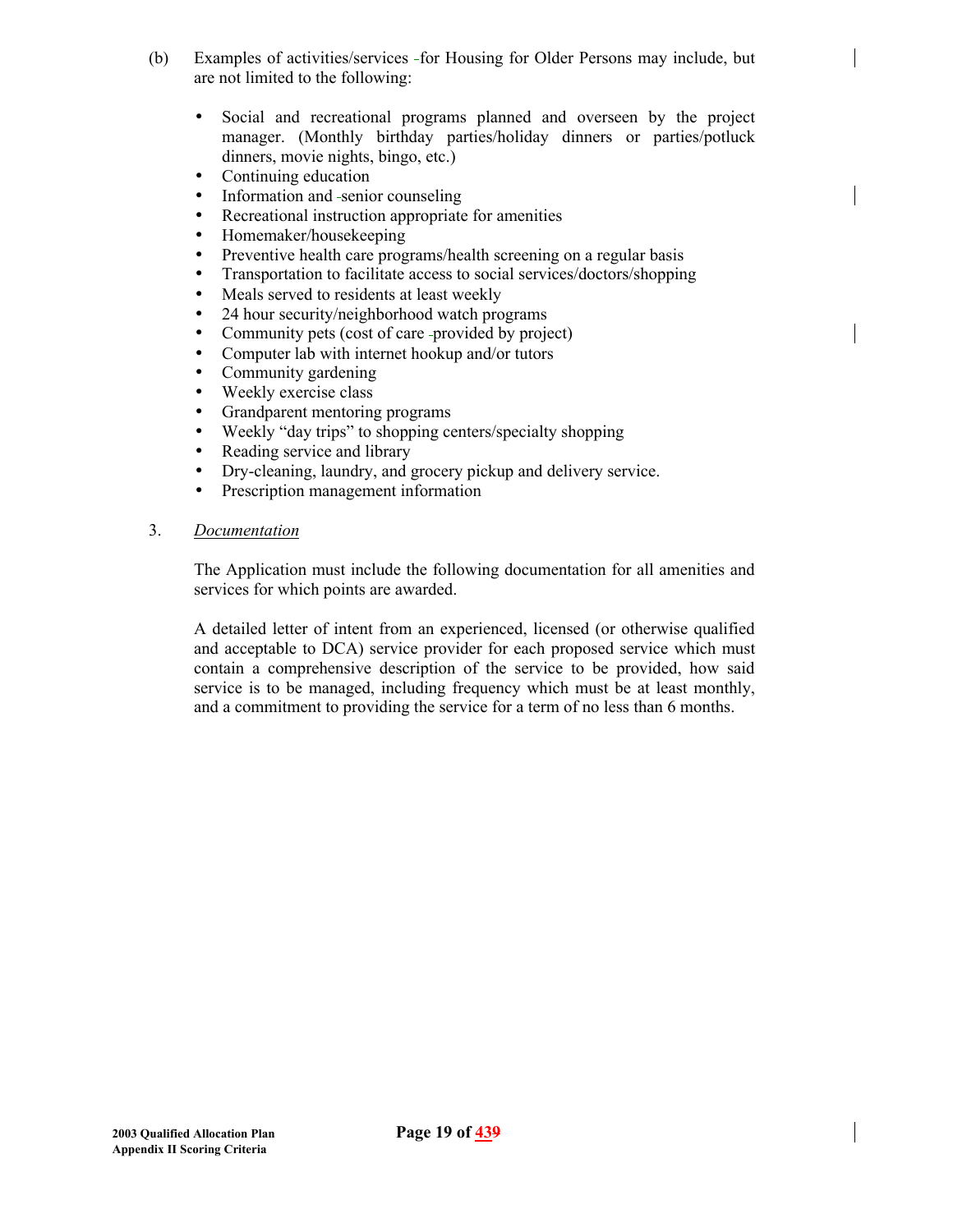(b) Examples of activities/services for Housing for Older Persons may include, but are not limited to the following:

- Social and recreational programs planned and overseen by the project manager. (Monthly birthday parties/holiday dinners or parties/potluck dinners, movie nights, bingo, etc.)
- Continuing education
- Information and senior counseling
- Recreational instruction appropriate for amenities
- Homemaker/housekeeping
- Preventive health care programs/health screening on a regular basis
- Transportation to facilitate access to social services/doctors/shopping
- Meals served to residents at least weekly
- 24 hour security/neighborhood watch programs
- Community pets (cost of care provided by project)
- Computer lab with internet hookup and/or tutors
- Community gardening
- Weekly exercise class
- Grandparent mentoring programs
- Weekly "day trips" to shopping centers/specialty shopping
- Reading service and library
- Dry-cleaning, laundry, and grocery pickup and delivery service.
- Prescription management information

3. *Documentation*

The Application must include the following documentation for all amenities and services for which points are awarded.

A detailed letter of intent from an experienced, licensed (or otherwise qualified and acceptable to DCA) service provider for each proposed service which must contain a comprehensive description of the service to be provided, how said service is to be managed, including frequency which must be at least monthly, and a commitment to providing the service for a term of no less than 6 months.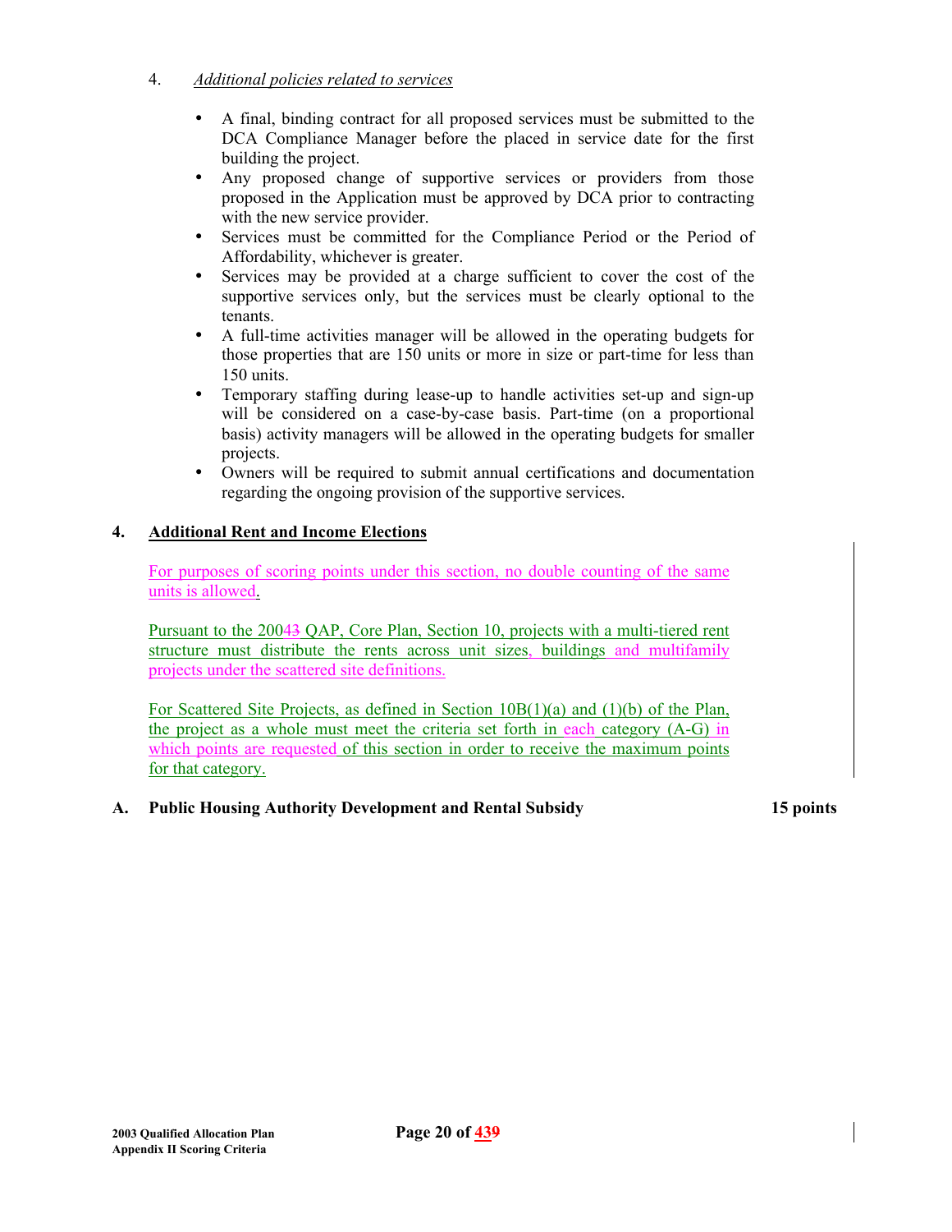4. *Additional policies related to services*

- A final, binding contract for all proposed services must be submitted to the DCA Compliance Manager before the placed in service date for the first building the project.
- Any proposed change of supportive services or providers from those proposed in the Application must be approved by DCA prior to contracting with the new service provider.
- Services must be committed for the Compliance Period or the Period of Affordability, whichever is greater.
- Services may be provided at a charge sufficient to cover the cost of the supportive services only, but the services must be clearly optional to the tenants.
- A full-time activities manager will be allowed in the operating budgets for those properties that are 150 units or more in size or part-time for less than 150 units.
- Temporary staffing during lease-up to handle activities set-up and sign-up will be considered on a case-by-case basis. Part-time (on a proportional basis) activity managers will be allowed in the operating budgets for smaller projects.
- Owners will be required to submit annual certifications and documentation regarding the ongoing provision of the supportive services.

## 4. Additional Rent and Income Elections

For purposes of scoring points under this section, no double counting of the same units is allowed.

Pursuant to the 2004~~3~~ QAP, Core Plan, Section 10, projects with a multi-tiered rent structure must distribute the rents across unit sizes, buildings and multifamily projects under the scattered site definitions.

For Scattered Site Projects, as defined in Section 10B(1)(a) and (1)(b) of the Plan, the project as a whole must meet the criteria set forth in each category (A-G) in which points are requested of this section in order to receive the maximum points for that category.

### A. Public Housing Authority Development and Rental Subsidy — 15 points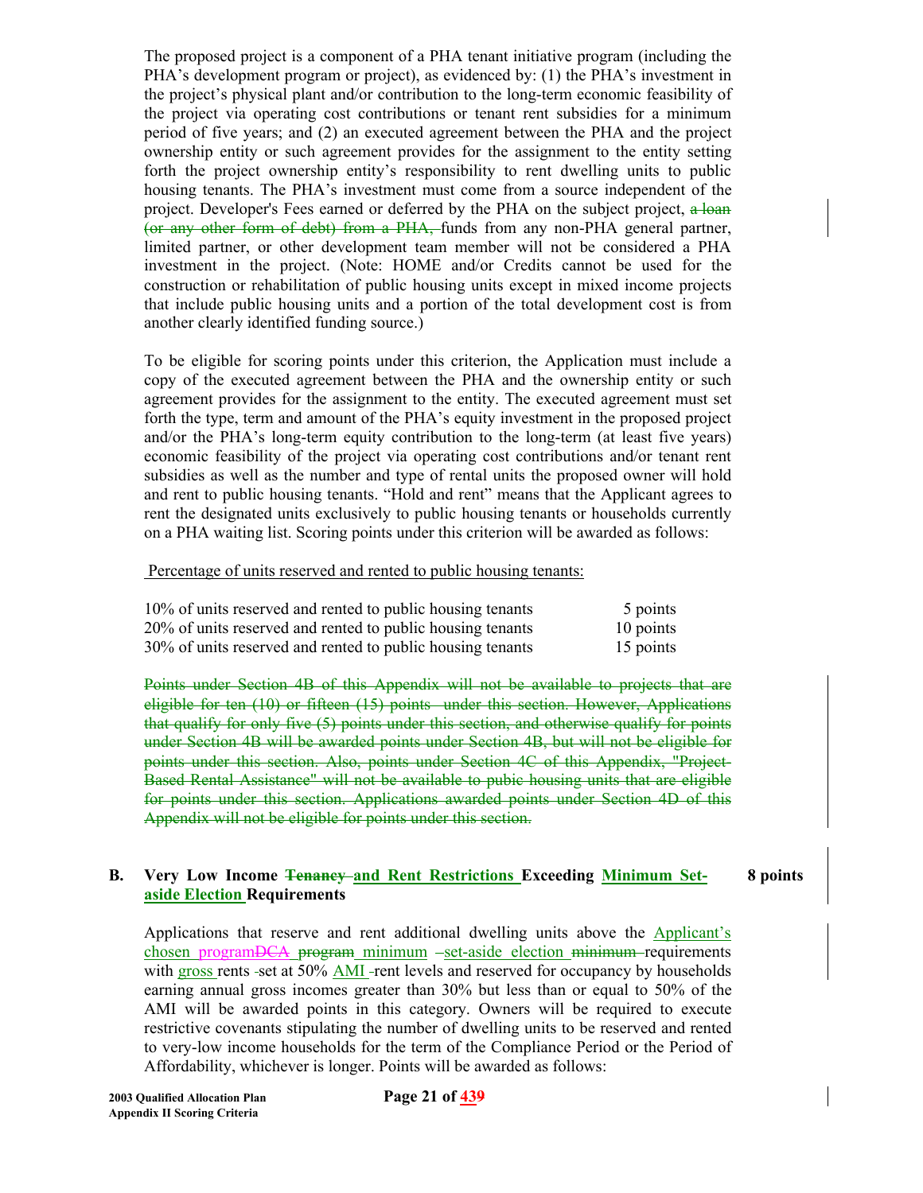The proposed project is a component of a PHA tenant initiative program (including the PHA's development program or project), as evidenced by: (1) the PHA's investment in the project's physical plant and/or contribution to the long-term economic feasibility of the project via operating cost contributions or tenant rent subsidies for a minimum period of five years; and (2) an executed agreement between the PHA and the project ownership entity or such agreement provides for the assignment to the entity setting forth the project ownership entity's responsibility to rent dwelling units to public housing tenants. The PHA's investment must come from a source independent of the project. Developer's Fees earned or deferred by the PHA on the subject project, ~~a loan (or any other form of debt) from a PHA,~~ funds from any non-PHA general partner, limited partner, or other development team member will not be considered a PHA investment in the project. (Note: HOME and/or Credits cannot be used for the construction or rehabilitation of public housing units except in mixed income projects that include public housing units and a portion of the total development cost is from another clearly identified funding source.)

To be eligible for scoring points under this criterion, the Application must include a copy of the executed agreement between the PHA and the ownership entity or such agreement provides for the assignment to the entity. The executed agreement must set forth the type, term and amount of the PHA's equity investment in the proposed project and/or the PHA's long-term equity contribution to the long-term (at least five years) economic feasibility of the project via operating cost contributions and/or tenant rent subsidies as well as the number and type of rental units the proposed owner will hold and rent to public housing tenants. "Hold and rent" means that the Applicant agrees to rent the designated units exclusively to public housing tenants or households currently on a PHA waiting list. Scoring points under this criterion will be awarded as follows:

<u>Percentage of units reserved and rented to public housing tenants:</u>

| | |
|---|---|
| 10% of units reserved and rented to public housing tenants | 5 points |
| 20% of units reserved and rented to public housing tenants | 10 points |
| 30% of units reserved and rented to public housing tenants | 15 points |

~~Points under Section 4B of this Appendix will not be available to projects that are eligible for ten (10) or fifteen (15) points under this section. However, Applications that qualify for only five (5) points under this section, and otherwise qualify for points under Section 4B will be awarded points under Section 4B, but will not be eligible for points under this section. Also, points under Section 4C of this Appendix, "Project-Based Rental Assistance" will not be available to pubic housing units that are eligible for points under this section. Applications awarded points under Section 4D of this Appendix will not be eligible for points under this section.~~

**B. Very Low Income ~~Tenancy~~ <u>and Rent Restrictions</u> Exceeding <u>Minimum Set-aside Election</u> Requirements** **8 points**

Applications that reserve and rent additional dwelling units above the <u>Applicant's chosen program</u>~~DCA~~ ~~program~~ <u>minimum</u> –<u>set-aside election</u> ~~minimum~~ requirements with <u>gross</u> rents -set at 50% <u>AMI</u> -rent levels and reserved for occupancy by households earning annual gross incomes greater than 30% but less than or equal to 50% of the AMI will be awarded points in this category. Owners will be required to execute restrictive covenants stipulating the number of dwelling units to be reserved and rented to very-low income households for the term of the Compliance Period or the Period of Affordability, whichever is longer. Points will be awarded as follows: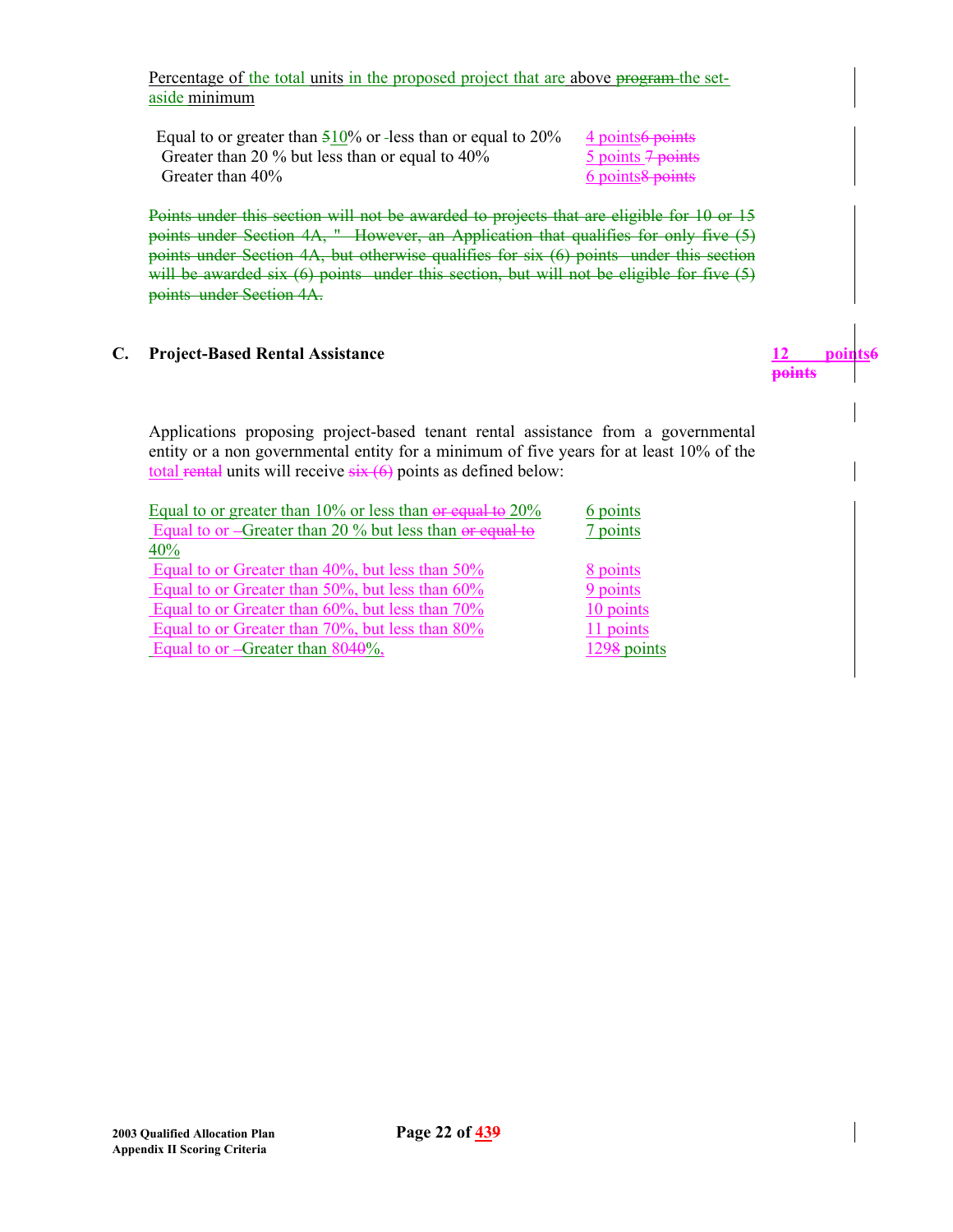Percentage of the total units in the proposed project that are above ~~program~~ the set-aside minimum

| | |
|---|---|
| Equal to or greater than ~~5~~10% or less than or equal to 20% | 4 points ~~6 points~~ |
| Greater than 20 % but less than or equal to 40% | 5 points ~~7 points~~ |
| Greater than 40% | 6 points ~~8 points~~ |

~~Points under this section will not be awarded to projects that are eligible for 10 or 15 points under Section 4A, " However, an Application that qualifies for only five (5) points under Section 4A, but otherwise qualifies for six (6) points under this section will be awarded six (6) points under this section, but will not be eligible for five (5) points under Section 4A.~~

**C. Project-Based Rental Assistance** **12 points ~~6 points~~**

Applications proposing project-based tenant rental assistance from a governmental entity or a non governmental entity for a minimum of five years for at least 10% of the total ~~rental~~ units will receive ~~six (6)~~ points as defined below:

| | |
|---|---|
| Equal to or greater than 10% or less than ~~or equal to~~ 20% | 6 points |
| Equal to or Greater than 20 % but less than ~~or equal to~~ 40% | 7 points |
| Equal to or Greater than 40%, but less than 50% | 8 points |
| Equal to or Greater than 50%, but less than 60% | 9 points |
| Equal to or Greater than 60%, but less than 70% | 10 points |
| Equal to or Greater than 70%, but less than 80% | 11 points |
| Equal to or Greater than 80~~40~~%, | 12~~98~~ points |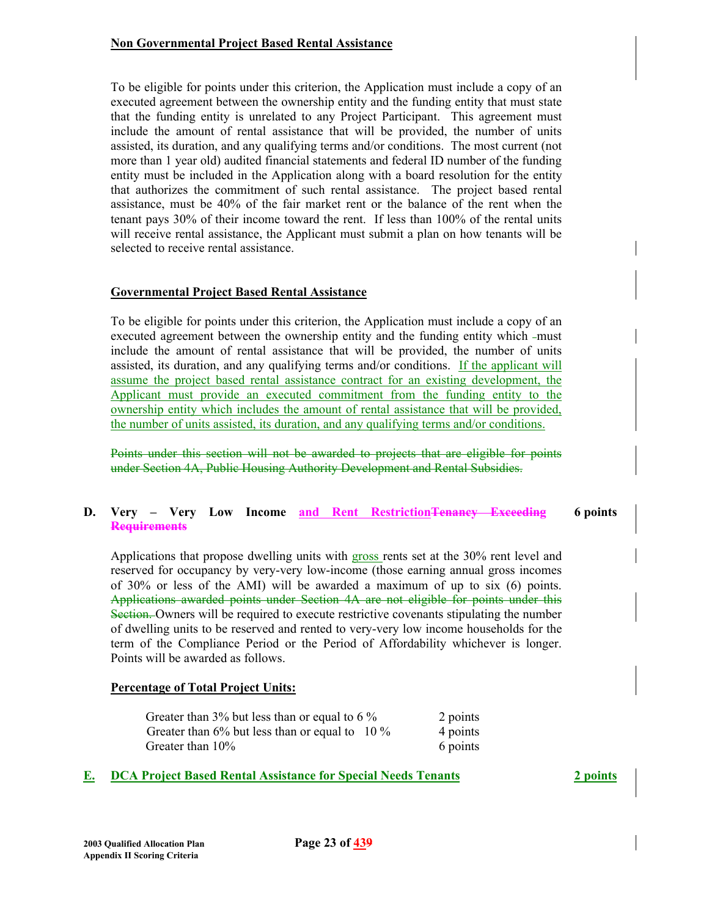**Non Governmental Project Based Rental Assistance**

To be eligible for points under this criterion, the Application must include a copy of an executed agreement between the ownership entity and the funding entity that must state that the funding entity is unrelated to any Project Participant. This agreement must include the amount of rental assistance that will be provided, the number of units assisted, its duration, and any qualifying terms and/or conditions. The most current (not more than 1 year old) audited financial statements and federal ID number of the funding entity must be included in the Application along with a board resolution for the entity that authorizes the commitment of such rental assistance. The project based rental assistance, must be 40% of the fair market rent or the balance of the rent when the tenant pays 30% of their income toward the rent. If less than 100% of the rental units will receive rental assistance, the Applicant must submit a plan on how tenants will be selected to receive rental assistance.

**Governmental Project Based Rental Assistance**

To be eligible for points under this criterion, the Application must include a copy of an executed agreement between the ownership entity and the funding entity which must include the amount of rental assistance that will be provided, the number of units assisted, its duration, and any qualifying terms and/or conditions. If the applicant will assume the project based rental assistance contract for an existing development, the Applicant must provide an executed commitment from the funding entity to the ownership entity which includes the amount of rental assistance that will be provided, the number of units assisted, its duration, and any qualifying terms and/or conditions.

~~Points under this section will not be awarded to projects that are eligible for points under Section 4A, Public Housing Authority Development and Rental Subsidies.~~

**D. Very – Very Low Income and Rent Restriction~~Tenancy Exceeding Requirements~~ — 6 points**

Applications that propose dwelling units with gross rents set at the 30% rent level and reserved for occupancy by very-very low-income (those earning annual gross incomes of 30% or less of the AMI) will be awarded a maximum of up to six (6) points. ~~Applications awarded points under Section 4A are not eligible for points under this Section.~~ Owners will be required to execute restrictive covenants stipulating the number of dwelling units to be reserved and rented to very-very low income households for the term of the Compliance Period or the Period of Affordability whichever is longer. Points will be awarded as follows.

**Percentage of Total Project Units:**

| | |
|---|---|
| Greater than 3% but less than or equal to 6 % | 2 points |
| Greater than 6% but less than or equal to 10 % | 4 points |
| Greater than 10% | 6 points |

**E. DCA Project Based Rental Assistance for Special Needs Tenants — 2 points**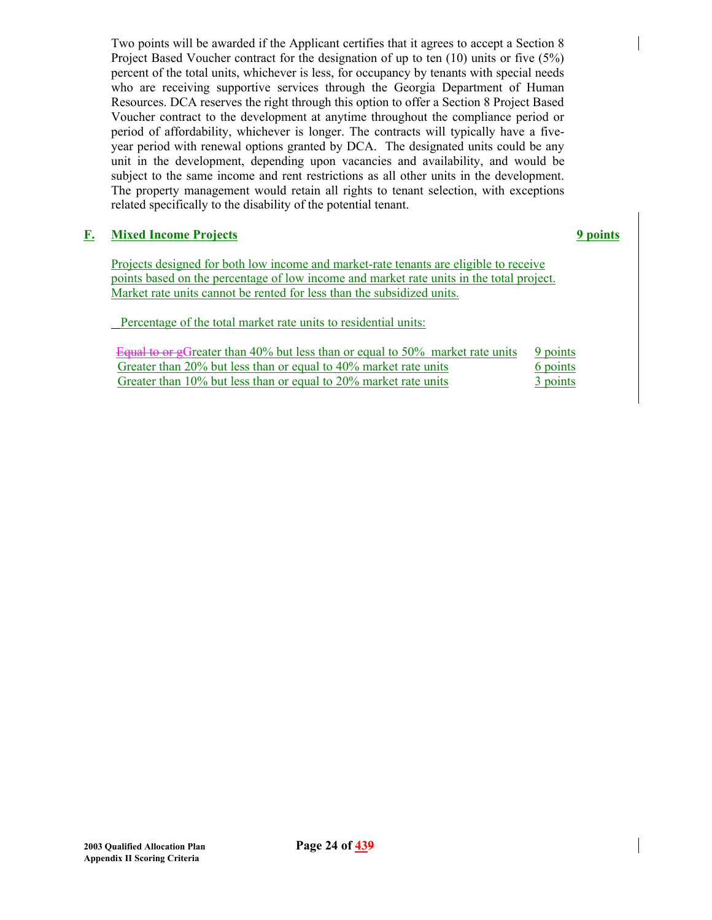Two points will be awarded if the Applicant certifies that it agrees to accept a Section 8 Project Based Voucher contract for the designation of up to ten (10) units or five (5%) percent of the total units, whichever is less, for occupancy by tenants with special needs who are receiving supportive services through the Georgia Department of Human Resources. DCA reserves the right through this option to offer a Section 8 Project Based Voucher contract to the development at anytime throughout the compliance period or period of affordability, whichever is longer. The contracts will typically have a five-year period with renewal options granted by DCA. The designated units could be any unit in the development, depending upon vacancies and availability, and would be subject to the same income and rent restrictions as all other units in the development. The property management would retain all rights to tenant selection, with exceptions related specifically to the disability of the potential tenant.

## F. Mixed Income Projects — 9 points

Projects designed for both low income and market-rate tenants are eligible to receive points based on the percentage of low income and market rate units in the total project. Market rate units cannot be rented for less than the subsidized units.

Percentage of the total market rate units to residential units:

| | |
|---|---|
| ~~Equal to or g~~Greater than 40% but less than or equal to 50% market rate units | 9 points |
| Greater than 20% but less than or equal to 40% market rate units | 6 points |
| Greater than 10% but less than or equal to 20% market rate units | 3 points |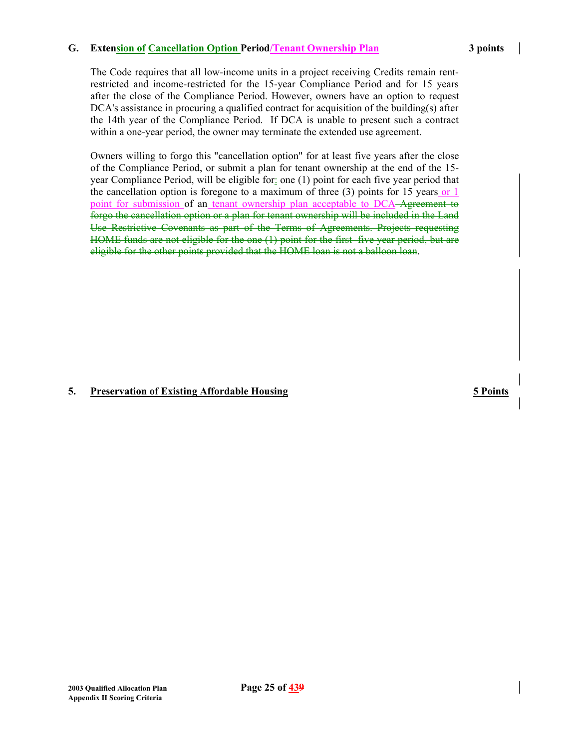**G. Extension of Cancellation Option Period/Tenant Ownership Plan** **3 points**

The Code requires that all low-income units in a project receiving Credits remain rent-restricted and income-restricted for the 15-year Compliance Period and for 15 years after the close of the Compliance Period. However, owners have an option to request DCA's assistance in procuring a qualified contract for acquisition of the building(s) after the 14th year of the Compliance Period. If DCA is unable to present such a contract within a one-year period, the owner may terminate the extended use agreement.

Owners willing to forgo this "cancellation option" for at least five years after the close of the Compliance Period, or submit a plan for tenant ownership at the end of the 15-year Compliance Period, will be eligible for: one (1) point for each five year period that the cancellation option is foregone to a maximum of three (3) points for 15 years or 1 point for submission of an tenant ownership plan acceptable to DCA ~~Agreement to forgo the cancellation option or a plan for tenant ownership will be included in the Land Use Restrictive Covenants as part of the Terms of Agreements. Projects requesting HOME funds are not eligible for the one (1) point for the first five year period, but are eligible for the other points provided that the HOME loan is not a balloon loan~~.

**5. Preservation of Existing Affordable Housing** **5 Points**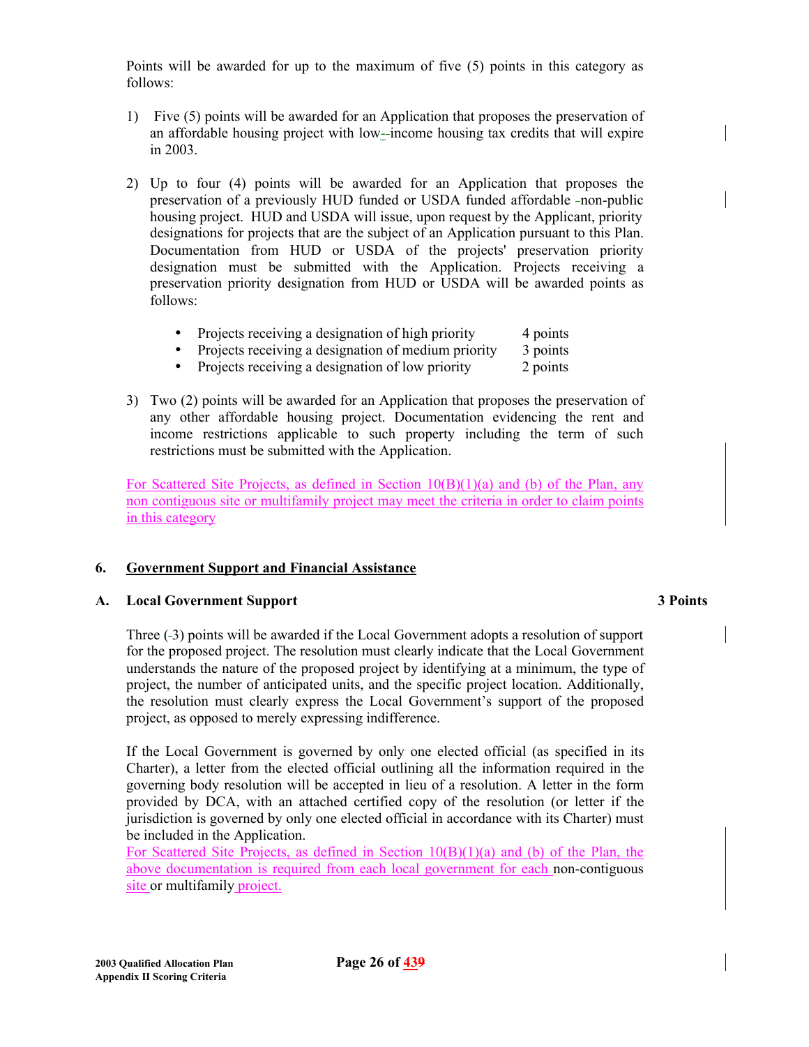Points will be awarded for up to the maximum of five (5) points in this category as follows:

1) Five (5) points will be awarded for an Application that proposes the preservation of an affordable housing project with low-income housing tax credits that will expire in 2003.

2) Up to four (4) points will be awarded for an Application that proposes the preservation of a previously HUD funded or USDA funded affordable non-public housing project. HUD and USDA will issue, upon request by the Applicant, priority designations for projects that are the subject of an Application pursuant to this Plan. Documentation from HUD or USDA of the projects' preservation priority designation must be submitted with the Application. Projects receiving a preservation priority designation from HUD or USDA will be awarded points as follows:

   - Projects receiving a designation of high priority 4 points
   - Projects receiving a designation of medium priority 3 points
   - Projects receiving a designation of low priority 2 points

3) Two (2) points will be awarded for an Application that proposes the preservation of any other affordable housing project. Documentation evidencing the rent and income restrictions applicable to such property including the term of such restrictions must be submitted with the Application.

For Scattered Site Projects, as defined in Section 10(B)(1)(a) and (b) of the Plan, any non contiguous site or multifamily project may meet the criteria in order to claim points in this category

## 6. Government Support and Financial Assistance

### A. Local Government Support — 3 Points

Three (3) points will be awarded if the Local Government adopts a resolution of support for the proposed project. The resolution must clearly indicate that the Local Government understands the nature of the proposed project by identifying at a minimum, the type of project, the number of anticipated units, and the specific project location. Additionally, the resolution must clearly express the Local Government's support of the proposed project, as opposed to merely expressing indifference.

If the Local Government is governed by only one elected official (as specified in its Charter), a letter from the elected official outlining all the information required in the governing body resolution will be accepted in lieu of a resolution. A letter in the form provided by DCA, with an attached certified copy of the resolution (or letter if the jurisdiction is governed by only one elected official in accordance with its Charter) must be included in the Application.

For Scattered Site Projects, as defined in Section 10(B)(1)(a) and (b) of the Plan, the above documentation is required from each local government for each non-contiguous site or multifamily project.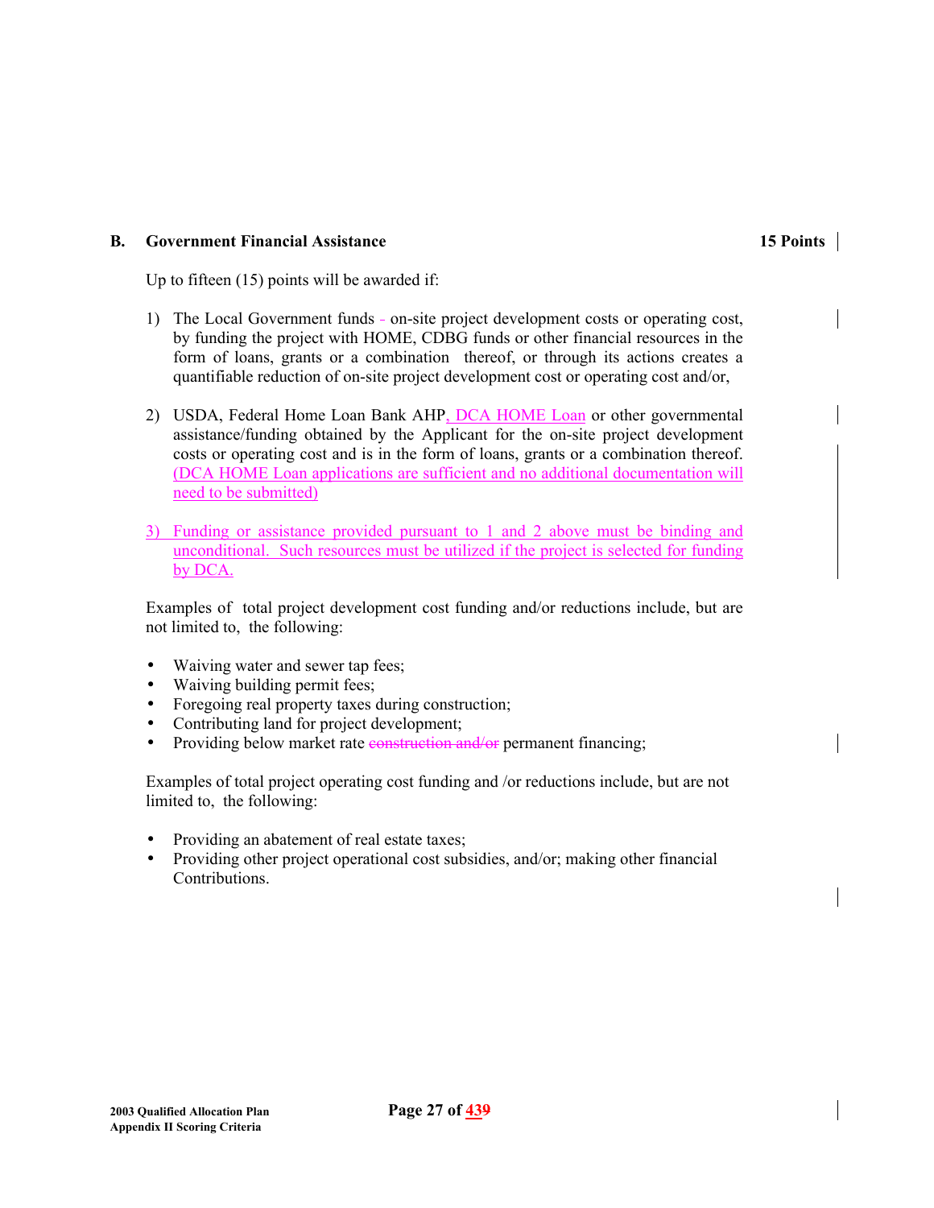## B. Government Financial Assistance **15 Points**

Up to fifteen (15) points will be awarded if:

1) The Local Government funds - on-site project development costs or operating cost, by funding the project with HOME, CDBG funds or other financial resources in the form of loans, grants or a combination thereof, or through its actions creates a quantifiable reduction of on-site project development cost or operating cost and/or,

2) USDA, Federal Home Loan Bank AHP, DCA HOME Loan or other governmental assistance/funding obtained by the Applicant for the on-site project development costs or operating cost and is in the form of loans, grants or a combination thereof. (DCA HOME Loan applications are sufficient and no additional documentation will need to be submitted)

3) Funding or assistance provided pursuant to 1 and 2 above must be binding and unconditional. Such resources must be utilized if the project is selected for funding by DCA.

Examples of total project development cost funding and/or reductions include, but are not limited to, the following:

- Waiving water and sewer tap fees;
- Waiving building permit fees;
- Foregoing real property taxes during construction;
- Contributing land for project development;
- Providing below market rate ~~construction and/or~~ permanent financing;

Examples of total project operating cost funding and /or reductions include, but are not limited to, the following:

- Providing an abatement of real estate taxes;
- Providing other project operational cost subsidies, and/or; making other financial Contributions.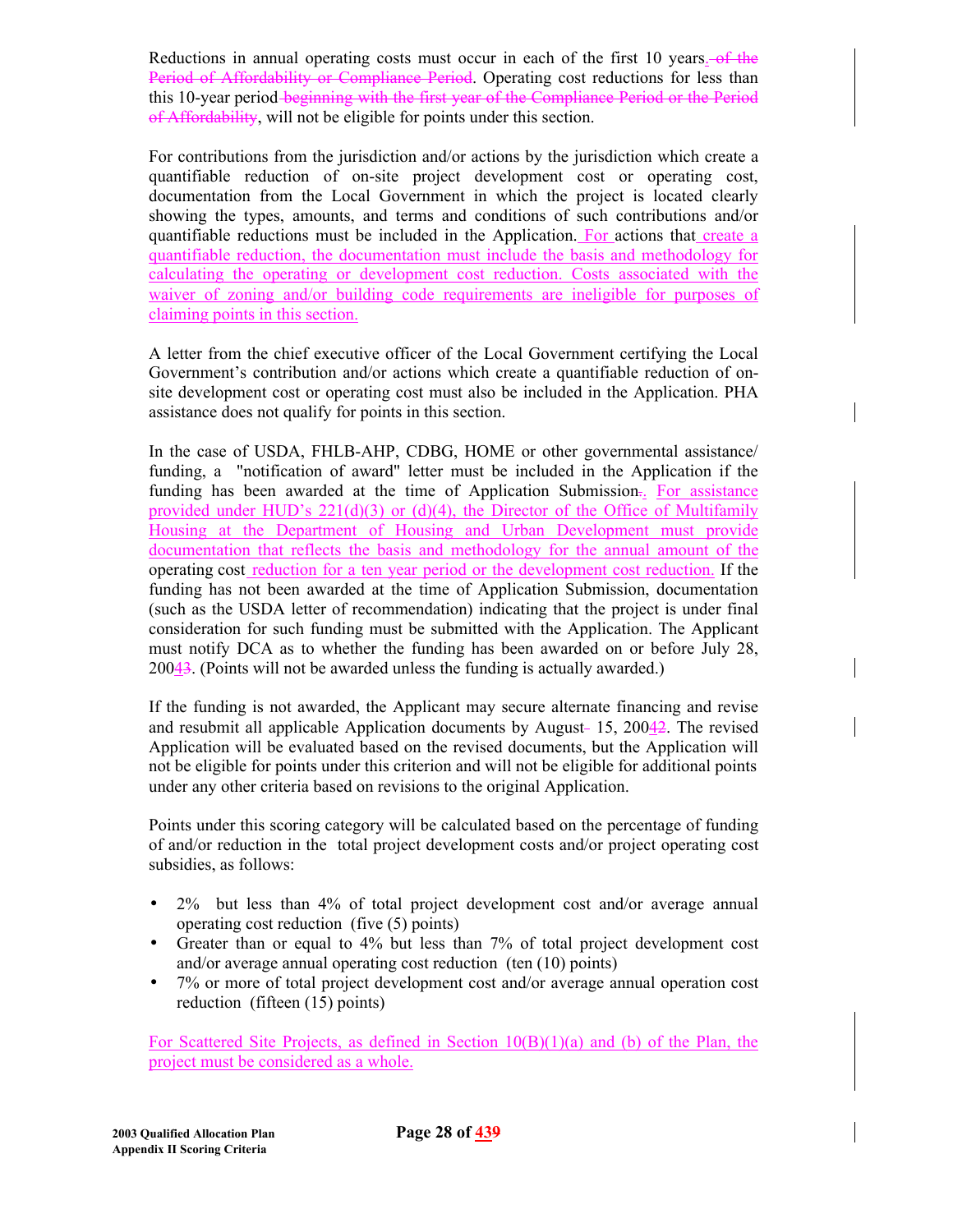Reductions in annual operating costs must occur in each of the first 10 years. ~~of the Period of Affordability or Compliance Period~~. Operating cost reductions for less than this 10-year period ~~beginning with the first year of the Compliance Period or the Period of Affordability~~, will not be eligible for points under this section.

For contributions from the jurisdiction and/or actions by the jurisdiction which create a quantifiable reduction of on-site project development cost or operating cost, documentation from the Local Government in which the project is located clearly showing the types, amounts, and terms and conditions of such contributions and/or quantifiable reductions must be included in the Application. For actions that create a quantifiable reduction, the documentation must include the basis and methodology for calculating the operating or development cost reduction. Costs associated with the waiver of zoning and/or building code requirements are ineligible for purposes of claiming points in this section.

A letter from the chief executive officer of the Local Government certifying the Local Government's contribution and/or actions which create a quantifiable reduction of on-site development cost or operating cost must also be included in the Application. PHA assistance does not qualify for points in this section.

In the case of USDA, FHLB-AHP, CDBG, HOME or other governmental assistance/ funding, a "notification of award" letter must be included in the Application if the funding has been awarded at the time of Application Submission. For assistance provided under HUD's 221(d)(3) or (d)(4), the Director of the Office of Multifamily Housing at the Department of Housing and Urban Development must provide documentation that reflects the basis and methodology for the annual amount of the operating cost reduction for a ten year period or the development cost reduction. If the funding has not been awarded at the time of Application Submission, documentation (such as the USDA letter of recommendation) indicating that the project is under final consideration for such funding must be submitted with the Application. The Applicant must notify DCA as to whether the funding has been awarded on or before July 28, 200~~3~~4. (Points will not be awarded unless the funding is actually awarded.)

If the funding is not awarded, the Applicant may secure alternate financing and revise and resubmit all applicable Application documents by August 15, 200~~2~~4. The revised Application will be evaluated based on the revised documents, but the Application will not be eligible for points under this criterion and will not be eligible for additional points under any other criteria based on revisions to the original Application.

Points under this scoring category will be calculated based on the percentage of funding of and/or reduction in the total project development costs and/or project operating cost subsidies, as follows:

- 2% but less than 4% of total project development cost and/or average annual operating cost reduction (five (5) points)
- Greater than or equal to 4% but less than 7% of total project development cost and/or average annual operating cost reduction (ten (10) points)
- 7% or more of total project development cost and/or average annual operation cost reduction (fifteen (15) points)

For Scattered Site Projects, as defined in Section 10(B)(1)(a) and (b) of the Plan, the project must be considered as a whole.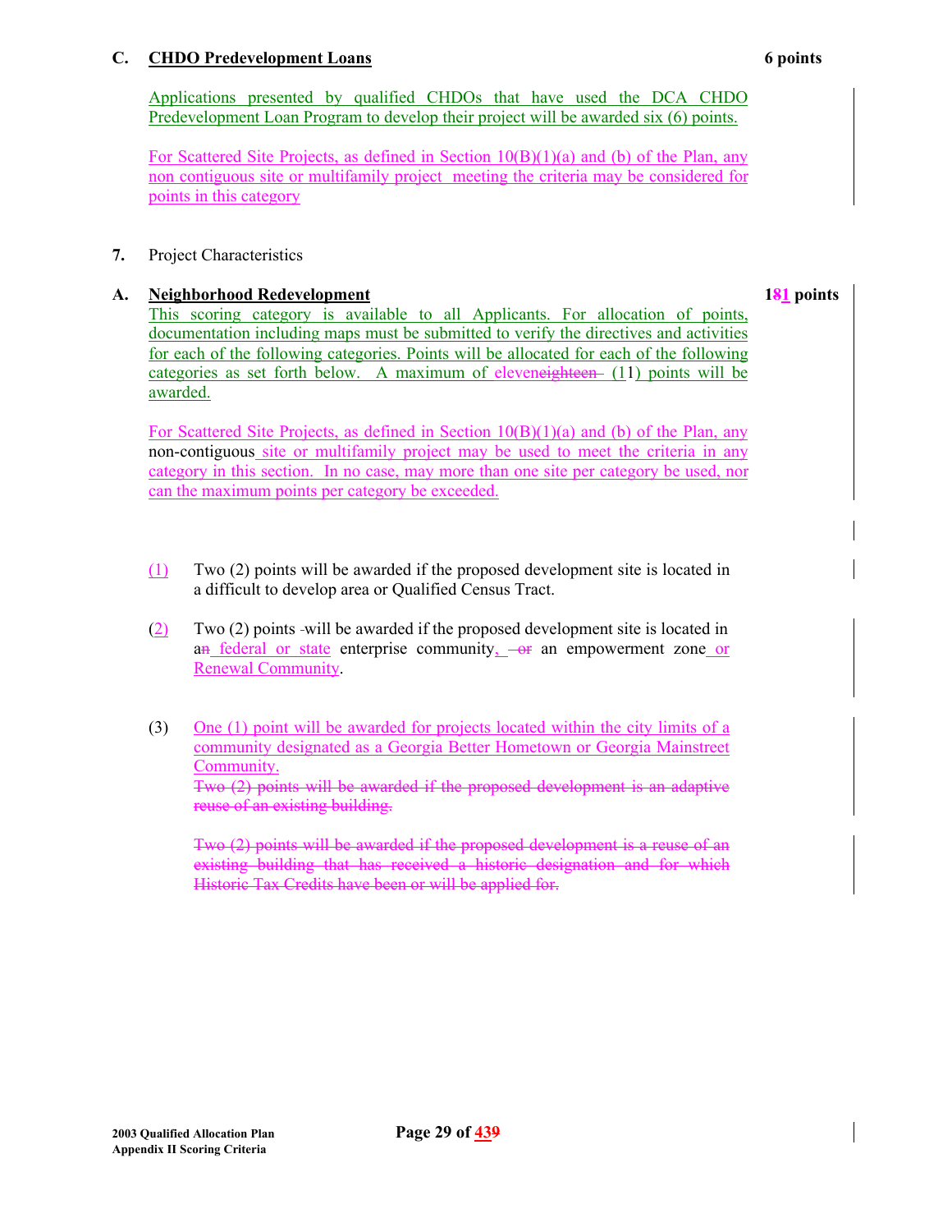**C. CHDO Predevelopment Loans** **6 points**

Applications presented by qualified CHDOs that have used the DCA CHDO Predevelopment Loan Program to develop their project will be awarded six (6) points.

For Scattered Site Projects, as defined in Section 10(B)(1)(a) and (b) of the Plan, any non contiguous site or multifamily project meeting the criteria may be considered for points in this category

**7.** Project Characteristics

**A. Neighborhood Redevelopment** **1~~8~~1 points**

This scoring category is available to all Applicants. For allocation of points, documentation including maps must be submitted to verify the directives and activities for each of the following categories. Points will be allocated for each of the following categories as set forth below. A maximum of eleven~~eighteen~~ (11) points will be awarded.

For Scattered Site Projects, as defined in Section 10(B)(1)(a) and (b) of the Plan, any non-contiguous site or multifamily project may be used to meet the criteria in any category in this section. In no case, may more than one site per category be used, nor can the maximum points per category be exceeded.

(1) Two (2) points will be awarded if the proposed development site is located in a difficult to develop area or Qualified Census Tract.

(2) Two (2) points will be awarded if the proposed development site is located in a~~n~~ federal or state enterprise community, ~~or~~ an empowerment zone or Renewal Community.

(3) One (1) point will be awarded for projects located within the city limits of a community designated as a Georgia Better Hometown or Georgia Mainstreet Community.

~~Two (2) points will be awarded if the proposed development is an adaptive reuse of an existing building.~~

~~Two (2) points will be awarded if the proposed development is a reuse of an existing building that has received a historic designation and for which Historic Tax Credits have been or will be applied for.~~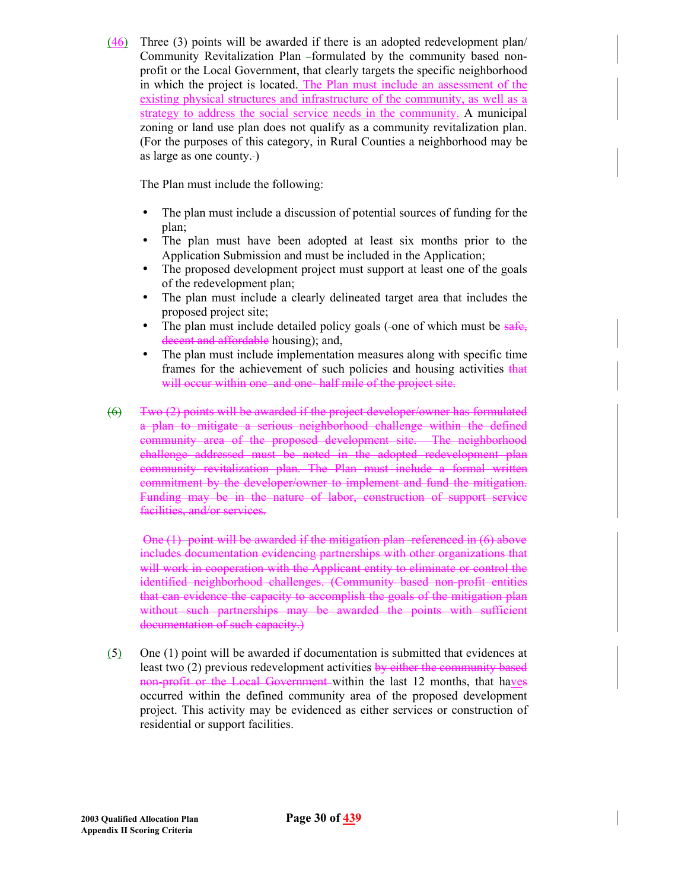(46) Three (3) points will be awarded if there is an adopted redevelopment plan/ Community Revitalization Plan –formulated by the community based non-profit or the Local Government, that clearly targets the specific neighborhood in which the project is located. The Plan must include an assessment of the existing physical structures and infrastructure of the community, as well as a strategy to address the social service needs in the community. A municipal zoning or land use plan does not qualify as a community revitalization plan. (For the purposes of this category, in Rural Counties a neighborhood may be as large as one county.-)

The Plan must include the following:

- The plan must include a discussion of potential sources of funding for the plan;
- The plan must have been adopted at least six months prior to the Application Submission and must be included in the Application;
- The proposed development project must support at least one of the goals of the redevelopment plan;
- The plan must include a clearly delineated target area that includes the proposed project site;
- The plan must include detailed policy goals (-one of which must be ~~safe, decent and affordable~~ housing); and,
- The plan must include implementation measures along with specific time frames for the achievement of such policies and housing activities ~~that will occur within one and one- half mile of the project site.~~

~~(6) Two (2) points will be awarded if the project developer/owner has formulated a plan to mitigate a serious neighborhood challenge within the defined community area of the proposed development site. The neighborhood challenge addressed must be noted in the adopted redevelopment plan community revitalization plan. The Plan must include a formal written commitment by the developer/owner to implement and fund the mitigation. Funding may be in the nature of labor, construction of support service facilities, and/or services.~~

~~One (1) point will be awarded if the mitigation plan referenced in (6) above includes documentation evidencing partnerships with other organizations that will work in cooperation with the Applicant entity to eliminate or control the identified neighborhood challenges. (Community based non-profit entities that can evidence the capacity to accomplish the goals of the mitigation plan without such partnerships may be awarded the points with sufficient documentation of such capacity.)~~

(5) One (1) point will be awarded if documentation is submitted that evidences at least two (2) previous redevelopment activities ~~by either the community based non-profit or the Local Government~~ within the last 12 months, that haves occurred within the defined community area of the proposed development project. This activity may be evidenced as either services or construction of residential or support facilities.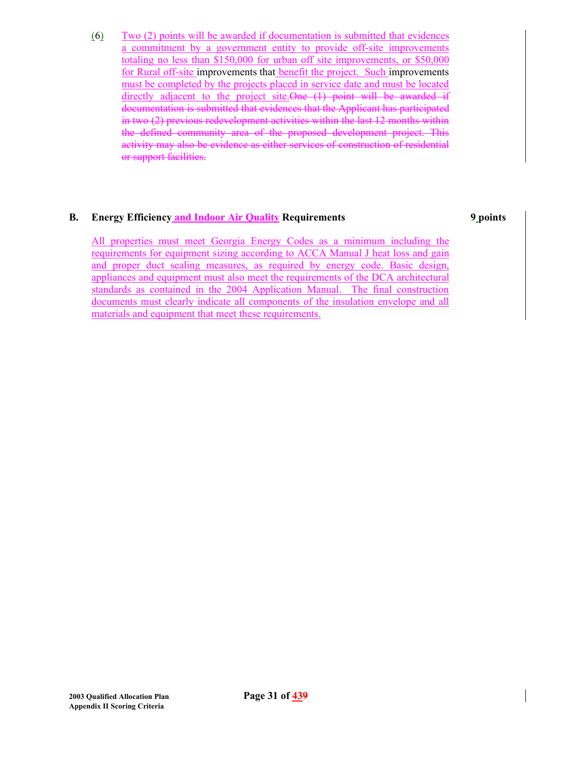(6) Two (2) points will be awarded if documentation is submitted that evidences a commitment by a government entity to provide off-site improvements totaling no less than $150,000 for urban off site improvements, or $50,000 for Rural off-site improvements that benefit the project. Such improvements must be completed by the projects placed in service date and must be located directly adjacent to the project site.~~One (1) point will be awarded if documentation is submitted that evidences that the Applicant has participated in two (2) previous redevelopment activities within the last 12 months within the defined community area of the proposed development project. This activity may also be evidence as either services of construction of residential or support facilities.~~

**B. Energy Efficiency and Indoor Air Quality Requirements** **9 points**

All properties must meet Georgia Energy Codes as a minimum including the requirements for equipment sizing according to ACCA Manual J heat loss and gain and proper duct sealing measures, as required by energy code. Basic design, appliances and equipment must also meet the requirements of the DCA architectural standards as contained in the 2004 Application Manual. The final construction documents must clearly indicate all components of the insulation envelope and all materials and equipment that meet these requirements.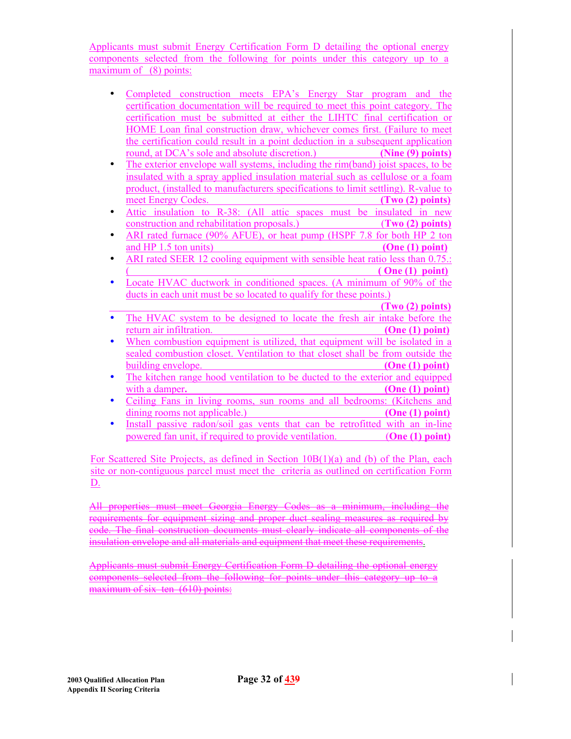Applicants must submit Energy Certification Form D detailing the optional energy components selected from the following for points under this category up to a maximum of (8) points:

- Completed construction meets EPA's Energy Star program and the certification documentation will be required to meet this point category. The certification must be submitted at either the LIHTC final certification or HOME Loan final construction draw, whichever comes first. (Failure to meet the certification could result in a point deduction in a subsequent application round, at DCA's sole and absolute discretion.) **(Nine (9) points)**
- The exterior envelope wall systems, including the rim(band) joist spaces, to be insulated with a spray applied insulation material such as cellulose or a foam product, (installed to manufacturers specifications to limit settling). R-value to meet Energy Codes. **(Two (2) points)**
- Attic insulation to R-38: (All attic spaces must be insulated in new construction and rehabilitation proposals.) **(Two (2) points)**
- ARI rated furnace (90% AFUE), or heat pump (HSPF 7.8 for both HP 2 ton and HP 1.5 ton units) **(One (1) point)**
- ARI rated SEER 12 cooling equipment with sensible heat ratio less than 0.75.: ( **( One (1) point)**
- Locate HVAC ductwork in conditioned spaces. (A minimum of 90% of the ducts in each unit must be so located to qualify for these points.) **(Two (2) points)**
- The HVAC system to be designed to locate the fresh air intake before the return air infiltration. **(One (1) point)**
- When combustion equipment is utilized, that equipment will be isolated in a sealed combustion closet. Ventilation to that closet shall be from outside the building envelope. **(One (1) point)**
- The kitchen range hood ventilation to be ducted to the exterior and equipped with a damper**.** **(One (1) point)**
- Ceiling Fans in living rooms, sun rooms and all bedrooms: (Kitchens and dining rooms not applicable.) **(One (1) point)**
- Install passive radon/soil gas vents that can be retrofitted with an in-line powered fan unit, if required to provide ventilation. **(One (1) point)**

For Scattered Site Projects, as defined in Section 10B(1)(a) and (b) of the Plan, each site or non-contiguous parcel must meet the criteria as outlined on certification Form D.

~~All properties must meet Georgia Energy Codes as a minimum, including the requirements for equipment sizing and proper duct sealing measures as required by code. The final construction documents must clearly indicate all components of the insulation envelope and all materials and equipment that meet these requirements~~.

~~Applicants must submit Energy Certification Form D detailing the optional energy components selected from the following for points under this category up to a maximum of six ten (610) points:~~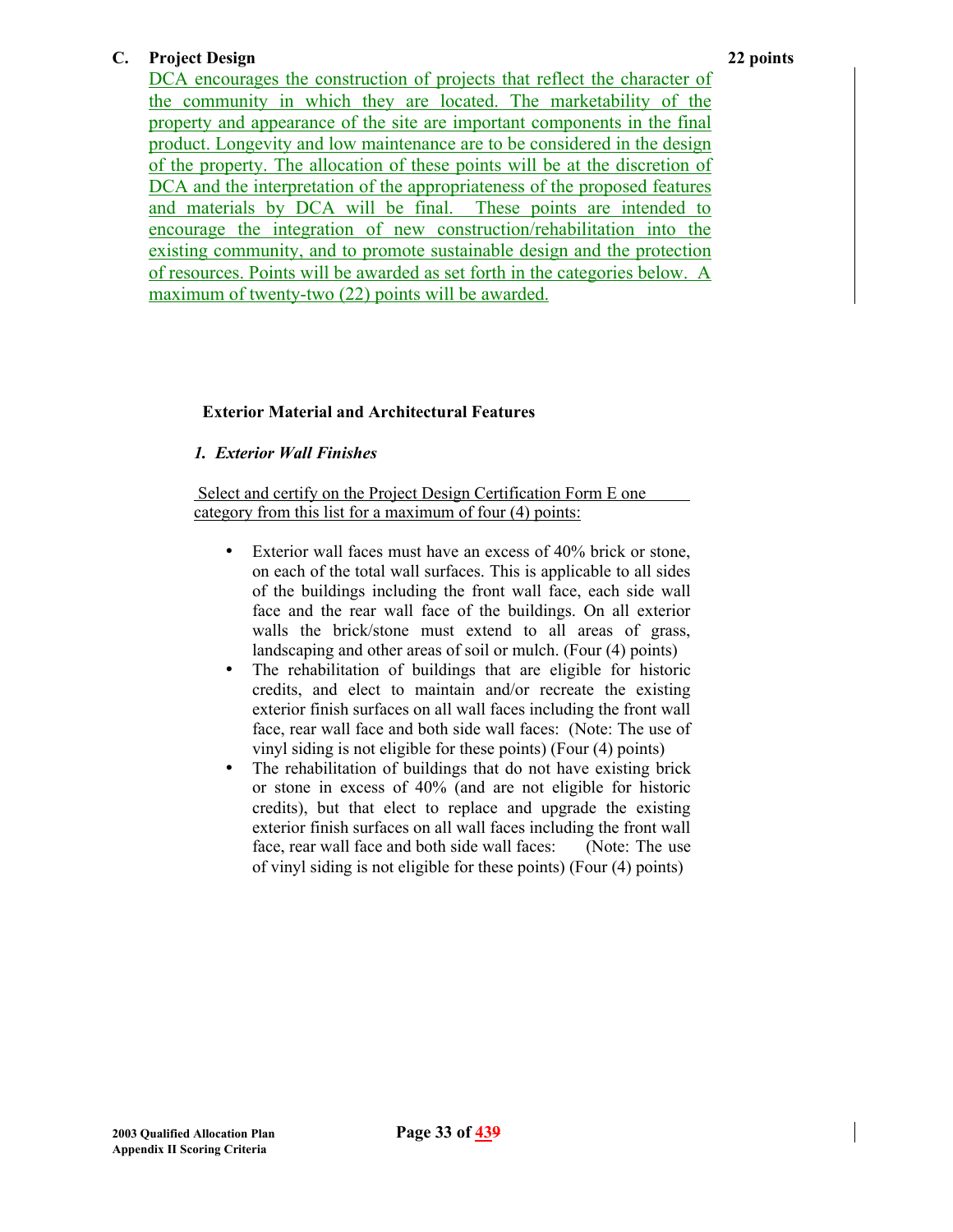## C. Project Design **22 points**

DCA encourages the construction of projects that reflect the character of the community in which they are located. The marketability of the property and appearance of the site are important components in the final product. Longevity and low maintenance are to be considered in the design of the property. The allocation of these points will be at the discretion of DCA and the interpretation of the appropriateness of the proposed features and materials by DCA will be final. These points are intended to encourage the integration of new construction/rehabilitation into the existing community, and to promote sustainable design and the protection of resources. Points will be awarded as set forth in the categories below. A maximum of twenty-two (22) points will be awarded.

### Exterior Material and Architectural Features

#### *1. Exterior Wall Finishes*

Select and certify on the Project Design Certification Form E one category from this list for a maximum of four (4) points:

- Exterior wall faces must have an excess of 40% brick or stone, on each of the total wall surfaces. This is applicable to all sides of the buildings including the front wall face, each side wall face and the rear wall face of the buildings. On all exterior walls the brick/stone must extend to all areas of grass, landscaping and other areas of soil or mulch. (Four (4) points)
- The rehabilitation of buildings that are eligible for historic credits, and elect to maintain and/or recreate the existing exterior finish surfaces on all wall faces including the front wall face, rear wall face and both side wall faces: (Note: The use of vinyl siding is not eligible for these points) (Four (4) points)
- The rehabilitation of buildings that do not have existing brick or stone in excess of 40% (and are not eligible for historic credits), but that elect to replace and upgrade the existing exterior finish surfaces on all wall faces including the front wall face, rear wall face and both side wall faces: (Note: The use of vinyl siding is not eligible for these points) (Four (4) points)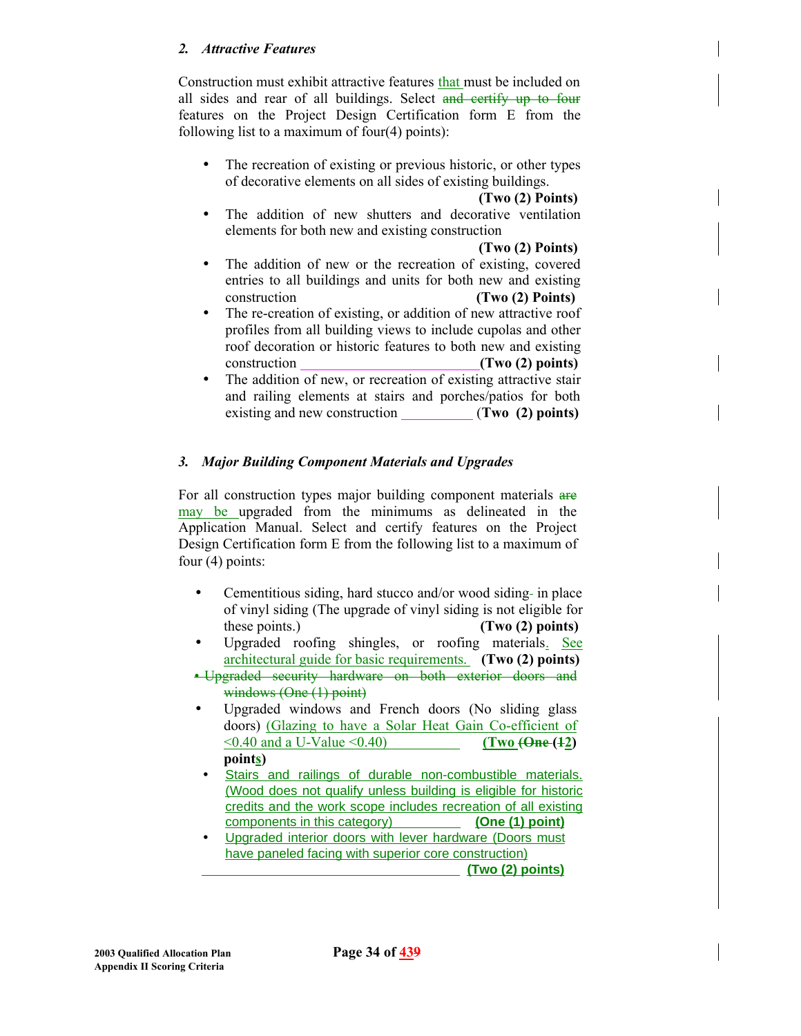*2. Attractive Features*

Construction must exhibit attractive features that must be included on all sides and rear of all buildings. Select ~~and certify up to four~~ features on the Project Design Certification form E from the following list to a maximum of four(4) points):

- The recreation of existing or previous historic, or other types of decorative elements on all sides of existing buildings. **(Two (2) Points)**
- The addition of new shutters and decorative ventilation elements for both new and existing construction **(Two (2) Points)**
- The addition of new or the recreation of existing, covered entries to all buildings and units for both new and existing construction **(Two (2) Points)**
- The re-creation of existing, or addition of new attractive roof profiles from all building views to include cupolas and other roof decoration or historic features to both new and existing construction ________________________**(Two (2) points)**
- The addition of new, or recreation of existing attractive stair and railing elements at stairs and porches/patios for both existing and new construction __________ **(Two (2) points)**

*3. Major Building Component Materials and Upgrades*

For all construction types major building component materials ~~are~~ may be upgraded from the minimums as delineated in the Application Manual. Select and certify features on the Project Design Certification form E from the following list to a maximum of four (4) points:

- Cementitious siding, hard stucco and/or wood siding in place of vinyl siding (The upgrade of vinyl siding is not eligible for these points.) **(Two (2) points)**
- Upgraded roofing shingles, or roofing materials. See architectural guide for basic requirements. **(Two (2) points)**
- ~~Upgraded security hardware on both exterior doors and windows (One (1) point)~~
- Upgraded windows and French doors (No sliding glass doors) (Glazing to have a Solar Heat Gain Co-efficient of <0.40 and a U-Value <0.40) __________ **(Two ~~(One~~ (~~1~~2) points)**
- Stairs and railings of durable non-combustible materials. (Wood does not qualify unless building is eligible for historic credits and the work scope includes recreation of all existing components in this category) __________ **(One (1) point)**
- Upgraded interior doors with lever hardware (Doors must have paneled facing with superior core construction) ____________________________________ **(Two (2) points)**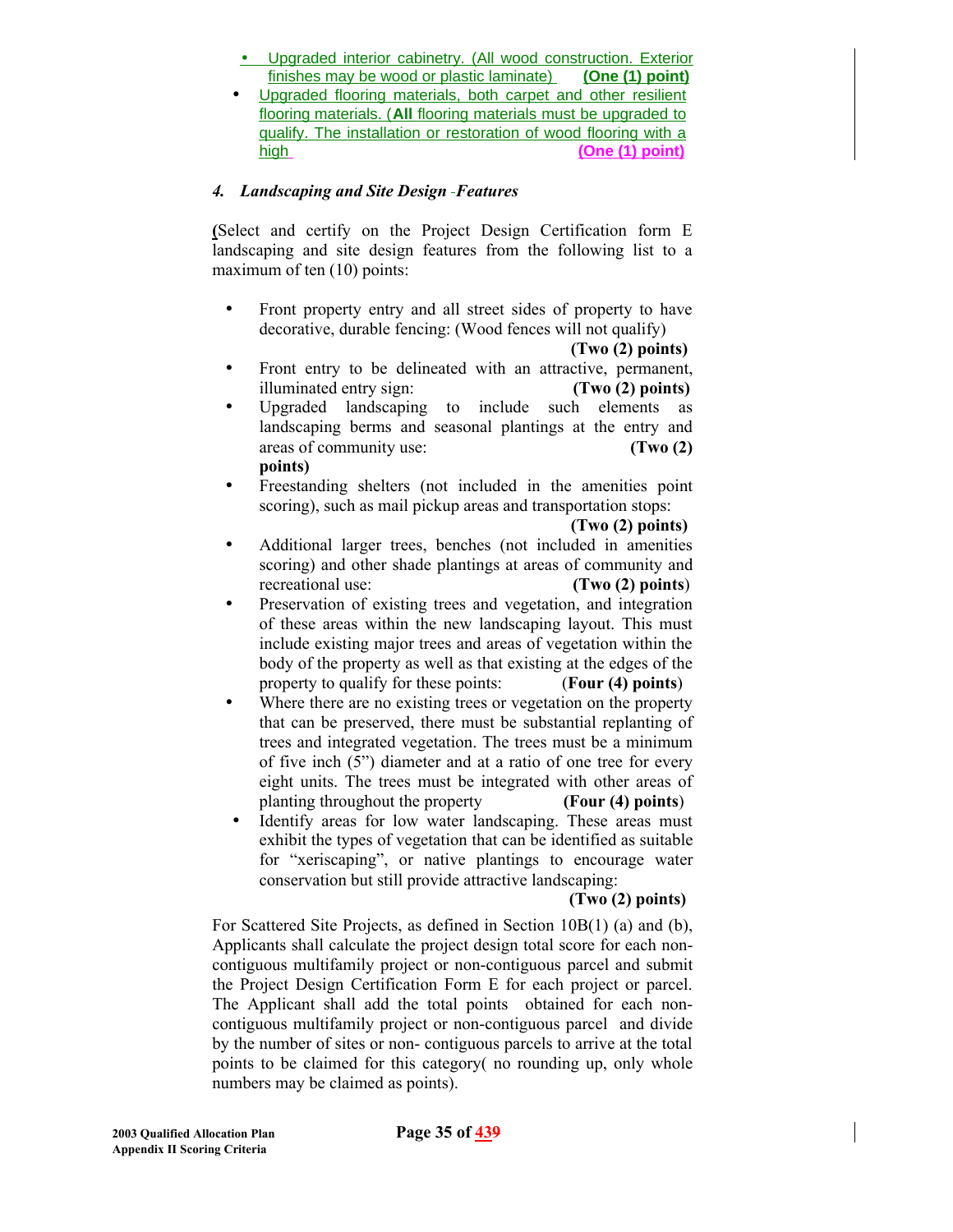- Upgraded interior cabinetry. (All wood construction. Exterior finishes may be wood or plastic laminate) **(One (1) point)**
- Upgraded flooring materials, both carpet and other resilient flooring materials. (**All** flooring materials must be upgraded to qualify. The installation or restoration of wood flooring with a high **(One (1) point)**

#### *4. Landscaping and Site Design Features*

(Select and certify on the Project Design Certification form E landscaping and site design features from the following list to a maximum of ten (10) points:

- Front property entry and all street sides of property to have decorative, durable fencing: (Wood fences will not qualify) **(Two (2) points)**
- Front entry to be delineated with an attractive, permanent, illuminated entry sign: **(Two (2) points)**
- Upgraded landscaping to include such elements as landscaping berms and seasonal plantings at the entry and areas of community use: **(Two (2) points)**
- Freestanding shelters (not included in the amenities point scoring), such as mail pickup areas and transportation stops: **(Two (2) points)**
- Additional larger trees, benches (not included in amenities scoring) and other shade plantings at areas of community and recreational use: **(Two (2) points)**
- Preservation of existing trees and vegetation, and integration of these areas within the new landscaping layout. This must include existing major trees and areas of vegetation within the body of the property as well as that existing at the edges of the property to qualify for these points: (**Four (4) points**)
- Where there are no existing trees or vegetation on the property that can be preserved, there must be substantial replanting of trees and integrated vegetation. The trees must be a minimum of five inch (5") diameter and at a ratio of one tree for every eight units. The trees must be integrated with other areas of planting throughout the property **(Four (4) points)**
- Identify areas for low water landscaping. These areas must exhibit the types of vegetation that can be identified as suitable for "xeriscaping", or native plantings to encourage water conservation but still provide attractive landscaping: **(Two (2) points)**

For Scattered Site Projects, as defined in Section 10B(1) (a) and (b), Applicants shall calculate the project design total score for each non-contiguous multifamily project or non-contiguous parcel and submit the Project Design Certification Form E for each project or parcel. The Applicant shall add the total points obtained for each non-contiguous multifamily project or non-contiguous parcel and divide by the number of sites or non- contiguous parcels to arrive at the total points to be claimed for this category( no rounding up, only whole numbers may be claimed as points).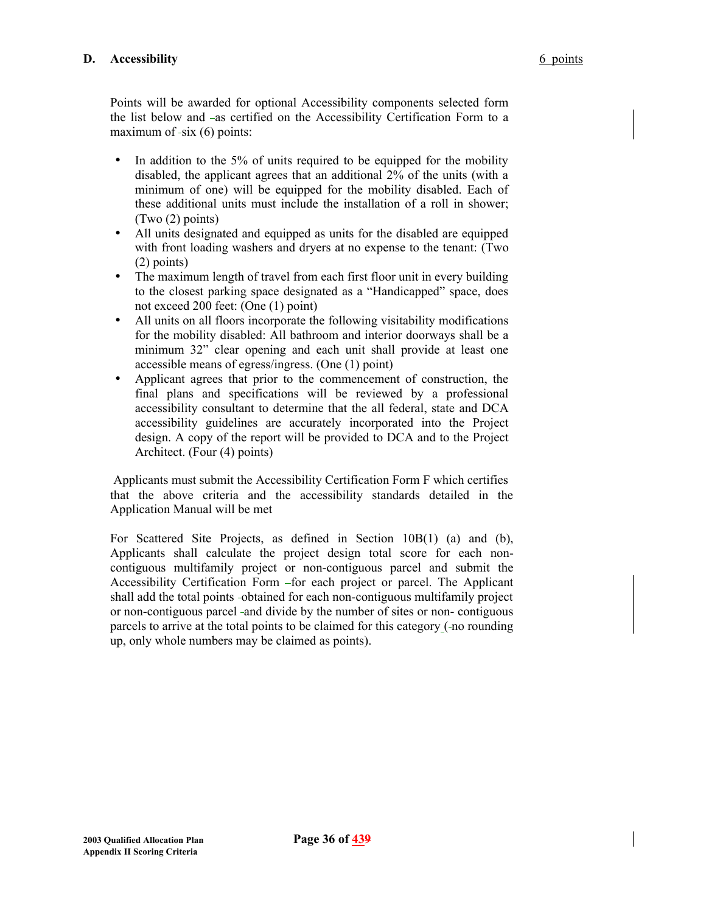## D. Accessibility

6 points

Points will be awarded for optional Accessibility components selected form the list below and as certified on the Accessibility Certification Form to a maximum of six (6) points:

- In addition to the 5% of units required to be equipped for the mobility disabled, the applicant agrees that an additional 2% of the units (with a minimum of one) will be equipped for the mobility disabled. Each of these additional units must include the installation of a roll in shower; (Two (2) points)
- All units designated and equipped as units for the disabled are equipped with front loading washers and dryers at no expense to the tenant: (Two (2) points)
- The maximum length of travel from each first floor unit in every building to the closest parking space designated as a "Handicapped" space, does not exceed 200 feet: (One (1) point)
- All units on all floors incorporate the following visitability modifications for the mobility disabled: All bathroom and interior doorways shall be a minimum 32" clear opening and each unit shall provide at least one accessible means of egress/ingress. (One (1) point)
- Applicant agrees that prior to the commencement of construction, the final plans and specifications will be reviewed by a professional accessibility consultant to determine that the all federal, state and DCA accessibility guidelines are accurately incorporated into the Project design. A copy of the report will be provided to DCA and to the Project Architect. (Four (4) points)

Applicants must submit the Accessibility Certification Form F which certifies that the above criteria and the accessibility standards detailed in the Application Manual will be met

For Scattered Site Projects, as defined in Section 10B(1) (a) and (b), Applicants shall calculate the project design total score for each non-contiguous multifamily project or non-contiguous parcel and submit the Accessibility Certification Form for each project or parcel. The Applicant shall add the total points obtained for each non-contiguous multifamily project or non-contiguous parcel and divide by the number of sites or non- contiguous parcels to arrive at the total points to be claimed for this category (no rounding up, only whole numbers may be claimed as points).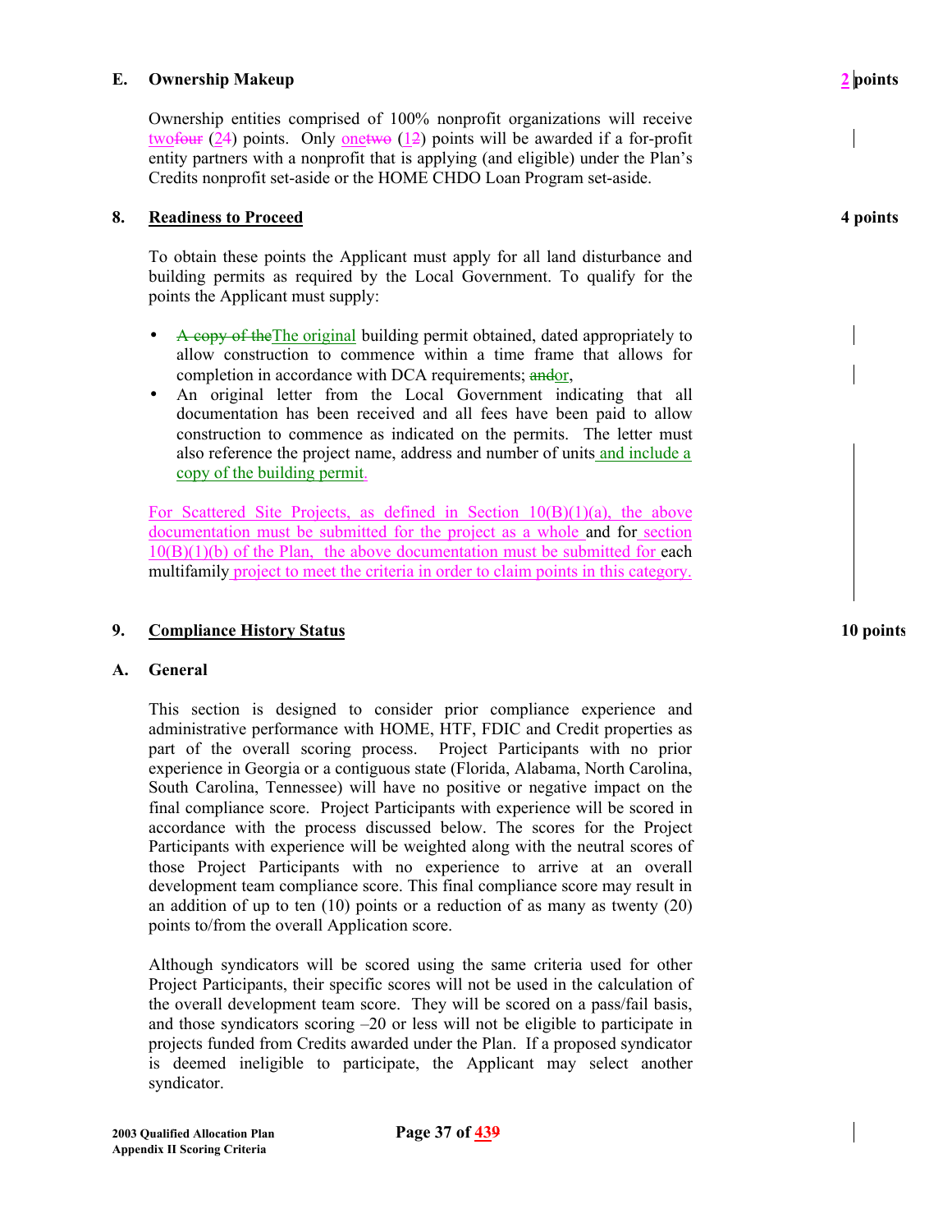**E. Ownership Makeup** **2 points**

Ownership entities comprised of 100% nonprofit organizations will receive twofour (24) points. Only onetwo (12) points will be awarded if a for-profit entity partners with a nonprofit that is applying (and eligible) under the Plan's Credits nonprofit set-aside or the HOME CHDO Loan Program set-aside.

## 8. Readiness to Proceed **4 points**

To obtain these points the Applicant must apply for all land disturbance and building permits as required by the Local Government. To qualify for the points the Applicant must supply:

- A copy of theThe original building permit obtained, dated appropriately to allow construction to commence within a time frame that allows for completion in accordance with DCA requirements; andor,
- An original letter from the Local Government indicating that all documentation has been received and all fees have been paid to allow construction to commence as indicated on the permits. The letter must also reference the project name, address and number of units and include a copy of the building permit.

For Scattered Site Projects, as defined in Section 10(B)(1)(a), the above documentation must be submitted for the project as a whole and for section 10(B)(1)(b) of the Plan, the above documentation must be submitted for each multifamily project to meet the criteria in order to claim points in this category.

## 9. Compliance History Status **10 points**

**A. General**

This section is designed to consider prior compliance experience and administrative performance with HOME, HTF, FDIC and Credit properties as part of the overall scoring process. Project Participants with no prior experience in Georgia or a contiguous state (Florida, Alabama, North Carolina, South Carolina, Tennessee) will have no positive or negative impact on the final compliance score. Project Participants with experience will be scored in accordance with the process discussed below. The scores for the Project Participants with experience will be weighted along with the neutral scores of those Project Participants with no experience to arrive at an overall development team compliance score. This final compliance score may result in an addition of up to ten (10) points or a reduction of as many as twenty (20) points to/from the overall Application score.

Although syndicators will be scored using the same criteria used for other Project Participants, their specific scores will not be used in the calculation of the overall development team score. They will be scored on a pass/fail basis, and those syndicators scoring –20 or less will not be eligible to participate in projects funded from Credits awarded under the Plan. If a proposed syndicator is deemed ineligible to participate, the Applicant may select another syndicator.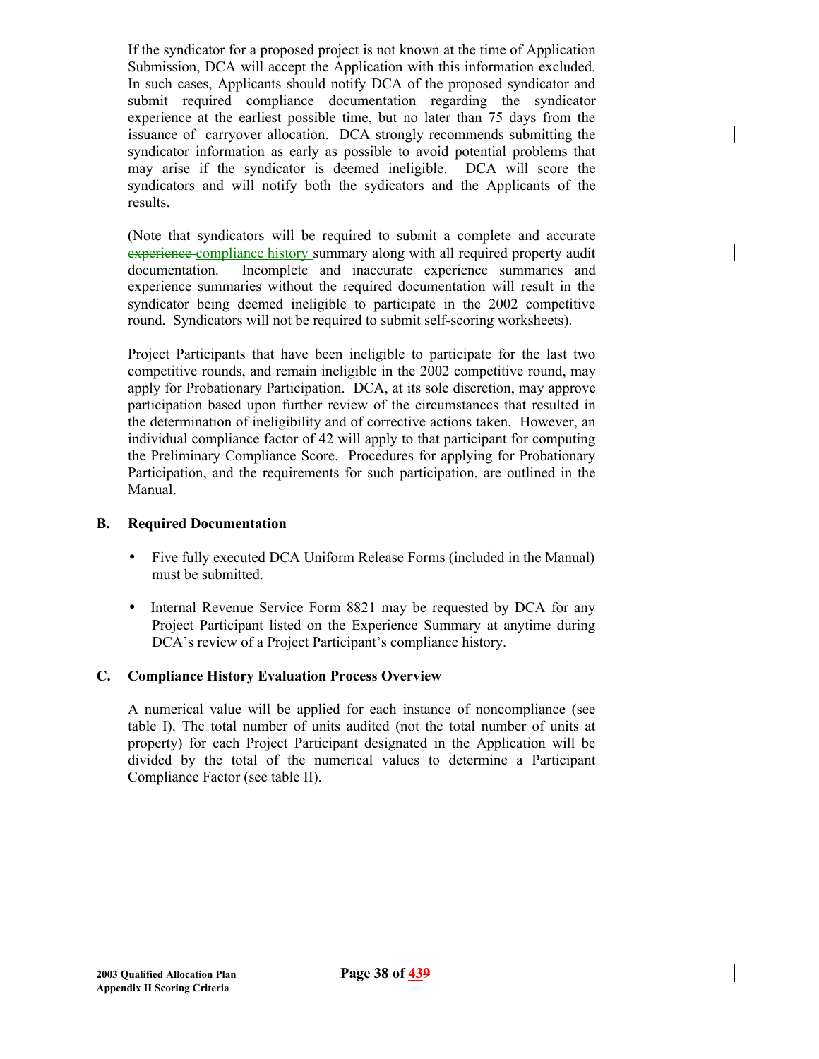If the syndicator for a proposed project is not known at the time of Application Submission, DCA will accept the Application with this information excluded. In such cases, Applicants should notify DCA of the proposed syndicator and submit required compliance documentation regarding the syndicator experience at the earliest possible time, but no later than 75 days from the issuance of carryover allocation. DCA strongly recommends submitting the syndicator information as early as possible to avoid potential problems that may arise if the syndicator is deemed ineligible. DCA will score the syndicators and will notify both the sydicators and the Applicants of the results.

(Note that syndicators will be required to submit a complete and accurate ~~experience~~ compliance history summary along with all required property audit documentation. Incomplete and inaccurate experience summaries and experience summaries without the required documentation will result in the syndicator being deemed ineligible to participate in the 2002 competitive round. Syndicators will not be required to submit self-scoring worksheets).

Project Participants that have been ineligible to participate for the last two competitive rounds, and remain ineligible in the 2002 competitive round, may apply for Probationary Participation. DCA, at its sole discretion, may approve participation based upon further review of the circumstances that resulted in the determination of ineligibility and of corrective actions taken. However, an individual compliance factor of 42 will apply to that participant for computing the Preliminary Compliance Score. Procedures for applying for Probationary Participation, and the requirements for such participation, are outlined in the Manual.

## B. Required Documentation

- Five fully executed DCA Uniform Release Forms (included in the Manual) must be submitted.
- Internal Revenue Service Form 8821 may be requested by DCA for any Project Participant listed on the Experience Summary at anytime during DCA's review of a Project Participant's compliance history.

## C. Compliance History Evaluation Process Overview

A numerical value will be applied for each instance of noncompliance (see table I). The total number of units audited (not the total number of units at property) for each Project Participant designated in the Application will be divided by the total of the numerical values to determine a Participant Compliance Factor (see table II).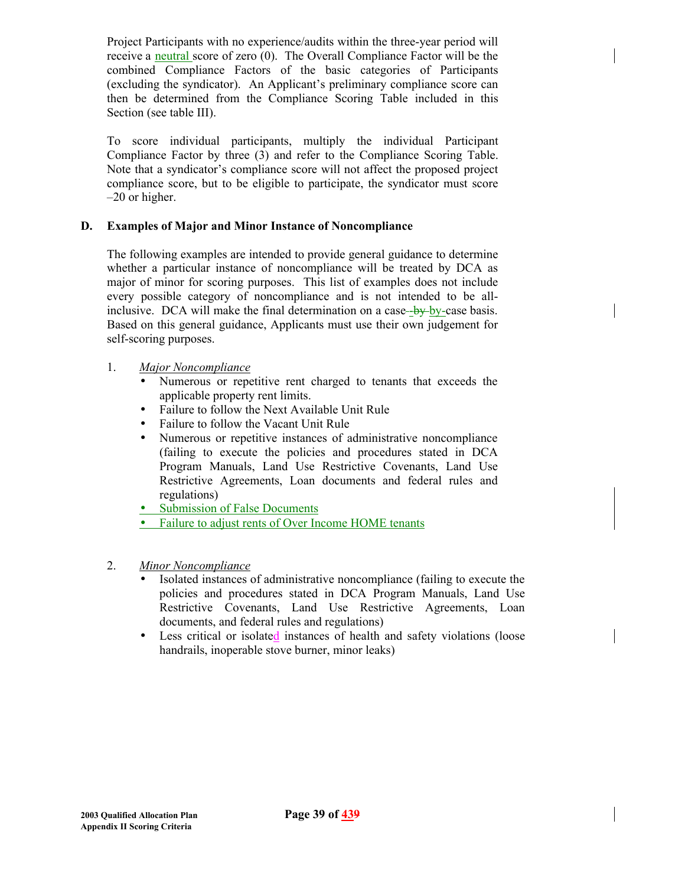Project Participants with no experience/audits within the three-year period will receive a neutral score of zero (0). The Overall Compliance Factor will be the combined Compliance Factors of the basic categories of Participants (excluding the syndicator). An Applicant's preliminary compliance score can then be determined from the Compliance Scoring Table included in this Section (see table III).

To score individual participants, multiply the individual Participant Compliance Factor by three (3) and refer to the Compliance Scoring Table. Note that a syndicator's compliance score will not affect the proposed project compliance score, but to be eligible to participate, the syndicator must score –20 or higher.

## D. Examples of Major and Minor Instance of Noncompliance

The following examples are intended to provide general guidance to determine whether a particular instance of noncompliance will be treated by DCA as major of minor for scoring purposes. This list of examples does not include every possible category of noncompliance and is not intended to be all-inclusive. DCA will make the final determination on a case-by-case basis. Based on this general guidance, Applicants must use their own judgement for self-scoring purposes.

1. *Major Noncompliance*
   - Numerous or repetitive rent charged to tenants that exceeds the applicable property rent limits.
   - Failure to follow the Next Available Unit Rule
   - Failure to follow the Vacant Unit Rule
   - Numerous or repetitive instances of administrative noncompliance (failing to execute the policies and procedures stated in DCA Program Manuals, Land Use Restrictive Covenants, Land Use Restrictive Agreements, Loan documents and federal rules and regulations)
   - Submission of False Documents
   - Failure to adjust rents of Over Income HOME tenants

2. *Minor Noncompliance*
   - Isolated instances of administrative noncompliance (failing to execute the policies and procedures stated in DCA Program Manuals, Land Use Restrictive Covenants, Land Use Restrictive Agreements, Loan documents, and federal rules and regulations)
   - Less critical or isolated instances of health and safety violations (loose handrails, inoperable stove burner, minor leaks)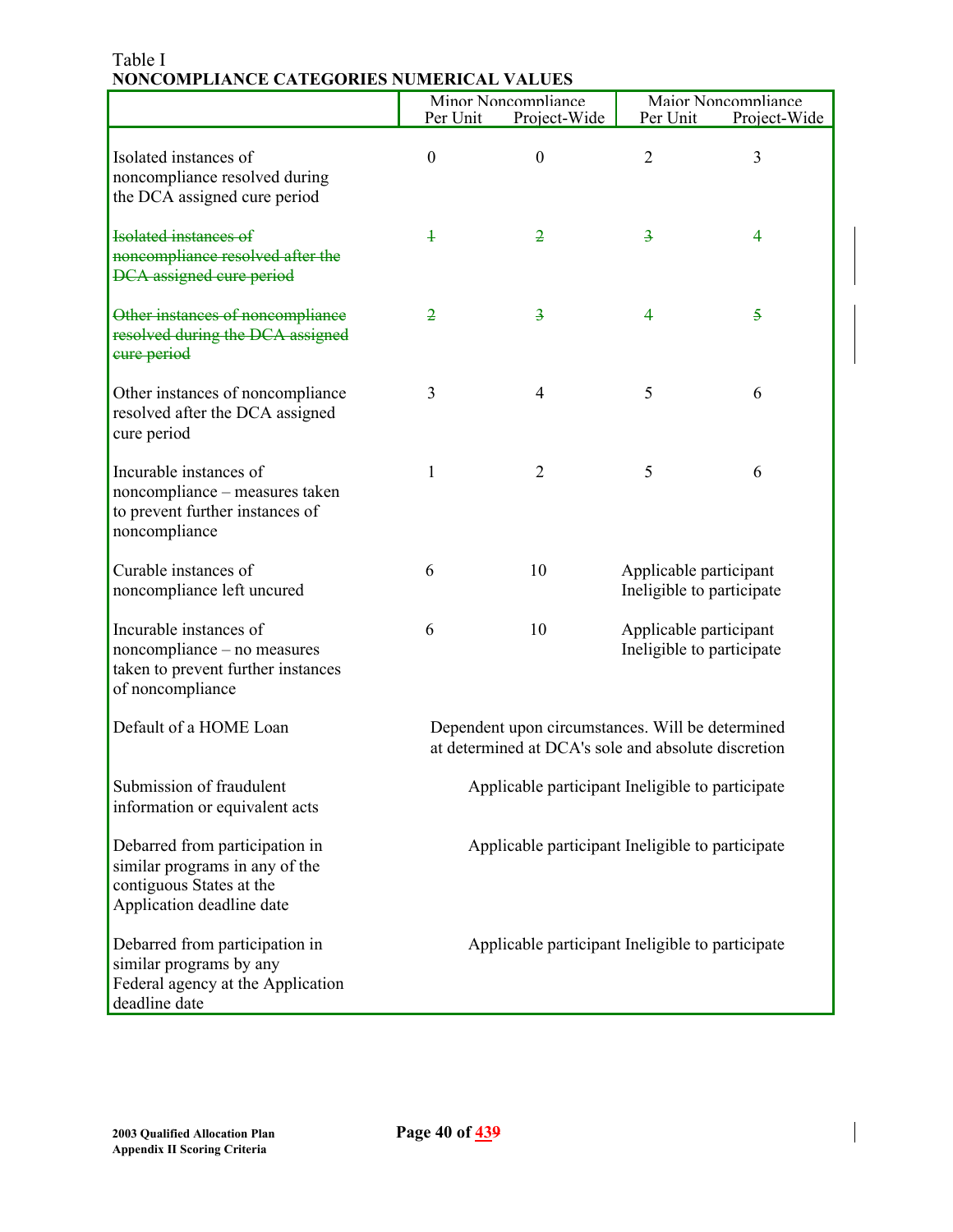Table I
**NONCOMPLIANCE CATEGORIES NUMERICAL VALUES**

| | Minor Noncompliance | | Major Noncompliance | |
|---|---|---|---|---|
| | Per Unit | Project-Wide | Per Unit | Project-Wide |
| Isolated instances of noncompliance resolved during the DCA assigned cure period | 0 | 0 | 2 | 3 |
| ~~Isolated instances of noncompliance resolved after the DCA assigned cure period~~ | ~~1~~ | ~~2~~ | ~~3~~ | ~~4~~ |
| ~~Other instances of noncompliance resolved during the DCA assigned cure period~~ | ~~2~~ | ~~3~~ | ~~4~~ | ~~5~~ |
| Other instances of noncompliance resolved after the DCA assigned cure period | 3 | 4 | 5 | 6 |
| Incurable instances of noncompliance – measures taken to prevent further instances of noncompliance | 1 | 2 | 5 | 6 |
| Curable instances of noncompliance left uncured | 6 | 10 | Applicable participant Ineligible to participate | |
| Incurable instances of noncompliance – no measures taken to prevent further instances of noncompliance | 6 | 10 | Applicable participant Ineligible to participate | |
| Default of a HOME Loan | Dependent upon circumstances. Will be determined at determined at DCA's sole and absolute discretion | | | |
| Submission of fraudulent information or equivalent acts | Applicable participant Ineligible to participate | | | |
| Debarred from participation in similar programs in any of the contiguous States at the Application deadline date | Applicable participant Ineligible to participate | | | |
| Debarred from participation in similar programs by any Federal agency at the Application deadline date | Applicable participant Ineligible to participate | | | |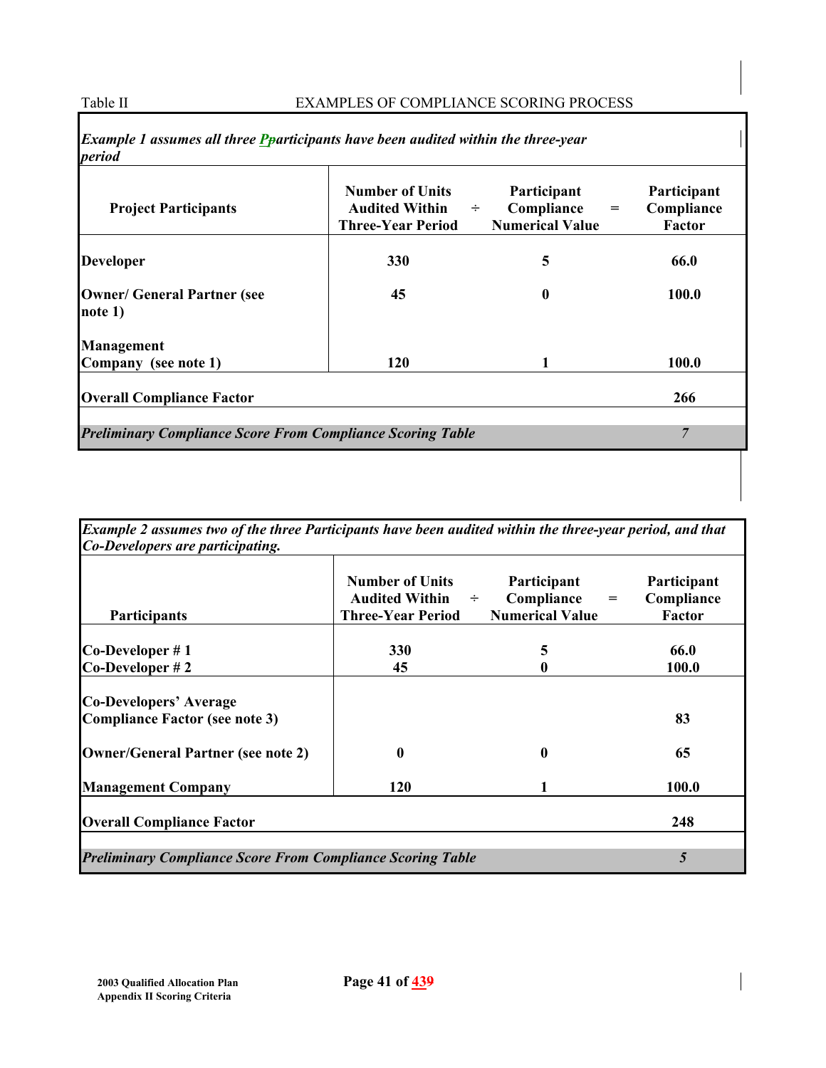Table II EXAMPLES OF COMPLIANCE SCORING PROCESS

*Example 1 assumes all three Pparticipants have been audited within the three-year period*

| Project Participants | Number of Units Audited Within Three-Year Period | ÷ | Participant Compliance Numerical Value | = | Participant Compliance Factor |
|---|---|---|---|---|---|
| **Developer** | **330** | | **5** | | **66.0** |
| **Owner/ General Partner (see note 1)** | **45** | | **0** | | **100.0** |
| **Management Company (see note 1)** | **120** | | **1** | | **100.0** |
| **Overall Compliance Factor** | | | | | **266** |
| ***Preliminary Compliance Score From Compliance Scoring Table*** | | | | | ***7*** |

*Example 2 assumes two of the three Participants have been audited within the three-year period, and that Co-Developers are participating.*

| Participants | Number of Units Audited Within Three-Year Period | ÷ | Participant Compliance Numerical Value | = | Participant Compliance Factor |
|---|---|---|---|---|---|
| **Co-Developer # 1** | **330** | | **5** | | **66.0** |
| **Co-Developer # 2** | **45** | | **0** | | **100.0** |
| **Co-Developers' Average Compliance Factor (see note 3)** | | | | | **83** |
| **Owner/General Partner (see note 2)** | **0** | | **0** | | **65** |
| **Management Company** | **120** | | **1** | | **100.0** |
| **Overall Compliance Factor** | | | | | **248** |
| ***Preliminary Compliance Score From Compliance Scoring Table*** | | | | | ***5*** |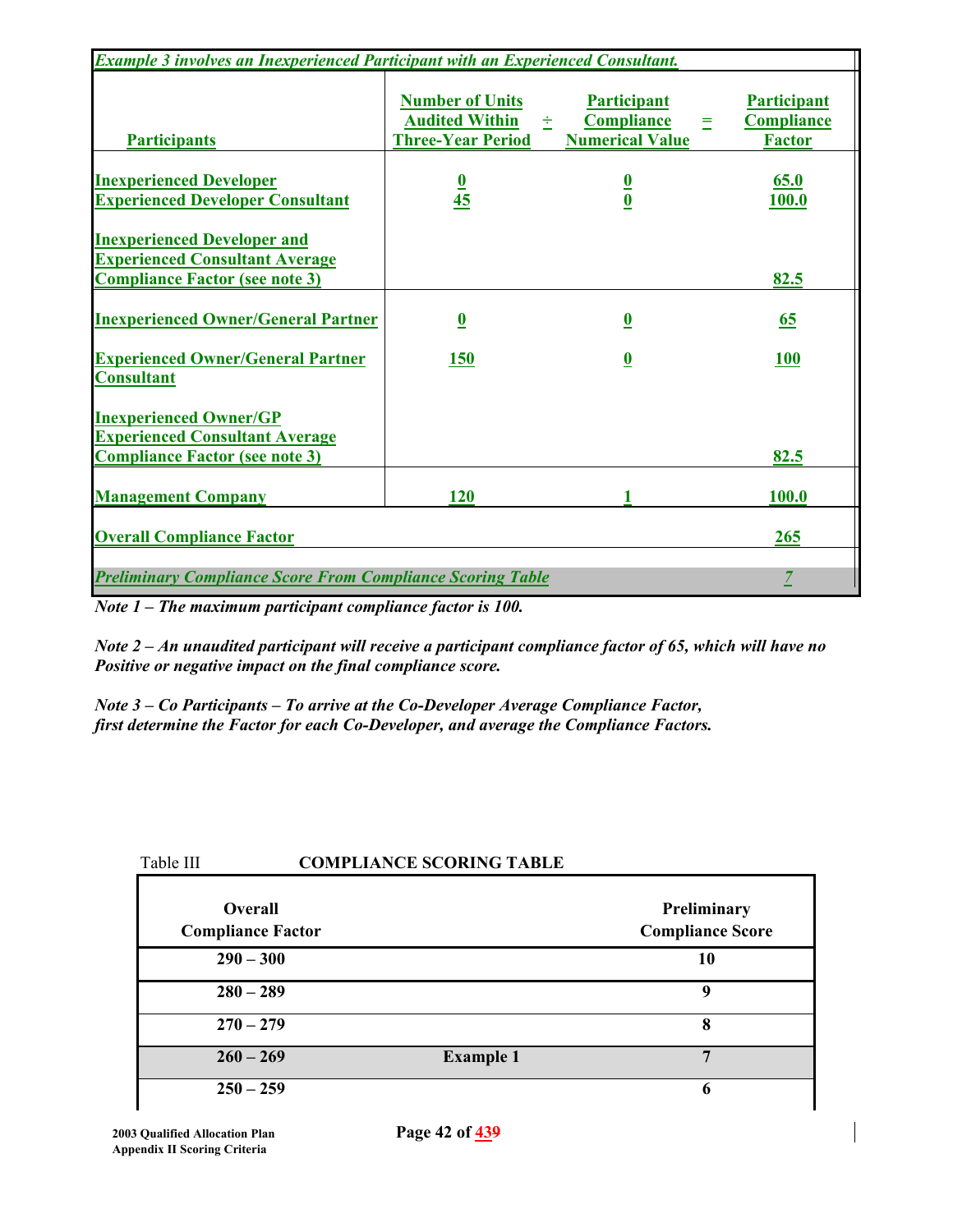| *Example 3 involves an Inexperienced Participant with an Experienced Consultant.* | | | |
|---|---|---|---|
| **Participants** | **Number of Units Audited Within Three-Year Period** ÷ | **Participant Compliance Numerical Value** = | **Participant Compliance Factor** |
| **Inexperienced Developer** | **0** | **0** | **65.0** |
| **Experienced Developer Consultant** | **45** | **0** | **100.0** |
| **Inexperienced Developer and Experienced Consultant Average Compliance Factor (see note 3)** | | | **82.5** |
| **Inexperienced Owner/General Partner** | **0** | **0** | **65** |
| **Experienced Owner/General Partner Consultant** | **150** | **0** | **100** |
| **Inexperienced Owner/GP Experienced Consultant Average Compliance Factor (see note 3)** | | | **82.5** |
| **Management Company** | **120** | **1** | **100.0** |
| **Overall Compliance Factor** | | | **265** |
| ***Preliminary Compliance Score From Compliance Scoring Table*** | | | ***7*** |

***Note 1 – The maximum participant compliance factor is 100.***

***Note 2 – An unaudited participant will receive a participant compliance factor of 65, which will have no Positive or negative impact on the final compliance score.***

***Note 3 – Co Participants – To arrive at the Co-Developer Average Compliance Factor, first determine the Factor for each Co-Developer, and average the Compliance Factors.***

Table III **COMPLIANCE SCORING TABLE**

| Overall Compliance Factor | | Preliminary Compliance Score |
|---|---|---|
| **290 – 300** | | **10** |
| **280 – 289** | | **9** |
| **270 – 279** | | **8** |
| **260 – 269** | **Example 1** | **7** |
| **250 – 259** | | **6** |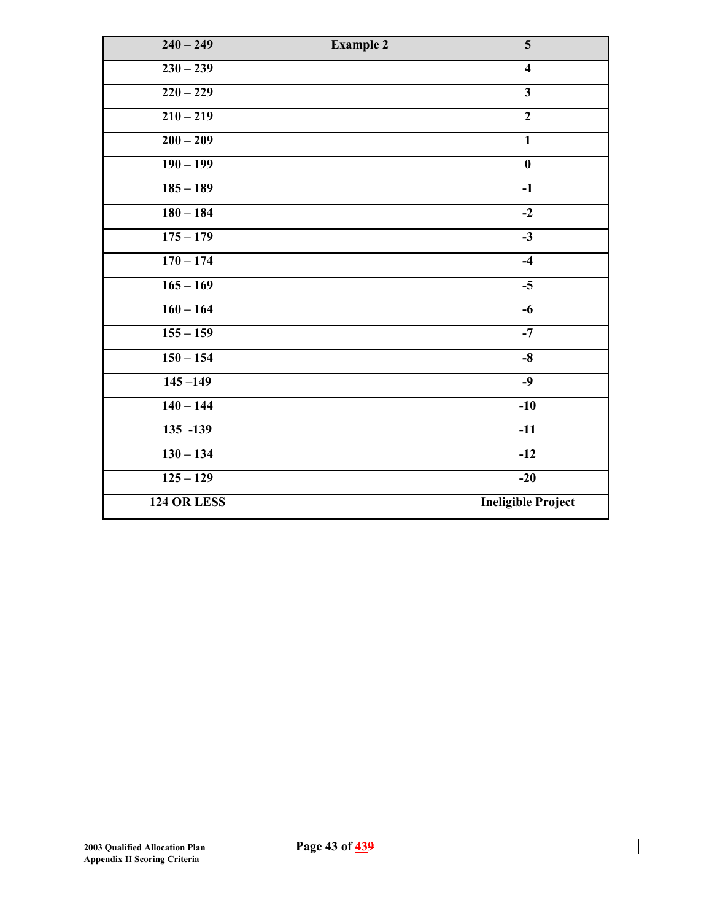| | | |
|---|---|---|
| **240 – 249** | **Example 2** | **5** |
| **230 – 239** | | **4** |
| **220 – 229** | | **3** |
| **210 – 219** | | **2** |
| **200 – 209** | | **1** |
| **190 – 199** | | **0** |
| **185 – 189** | | **-1** |
| **180 – 184** | | **-2** |
| **175 – 179** | | **-3** |
| **170 – 174** | | **-4** |
| **165 – 169** | | **-5** |
| **160 – 164** | | **-6** |
| **155 – 159** | | **-7** |
| **150 – 154** | | **-8** |
| **145 –149** | | **-9** |
| **140 – 144** | | **-10** |
| **135 -139** | | **-11** |
| **130 – 134** | | **-12** |
| **125 – 129** | | **-20** |
| **124 OR LESS** | | **Ineligible Project** |